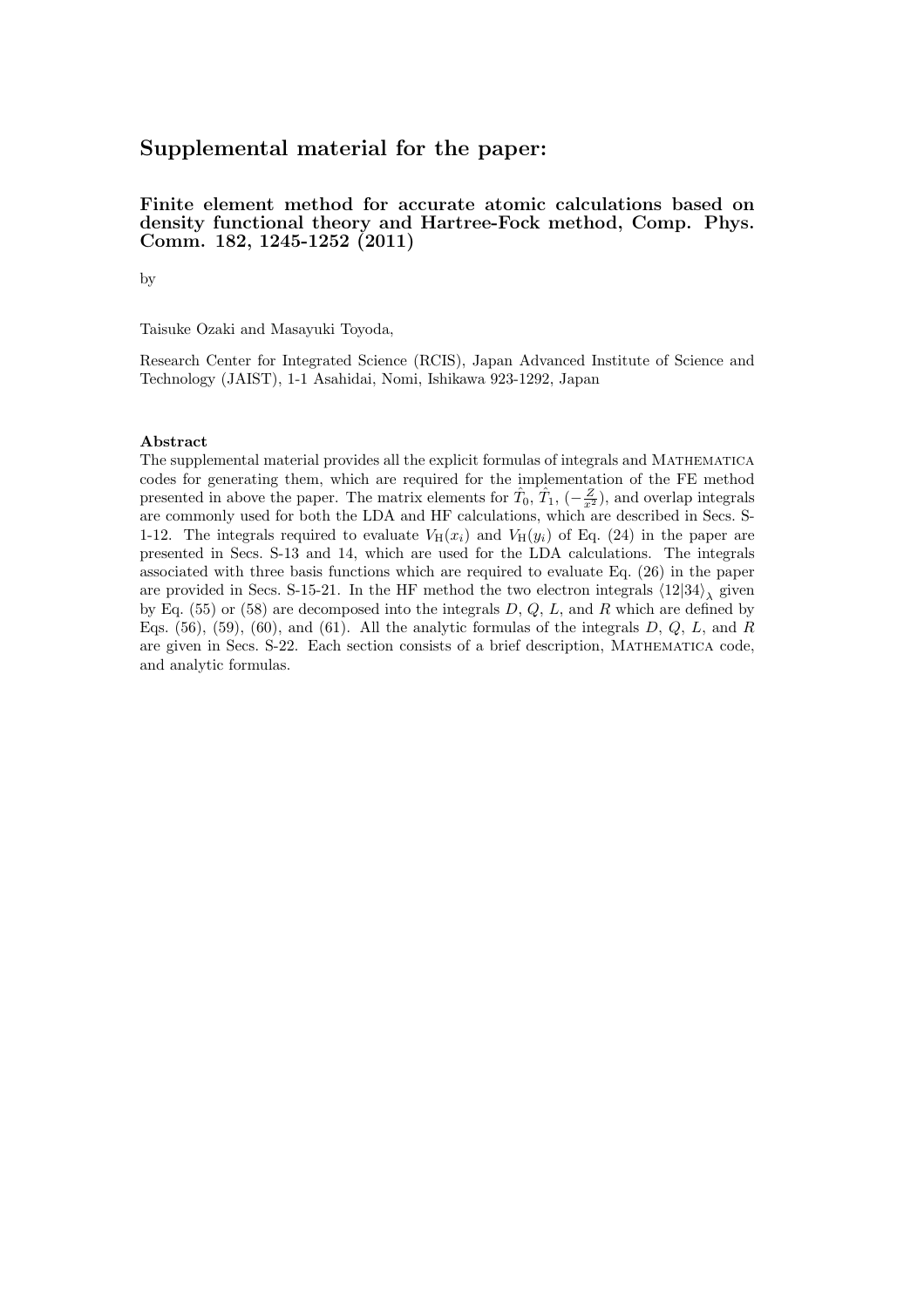# Supplemental material for the paper:

### Finite element method for accurate atomic calculations based on density functional theory and Hartree-Fock method, Comp. Phys. Comm. 182, 1245-1252 (2011)

by

Taisuke Ozaki and Masayuki Toyoda,

Research Center for Integrated Science (RCIS), Japan Advanced Institute of Science and Technology (JAIST), 1-1 Asahidai, Nomi, Ishikawa 923-1292, Japan

**Abstract**

The supplemental material provides all the explicit formulas of integrals and MATHEMATICA codes for generating them, which are required for the implementation of the FE method presented in above the paper. The matrix elements for $\hat{T}_0$, $\hat{T}_1$, $(-\frac{Z}{x^2})$, and overlap integrals are commonly used for both the LDA and HF calculations, which are described in Secs. S-1-12. The integrals required to evaluate $V_{\rm H}(x_i)$ and $V_{\rm H}(y_i)$ of Eq. (24) in the paper are presented in Secs. S-13 and 14, which are used for the LDA calculations. The integrals associated with three basis functions which are required to evaluate Eq. (26) in the paper are provided in Secs. S-15-21. In the HF method the two electron integrals $\langle 12|34 \rangle_\lambda$ given by Eq. (55) or (58) are decomposed into the integrals $D$, $Q$, $L$, and $R$ which are defined by Eqs. (56), (59), (60), and (61). All the analytic formulas of the integrals $D$, $Q$, $L$, and $R$ are given in Secs. S-22. Each section consists of a brief description, MATHEMATICA code, and analytic formulas.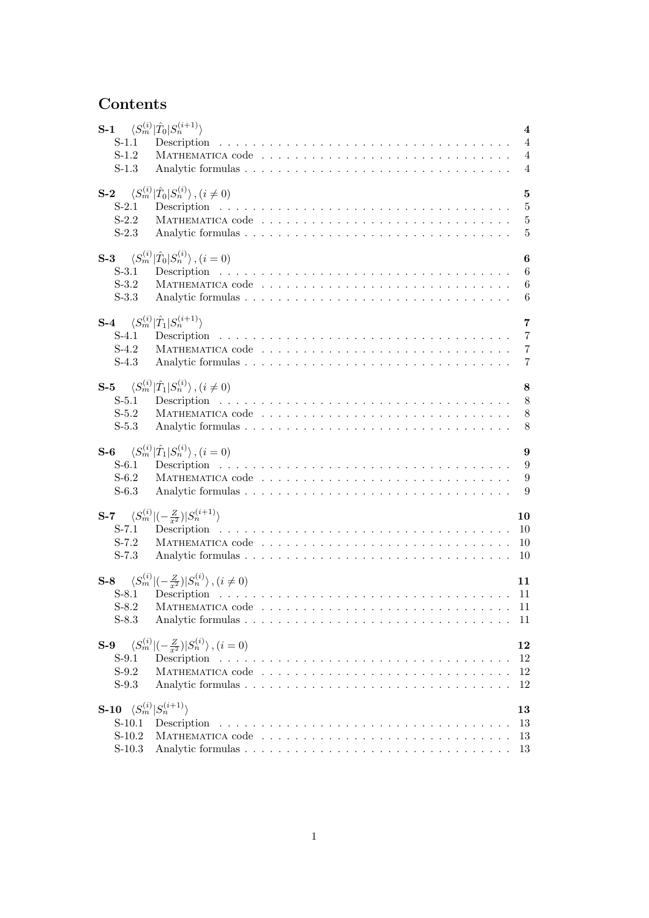# Contents

**S-1** $\langle S_m^{(i)}|\hat{T}_0|S_n^{(i+1)}\rangle$ **4**

- S-1.1 Description . . . . . . . . . . . . . . . . . . . . . . . . . . . . . . . . . . 4
- S-1.2 Mathematica code . . . . . . . . . . . . . . . . . . . . . . . . . . . . . . 4
- S-1.3 Analytic formulas . . . . . . . . . . . . . . . . . . . . . . . . . . . . . . 4

**S-2** $\langle S_m^{(i)}|\hat{T}_0|S_n^{(i)}\rangle, (i \neq 0)$ **5**

- S-2.1 Description . . . . . . . . . . . . . . . . . . . . . . . . . . . . . . . . . . 5
- S-2.2 Mathematica code . . . . . . . . . . . . . . . . . . . . . . . . . . . . . . 5
- S-2.3 Analytic formulas . . . . . . . . . . . . . . . . . . . . . . . . . . . . . . 5

**S-3** $\langle S_m^{(i)}|\hat{T}_0|S_n^{(i)}\rangle, (i = 0)$ **6**

- S-3.1 Description . . . . . . . . . . . . . . . . . . . . . . . . . . . . . . . . . . 6
- S-3.2 Mathematica code . . . . . . . . . . . . . . . . . . . . . . . . . . . . . . 6
- S-3.3 Analytic formulas . . . . . . . . . . . . . . . . . . . . . . . . . . . . . . 6

**S-4** $\langle S_m^{(i)}|\hat{T}_1|S_n^{(i+1)}\rangle$ **7**

- S-4.1 Description . . . . . . . . . . . . . . . . . . . . . . . . . . . . . . . . . . 7
- S-4.2 Mathematica code . . . . . . . . . . . . . . . . . . . . . . . . . . . . . . 7
- S-4.3 Analytic formulas . . . . . . . . . . . . . . . . . . . . . . . . . . . . . . 7

**S-5** $\langle S_m^{(i)}|\hat{T}_1|S_n^{(i)}\rangle, (i \neq 0)$ **8**

- S-5.1 Description . . . . . . . . . . . . . . . . . . . . . . . . . . . . . . . . . . 8
- S-5.2 Mathematica code . . . . . . . . . . . . . . . . . . . . . . . . . . . . . . 8
- S-5.3 Analytic formulas . . . . . . . . . . . . . . . . . . . . . . . . . . . . . . 8

**S-6** $\langle S_m^{(i)}|\hat{T}_1|S_n^{(i)}\rangle, (i = 0)$ **9**

- S-6.1 Description . . . . . . . . . . . . . . . . . . . . . . . . . . . . . . . . . . 9
- S-6.2 Mathematica code . . . . . . . . . . . . . . . . . . . . . . . . . . . . . . 9
- S-6.3 Analytic formulas . . . . . . . . . . . . . . . . . . . . . . . . . . . . . . 9

**S-7** $\langle S_m^{(i)}|(-\frac{Z}{x^2})|S_n^{(i+1)}\rangle$ **10**

- S-7.1 Description . . . . . . . . . . . . . . . . . . . . . . . . . . . . . . . . . . 10
- S-7.2 Mathematica code . . . . . . . . . . . . . . . . . . . . . . . . . . . . . . 10
- S-7.3 Analytic formulas . . . . . . . . . . . . . . . . . . . . . . . . . . . . . . 10

**S-8** $\langle S_m^{(i)}|(-\frac{Z}{x^2})|S_n^{(i)}\rangle, (i \neq 0)$ **11**

- S-8.1 Description . . . . . . . . . . . . . . . . . . . . . . . . . . . . . . . . . . 11
- S-8.2 Mathematica code . . . . . . . . . . . . . . . . . . . . . . . . . . . . . . 11
- S-8.3 Analytic formulas . . . . . . . . . . . . . . . . . . . . . . . . . . . . . . 11

**S-9** $\langle S_m^{(i)}|(-\frac{Z}{x^2})|S_n^{(i)}\rangle, (i = 0)$ **12**

- S-9.1 Description . . . . . . . . . . . . . . . . . . . . . . . . . . . . . . . . . . 12
- S-9.2 Mathematica code . . . . . . . . . . . . . . . . . . . . . . . . . . . . . . 12
- S-9.3 Analytic formulas . . . . . . . . . . . . . . . . . . . . . . . . . . . . . . 12

**S-10** $\langle S_m^{(i)}|S_n^{(i+1)}\rangle$ **13**

- S-10.1 Description . . . . . . . . . . . . . . . . . . . . . . . . . . . . . . . . . 13
- S-10.2 Mathematica code . . . . . . . . . . . . . . . . . . . . . . . . . . . . . 13
- S-10.3 Analytic formulas . . . . . . . . . . . . . . . . . . . . . . . . . . . . . 13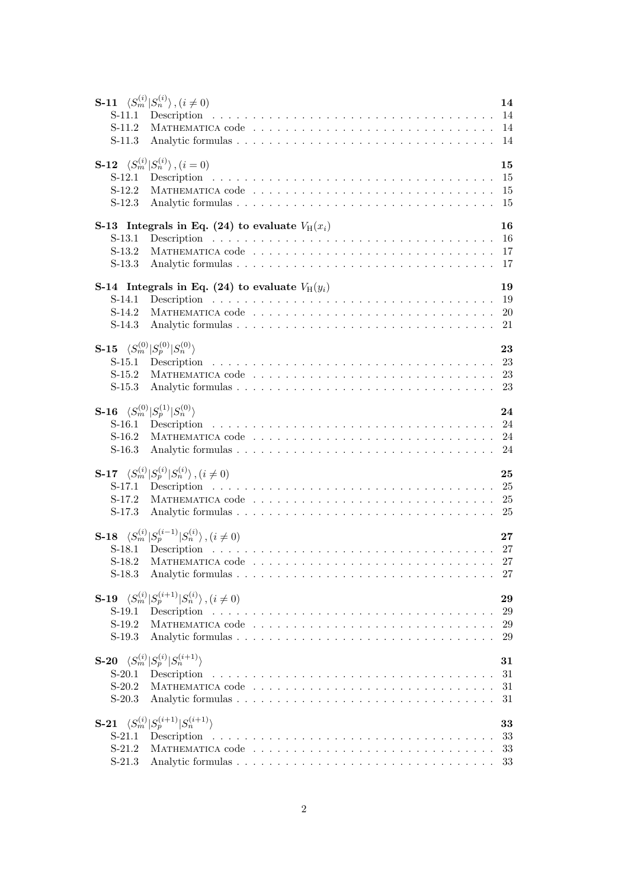**S-11** $\langle S_m^{(i)}|S_n^{(i)}\rangle, (i \neq 0)$ **14**

- S-11.1 Description . . . . . . . . . . . . . . . . . . . . . . . . . . . . . . . . . 14
- S-11.2 Mathematica code . . . . . . . . . . . . . . . . . . . . . . . . . . . . . 14
- S-11.3 Analytic formulas . . . . . . . . . . . . . . . . . . . . . . . . . . . . . . 14

**S-12** $\langle S_m^{(i)}|S_n^{(i)}\rangle, (i = 0)$ **15**

- S-12.1 Description . . . . . . . . . . . . . . . . . . . . . . . . . . . . . . . . . 15
- S-12.2 Mathematica code . . . . . . . . . . . . . . . . . . . . . . . . . . . . . 15
- S-12.3 Analytic formulas . . . . . . . . . . . . . . . . . . . . . . . . . . . . . . 15

**S-13 Integrals in Eq. (24) to evaluate $V_{\mathrm{H}}(x_i)$** **16**

- S-13.1 Description . . . . . . . . . . . . . . . . . . . . . . . . . . . . . . . . . 16
- S-13.2 Mathematica code . . . . . . . . . . . . . . . . . . . . . . . . . . . . . 17
- S-13.3 Analytic formulas . . . . . . . . . . . . . . . . . . . . . . . . . . . . . . 17

**S-14 Integrals in Eq. (24) to evaluate $V_{\mathrm{H}}(y_i)$** **19**

- S-14.1 Description . . . . . . . . . . . . . . . . . . . . . . . . . . . . . . . . . 19
- S-14.2 Mathematica code . . . . . . . . . . . . . . . . . . . . . . . . . . . . . 20
- S-14.3 Analytic formulas . . . . . . . . . . . . . . . . . . . . . . . . . . . . . . 21

**S-15** $\langle S_m^{(0)}|S_p^{(0)}|S_n^{(0)}\rangle$ **23**

- S-15.1 Description . . . . . . . . . . . . . . . . . . . . . . . . . . . . . . . . . 23
- S-15.2 Mathematica code . . . . . . . . . . . . . . . . . . . . . . . . . . . . . 23
- S-15.3 Analytic formulas . . . . . . . . . . . . . . . . . . . . . . . . . . . . . . 23

**S-16** $\langle S_m^{(0)}|S_p^{(1)}|S_n^{(0)}\rangle$ **24**

- S-16.1 Description . . . . . . . . . . . . . . . . . . . . . . . . . . . . . . . . . 24
- S-16.2 Mathematica code . . . . . . . . . . . . . . . . . . . . . . . . . . . . . 24
- S-16.3 Analytic formulas . . . . . . . . . . . . . . . . . . . . . . . . . . . . . . 24

**S-17** $\langle S_m^{(i)}|S_p^{(i)}|S_n^{(i)}\rangle, (i \neq 0)$ **25**

- S-17.1 Description . . . . . . . . . . . . . . . . . . . . . . . . . . . . . . . . . 25
- S-17.2 Mathematica code . . . . . . . . . . . . . . . . . . . . . . . . . . . . . 25
- S-17.3 Analytic formulas . . . . . . . . . . . . . . . . . . . . . . . . . . . . . . 25

**S-18** $\langle S_m^{(i)}|S_p^{(i-1)}|S_n^{(i)}\rangle, (i \neq 0)$ **27**

- S-18.1 Description . . . . . . . . . . . . . . . . . . . . . . . . . . . . . . . . . 27
- S-18.2 Mathematica code . . . . . . . . . . . . . . . . . . . . . . . . . . . . . 27
- S-18.3 Analytic formulas . . . . . . . . . . . . . . . . . . . . . . . . . . . . . . 27

**S-19** $\langle S_m^{(i)}|S_p^{(i+1)}|S_n^{(i)}\rangle, (i \neq 0)$ **29**

- S-19.1 Description . . . . . . . . . . . . . . . . . . . . . . . . . . . . . . . . . 29
- S-19.2 Mathematica code . . . . . . . . . . . . . . . . . . . . . . . . . . . . . 29
- S-19.3 Analytic formulas . . . . . . . . . . . . . . . . . . . . . . . . . . . . . . 29

**S-20** $\langle S_m^{(i)}|S_p^{(i)}|S_n^{(i+1)}\rangle$ **31**

- S-20.1 Description . . . . . . . . . . . . . . . . . . . . . . . . . . . . . . . . . 31
- S-20.2 Mathematica code . . . . . . . . . . . . . . . . . . . . . . . . . . . . . 31
- S-20.3 Analytic formulas . . . . . . . . . . . . . . . . . . . . . . . . . . . . . . 31

**S-21** $\langle S_m^{(i)}|S_p^{(i+1)}|S_n^{(i+1)}\rangle$ **33**

- S-21.1 Description . . . . . . . . . . . . . . . . . . . . . . . . . . . . . . . . . 33
- S-21.2 Mathematica code . . . . . . . . . . . . . . . . . . . . . . . . . . . . . 33
- S-21.3 Analytic formulas . . . . . . . . . . . . . . . . . . . . . . . . . . . . . . 33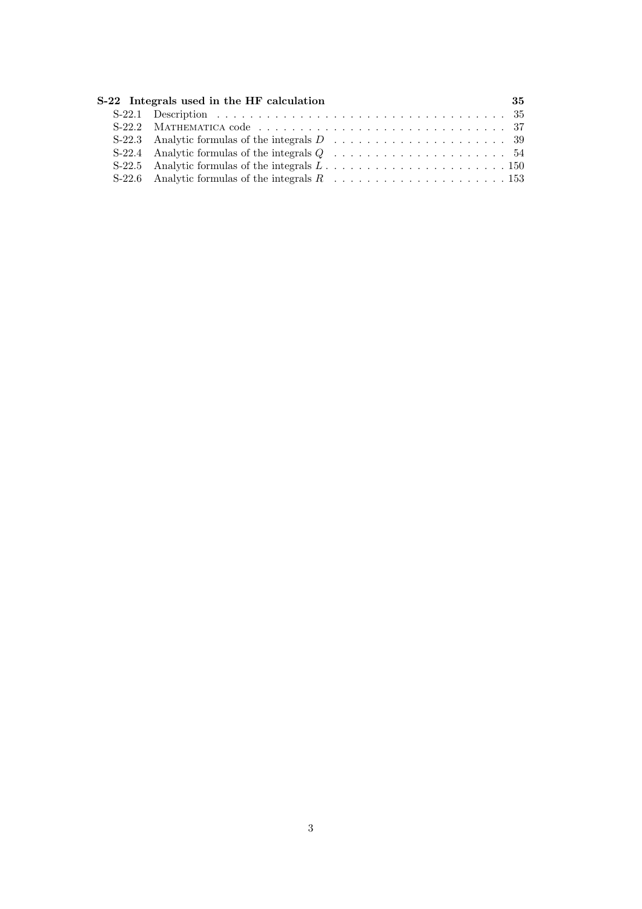**S-22 Integrals used in the HF calculation** **35**

S-22.1 Description . . . . . . . . . . . . . . . . . . . . . . . . . . . . . . . . . . . 35
S-22.2 Mathematica code . . . . . . . . . . . . . . . . . . . . . . . . . . . . . . 37
S-22.3 Analytic formulas of the integrals $D$ . . . . . . . . . . . . . . . . . . . . . 39
S-22.4 Analytic formulas of the integrals $Q$ . . . . . . . . . . . . . . . . . . . . . 54
S-22.5 Analytic formulas of the integrals $L$ . . . . . . . . . . . . . . . . . . . . . 150
S-22.6 Analytic formulas of the integrals $R$ . . . . . . . . . . . . . . . . . . . . . 153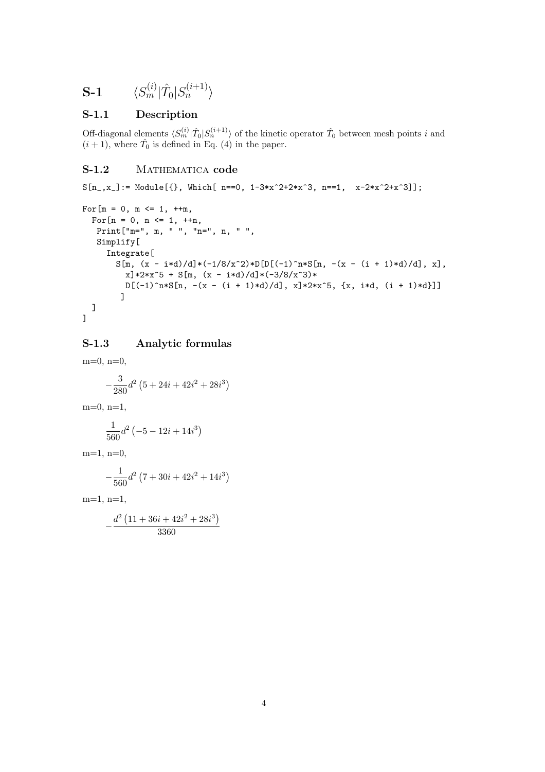# S-1 $\langle S_m^{(i)}|\hat{T}_0|S_n^{(i+1)}\rangle$

## S-1.1 Description

Off-diagonal elements $\langle S_m^{(i)}|\hat{T}_0|S_n^{(i+1)}\rangle$ of the kinetic operator $\hat{T}_0$ between mesh points $i$ and $(i+1)$, where $\hat{T}_0$ is defined in Eq. (4) in the paper.

## S-1.2 Mathematica code

```
S[n_,x_]:= Module[{}, Which[ n==0, 1-3*x^2+2*x^3, n==1,  x-2*x^2+x^3]];

For[m = 0, m <= 1, ++m,
  For[n = 0, n <= 1, ++n,
   Print["m=", m, " ", "n=", n, " ",
   Simplify[
     Integrate[
       S[m, (x - i*d)/d]*(-1/8/x^2)*D[D[(-1)^n*S[n, -(x - (i + 1)*d)/d], x],
         x]*2*x^5 + S[m, (x - i*d)/d]*(-3/8/x^3)*
         D[(-1)^n*S[n, -(x - (i + 1)*d)/d], x]*2*x^5, {x, i*d, (i + 1)*d}]]
        ]
  ]
]
```

## S-1.3 Analytic formulas

m=0, n=0,

$$-\frac{3}{280}d^2\left(5+24i+42i^2+28i^3\right)$$

m=0, n=1,

$$\frac{1}{560}d^2\left(-5-12i+14i^3\right)$$

m=1, n=0,

$$-\frac{1}{560}d^2\left(7+30i+42i^2+14i^3\right)$$

m=1, n=1,

$$-\frac{d^2\left(11+36i+42i^2+28i^3\right)}{3360}$$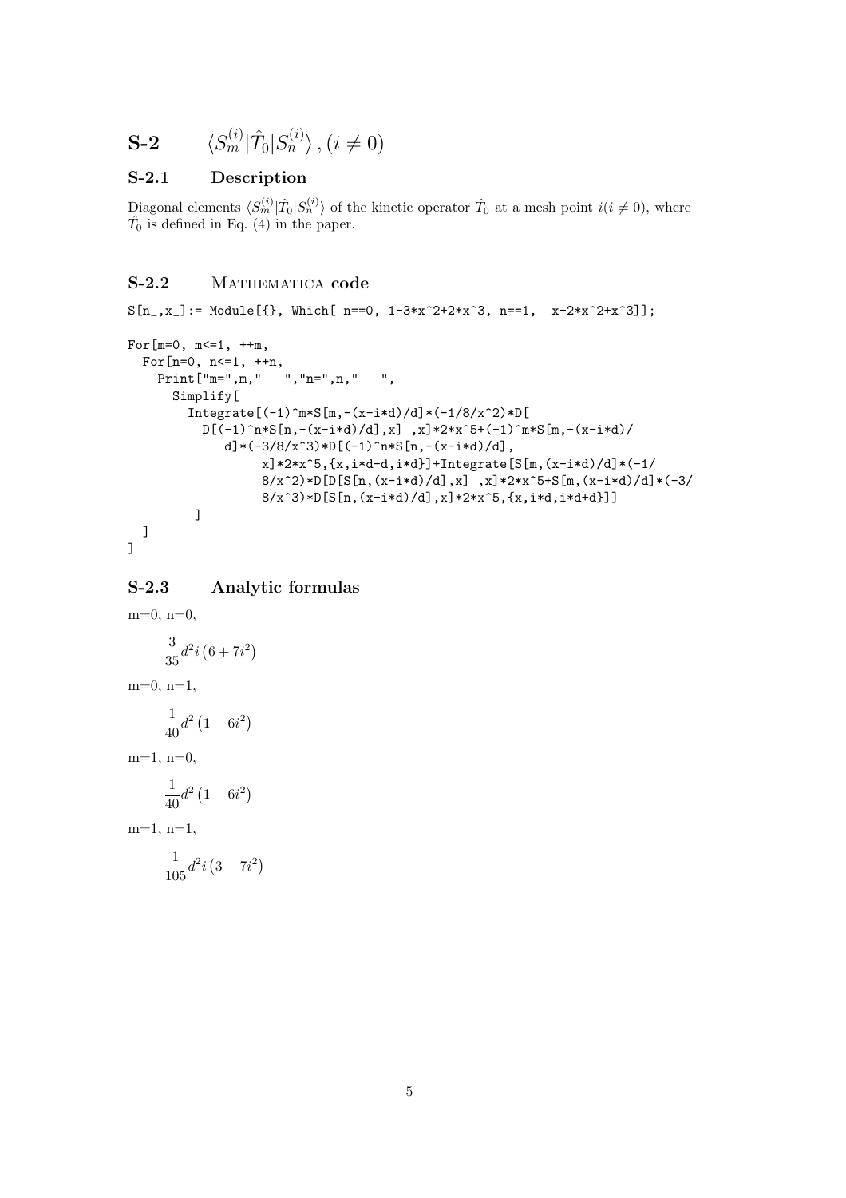# S-2 $\langle S_m^{(i)}|\hat{T}_0|S_n^{(i)}\rangle\,,(i\neq 0)$

## S-2.1 Description

Diagonal elements $\langle S_m^{(i)}|\hat{T}_0|S_n^{(i)}\rangle$ of the kinetic operator $\hat{T}_0$ at a mesh point $i(i\neq 0)$, where $\hat{T}_0$ is defined in Eq. (4) in the paper.

## S-2.2 Mathematica code

```
S[n_,x_]:= Module[{}, Which[ n==0, 1-3*x^2+2*x^3, n==1,  x-2*x^2+x^3]];

For[m=0, m<=1, ++m,
  For[n=0, n<=1, ++n,
    Print["m=",m,"   ","n=",n,"   ",
      Simplify[
        Integrate[(-1)^m*S[m,-(x-i*d)/d]*(-1/8/x^2)*D[
          D[(-1)^n*S[n,-(x-i*d)/d],x] ,x]*2*x^5+(-1)^m*S[m,-(x-i*d)/
             d]*(-3/8/x^3)*D[(-1)^n*S[n,-(x-i*d)/d],
                 x]*2*x^5,{x,i*d-d,i*d}]+Integrate[S[m,(x-i*d)/d]*(-1/
                 8/x^2)*D[D[S[n,(x-i*d)/d],x] ,x]*2*x^5+S[m,(x-i*d)/d]*(-3/
                 8/x^3)*D[S[n,(x-i*d)/d],x]*2*x^5,{x,i*d,i*d+d}]]
         ]
  ]
]
```

## S-2.3 Analytic formulas

m=0, n=0,

$$\frac{3}{35}d^2 i\left(6+7i^2\right)$$

m=0, n=1,

$$\frac{1}{40}d^2\left(1+6i^2\right)$$

m=1, n=0,

$$\frac{1}{40}d^2\left(1+6i^2\right)$$

m=1, n=1,

$$\frac{1}{105}d^2 i\left(3+7i^2\right)$$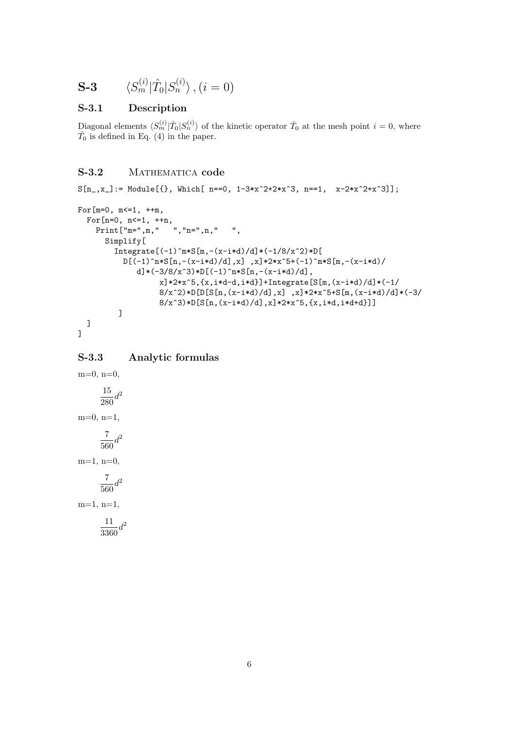# S-3 $\langle S_m^{(i)} | \hat{T}_0 | S_n^{(i)} \rangle$, $(i = 0)$

## S-3.1 Description

Diagonal elements $\langle S_m^{(i)} | \hat{T}_0 | S_n^{(i)} \rangle$ of the kinetic operator $\hat{T}_0$ at the mesh point $i = 0$, where $\hat{T}_0$ is defined in Eq. (4) in the paper.

## S-3.2 Mathematica code

```
S[n_,x_]:= Module[{}, Which[ n==0, 1-3*x^2+2*x^3, n==1,  x-2*x^2+x^3]];

For[m=0, m<=1, ++m,
  For[n=0, n<=1, ++n,
    Print["m=",m,"   ","n=",n,"   ",
      Simplify[
        Integrate[(-1)^m*S[m,-(x-i*d)/d]*(-1/8/x^2)*D[
          D[(-1)^n*S[n,-(x-i*d)/d],x] ,x]*2*x^5+(-1)^m*S[m,-(x-i*d)/
              d]*(-3/8/x^3)*D[(-1)^n*S[n,-(x-i*d)/d],
                  x]*2*x^5,{x,i*d-d,i*d}]+Integrate[S[m,(x-i*d)/d]*(-1/
                  8/x^2)*D[D[S[n,(x-i*d)/d],x] ,x]*2*x^5+S[m,(x-i*d)/d]*(-3/
                  8/x^3)*D[S[n,(x-i*d)/d],x]*2*x^5,{x,i*d,i*d+d}]]
         ]
  ]
]
```

## S-3.3 Analytic formulas

m=0, n=0,

$$\frac{15}{280}d^2$$

m=0, n=1,

$$\frac{7}{560}d^2$$

m=1, n=0,

$$\frac{7}{560}d^2$$

m=1, n=1,

$$\frac{11}{3360}d^2$$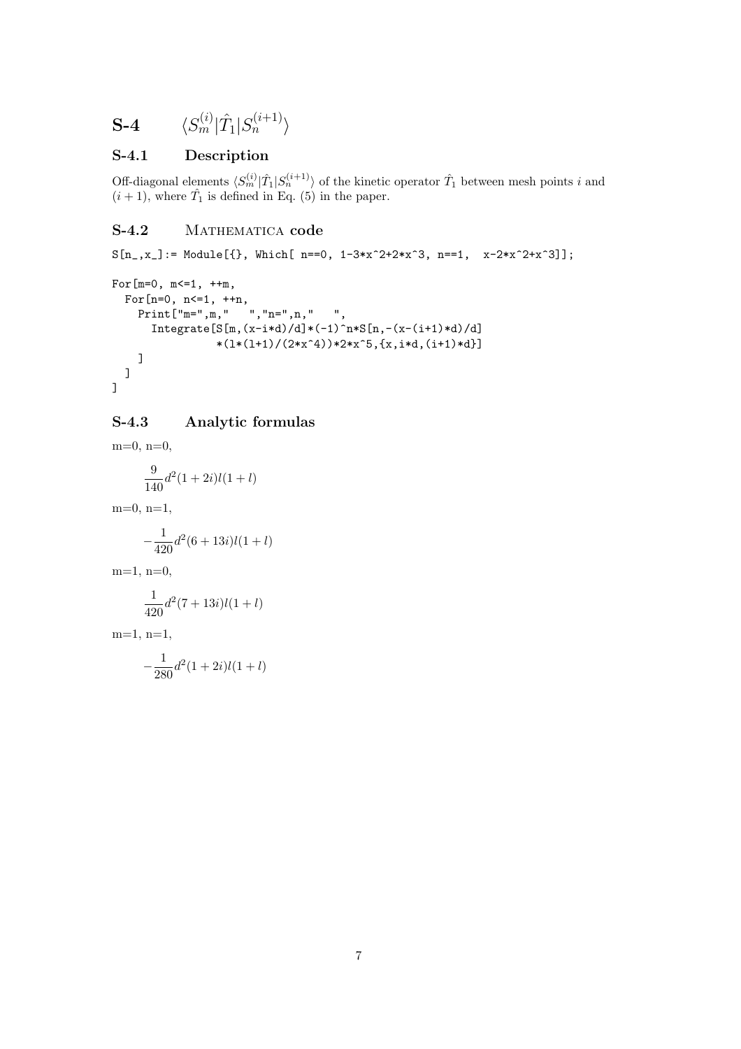# S-4 $\langle S_m^{(i)} | \hat{T}_1 | S_n^{(i+1)} \rangle$

## S-4.1 Description

Off-diagonal elements $\langle S_m^{(i)} | \hat{T}_1 | S_n^{(i+1)} \rangle$ of the kinetic operator $\hat{T}_1$ between mesh points $i$ and $(i+1)$, where $\hat{T}_1$ is defined in Eq. (5) in the paper.

## S-4.2 Mathematica code

```
S[n_,x_]:= Module[{}, Which[ n==0, 1-3*x^2+2*x^3, n==1,  x-2*x^2+x^3]];

For[m=0, m<=1, ++m,
  For[n=0, n<=1, ++n,
    Print["m=",m,"   ","n=",n,"   ",
      Integrate[S[m,(x-i*d)/d]*(-1)^n*S[n,-(x-(i+1)*d)/d]
              *(l*(l+1)/(2*x^4))*2*x^5,{x,i*d,(i+1)*d}]
    ]
  ]
]
```

## S-4.3 Analytic formulas

m=0, n=0,

$$\frac{9}{140}d^2(1+2i)l(1+l)$$

m=0, n=1,

$$-\frac{1}{420}d^2(6+13i)l(1+l)$$

m=1, n=0,

$$\frac{1}{420}d^2(7+13i)l(1+l)$$

m=1, n=1,

$$-\frac{1}{280}d^2(1+2i)l(1+l)$$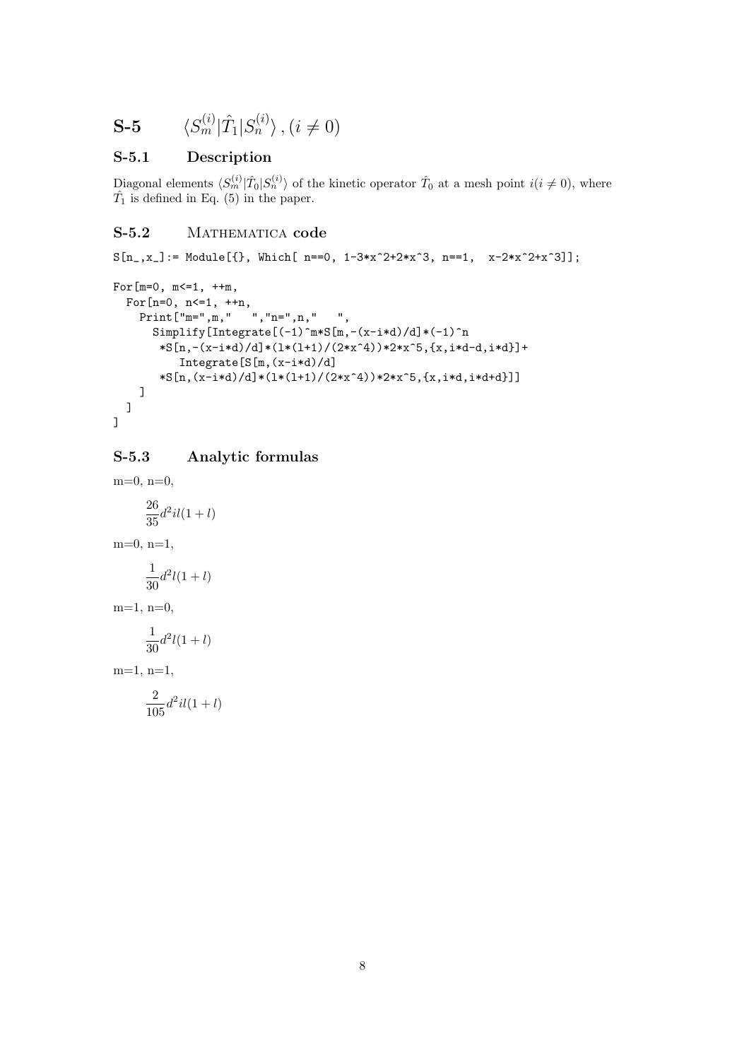# S-5 $\langle S_m^{(i)}|\hat{T}_1|S_n^{(i)}\rangle \,, (i \neq 0)$

## S-5.1 Description

Diagonal elements $\langle S_m^{(i)}|\hat{T}_0|S_n^{(i)}\rangle$ of the kinetic operator $\hat{T}_0$ at a mesh point $i(i \neq 0)$, where $\hat{T}_1$ is defined in Eq. (5) in the paper.

## S-5.2 Mathematica code

```
S[n_,x_]:= Module[{}, Which[ n==0, 1-3*x^2+2*x^3, n==1,  x-2*x^2+x^3]];

For[m=0, m<=1, ++m,
  For[n=0, n<=1, ++n,
    Print["m=",m,"   ","n=",n,"   ",
      Simplify[Integrate[(-1)^m*S[m,-(x-i*d)/d]*(-1)^n
       *S[n,-(x-i*d)/d]*(l*(l+1)/(2*x^4))*2*x^5,{x,i*d-d,i*d}]+
          Integrate[S[m,(x-i*d)/d]
       *S[n,(x-i*d)/d]*(l*(l+1)/(2*x^4))*2*x^5,{x,i*d,i*d+d}]]
    ]
  ]
]
```

## S-5.3 Analytic formulas

m=0, n=0,

$$\frac{26}{35}d^2il(1+l)$$

m=0, n=1,

$$\frac{1}{30}d^2l(1+l)$$

m=1, n=0,

$$\frac{1}{30}d^2l(1+l)$$

m=1, n=1,

$$\frac{2}{105}d^2il(1+l)$$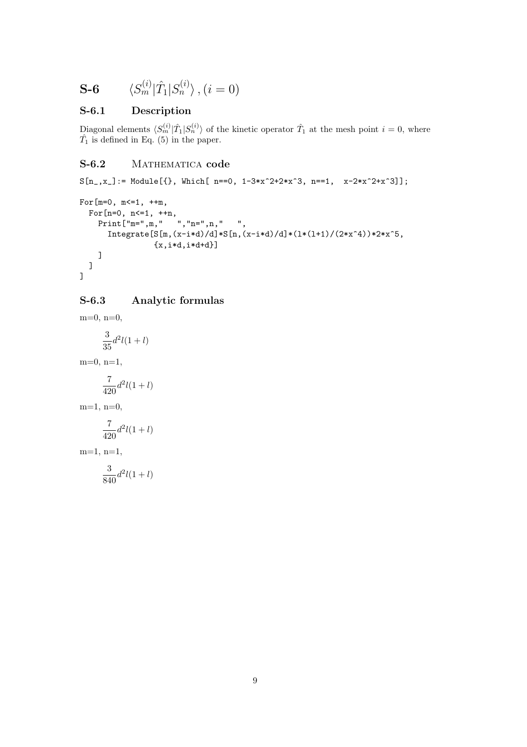# S-6 $\langle S_m^{(i)}|\hat{T}_1|S_n^{(i)}\rangle$, $(i = 0)$

## S-6.1 Description

Diagonal elements $\langle S_m^{(i)}|\hat{T}_1|S_n^{(i)}\rangle$ of the kinetic operator $\hat{T}_1$ at the mesh point $i = 0$, where $\hat{T}_1$ is defined in Eq. (5) in the paper.

## S-6.2 Mathematica code

```
S[n_,x_]:= Module[{}, Which[ n==0, 1-3*x^2+2*x^3, n==1,  x-2*x^2+x^3]];

For[m=0, m<=1, ++m,
  For[n=0, n<=1, ++n,
    Print["m=",m,"   ","n=",n,"   ",
      Integrate[S[m,(x-i*d)/d]*S[n,(x-i*d)/d]*(l*(l+1)/(2*x^4))*2*x^5,
              {x,i*d,i*d+d}]
    ]
  ]
]
```

## S-6.3 Analytic formulas

m=0, n=0,

$$\frac{3}{35}d^2l(1+l)$$

m=0, n=1,

$$\frac{7}{420}d^2l(1+l)$$

m=1, n=0,

$$\frac{7}{420}d^2l(1+l)$$

m=1, n=1,

$$\frac{3}{840}d^2l(1+l)$$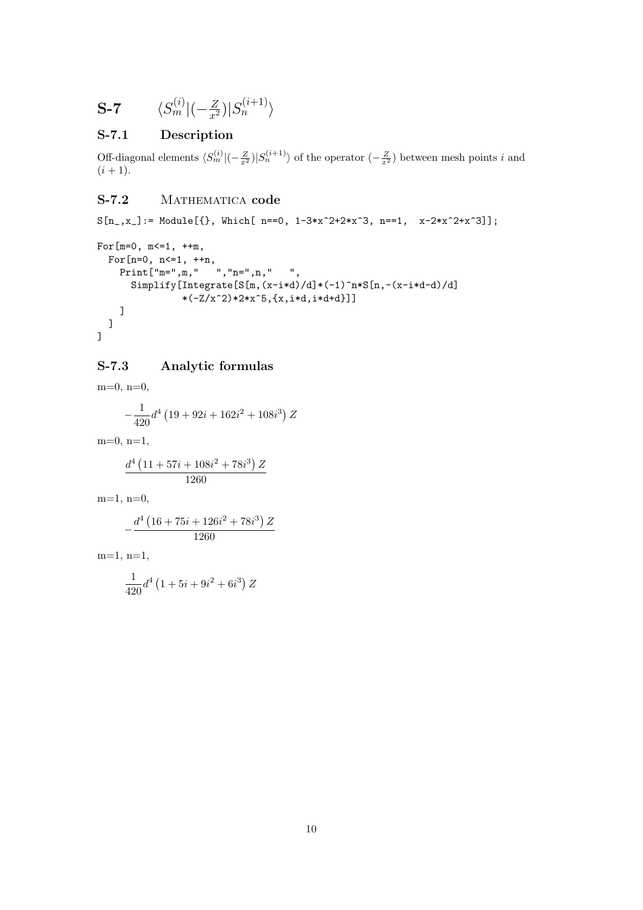# S-7 $\langle S_m^{(i)}|(-\frac{Z}{x^2})|S_n^{(i+1)}\rangle$

## S-7.1 Description

Off-diagonal elements $\langle S_m^{(i)}|(-\frac{Z}{x^2})|S_n^{(i+1)}\rangle$ of the operator $(-\frac{Z}{x^2})$ between mesh points $i$ and $(i+1)$.

## S-7.2 Mathematica code

```
S[n_,x_]:= Module[{}, Which[ n==0, 1-3*x^2+2*x^3, n==1,  x-2*x^2+x^3]];

For[m=0, m<=1, ++m,
  For[n=0, n<=1, ++n,
    Print["m=",m,"   ","n=",n,"   ",
      Simplify[Integrate[S[m,(x-i*d)/d]*(-1)^n*S[n,-(x-i*d-d)/d]
              *(-Z/x^2)*2*x^5,{x,i*d,i*d+d}]]
    ]
  ]
]
```

## S-7.3 Analytic formulas

m=0, n=0,

$$-\frac{1}{420}d^4\left(19+92i+162i^2+108i^3\right)Z$$

m=0, n=1,

$$\frac{d^4\left(11+57i+108i^2+78i^3\right)Z}{1260}$$

m=1, n=0,

$$-\frac{d^4\left(16+75i+126i^2+78i^3\right)Z}{1260}$$

m=1, n=1,

$$\frac{1}{420}d^4\left(1+5i+9i^2+6i^3\right)Z$$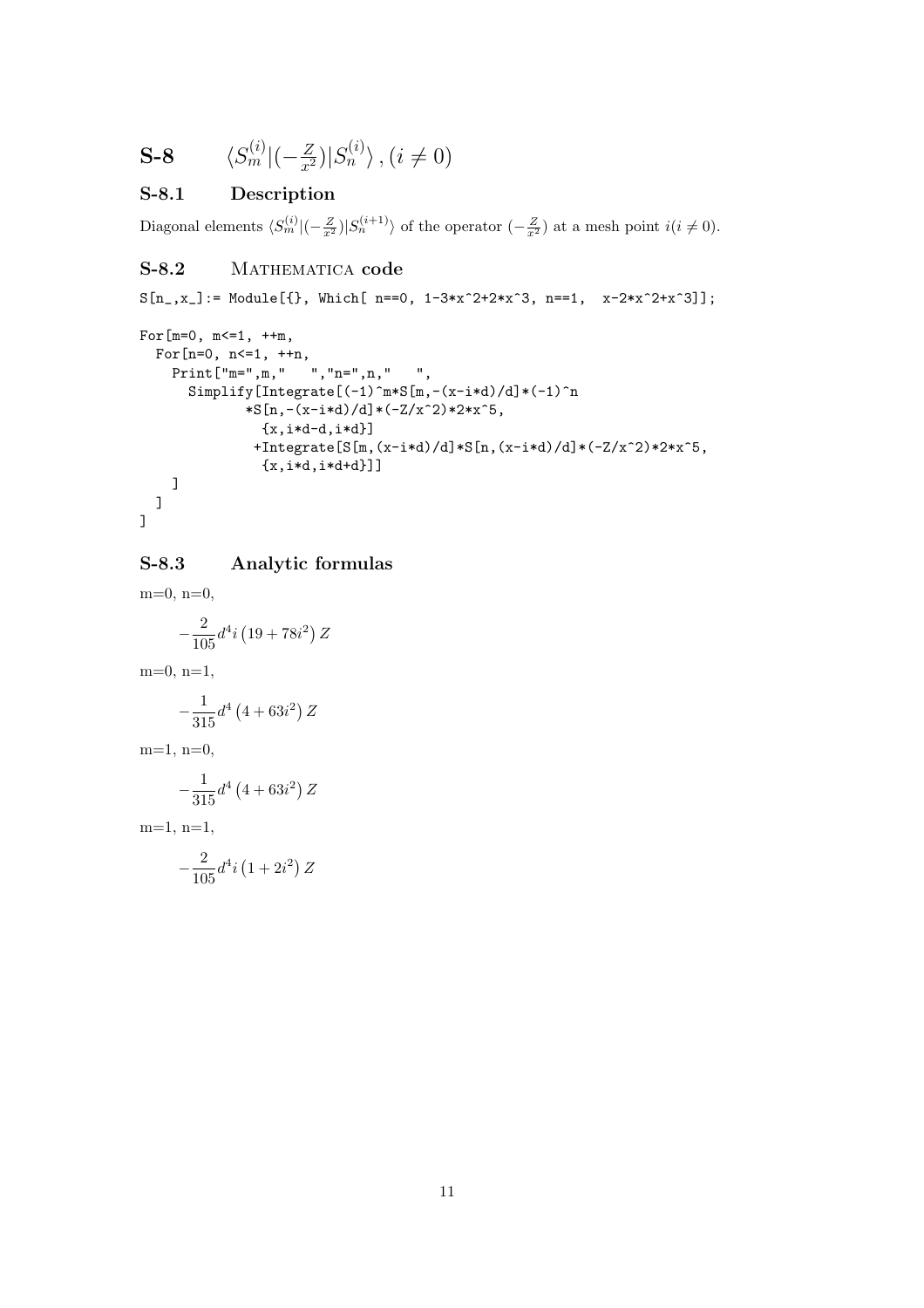# S-8 $\langle S_m^{(i)}|(-\frac{Z}{x^2})|S_n^{(i)}\rangle\,,(i \neq 0)$

## S-8.1 Description

Diagonal elements $\langle S_m^{(i)}|(-\frac{Z}{x^2})|S_n^{(i+1)}\rangle$ of the operator $(-\frac{Z}{x^2})$ at a mesh point $i(i \neq 0)$.

## S-8.2 Mathematica code

```
S[n_,x_]:= Module[{}, Which[ n==0, 1-3*x^2+2*x^3, n==1,  x-2*x^2+x^3]];

For[m=0, m<=1, ++m,
  For[n=0, n<=1, ++n,
    Print["m=",m,"   ","n=",n,"   ",
      Simplify[Integrate[(-1)^m*S[m,-(x-i*d)/d]*(-1)^n
             *S[n,-(x-i*d)/d]*(-Z/x^2)*2*x^5,
              {x,i*d-d,i*d}]
             +Integrate[S[m,(x-i*d)/d]*S[n,(x-i*d)/d]*(-Z/x^2)*2*x^5,
              {x,i*d,i*d+d}]]
    ]
  ]
]
```

## S-8.3 Analytic formulas

m=0, n=0,

$$-\frac{2}{105}d^4 i\left(19+78i^2\right)Z$$

m=0, n=1,

$$-\frac{1}{315}d^4\left(4+63i^2\right)Z$$

m=1, n=0,

$$-\frac{1}{315}d^4\left(4+63i^2\right)Z$$

m=1, n=1,

$$-\frac{2}{105}d^4 i\left(1+2i^2\right)Z$$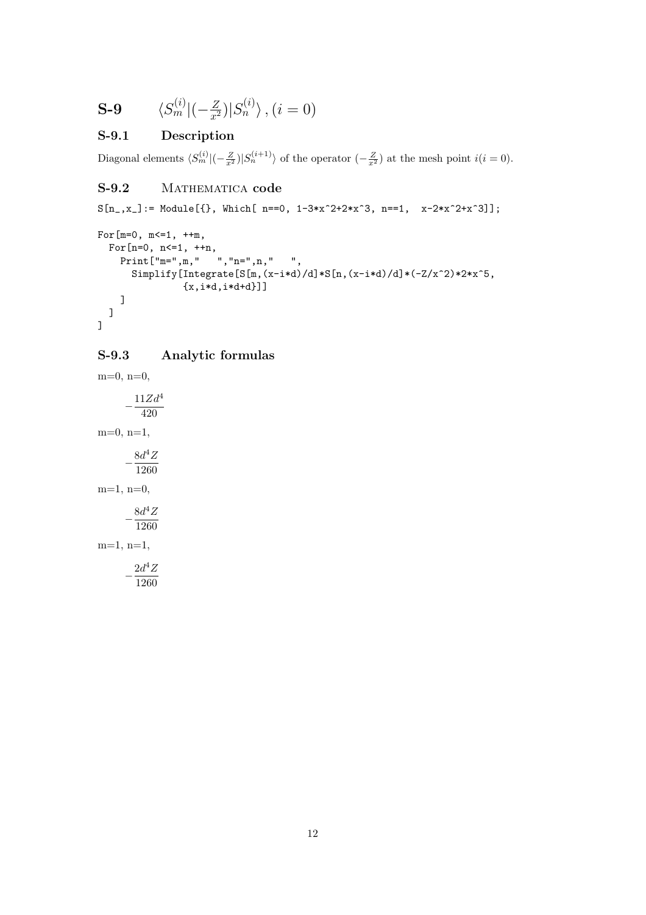# S-9 $\langle S_m^{(i)}|(-\frac{Z}{x^2})|S_n^{(i)}\rangle\,,(i=0)$

## S-9.1 Description

Diagonal elements $\langle S_m^{(i)}|(-\frac{Z}{x^2})|S_n^{(i+1)}\rangle$ of the operator $(-\frac{Z}{x^2})$ at the mesh point $i(i=0)$.

## S-9.2 Mathematica code

```
S[n_,x_]:= Module[{}, Which[ n==0, 1-3*x^2+2*x^3, n==1,  x-2*x^2+x^3]];

For[m=0, m<=1, ++m,
  For[n=0, n<=1, ++n,
    Print["m=",m,"   ","n=",n,"   ",
      Simplify[Integrate[S[m,(x-i*d)/d]*S[n,(x-i*d)/d]*(-Z/x^2)*2*x^5,
              {x,i*d,i*d+d}]]
    ]
  ]
]
```

## S-9.3 Analytic formulas

m=0, n=0,

$$-\frac{11Zd^4}{420}$$

m=0, n=1,

$$-\frac{8d^4Z}{1260}$$

m=1, n=0,

$$-\frac{8d^4Z}{1260}$$

m=1, n=1,

$$-\frac{2d^4Z}{1260}$$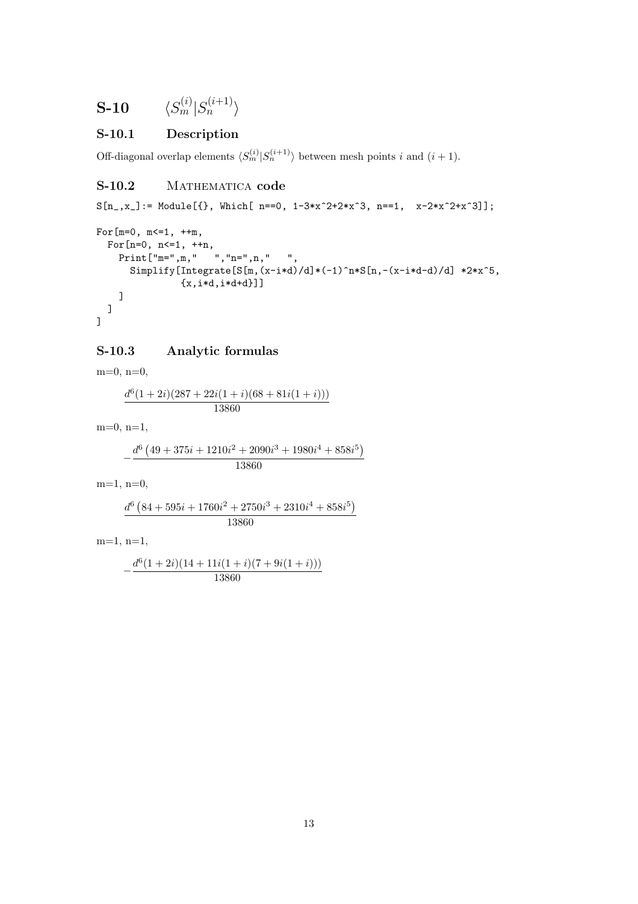# S-10 $\langle S_m^{(i)} | S_n^{(i+1)} \rangle$

## S-10.1 Description

Off-diagonal overlap elements $\langle S_m^{(i)} | S_n^{(i+1)} \rangle$ between mesh points $i$ and $(i+1)$.

## S-10.2 Mathematica code

```
S[n_,x_]:= Module[{}, Which[ n==0, 1-3*x^2+2*x^3, n==1,  x-2*x^2+x^3]];

For[m=0, m<=1, ++m,
  For[n=0, n<=1, ++n,
    Print["m=",m,"   ","n=",n,"   ",
      Simplify[Integrate[S[m,(x-i*d)/d]*(-1)^n*S[n,-(x-i*d-d)/d] *2*x^5,
              {x,i*d,i*d+d}]]
    ]
  ]
]
```

## S-10.3 Analytic formulas

m=0, n=0,

$$\frac{d^6(1+2i)(287+22i(1+i)(68+81i(1+i)))}{13860}$$

m=0, n=1,

$$-\frac{d^6\left(49+375i+1210i^2+2090i^3+1980i^4+858i^5\right)}{13860}$$

m=1, n=0,

$$\frac{d^6\left(84+595i+1760i^2+2750i^3+2310i^4+858i^5\right)}{13860}$$

m=1, n=1,

$$-\frac{d^6(1+2i)(14+11i(1+i)(7+9i(1+i)))}{13860}$$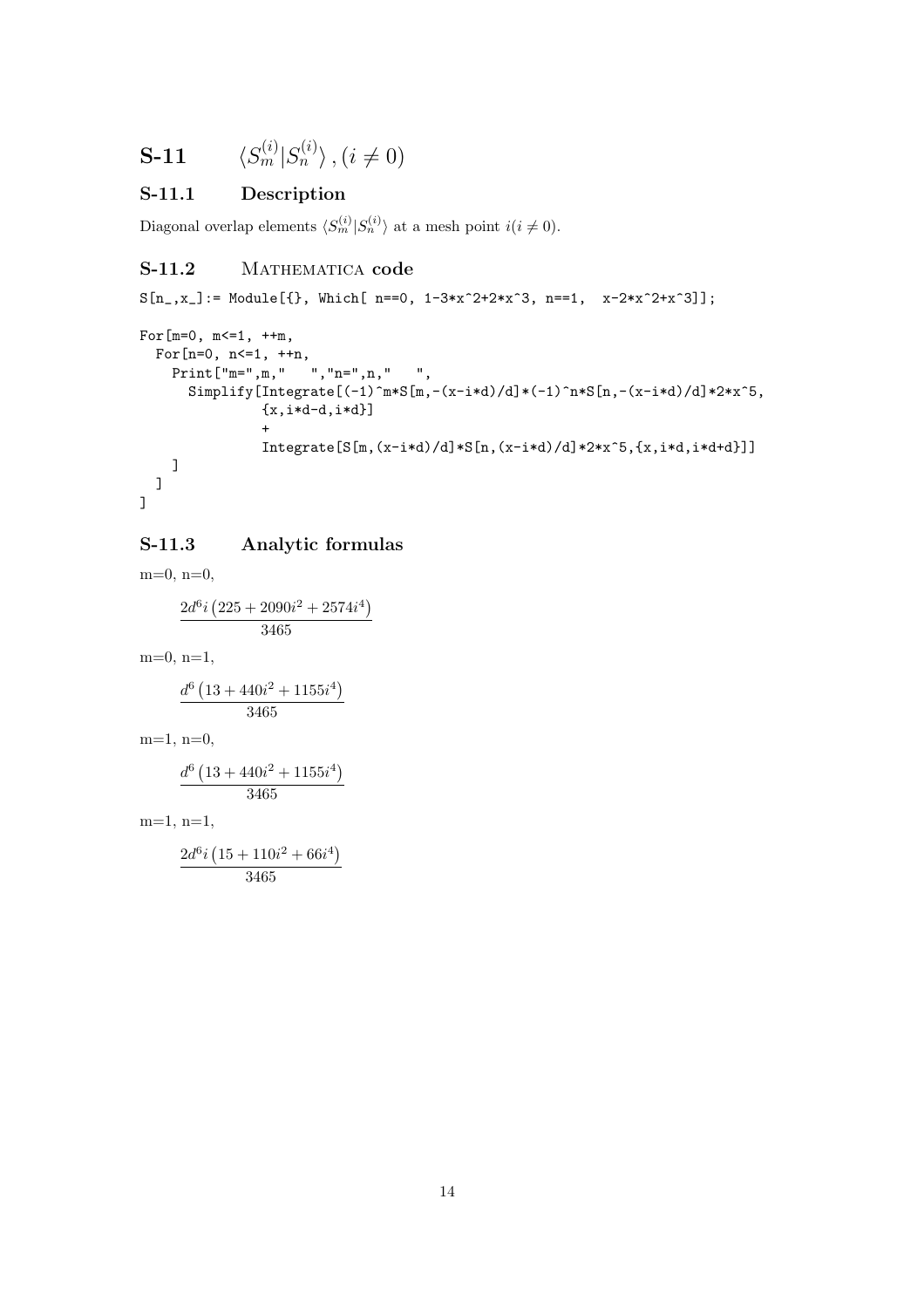# S-11 $\langle S_m^{(i)} | S_n^{(i)} \rangle \,, (i \neq 0)$

## S-11.1 Description

Diagonal overlap elements $\langle S_m^{(i)} | S_n^{(i)} \rangle$ at a mesh point $i (i \neq 0)$.

## S-11.2 Mathematica code

```
S[n_,x_]:= Module[{}, Which[ n==0, 1-3*x^2+2*x^3, n==1,  x-2*x^2+x^3]];

For[m=0, m<=1, ++m,
  For[n=0, n<=1, ++n,
    Print["m=",m,"   ","n=",n,"   ",
      Simplify[Integrate[(-1)^m*S[m,-(x-i*d)/d]*(-1)^n*S[n,-(x-i*d)/d]*2*x^5,
              {x,i*d-d,i*d}]
              +
              Integrate[S[m,(x-i*d)/d]*S[n,(x-i*d)/d]*2*x^5,{x,i*d,i*d+d}]]
    ]
  ]
]
```

## S-11.3 Analytic formulas

m=0, n=0,

$$\frac{2d^6 i \left(225 + 2090i^2 + 2574i^4\right)}{3465}$$

m=0, n=1,

$$\frac{d^6 \left(13 + 440i^2 + 1155i^4\right)}{3465}$$

m=1, n=0,

$$\frac{d^6 \left(13 + 440i^2 + 1155i^4\right)}{3465}$$

m=1, n=1,

$$\frac{2d^6 i \left(15 + 110i^2 + 66i^4\right)}{3465}$$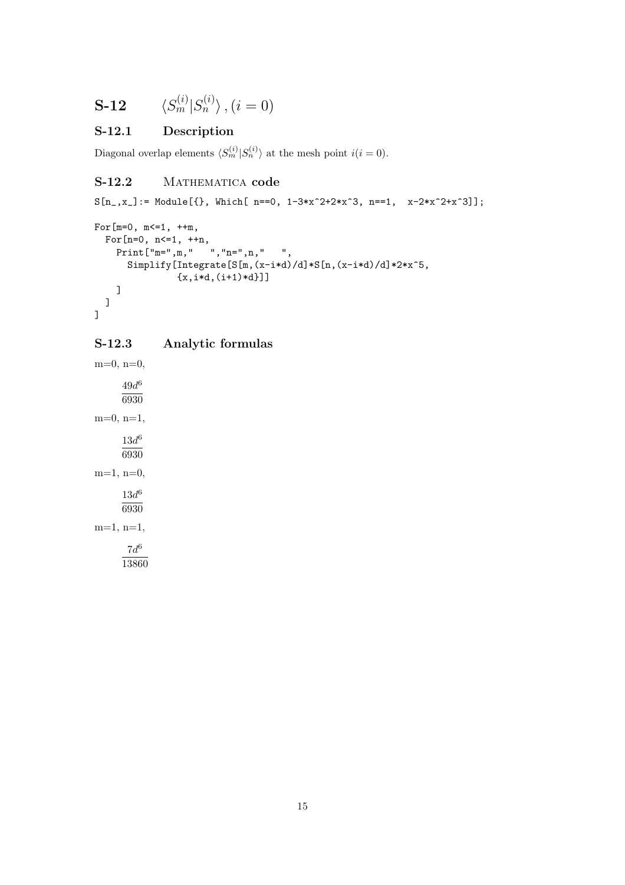# S-12 $\langle S_m^{(i)} | S_n^{(i)} \rangle \, , (i = 0)$

## S-12.1 Description

Diagonal overlap elements $\langle S_m^{(i)} | S_n^{(i)} \rangle$ at the mesh point $i (i = 0)$.

## S-12.2 Mathematica code

```
S[n_,x_]:= Module[{}, Which[ n==0, 1-3*x^2+2*x^3, n==1,  x-2*x^2+x^3]];

For[m=0, m<=1, ++m,
  For[n=0, n<=1, ++n,
    Print["m=",m,"   ","n=",n,"   ",
      Simplify[Integrate[S[m,(x-i*d)/d]*S[n,(x-i*d)/d]*2*x^5,
              {x,i*d,(i+1)*d}]]
    ]
  ]
]
```

## S-12.3 Analytic formulas

m=0, n=0,

$$\frac{49d^6}{6930}$$

m=0, n=1,

$$\frac{13d^6}{6930}$$

m=1, n=0,

$$\frac{13d^6}{6930}$$

m=1, n=1,

$$\frac{7d^6}{13860}$$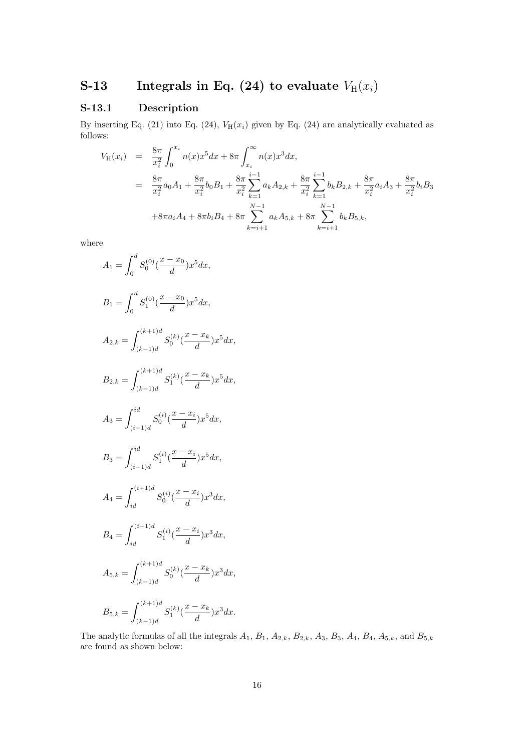# S-13 Integrals in Eq. (24) to evaluate $V_{\mathrm{H}}(x_i)$

## S-13.1 Description

By inserting Eq. (21) into Eq. (24), $V_{\mathrm{H}}(x_i)$ given by Eq. (24) are analytically evaluated as follows:

$$
\begin{aligned}
V_{\mathrm{H}}(x_i) &= \frac{8\pi}{x_i^2}\int_0^{x_i} n(x)x^5 dx + 8\pi \int_{x_i}^{\infty} n(x)x^3 dx, \\
&= \frac{8\pi}{x_i^2}a_0 A_1 + \frac{8\pi}{x_i^2}b_0 B_1 + \frac{8\pi}{x_i^2}\sum_{k=1}^{i-1} a_k A_{2,k} + \frac{8\pi}{x_i^2}\sum_{k=1}^{i-1} b_k B_{2,k} + \frac{8\pi}{x_i^2}a_i A_3 + \frac{8\pi}{x_i^2}b_i B_3 \\
&\quad + 8\pi a_i A_4 + 8\pi b_i B_4 + 8\pi \sum_{k=i+1}^{N-1} a_k A_{5,k} + 8\pi \sum_{k=i+1}^{N-1} b_k B_{5,k},
\end{aligned}
$$

where

$$A_1 = \int_0^d S_0^{(0)}(\frac{x-x_0}{d})x^5 dx,$$

$$B_1 = \int_0^d S_1^{(0)}(\frac{x-x_0}{d})x^5 dx,$$

$$A_{2,k} = \int_{(k-1)d}^{(k+1)d} S_0^{(k)}(\frac{x-x_k}{d})x^5 dx,$$

$$B_{2,k} = \int_{(k-1)d}^{(k+1)d} S_1^{(k)}(\frac{x-x_k}{d})x^5 dx,$$

$$A_3 = \int_{(i-1)d}^{id} S_0^{(i)}(\frac{x-x_i}{d})x^5 dx,$$

$$B_3 = \int_{(i-1)d}^{id} S_1^{(i)}(\frac{x-x_i}{d})x^5 dx,$$

$$A_4 = \int_{id}^{(i+1)d} S_0^{(i)}(\frac{x-x_i}{d})x^3 dx,$$

$$B_4 = \int_{id}^{(i+1)d} S_1^{(i)}(\frac{x-x_i}{d})x^3 dx,$$

$$A_{5,k} = \int_{(k-1)d}^{(k+1)d} S_0^{(k)}(\frac{x-x_k}{d})x^3 dx,$$

$$B_{5,k} = \int_{(k-1)d}^{(k+1)d} S_1^{(k)}(\frac{x-x_k}{d})x^3 dx.$$

The analytic formulas of all the integrals $A_1$, $B_1$, $A_{2,k}$, $B_{2,k}$, $A_3$, $B_3$, $A_4$, $B_4$, $A_{5,k}$, and $B_{5,k}$ are found as shown below: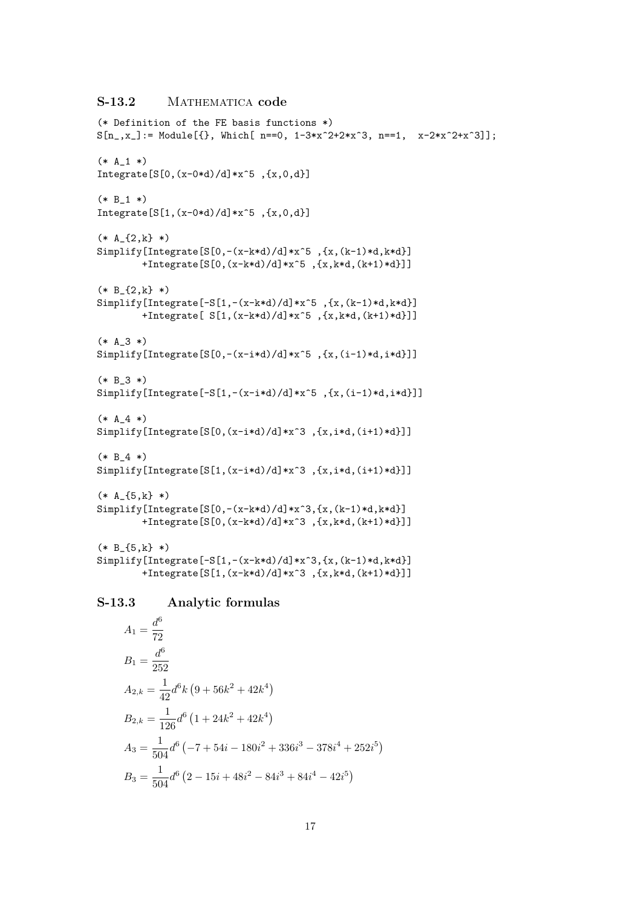### S-13.2 Mathematica code

```
(* Definition of the FE basis functions *)
S[n_,x_]:= Module[{}, Which[ n==0, 1-3*x^2+2*x^3, n==1,  x-2*x^2+x^3]];

(* A_1 *)
Integrate[S[0,(x-0*d)/d]*x^5 ,{x,0,d}]

(* B_1 *)
Integrate[S[1,(x-0*d)/d]*x^5 ,{x,0,d}]

(* A_{2,k} *)
Simplify[Integrate[S[0,-(x-k*d)/d]*x^5 ,{x,(k-1)*d,k*d}]
        +Integrate[S[0,(x-k*d)/d]*x^5 ,{x,k*d,(k+1)*d}]]

(* B_{2,k} *)
Simplify[Integrate[-S[1,-(x-k*d)/d]*x^5 ,{x,(k-1)*d,k*d}]
        +Integrate[ S[1,(x-k*d)/d]*x^5 ,{x,k*d,(k+1)*d}]]

(* A_3 *)
Simplify[Integrate[S[0,-(x-i*d)/d]*x^5 ,{x,(i-1)*d,i*d}]]

(* B_3 *)
Simplify[Integrate[-S[1,-(x-i*d)/d]*x^5 ,{x,(i-1)*d,i*d}]]

(* A_4 *)
Simplify[Integrate[S[0,(x-i*d)/d]*x^3 ,{x,i*d,(i+1)*d}]]

(* B_4 *)
Simplify[Integrate[S[1,(x-i*d)/d]*x^3 ,{x,i*d,(i+1)*d}]]

(* A_{5,k} *)
Simplify[Integrate[S[0,-(x-k*d)/d]*x^3,{x,(k-1)*d,k*d}]
        +Integrate[S[0,(x-k*d)/d]*x^3 ,{x,k*d,(k+1)*d}]]

(* B_{5,k} *)
Simplify[Integrate[-S[1,-(x-k*d)/d]*x^3,{x,(k-1)*d,k*d}]
        +Integrate[S[1,(x-k*d)/d]*x^3 ,{x,k*d,(k+1)*d}]]
```

### S-13.3 Analytic formulas

$$A_1 = \frac{d^6}{72}$$

$$B_1 = \frac{d^6}{252}$$

$$A_{2,k} = \frac{1}{42} d^6 k \left(9 + 56k^2 + 42k^4\right)$$

$$B_{2,k} = \frac{1}{126} d^6 \left(1 + 24k^2 + 42k^4\right)$$

$$A_3 = \frac{1}{504} d^6 \left(-7 + 54i - 180i^2 + 336i^3 - 378i^4 + 252i^5\right)$$

$$B_3 = \frac{1}{504} d^6 \left(2 - 15i + 48i^2 - 84i^3 + 84i^4 - 42i^5\right)$$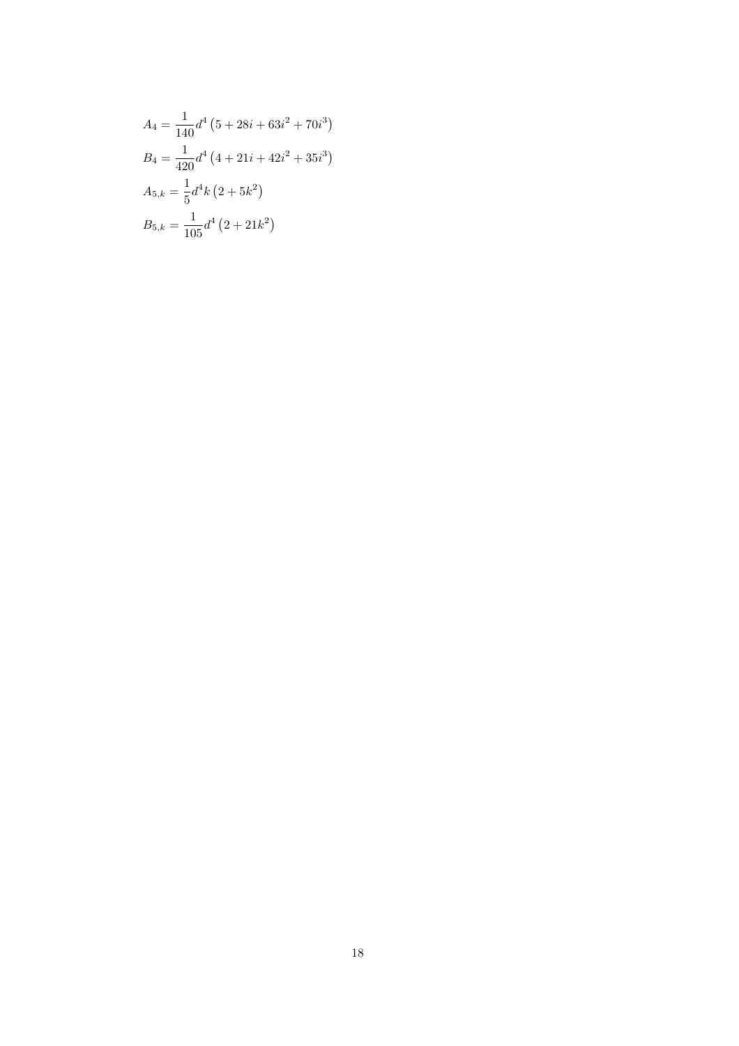$$A_4 = \frac{1}{140} d^4 \left(5 + 28i + 63i^2 + 70i^3\right)$$

$$B_4 = \frac{1}{420} d^4 \left(4 + 21i + 42i^2 + 35i^3\right)$$

$$A_{5,k} = \frac{1}{5} d^4 k \left(2 + 5k^2\right)$$

$$B_{5,k} = \frac{1}{105} d^4 \left(2 + 21k^2\right)$$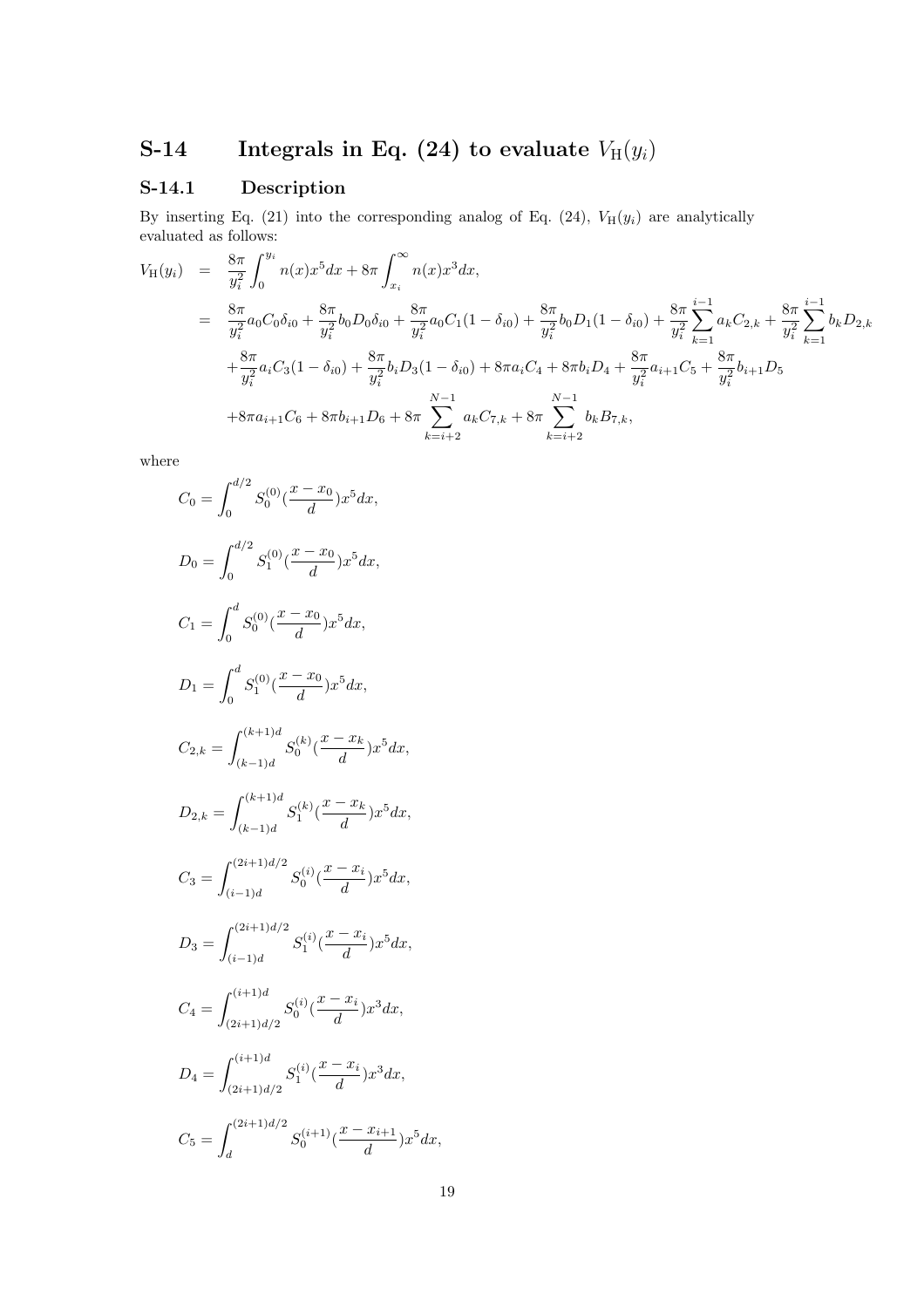## S-14 Integrals in Eq. (24) to evaluate $V_{\rm H}(y_i)$

### S-14.1 Description

By inserting Eq. (21) into the corresponding analog of Eq. (24), $V_{\rm H}(y_i)$ are analytically evaluated as follows:

$$
\begin{aligned}
V_{\rm H}(y_i) &= \frac{8\pi}{y_i^2}\int_0^{y_i} n(x)x^5dx + 8\pi\int_{x_i}^{\infty} n(x)x^3dx, \\
&= \frac{8\pi}{y_i^2}a_0C_0\delta_{i0} + \frac{8\pi}{y_i^2}b_0D_0\delta_{i0} + \frac{8\pi}{y_i^2}a_0C_1(1-\delta_{i0}) + \frac{8\pi}{y_i^2}b_0D_1(1-\delta_{i0}) + \frac{8\pi}{y_i^2}\sum_{k=1}^{i-1}a_kC_{2,k} + \frac{8\pi}{y_i^2}\sum_{k=1}^{i-1}b_kD_{2,k} \\
&\quad + \frac{8\pi}{y_i^2}a_iC_3(1-\delta_{i0}) + \frac{8\pi}{y_i^2}b_iD_3(1-\delta_{i0}) + 8\pi a_iC_4 + 8\pi b_iD_4 + \frac{8\pi}{y_i^2}a_{i+1}C_5 + \frac{8\pi}{y_i^2}b_{i+1}D_5 \\
&\quad + 8\pi a_{i+1}C_6 + 8\pi b_{i+1}D_6 + 8\pi\sum_{k=i+2}^{N-1}a_kC_{7,k} + 8\pi\sum_{k=i+2}^{N-1}b_kB_{7,k},
\end{aligned}
$$

where

$$C_0 = \int_0^{d/2} S_0^{(0)}(\frac{x-x_0}{d})x^5dx,$$

$$D_0 = \int_0^{d/2} S_1^{(0)}(\frac{x-x_0}{d})x^5dx,$$

$$C_1 = \int_0^{d} S_0^{(0)}(\frac{x-x_0}{d})x^5dx,$$

$$D_1 = \int_0^{d} S_1^{(0)}(\frac{x-x_0}{d})x^5dx,$$

$$C_{2,k} = \int_{(k-1)d}^{(k+1)d} S_0^{(k)}(\frac{x-x_k}{d})x^5dx,$$

$$D_{2,k} = \int_{(k-1)d}^{(k+1)d} S_1^{(k)}(\frac{x-x_k}{d})x^5dx,$$

$$C_3 = \int_{(i-1)d}^{(2i+1)d/2} S_0^{(i)}(\frac{x-x_i}{d})x^5dx,$$

$$D_3 = \int_{(i-1)d}^{(2i+1)d/2} S_1^{(i)}(\frac{x-x_i}{d})x^5dx,$$

$$C_4 = \int_{(2i+1)d/2}^{(i+1)d} S_0^{(i)}(\frac{x-x_i}{d})x^3dx,$$

$$D_4 = \int_{(2i+1)d/2}^{(i+1)d} S_1^{(i)}(\frac{x-x_i}{d})x^3dx,$$

$$C_5 = \int_{d}^{(2i+1)d/2} S_0^{(i+1)}(\frac{x-x_{i+1}}{d})x^5dx,$$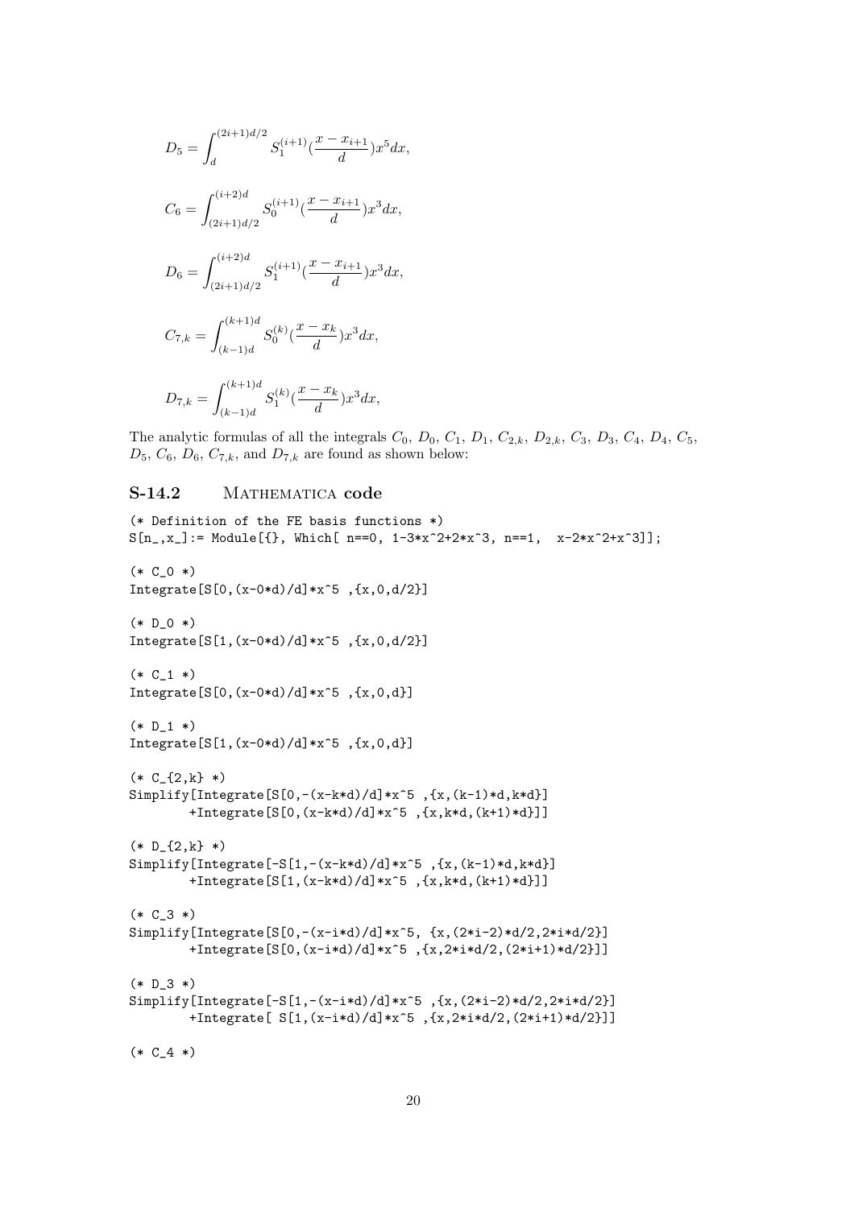$$D_5 = \int_{d}^{(2i+1)d/2} S_1^{(i+1)}(\frac{x - x_{i+1}}{d})x^5 dx,$$

$$C_6 = \int_{(2i+1)d/2}^{(i+2)d} S_0^{(i+1)}(\frac{x - x_{i+1}}{d})x^3 dx,$$

$$D_6 = \int_{(2i+1)d/2}^{(i+2)d} S_1^{(i+1)}(\frac{x - x_{i+1}}{d})x^3 dx,$$

$$C_{7,k} = \int_{(k-1)d}^{(k+1)d} S_0^{(k)}(\frac{x - x_k}{d})x^3 dx,$$

$$D_{7,k} = \int_{(k-1)d}^{(k+1)d} S_1^{(k)}(\frac{x - x_k}{d})x^3 dx,$$

The analytic formulas of all the integrals $C_0$, $D_0$, $C_1$, $D_1$, $C_{2,k}$, $D_{2,k}$, $C_3$, $D_3$, $C_4$, $D_4$, $C_5$, $D_5$, $C_6$, $D_6$, $C_{7,k}$, and $D_{7,k}$ are found as shown below:

## S-14.2 Mathematica code

```
(* Definition of the FE basis functions *)
S[n_,x_]:= Module[{}, Which[ n==0, 1-3*x^2+2*x^3, n==1,  x-2*x^2+x^3]];

(* C_0 *)
Integrate[S[0,(x-0*d)/d]*x^5 ,{x,0,d/2}]

(* D_0 *)
Integrate[S[1,(x-0*d)/d]*x^5 ,{x,0,d/2}]

(* C_1 *)
Integrate[S[0,(x-0*d)/d]*x^5 ,{x,0,d}]

(* D_1 *)
Integrate[S[1,(x-0*d)/d]*x^5 ,{x,0,d}]

(* C_{2,k} *)
Simplify[Integrate[S[0,-(x-k*d)/d]*x^5 ,{x,(k-1)*d,k*d}]
        +Integrate[S[0,(x-k*d)/d]*x^5 ,{x,k*d,(k+1)*d}]]

(* D_{2,k} *)
Simplify[Integrate[-S[1,-(x-k*d)/d]*x^5 ,{x,(k-1)*d,k*d}]
        +Integrate[S[1,(x-k*d)/d]*x^5 ,{x,k*d,(k+1)*d}]]

(* C_3 *)
Simplify[Integrate[S[0,-(x-i*d)/d]*x^5, {x,(2*i-2)*d/2,2*i*d/2}]
        +Integrate[S[0,(x-i*d)/d]*x^5 ,{x,2*i*d/2,(2*i+1)*d/2}]]

(* D_3 *)
Simplify[Integrate[-S[1,-(x-i*d)/d]*x^5 ,{x,(2*i-2)*d/2,2*i*d/2}]
        +Integrate[ S[1,(x-i*d)/d]*x^5 ,{x,2*i*d/2,(2*i+1)*d/2}]]

(* C_4 *)
```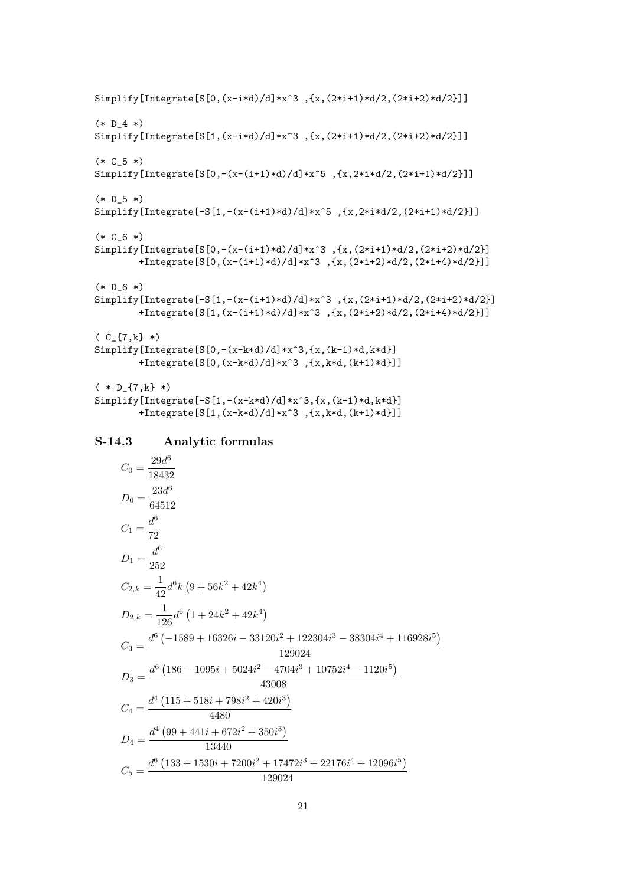```
Simplify[Integrate[S[0,(x-i*d)/d]*x^3 ,{x,(2*i+1)*d/2,(2*i+2)*d/2}]]

(* D_4 *)
Simplify[Integrate[S[1,(x-i*d)/d]*x^3 ,{x,(2*i+1)*d/2,(2*i+2)*d/2}]]

(* C_5 *)
Simplify[Integrate[S[0,-(x-(i+1)*d)/d]*x^5 ,{x,2*i*d/2,(2*i+1)*d/2}]]

(* D_5 *)
Simplify[Integrate[-S[1,-(x-(i+1)*d)/d]*x^5 ,{x,2*i*d/2,(2*i+1)*d/2}]]

(* C_6 *)
Simplify[Integrate[S[0,-(x-(i+1)*d)/d]*x^3 ,{x,(2*i+1)*d/2,(2*i+2)*d/2}]
        +Integrate[S[0,(x-(i+1)*d)/d]*x^3 ,{x,(2*i+2)*d/2,(2*i+4)*d/2}]]

(* D_6 *)
Simplify[Integrate[-S[1,-(x-(i+1)*d)/d]*x^3 ,{x,(2*i+1)*d/2,(2*i+2)*d/2}]
        +Integrate[S[1,(x-(i+1)*d)/d]*x^3 ,{x,(2*i+2)*d/2,(2*i+4)*d/2}]]

( C_{7,k} *)
Simplify[Integrate[S[0,-(x-k*d)/d]*x^3,{x,(k-1)*d,k*d}]
        +Integrate[S[0,(x-k*d)/d]*x^3 ,{x,k*d,(k+1)*d}]]

( * D_{7,k} *)
Simplify[Integrate[-S[1,-(x-k*d)/d]*x^3,{x,(k-1)*d,k*d}]
        +Integrate[S[1,(x-k*d)/d]*x^3 ,{x,k*d,(k+1)*d}]]
```

### S-14.3 Analytic formulas

$$C_0 = \frac{29d^6}{18432}$$

$$D_0 = \frac{23d^6}{64512}$$

$$C_1 = \frac{d^6}{72}$$

$$D_1 = \frac{d^6}{252}$$

$$C_{2,k} = \frac{1}{42}d^6 k\left(9 + 56k^2 + 42k^4\right)$$

$$D_{2,k} = \frac{1}{126}d^6\left(1 + 24k^2 + 42k^4\right)$$

$$C_3 = \frac{d^6\left(-1589 + 16326i - 33120i^2 + 122304i^3 - 38304i^4 + 116928i^5\right)}{129024}$$

$$D_3 = \frac{d^6\left(186 - 1095i + 5024i^2 - 4704i^3 + 10752i^4 - 1120i^5\right)}{43008}$$

$$C_4 = \frac{d^4\left(115 + 518i + 798i^2 + 420i^3\right)}{4480}$$

$$D_4 = \frac{d^4\left(99 + 441i + 672i^2 + 350i^3\right)}{13440}$$

$$C_5 = \frac{d^6\left(133 + 1530i + 7200i^2 + 17472i^3 + 22176i^4 + 12096i^5\right)}{129024}$$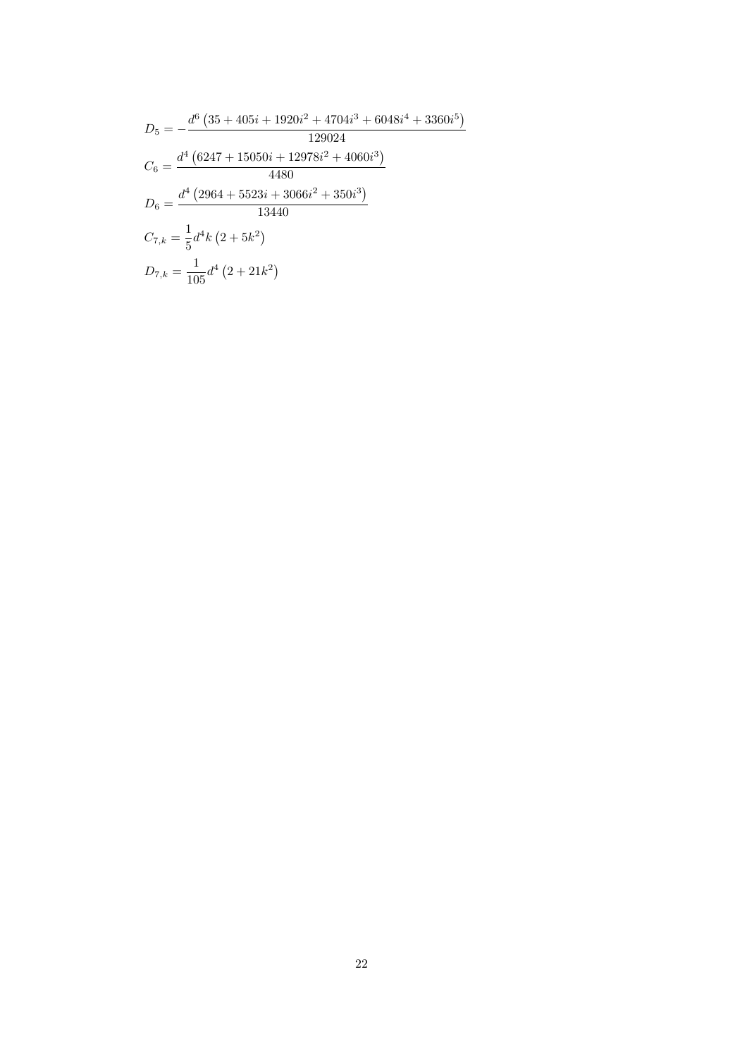$$D_5 = -\frac{d^6\left(35 + 405i + 1920i^2 + 4704i^3 + 6048i^4 + 3360i^5\right)}{129024}$$

$$C_6 = \frac{d^4\left(6247 + 15050i + 12978i^2 + 4060i^3\right)}{4480}$$

$$D_6 = \frac{d^4\left(2964 + 5523i + 3066i^2 + 350i^3\right)}{13440}$$

$$C_{7,k} = \frac{1}{5}d^4 k\left(2 + 5k^2\right)$$

$$D_{7,k} = \frac{1}{105}d^4\left(2 + 21k^2\right)$$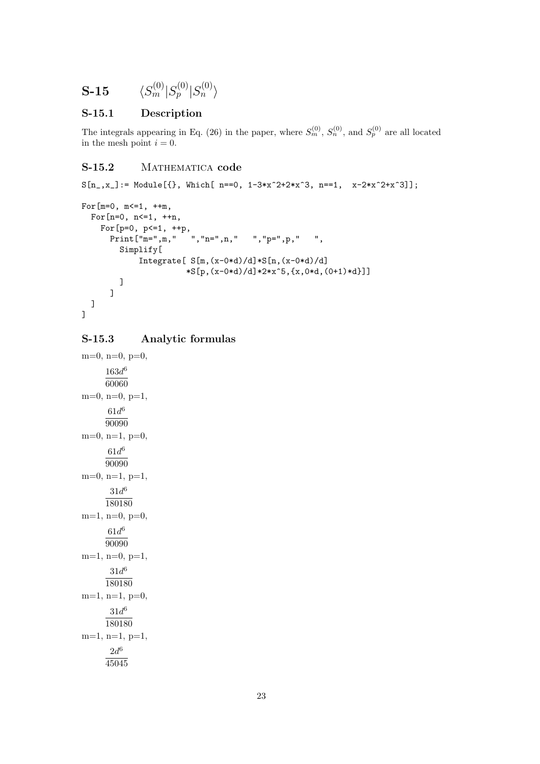# S-15 $\langle S_m^{(0)} | S_p^{(0)} | S_n^{(0)} \rangle$

## S-15.1 Description

The integrals appearing in Eq. (26) in the paper, where $S_m^{(0)}$, $S_n^{(0)}$, and $S_p^{(0)}$ are all located in the mesh point $i = 0$.

## S-15.2 Mathematica code

```
S[n_,x_]:= Module[{}, Which[ n==0, 1-3*x^2+2*x^3, n==1,  x-2*x^2+x^3]];

For[m=0, m<=1, ++m,
  For[n=0, n<=1, ++n,
    For[p=0, p<=1, ++p,
      Print["m=",m,"   ","n=",n,"   ","p=",p,"   ",
        Simplify[
            Integrate[ S[m,(x-0*d)/d]*S[n,(x-0*d)/d]
                    *S[p,(x-0*d)/d]*2*x^5,{x,0*d,(0+1)*d}]]
        ]
      ]
  ]
]
```

## S-15.3 Analytic formulas

m=0, n=0, p=0,

$$\frac{163d^6}{60060}$$

m=0, n=0, p=1,

$$\frac{61d^6}{90090}$$

m=0, n=1, p=0,

$$\frac{61d^6}{90090}$$

m=0, n=1, p=1,

$$\frac{31d^6}{180180}$$

m=1, n=0, p=0,

$$\frac{61d^6}{90090}$$

m=1, n=0, p=1,

$$\frac{31d^6}{180180}$$

m=1, n=1, p=0,

$$\frac{31d^6}{180180}$$

m=1, n=1, p=1,

$$\frac{2d^6}{45045}$$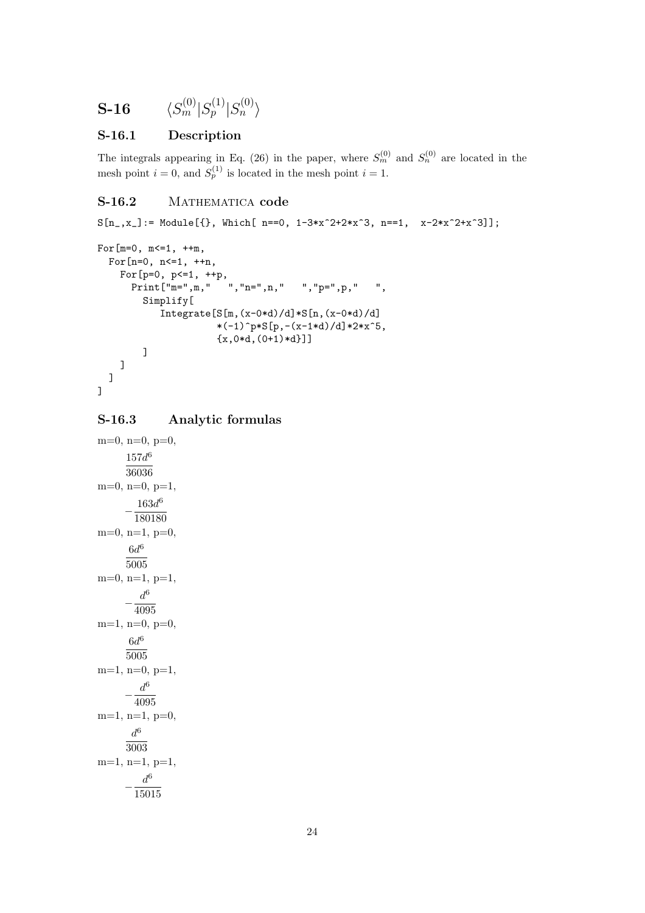# S-16 $\langle S_m^{(0)} | S_p^{(1)} | S_n^{(0)} \rangle$

## S-16.1 Description

The integrals appearing in Eq. (26) in the paper, where $S_m^{(0)}$ and $S_n^{(0)}$ are located in the mesh point $i = 0$, and $S_p^{(1)}$ is located in the mesh point $i = 1$.

## S-16.2 Mathematica code

```
S[n_,x_]:= Module[{}, Which[ n==0, 1-3*x^2+2*x^3, n==1,  x-2*x^2+x^3]];

For[m=0, m<=1, ++m,
  For[n=0, n<=1, ++n,
    For[p=0, p<=1, ++p,
      Print["m=",m,"   ","n=",n,"   ","p=",p,"   ",
        Simplify[
           Integrate[S[m,(x-0*d)/d]*S[n,(x-0*d)/d]
                    *(-1)^p*S[p,-(x-1*d)/d]*2*x^5,
                    {x,0*d,(0+1)*d}]]
        ]
    ]
  ]
]
```

## S-16.3 Analytic formulas

m=0, n=0, p=0,

$$\frac{157d^6}{36036}$$

m=0, n=0, p=1,

$$-\frac{163d^6}{180180}$$

m=0, n=1, p=0,

$$\frac{6d^6}{5005}$$

m=0, n=1, p=1,

$$-\frac{d^6}{4095}$$

m=1, n=0, p=0,

$$\frac{6d^6}{5005}$$

m=1, n=0, p=1,

$$-\frac{d^6}{4095}$$

m=1, n=1, p=0,

$$\frac{d^6}{3003}$$

m=1, n=1, p=1,

$$-\frac{d^6}{15015}$$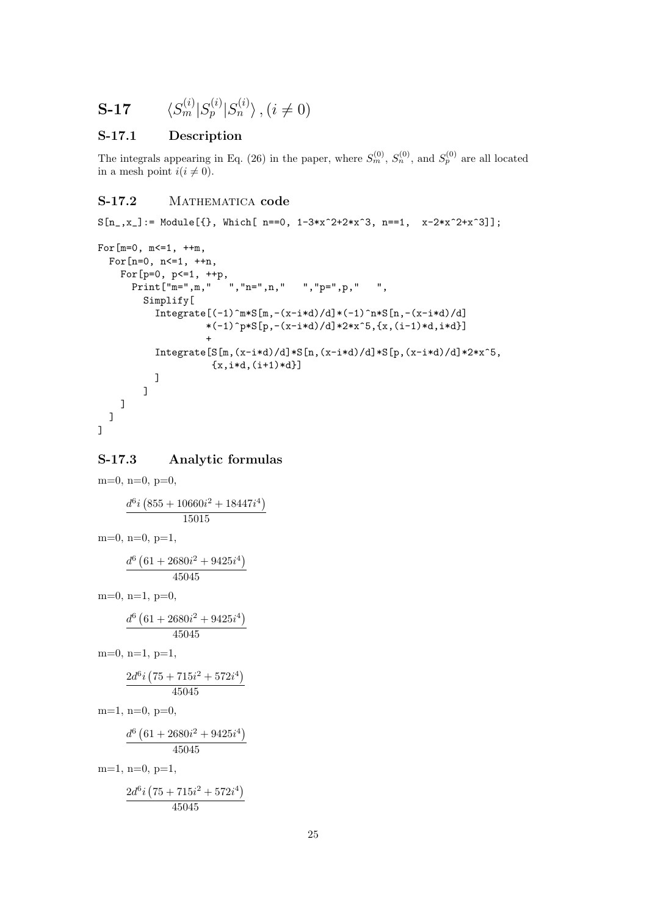# S-17 $\langle S_m^{(i)} | S_p^{(i)} | S_n^{(i)} \rangle, (i \neq 0)$

## S-17.1 Description

The integrals appearing in Eq. (26) in the paper, where $S_m^{(0)}$, $S_n^{(0)}$, and $S_p^{(0)}$ are all located in a mesh point $i (i \neq 0)$.

## S-17.2 Mathematica code

```
S[n_,x_]:= Module[{}, Which[ n==0, 1-3*x^2+2*x^3, n==1,  x-2*x^2+x^3]];

For[m=0, m<=1, ++m,
  For[n=0, n<=1, ++n,
    For[p=0, p<=1, ++p,
      Print["m=",m,"   ","n=",n,"   ","p=",p,"   ",
        Simplify[
          Integrate[(-1)^m*S[m,-(x-i*d)/d]*(-1)^n*S[n,-(x-i*d)/d]
                   *(-1)^p*S[p,-(x-i*d)/d]*2*x^5,{x,(i-1)*d,i*d}]
                   +
          Integrate[S[m,(x-i*d)/d]*S[n,(x-i*d)/d]*S[p,(x-i*d)/d]*2*x^5,
                    {x,i*d,(i+1)*d}]
          ]
        ]
    ]
  ]
]
```

## S-17.3 Analytic formulas

m=0, n=0, p=0,

$$\frac{d^6 i \left(855 + 10660 i^2 + 18447 i^4\right)}{15015}$$

m=0, n=0, p=1,

$$\frac{d^6 \left(61 + 2680 i^2 + 9425 i^4\right)}{45045}$$

m=0, n=1, p=0,

$$\frac{d^6 \left(61 + 2680 i^2 + 9425 i^4\right)}{45045}$$

m=0, n=1, p=1,

$$\frac{2 d^6 i \left(75 + 715 i^2 + 572 i^4\right)}{45045}$$

m=1, n=0, p=0,

$$\frac{d^6 \left(61 + 2680 i^2 + 9425 i^4\right)}{45045}$$

m=1, n=0, p=1,

$$\frac{2 d^6 i \left(75 + 715 i^2 + 572 i^4\right)}{45045}$$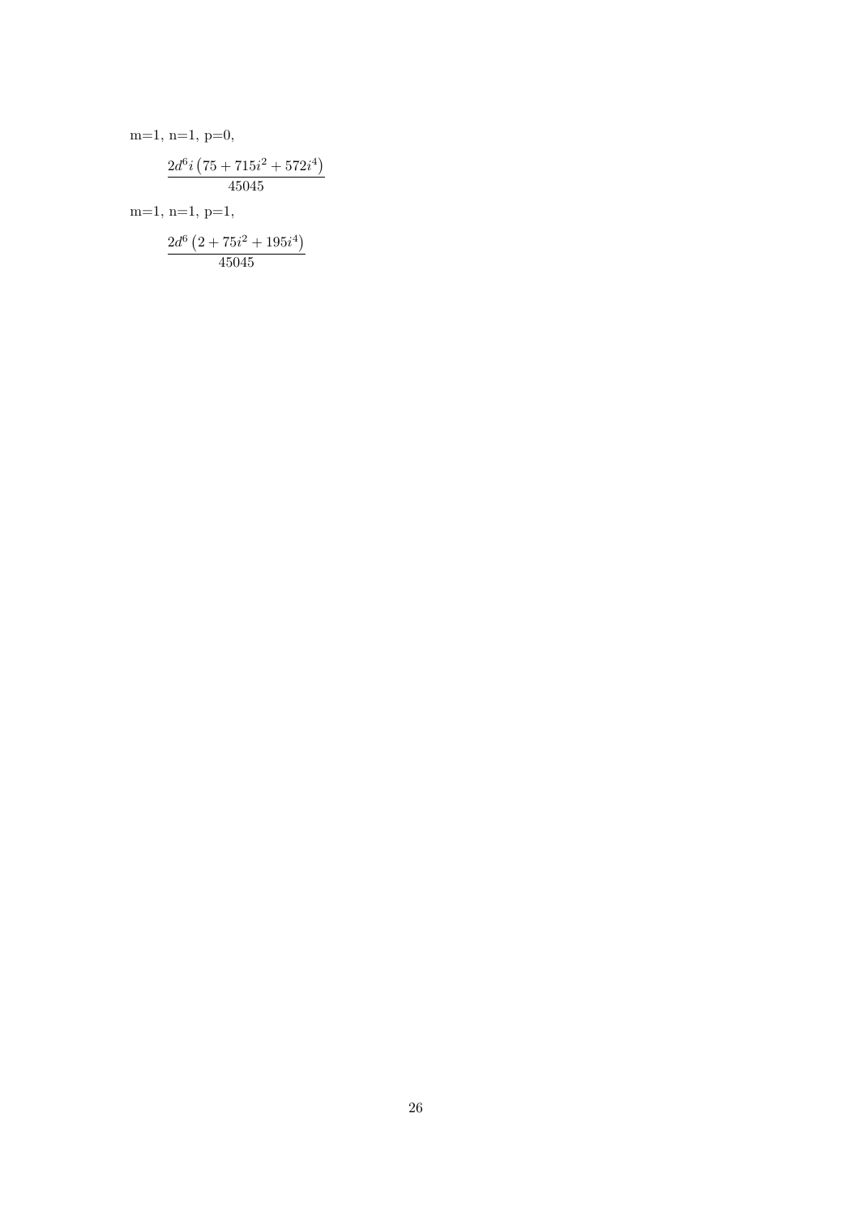m=1, n=1, p=0,

$$\frac{2d^6 i \left(75 + 715 i^2 + 572 i^4\right)}{45045}$$

m=1, n=1, p=1,

$$\frac{2d^6 \left(2 + 75 i^2 + 195 i^4\right)}{45045}$$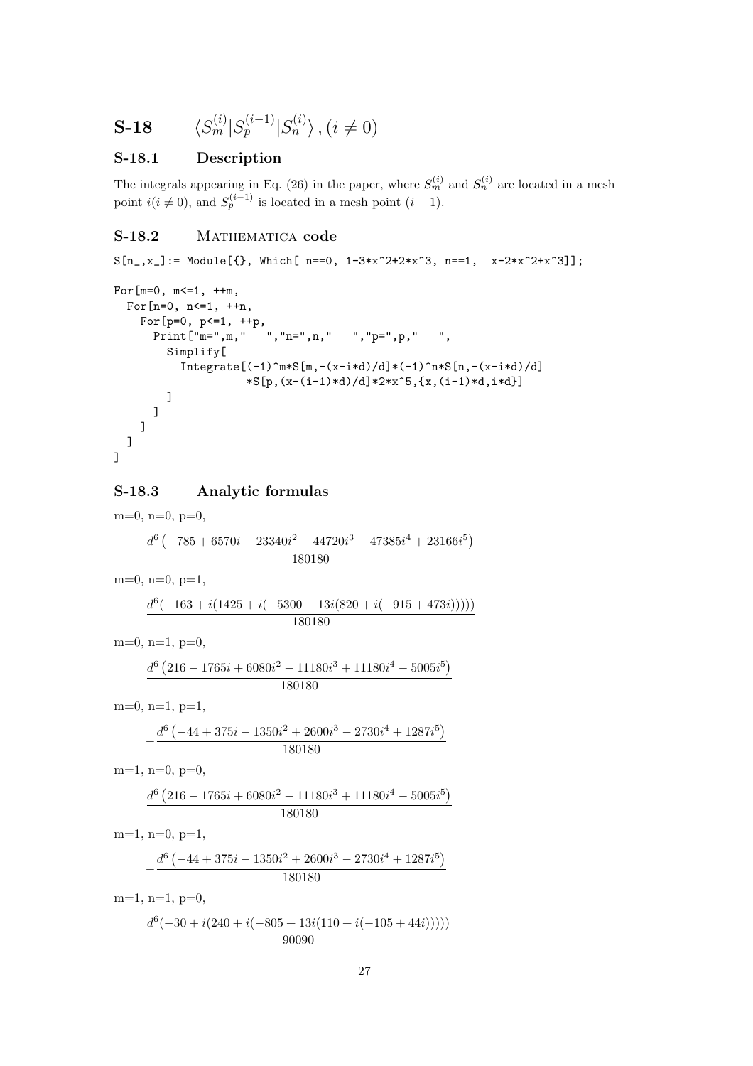# S-18 $\langle S_m^{(i)} | S_p^{(i-1)} | S_n^{(i)} \rangle, (i \neq 0)$

## S-18.1 Description

The integrals appearing in Eq. (26) in the paper, where $S_m^{(i)}$ and $S_n^{(i)}$ are located in a mesh point $i (i \neq 0)$, and $S_p^{(i-1)}$ is located in a mesh point $(i-1)$.

## S-18.2 Mathematica code

```
S[n_,x_]:= Module[{}, Which[ n==0, 1-3*x^2+2*x^3, n==1,  x-2*x^2+x^3]];

For[m=0, m<=1, ++m,
  For[n=0, n<=1, ++n,
    For[p=0, p<=1, ++p,
      Print["m=",m,"   ","n=",n,"   ","p=",p,"   ",
        Simplify[
          Integrate[(-1)^m*S[m,-(x-i*d)/d]*(-1)^n*S[n,-(x-i*d)/d]
                   *S[p,(x-(i-1)*d)/d]*2*x^5,{x,(i-1)*d,i*d}]
        ]
      ]
    ]
  ]
]
```

## S-18.3 Analytic formulas

m=0, n=0, p=0,

$$\frac{d^6\left(-785+6570i-23340i^2+44720i^3-47385i^4+23166i^5\right)}{180180}$$

m=0, n=0, p=1,

$$\frac{d^6(-163+i(1425+i(-5300+13i(820+i(-915+473i)))))}{180180}$$

m=0, n=1, p=0,

$$\frac{d^6\left(216-1765i+6080i^2-11180i^3+11180i^4-5005i^5\right)}{180180}$$

m=0, n=1, p=1,

$$-\frac{d^6\left(-44+375i-1350i^2+2600i^3-2730i^4+1287i^5\right)}{180180}$$

m=1, n=0, p=0,

$$\frac{d^6\left(216-1765i+6080i^2-11180i^3+11180i^4-5005i^5\right)}{180180}$$

m=1, n=0, p=1,

$$-\frac{d^6\left(-44+375i-1350i^2+2600i^3-2730i^4+1287i^5\right)}{180180}$$

m=1, n=1, p=0,

$$\frac{d^6(-30+i(240+i(-805+13i(110+i(-105+44i)))))}{90090}$$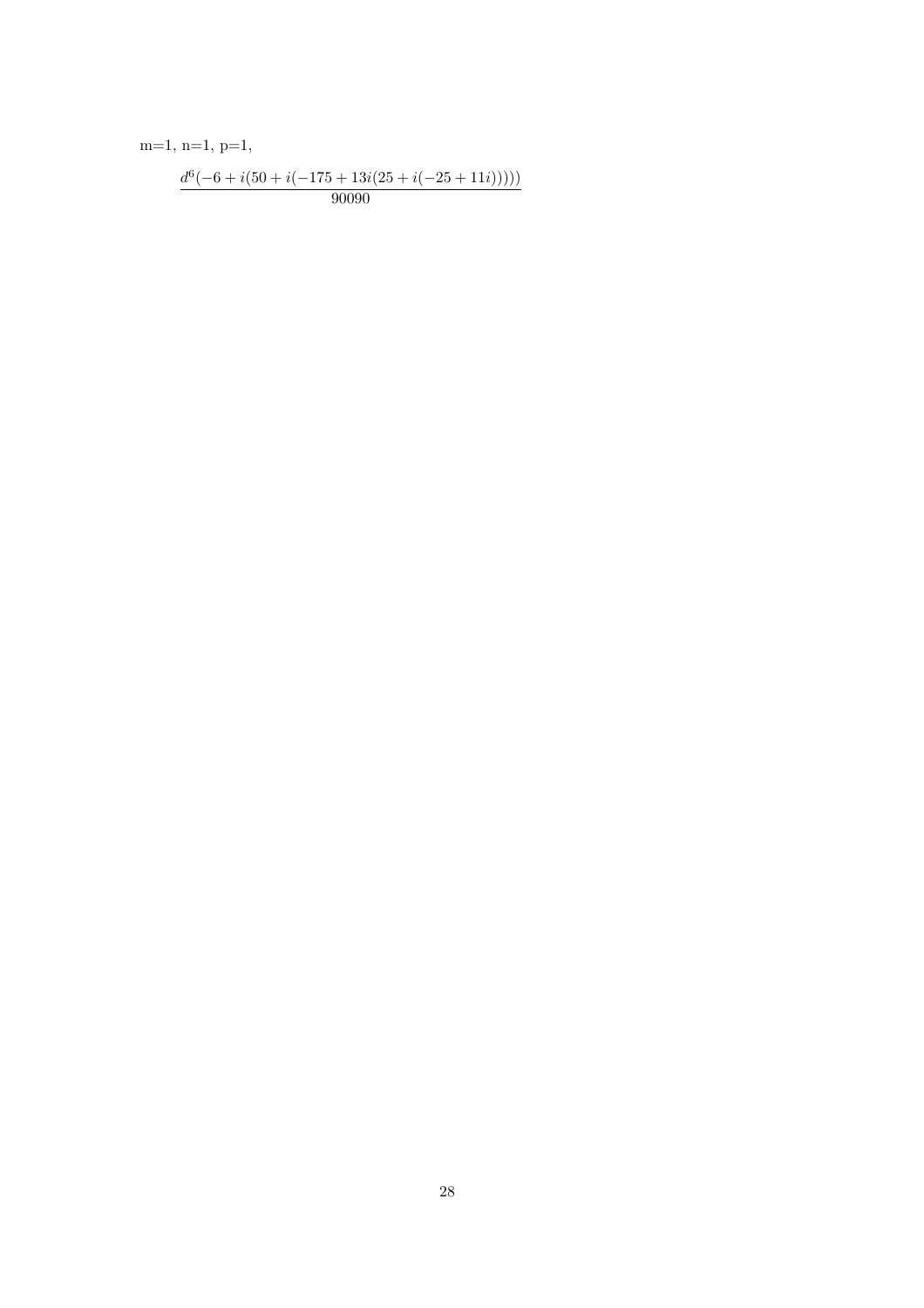m=1, n=1, p=1,

$$\frac{d^6(-6+i(50+i(-175+13i(25+i(-25+11i)))))}{90090}$$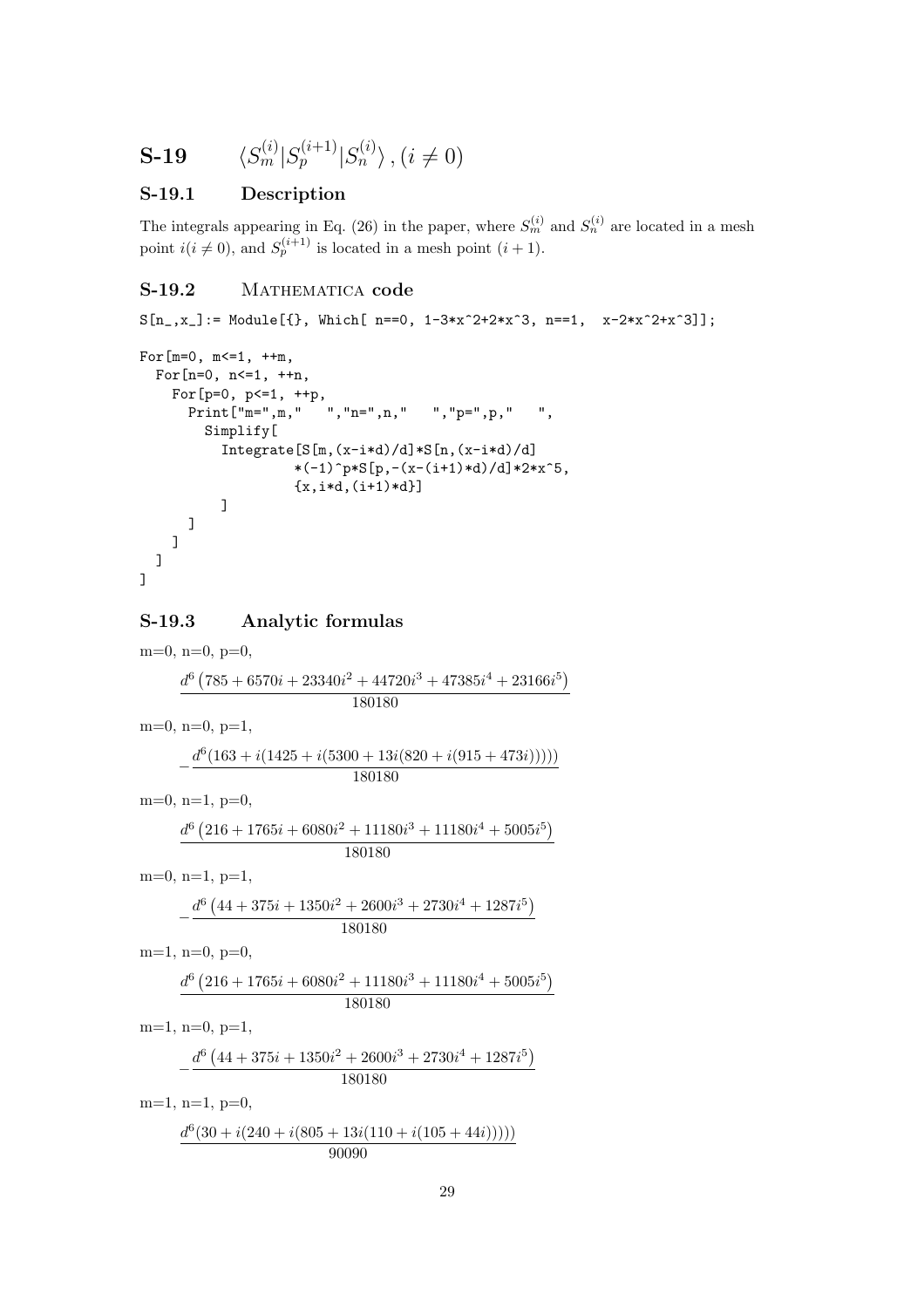## S-19 $\langle S_m^{(i)} | S_p^{(i+1)} | S_n^{(i)} \rangle$ , $(i \neq 0)$

### S-19.1 Description

The integrals appearing in Eq. (26) in the paper, where $S_m^{(i)}$ and $S_n^{(i)}$ are located in a mesh point $i (i \neq 0)$, and $S_p^{(i+1)}$ is located in a mesh point $(i + 1)$.

### S-19.2 Mathematica code

```
S[n_,x_]:= Module[{}, Which[ n==0, 1-3*x^2+2*x^3, n==1,  x-2*x^2+x^3]];

For[m=0, m<=1, ++m,
  For[n=0, n<=1, ++n,
    For[p=0, p<=1, ++p,
      Print["m=",m,"   ","n=",n,"   ","p=",p,"   ",
        Simplify[
          Integrate[S[m,(x-i*d)/d]*S[n,(x-i*d)/d]
                  *(-1)^p*S[p,-(x-(i+1)*d)/d]*2*x^5,
                  {x,i*d,(i+1)*d}]
          ]
      ]
    ]
  ]
]
```

### S-19.3 Analytic formulas

m=0, n=0, p=0,

$$\frac{d^6 \left(785 + 6570i + 23340i^2 + 44720i^3 + 47385i^4 + 23166i^5\right)}{180180}$$

m=0, n=0, p=1,

$$-\frac{d^6(163 + i(1425 + i(5300 + 13i(820 + i(915 + 473i)))))}{180180}$$

m=0, n=1, p=0,

$$\frac{d^6 \left(216 + 1765i + 6080i^2 + 11180i^3 + 11180i^4 + 5005i^5\right)}{180180}$$

m=0, n=1, p=1,

$$-\frac{d^6 \left(44 + 375i + 1350i^2 + 2600i^3 + 2730i^4 + 1287i^5\right)}{180180}$$

m=1, n=0, p=0,

$$\frac{d^6 \left(216 + 1765i + 6080i^2 + 11180i^3 + 11180i^4 + 5005i^5\right)}{180180}$$

m=1, n=0, p=1,

$$-\frac{d^6 \left(44 + 375i + 1350i^2 + 2600i^3 + 2730i^4 + 1287i^5\right)}{180180}$$

m=1, n=1, p=0,

$$\frac{d^6(30 + i(240 + i(805 + 13i(110 + i(105 + 44i)))))}{90090}$$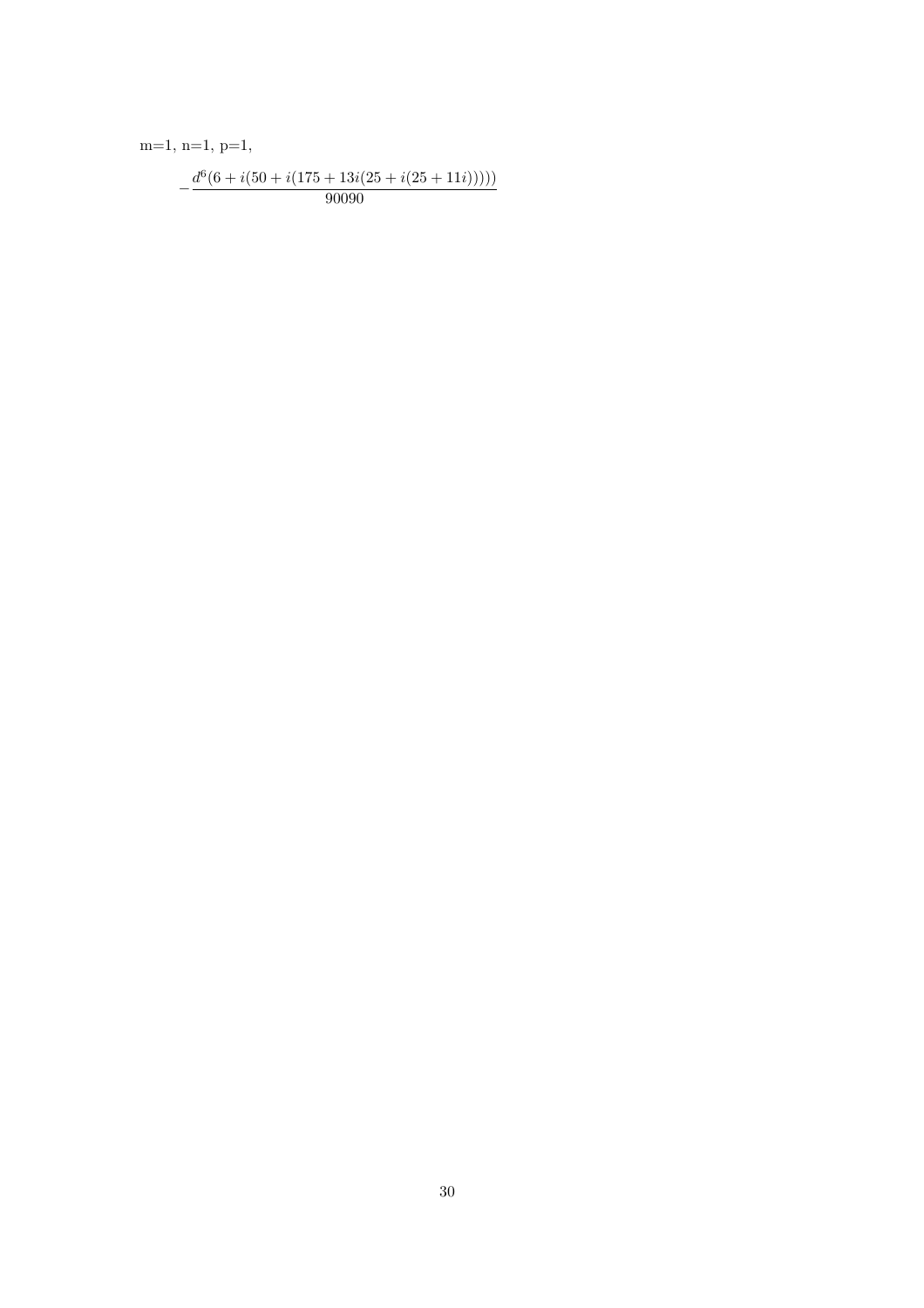m=1, n=1, p=1,

$$-\frac{d^6(6+i(50+i(175+13i(25+i(25+11i)))))}{90090}$$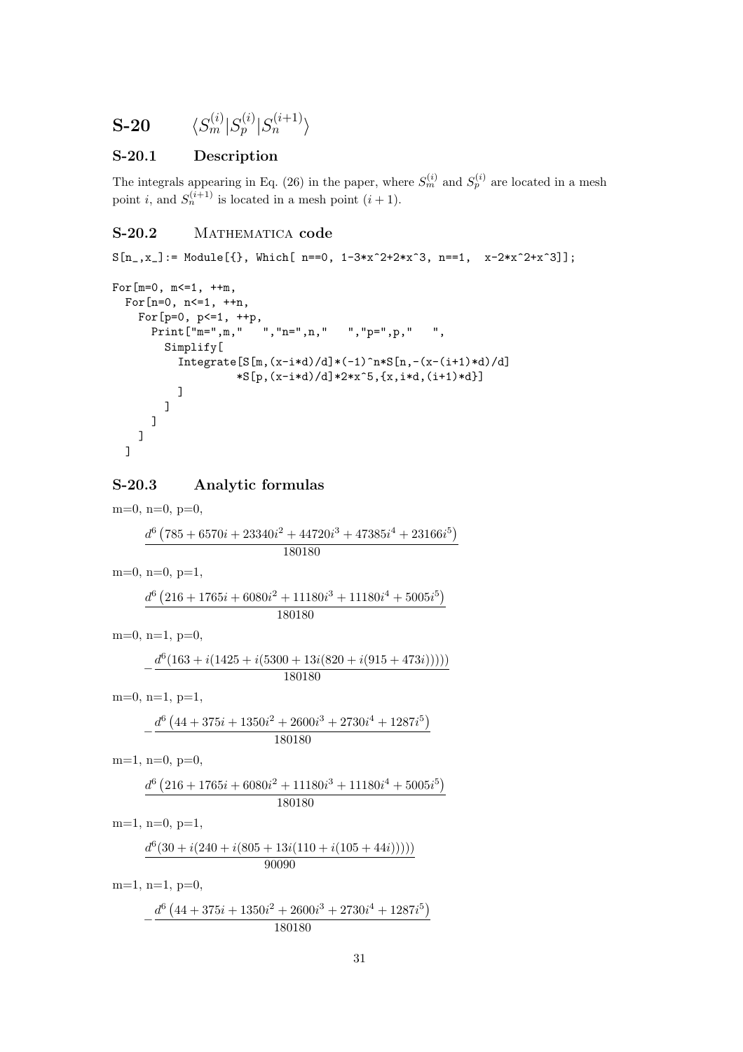# S-20 $\langle S_m^{(i)} | S_p^{(i)} | S_n^{(i+1)} \rangle$

## S-20.1 Description

The integrals appearing in Eq. (26) in the paper, where $S_m^{(i)}$ and $S_p^{(i)}$ are located in a mesh point $i$, and $S_n^{(i+1)}$ is located in a mesh point $(i+1)$.

## S-20.2 Mathematica code

```
S[n_,x_]:= Module[{}, Which[ n==0, 1-3*x^2+2*x^3, n==1,  x-2*x^2+x^3]];

For[m=0, m<=1, ++m,
  For[n=0, n<=1, ++n,
    For[p=0, p<=1, ++p,
      Print["m=",m,"   ","n=",n,"   ","p=",p,"   ",
        Simplify[
          Integrate[S[m,(x-i*d)/d]*(-1)^n*S[n,-(x-(i+1)*d)/d]
                   *S[p,(x-i*d)/d]*2*x^5,{x,i*d,(i+1)*d}]
          ]
        ]
      ]
    ]
  ]
```

## S-20.3 Analytic formulas

m=0, n=0, p=0,

$$\frac{d^6\left(785+6570i+23340i^2+44720i^3+47385i^4+23166i^5\right)}{180180}$$

m=0, n=0, p=1,

$$\frac{d^6\left(216+1765i+6080i^2+11180i^3+11180i^4+5005i^5\right)}{180180}$$

m=0, n=1, p=0,

$$-\frac{d^6(163+i(1425+i(5300+13i(820+i(915+473i)))))}{180180}$$

m=0, n=1, p=1,

$$-\frac{d^6\left(44+375i+1350i^2+2600i^3+2730i^4+1287i^5\right)}{180180}$$

m=1, n=0, p=0,

$$\frac{d^6\left(216+1765i+6080i^2+11180i^3+11180i^4+5005i^5\right)}{180180}$$

m=1, n=0, p=1,

$$\frac{d^6(30+i(240+i(805+13i(110+i(105+44i)))))}{90090}$$

m=1, n=1, p=0,

$$-\frac{d^6\left(44+375i+1350i^2+2600i^3+2730i^4+1287i^5\right)}{180180}$$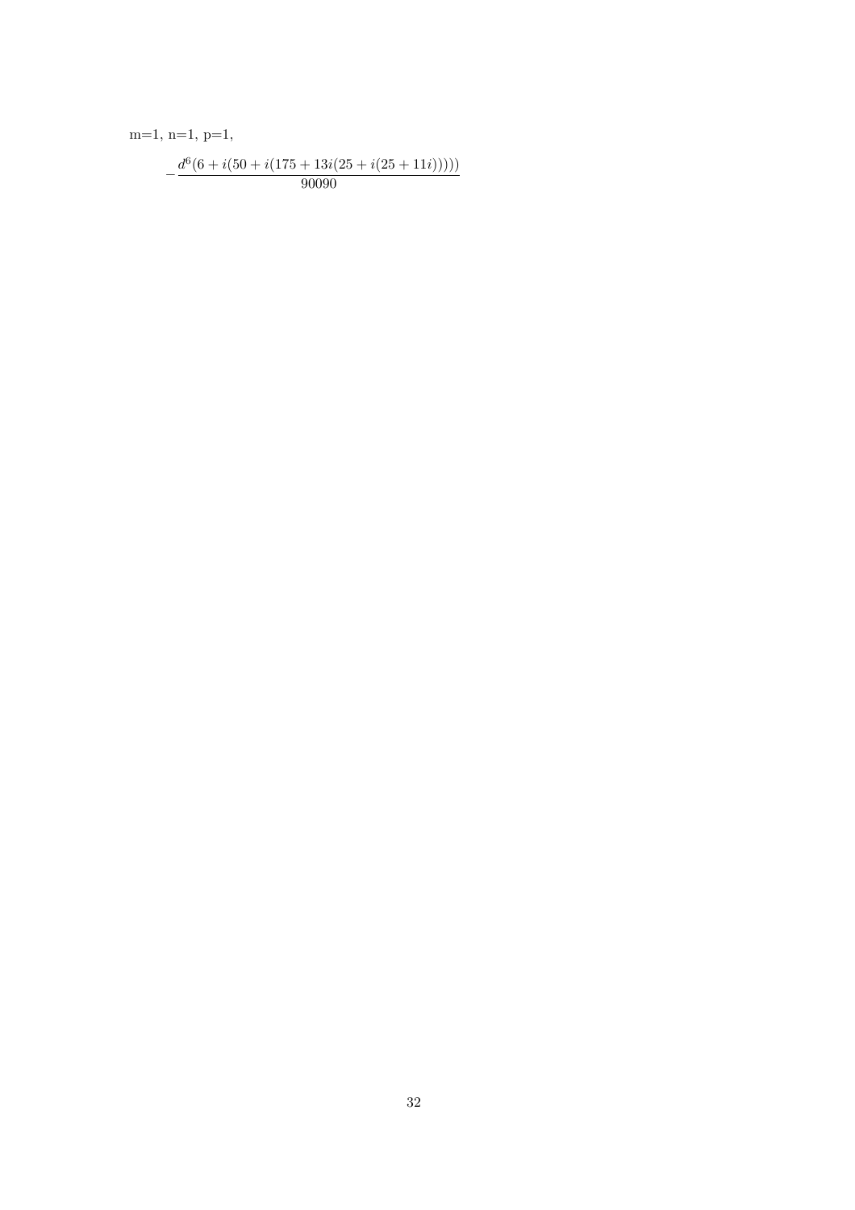m=1, n=1, p=1,

$$-\frac{d^6(6+i(50+i(175+13i(25+i(25+11i)))))}{90090}$$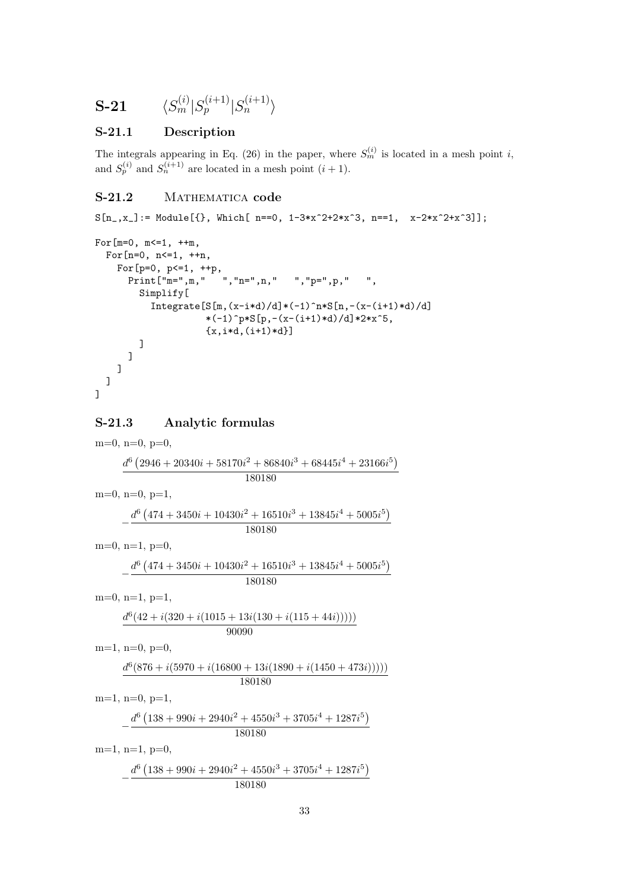# S-21 $\langle S_m^{(i)} | S_p^{(i+1)} | S_n^{(i+1)} \rangle$

## S-21.1 Description

The integrals appearing in Eq. (26) in the paper, where $S_m^{(i)}$ is located in a mesh point $i$, and $S_p^{(i)}$ and $S_n^{(i+1)}$ are located in a mesh point $(i+1)$.

## S-21.2 Mathematica code

```
S[n_,x_]:= Module[{}, Which[ n==0, 1-3*x^2+2*x^3, n==1,  x-2*x^2+x^3]];

For[m=0, m<=1, ++m,
  For[n=0, n<=1, ++n,
    For[p=0, p<=1, ++p,
      Print["m=",m,"   ","n=",n,"   ","p=",p,"   ",
        Simplify[
          Integrate[S[m,(x-i*d)/d]*(-1)^n*S[n,-(x-(i+1)*d)/d]
                    *(-1)^p*S[p,-(x-(i+1)*d)/d]*2*x^5,
                    {x,i*d,(i+1)*d}]
        ]
      ]
    ]
  ]
]
```

## S-21.3 Analytic formulas

m=0, n=0, p=0,

$$\frac{d^6\left(2946 + 20340i + 58170i^2 + 86840i^3 + 68445i^4 + 23166i^5\right)}{180180}$$

m=0, n=0, p=1,

$$-\frac{d^6\left(474 + 3450i + 10430i^2 + 16510i^3 + 13845i^4 + 5005i^5\right)}{180180}$$

m=0, n=1, p=0,

$$-\frac{d^6\left(474 + 3450i + 10430i^2 + 16510i^3 + 13845i^4 + 5005i^5\right)}{180180}$$

m=0, n=1, p=1,

$$\frac{d^6(42 + i(320 + i(1015 + 13i(130 + i(115 + 44i)))))}{90090}$$

m=1, n=0, p=0,

$$\frac{d^6(876 + i(5970 + i(16800 + 13i(1890 + i(1450 + 473i)))))}{180180}$$

m=1, n=0, p=1,

$$-\frac{d^6\left(138 + 990i + 2940i^2 + 4550i^3 + 3705i^4 + 1287i^5\right)}{180180}$$

m=1, n=1, p=0,

$$-\frac{d^6\left(138 + 990i + 2940i^2 + 4550i^3 + 3705i^4 + 1287i^5\right)}{180180}$$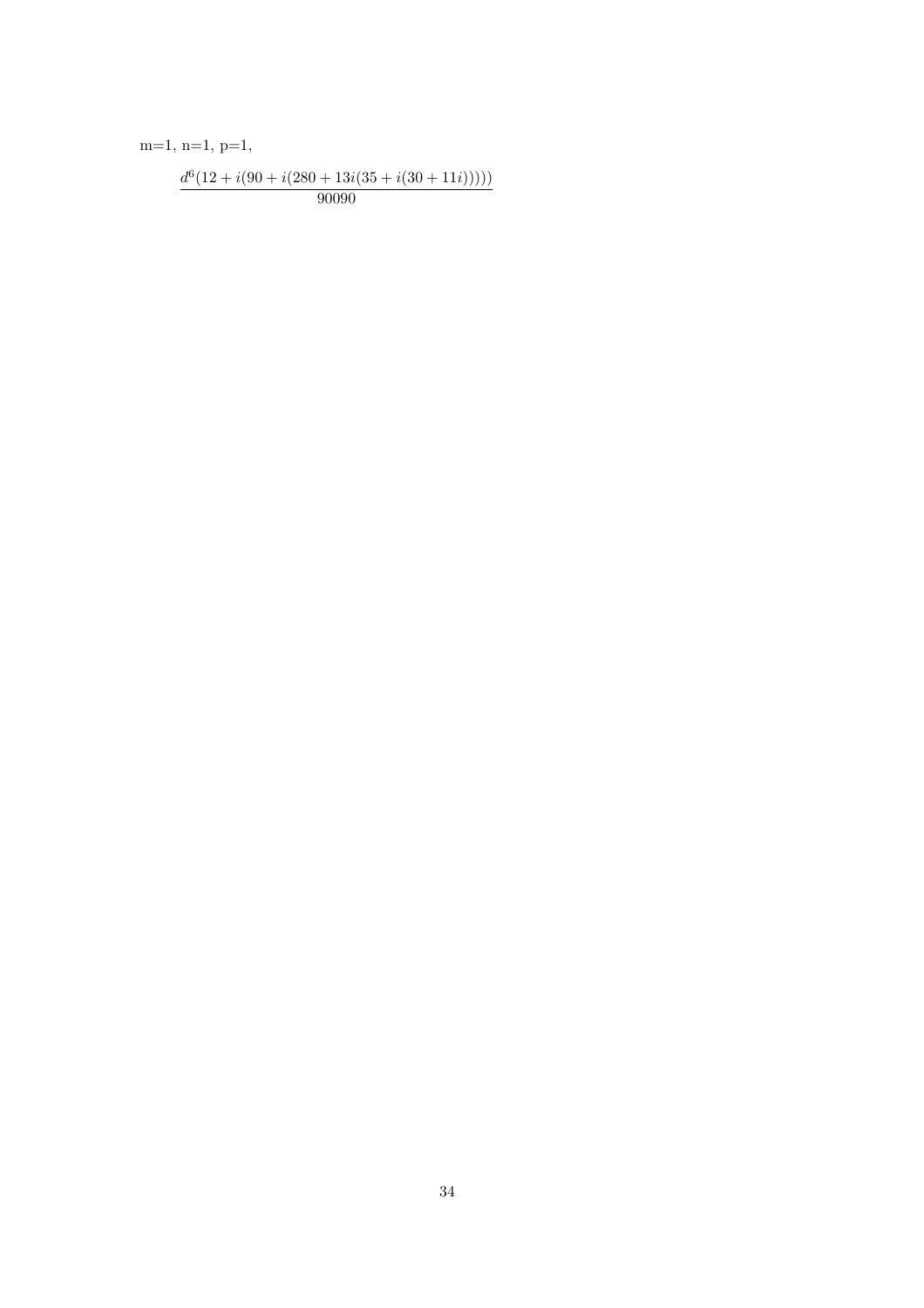m=1, n=1, p=1,

$$\frac{d^6(12+i(90+i(280+13i(35+i(30+11i)))))}{90090}$$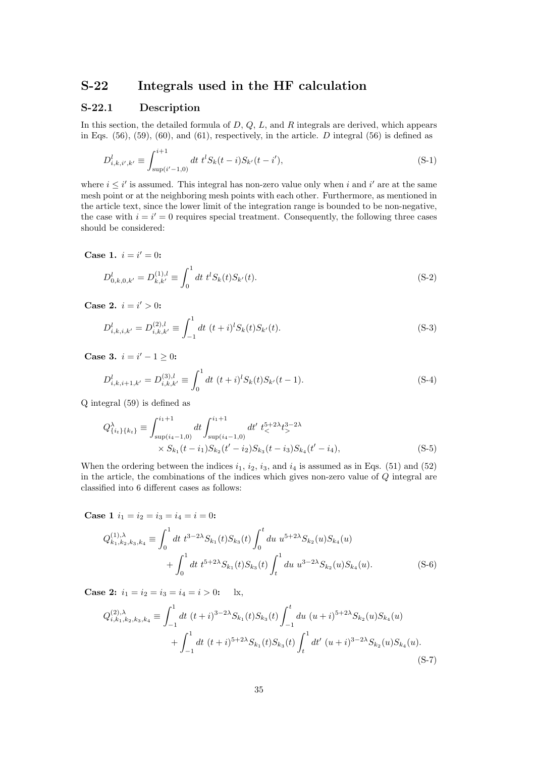## S-22 Integrals used in the HF calculation

### S-22.1 Description

In this section, the detailed formula of $D$, $Q$, $L$, and $R$ integrals are derived, which appears in Eqs. (56), (59), (60), and (61), respectively, in the article. $D$ integral (56) is defined as

$$D^{l}_{i,k,i',k'} \equiv \int_{\sup(i'-1,0)}^{i+1} dt\ t^{l} S_k(t-i) S_{k'}(t-i'), \tag{S-1}$$

where $i \leq i'$ is assumed. This integral has non-zero value only when $i$ and $i'$ are at the same mesh point or at the neighboring mesh points with each other. Furthermore, as mentioned in the article text, since the lower limit of the integration range is bounded to be non-negative, the case with $i = i' = 0$ requires special treatment. Consequently, the following three cases should be considered:

**Case 1.** $i = i' = 0$**:**

$$D^{l}_{0,k,0,k'} = D^{(1),l}_{k,k'} \equiv \int_0^1 dt\ t^{l} S_k(t) S_{k'}(t). \tag{S-2}$$

**Case 2.** $i = i' > 0$**:**

$$D^{l}_{i,k,i,k'} = D^{(2),l}_{i,k,k'} \equiv \int_{-1}^1 dt\ (t+i)^{l} S_k(t) S_{k'}(t). \tag{S-3}$$

**Case 3.** $i = i' - 1 \geq 0$**:**

$$D^{l}_{i,k,i+1,k'} = D^{(3),l}_{i,k,k'} \equiv \int_0^1 dt\ (t+i)^{l} S_k(t) S_{k'}(t-1). \tag{S-4}$$

Q integral (59) is defined as

$$\begin{aligned} Q^{\lambda}_{\{i_t\}\{k_t\}} \equiv &\int_{\sup(i_4-1,0)}^{i_1+1} dt \int_{\sup(i_4-1,0)}^{i_1+1} dt'\ t_<^{5+2\lambda} t_>^{3-2\lambda} \\ &\times S_{k_1}(t-i_1) S_{k_2}(t'-i_2) S_{k_3}(t-i_3) S_{k_4}(t'-i_4), \end{aligned} \tag{S-5}$$

When the ordering between the indices $i_1$, $i_2$, $i_3$, and $i_4$ is assumed as in Eqs. (51) and (52) in the article, the combinations of the indices which gives non-zero value of $Q$ integral are classified into 6 different cases as follows:

**Case 1** $i_1 = i_2 = i_3 = i_4 = i = 0$**:**

$$\begin{aligned} Q^{(1),\lambda}_{k_1,k_2,k_3,k_4} \equiv &\int_0^1 dt\ t^{3-2\lambda} S_{k_1}(t) S_{k_3}(t) \int_0^t du\ u^{5+2\lambda} S_{k_2}(u) S_{k_4}(u) \\ &+ \int_0^1 dt\ t^{5+2\lambda} S_{k_1}(t) S_{k_3}(t) \int_t^1 du\ u^{3-2\lambda} S_{k_2}(u) S_{k_4}(u). \end{aligned} \tag{S-6}$$

**Case 2:** $i_1 = i_2 = i_3 = i_4 = i > 0$**:** lx,

$$\begin{aligned} Q^{(2),\lambda}_{i,k_1,k_2,k_3,k_4} \equiv &\int_{-1}^1 dt\ (t+i)^{3-2\lambda} S_{k_1}(t) S_{k_3}(t) \int_{-1}^t du\ (u+i)^{5+2\lambda} S_{k_2}(u) S_{k_4}(u) \\ &+ \int_{-1}^1 dt\ (t+i)^{5+2\lambda} S_{k_1}(t) S_{k_3}(t) \int_t^1 dt'\ (u+i)^{3-2\lambda} S_{k_2}(u) S_{k_4}(u). \end{aligned} \tag{S-7}$$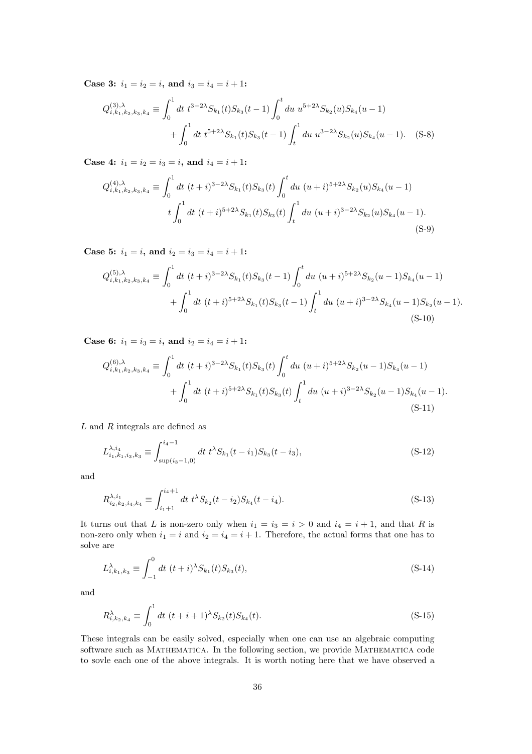**Case 3:** $i_1 = i_2 = i$**, and** $i_3 = i_4 = i+1$**:**

$$
\begin{aligned}
Q^{(3),\lambda}_{i,k_1,k_2,k_3,k_4} \equiv & \int_0^1 dt\ t^{3-2\lambda} S_{k_1}(t) S_{k_3}(t-1) \int_0^t du\ u^{5+2\lambda} S_{k_2}(u) S_{k_4}(u-1) \\
& + \int_0^1 dt\ t^{5+2\lambda} S_{k_1}(t) S_{k_3}(t-1) \int_t^1 du\ u^{3-2\lambda} S_{k_2}(u) S_{k_4}(u-1). \quad \text{(S-8)}
\end{aligned}
$$

**Case 4:** $i_1 = i_2 = i_3 = i$**, and** $i_4 = i+1$**:**

$$
\begin{aligned}
Q^{(4),\lambda}_{i,k_1,k_2,k_3,k_4} \equiv & \int_0^1 dt\ (t+i)^{3-2\lambda} S_{k_1}(t) S_{k_3}(t) \int_0^t du\ (u+i)^{5+2\lambda} S_{k_2}(u) S_{k_4}(u-1) \\
& t \int_0^1 dt\ (t+i)^{5+2\lambda} S_{k_1}(t) S_{k_3}(t) \int_t^1 du\ (u+i)^{3-2\lambda} S_{k_2}(u) S_{k_4}(u-1).
\end{aligned}
\quad \text{(S-9)}
$$

**Case 5:** $i_1 = i$**, and** $i_2 = i_3 = i_4 = i+1$**:**

$$
\begin{aligned}
Q^{(5),\lambda}_{i,k_1,k_2,k_3,k_4} \equiv & \int_0^1 dt\ (t+i)^{3-2\lambda} S_{k_1}(t) S_{k_3}(t-1) \int_0^t du\ (u+i)^{5+2\lambda} S_{k_2}(u-1) S_{k_4}(u-1) \\
& + \int_0^1 dt\ (t+i)^{5+2\lambda} S_{k_1}(t) S_{k_3}(t-1) \int_t^1 du\ (u+i)^{3-2\lambda} S_{k_4}(u-1) S_{k_2}(u-1).
\end{aligned}
\quad \text{(S-10)}
$$

**Case 6:** $i_1 = i_3 = i$**, and** $i_2 = i_4 = i+1$**:**

$$
\begin{aligned}
Q^{(6),\lambda}_{i,k_1,k_2,k_3,k_4} \equiv & \int_0^1 dt\ (t+i)^{3-2\lambda} S_{k_1}(t) S_{k_3}(t) \int_0^t du\ (u+i)^{5+2\lambda} S_{k_2}(u-1) S_{k_4}(u-1) \\
& + \int_0^1 dt\ (t+i)^{5+2\lambda} S_{k_1}(t) S_{k_3}(t) \int_t^1 du\ (u+i)^{3-2\lambda} S_{k_2}(u-1) S_{k_4}(u-1).
\end{aligned}
\quad \text{(S-11)}
$$

$L$ and $R$ integrals are defined as

$$
L^{\lambda,i_4}_{i_1,k_1,i_3,k_3} \equiv \int_{\sup(i_3-1,0)}^{i_4-1} dt\ t^{\lambda} S_{k_1}(t-i_1) S_{k_3}(t-i_3), \quad \text{(S-12)}
$$

and

$$
R^{\lambda,i_1}_{i_2,k_2,i_4,k_4} \equiv \int_{i_1+1}^{i_4+1} dt\ t^{\lambda} S_{k_2}(t-i_2) S_{k_4}(t-i_4). \quad \text{(S-13)}
$$

It turns out that $L$ is non-zero only when $i_1 = i_3 = i > 0$ and $i_4 = i+1$, and that $R$ is non-zero only when $i_1 = i$ and $i_2 = i_4 = i+1$. Therefore, the actual forms that one has to solve are

$$
L^{\lambda}_{i,k_1,k_3} \equiv \int_{-1}^{0} dt\ (t+i)^{\lambda} S_{k_1}(t) S_{k_3}(t), \quad \text{(S-14)}
$$

and

$$
R^{\lambda}_{i,k_2,k_4} \equiv \int_{0}^{1} dt\ (t+i+1)^{\lambda} S_{k_2}(t) S_{k_4}(t). \quad \text{(S-15)}
$$

These integrals can be easily solved, especially when one can use an algebraic computing software such as MATHEMATICA. In the following section, we provide MATHEMATICA code to sovle each one of the above integrals. It is worth noting here that we have observed a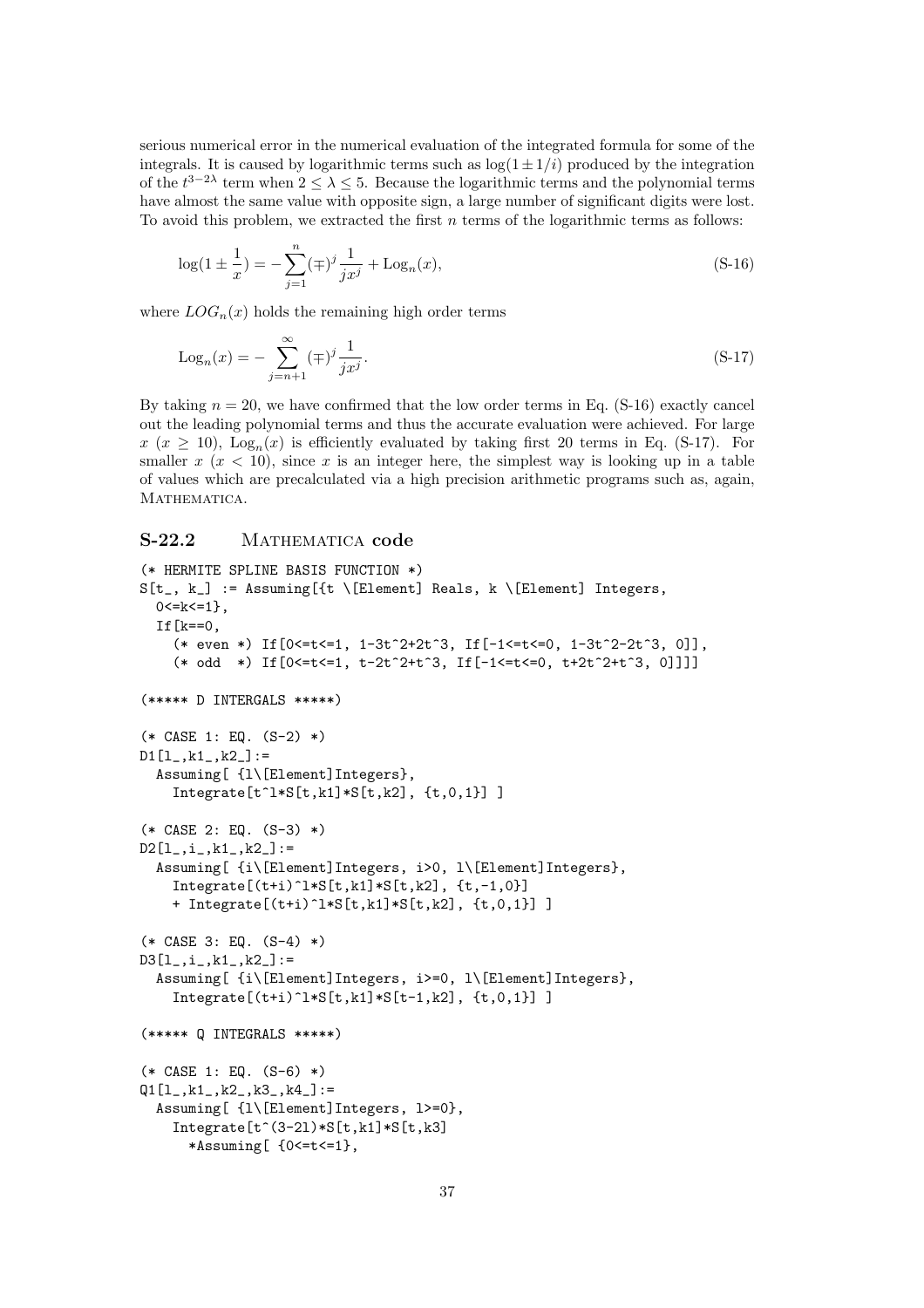serious numerical error in the numerical evaluation of the integrated formula for some of the integrals. It is caused by logarithmic terms such as $\log(1 \pm 1/i)$ produced by the integration of the $t^{3-2\lambda}$ term when $2 \leq \lambda \leq 5$. Because the logarithmic terms and the polynomial terms have almost the same value with opposite sign, a large number of significant digits were lost. To avoid this problem, we extracted the first $n$ terms of the logarithmic terms as follows:

$$\log(1 \pm \frac{1}{x}) = -\sum_{j=1}^{n} (\mp)^j \frac{1}{jx^j} + \mathrm{Log}_n(x), \tag{S-16}$$

where $LOG_n(x)$ holds the remaining high order terms

$$\mathrm{Log}_n(x) = -\sum_{j=n+1}^{\infty} (\mp)^j \frac{1}{jx^j}. \tag{S-17}$$

By taking $n = 20$, we have confirmed that the low order terms in Eq. (S-16) exactly cancel out the leading polynomial terms and thus the accurate evaluation were achieved. For large $x$ ($x \geq 10$), $\mathrm{Log}_n(x)$ is efficiently evaluated by taking first 20 terms in Eq. (S-17). For smaller $x$ ($x < 10$), since $x$ is an integer here, the simplest way is looking up in a table of values which are precalculated via a high precision arithmetic programs such as, again, Mathematica.

## S-22.2 Mathematica code

```
(* HERMITE SPLINE BASIS FUNCTION *)
S[t_, k_] := Assuming[{t \[Element] Reals, k \[Element] Integers,
  0<=k<=1},
  If[k==0,
    (* even *) If[0<=t<=1, 1-3t^2+2t^3, If[-1<=t<=0, 1-3t^2-2t^3, 0]],
    (* odd  *) If[0<=t<=1, t-2t^2+t^3, If[-1<=t<=0, t+2t^2+t^3, 0]]]]

(***** D INTERGALS *****)

(* CASE 1: EQ. (S-2) *)
D1[l_,k1_,k2_]:=
  Assuming[ {l\[Element]Integers},
    Integrate[t^l*S[t,k1]*S[t,k2], {t,0,1}] ]

(* CASE 2: EQ. (S-3) *)
D2[l_,i_,k1_,k2_]:=
  Assuming[ {i\[Element]Integers, i>0, l\[Element]Integers},
    Integrate[(t+i)^l*S[t,k1]*S[t,k2], {t,-1,0}]
    + Integrate[(t+i)^l*S[t,k1]*S[t,k2], {t,0,1}] ]

(* CASE 3: EQ. (S-4) *)
D3[l_,i_,k1_,k2_]:=
  Assuming[ {i\[Element]Integers, i>=0, l\[Element]Integers},
    Integrate[(t+i)^l*S[t,k1]*S[t-1,k2], {t,0,1}] ]

(***** Q INTEGRALS *****)

(* CASE 1: EQ. (S-6) *)
Q1[l_,k1_,k2_,k3_,k4_]:=
  Assuming[ {l\[Element]Integers, l>=0},
    Integrate[t^(3-2l)*S[t,k1]*S[t,k3]
      *Assuming[ {0<=t<=1},
```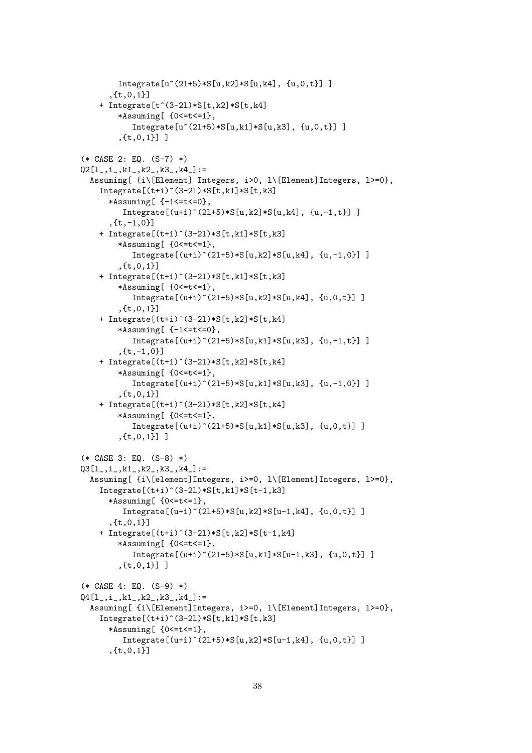```
        Integrate[u^(2l+5)*S[u,k2]*S[u,k4], {u,0,t}] ]
      ,{t,0,1}]
    + Integrate[t^(3-2l)*S[t,k2]*S[t,k4]
        *Assuming[ {0<=t<=1},
           Integrate[u^(2l+5)*S[u,k1]*S[u,k3], {u,0,t}] ]
        ,{t,0,1}] ]

(* CASE 2: EQ. (S-7) *)
Q2[l_,i_,k1_,k2_,k3_,k4_]:=
  Assuming[ {i\[Element] Integers, i>0, l\[Element]Integers, l>=0},
    Integrate[(t+i)^(3-2l)*S[t,k1]*S[t,k3]
      *Assuming[ {-1<=t<=0},
         Integrate[(u+i)^(2l+5)*S[u,k2]*S[u,k4], {u,-1,t}] ]
      ,{t,-1,0}]
    + Integrate[(t+i)^(3-2l)*S[t,k1]*S[t,k3]
        *Assuming[ {0<=t<=1},
           Integrate[(u+i)^(2l+5)*S[u,k2]*S[u,k4], {u,-1,0}] ]
        ,{t,0,1}]
    + Integrate[(t+i)^(3-2l)*S[t,k1]*S[t,k3]
        *Assuming[ {0<=t<=1},
           Integrate[(u+i)^(2l+5)*S[u,k2]*S[u,k4], {u,0,t}] ]
        ,{t,0,1}]
    + Integrate[(t+i)^(3-2l)*S[t,k2]*S[t,k4]
        *Assuming[ {-1<=t<=0},
           Integrate[(u+i)^(2l+5)*S[u,k1]*S[u,k3], {u,-1,t}] ]
        ,{t,-1,0}]
    + Integrate[(t+i)^(3-2l)*S[t,k2]*S[t,k4]
        *Assuming[ {0<=t<=1},
           Integrate[(u+i)^(2l+5)*S[u,k1]*S[u,k3], {u,-1,0}] ]
        ,{t,0,1}]
    + Integrate[(t+i)^(3-2l)*S[t,k2]*S[t,k4]
        *Assuming[ {0<=t<=1},
           Integrate[(u+i)^(2l+5)*S[u,k1]*S[u,k3], {u,0,t}] ]
        ,{t,0,1}] ]

(* CASE 3: EQ. (S-8) *)
Q3[l_,i_,k1_,k2_,k3_,k4_]:=
  Assuming[ {i\[element]Integers, i>=0, l\[Element]Integers, l>=0},
    Integrate[(t+i)^(3-2l)*S[t,k1]*S[t-1,k3]
      *Assuming[ {0<=t<=1},
         Integrate[(u+i)^(2l+5)*S[u,k2]*S[u-1,k4], {u,0,t}] ]
      ,{t,0,1}]
    + Integrate[(t+i)^(3-2l)*S[t,k2]*S[t-1,k4]
        *Assuming[ {0<=t<=1},
           Integrate[(u+i)^(2l+5)*S[u,k1]*S[u-1,k3], {u,0,t}] ]
        ,{t,0,1}] ]

(* CASE 4: EQ. (S-9) *)
Q4[l_,i_,k1_,k2_,k3_,k4_]:=
  Assuming[ {i\[Element]Integers, i>=0, l\[Element]Integers, l>=0},
    Integrate[(t+i)^(3-2l)*S[t,k1]*S[t,k3]
      *Assuming[ {0<=t<=1},
         Integrate[(u+i)^(2l+5)*S[u,k2]*S[u-1,k4], {u,0,t}] ]
      ,{t,0,1}]
```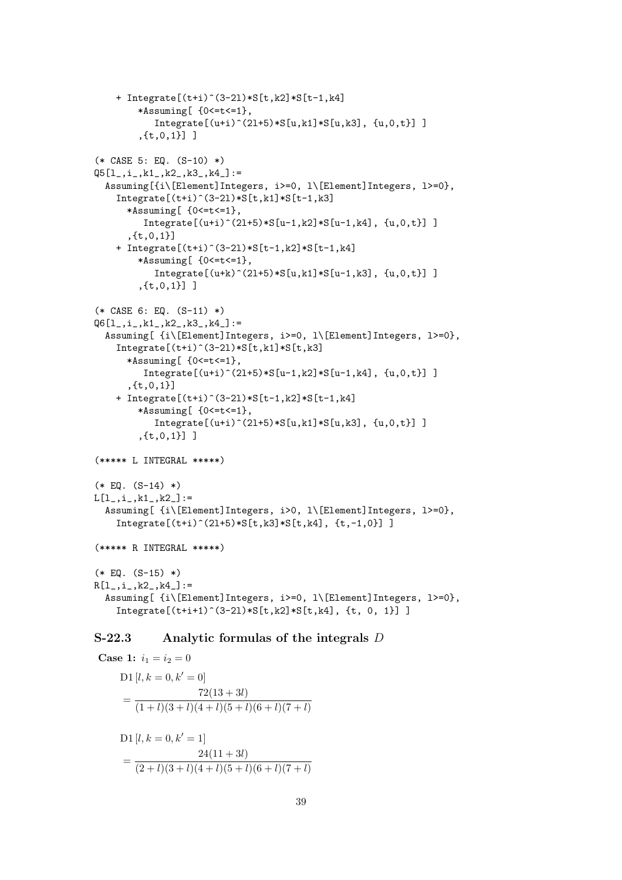```
    + Integrate[(t+i)^(3-2l)*S[t,k2]*S[t-1,k4]
        *Assuming[ {0<=t<=1},
           Integrate[(u+i)^(2l+5)*S[u,k1]*S[u,k3], {u,0,t}] ]
        ,{t,0,1}] ]

(* CASE 5: EQ. (S-10) *)
Q5[l_,i_,k1_,k2_,k3_,k4_]:=
  Assuming[{i\[Element]Integers, i>=0, l\[Element]Integers, l>=0},
    Integrate[(t+i)^(3-2l)*S[t,k1]*S[t-1,k3]
      *Assuming[ {0<=t<=1},
         Integrate[(u+i)^(2l+5)*S[u-1,k2]*S[u-1,k4], {u,0,t}] ]
      ,{t,0,1}]
    + Integrate[(t+i)^(3-2l)*S[t-1,k2]*S[t-1,k4]
        *Assuming[ {0<=t<=1},
           Integrate[(u+k)^(2l+5)*S[u,k1]*S[u-1,k3], {u,0,t}] ]
        ,{t,0,1}] ]

(* CASE 6: EQ. (S-11) *)
Q6[l_,i_,k1_,k2_,k3_,k4_]:=
  Assuming[ {i\[Element]Integers, i>=0, l\[Element]Integers, l>=0},
    Integrate[(t+i)^(3-2l)*S[t,k1]*S[t,k3]
      *Assuming[ {0<=t<=1},
         Integrate[(u+i)^(2l+5)*S[u-1,k2]*S[u-1,k4], {u,0,t}] ]
      ,{t,0,1}]
    + Integrate[(t+i)^(3-2l)*S[t-1,k2]*S[t-1,k4]
        *Assuming[ {0<=t<=1},
           Integrate[(u+i)^(2l+5)*S[u,k1]*S[u,k3], {u,0,t}] ]
        ,{t,0,1}] ]

(***** L INTEGRAL *****)

(* EQ. (S-14) *)
L[l_,i_,k1_,k2_]:=
  Assuming[ {i\[Element]Integers, i>0, l\[Element]Integers, l>=0},
    Integrate[(t+i)^(2l+5)*S[t,k3]*S[t,k4], {t,-1,0}] ]

(***** R INTEGRAL *****)

(* EQ. (S-15) *)
R[l_,i_,k2_,k4_]:=
  Assuming[ {i\[Element]Integers, i>=0, l\[Element]Integers, l>=0},
    Integrate[(t+i+1)^(3-2l)*S[t,k2]*S[t,k4], {t, 0, 1}] ]
```

### S-22.3 Analytic formulas of the integrals $D$

**Case 1:** $i_1 = i_2 = 0$

$$
\begin{aligned}
&\mathrm{D1}\left[l, k=0, k'=0\right] \\
&= \frac{72(13+3l)}{(1+l)(3+l)(4+l)(5+l)(6+l)(7+l)}
\end{aligned}
$$

$$
\begin{aligned}
&\mathrm{D1}\left[l, k=0, k'=1\right] \\
&= \frac{24(11+3l)}{(2+l)(3+l)(4+l)(5+l)(6+l)(7+l)}
\end{aligned}
$$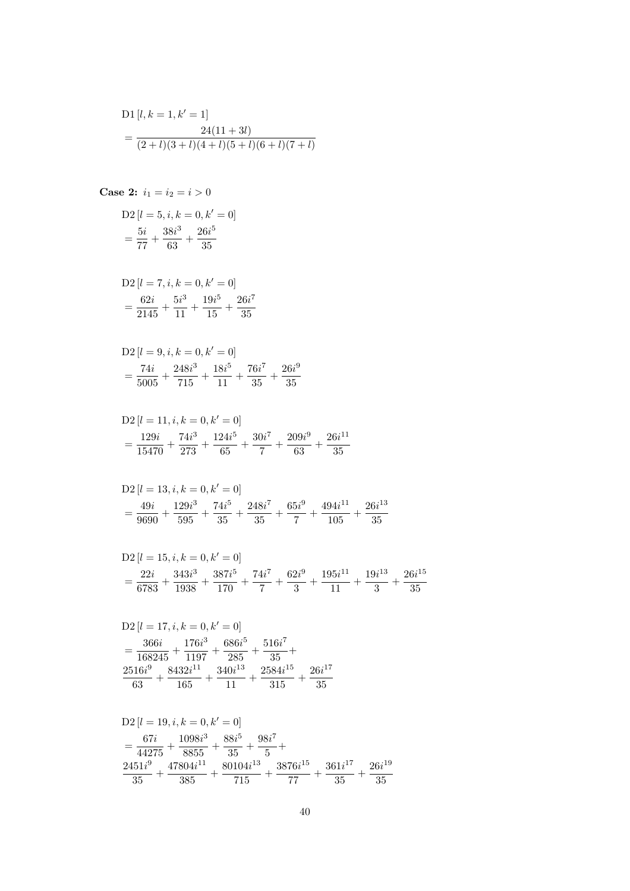$$
\begin{aligned}
&\mathrm{D1}\left[l, k=1, k'=1\right] \\
&= \frac{24(11+3l)}{(2+l)(3+l)(4+l)(5+l)(6+l)(7+l)}
\end{aligned}
$$

**Case 2:** $i_1 = i_2 = i > 0$

$$
\begin{aligned}
&\mathrm{D2}\left[l=5, i, k=0, k'=0\right] \\
&= \frac{5i}{77} + \frac{38i^3}{63} + \frac{26i^5}{35}
\end{aligned}
$$

$$
\begin{aligned}
&\mathrm{D2}\left[l=7, i, k=0, k'=0\right] \\
&= \frac{62i}{2145} + \frac{5i^3}{11} + \frac{19i^5}{15} + \frac{26i^7}{35}
\end{aligned}
$$

$$
\begin{aligned}
&\mathrm{D2}\left[l=9, i, k=0, k'=0\right] \\
&= \frac{74i}{5005} + \frac{248i^3}{715} + \frac{18i^5}{11} + \frac{76i^7}{35} + \frac{26i^9}{35}
\end{aligned}
$$

$$
\begin{aligned}
&\mathrm{D2}\left[l=11, i, k=0, k'=0\right] \\
&= \frac{129i}{15470} + \frac{74i^3}{273} + \frac{124i^5}{65} + \frac{30i^7}{7} + \frac{209i^9}{63} + \frac{26i^{11}}{35}
\end{aligned}
$$

$$
\begin{aligned}
&\mathrm{D2}\left[l=13, i, k=0, k'=0\right] \\
&= \frac{49i}{9690} + \frac{129i^3}{595} + \frac{74i^5}{35} + \frac{248i^7}{35} + \frac{65i^9}{7} + \frac{494i^{11}}{105} + \frac{26i^{13}}{35}
\end{aligned}
$$

$$
\begin{aligned}
&\mathrm{D2}\left[l=15, i, k=0, k'=0\right] \\
&= \frac{22i}{6783} + \frac{343i^3}{1938} + \frac{387i^5}{170} + \frac{74i^7}{7} + \frac{62i^9}{3} + \frac{195i^{11}}{11} + \frac{19i^{13}}{3} + \frac{26i^{15}}{35}
\end{aligned}
$$

$$
\begin{aligned}
&\mathrm{D2}\left[l=17, i, k=0, k'=0\right] \\
&= \frac{366i}{168245} + \frac{176i^3}{1197} + \frac{686i^5}{285} + \frac{516i^7}{35} + \\
&\frac{2516i^9}{63} + \frac{8432i^{11}}{165} + \frac{340i^{13}}{11} + \frac{2584i^{15}}{315} + \frac{26i^{17}}{35}
\end{aligned}
$$

$$
\begin{aligned}
&\mathrm{D2}\left[l=19, i, k=0, k'=0\right] \\
&= \frac{67i}{44275} + \frac{1098i^3}{8855} + \frac{88i^5}{35} + \frac{98i^7}{5} + \\
&\frac{2451i^9}{35} + \frac{47804i^{11}}{385} + \frac{80104i^{13}}{715} + \frac{3876i^{15}}{77} + \frac{361i^{17}}{35} + \frac{26i^{19}}{35}
\end{aligned}
$$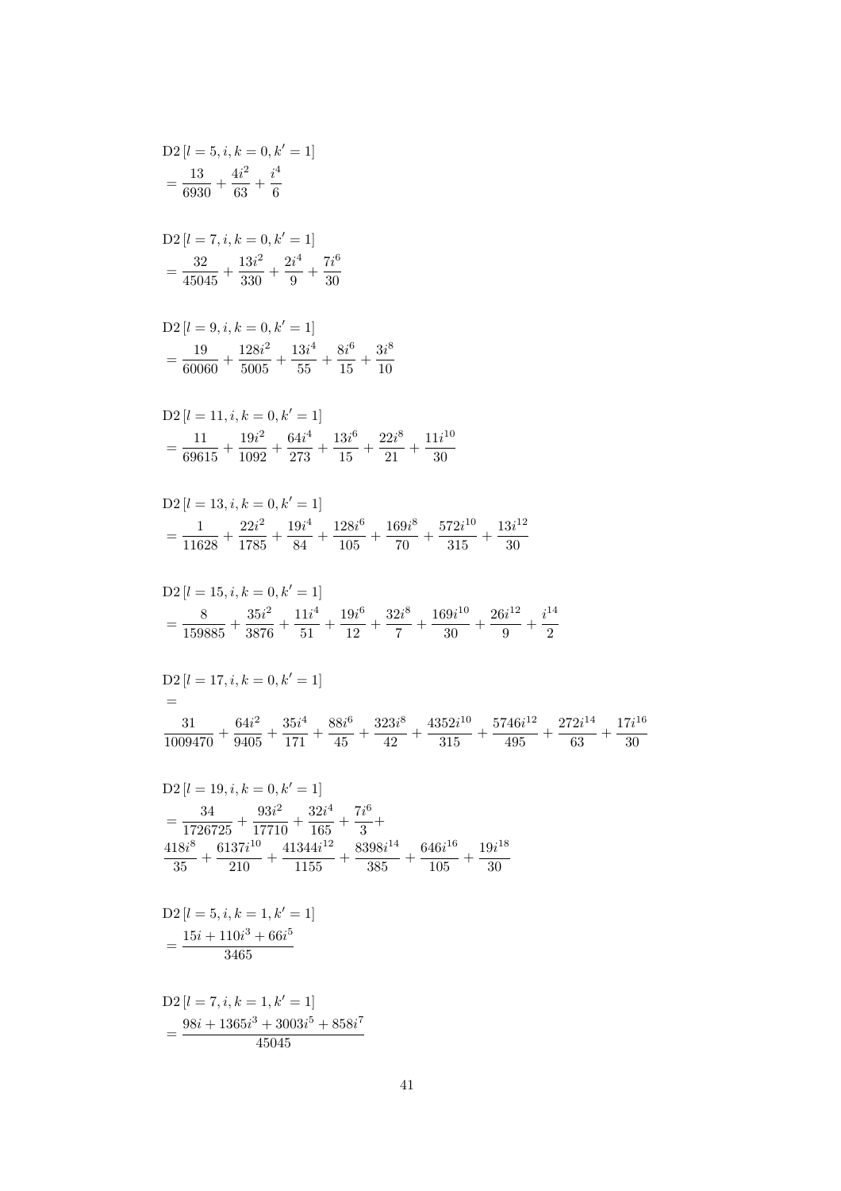$$\mathrm{D2}\left[l=5,i,k=0,k'=1\right] = \frac{13}{6930}+\frac{4i^2}{63}+\frac{i^4}{6}$$

$$\mathrm{D2}\left[l=7,i,k=0,k'=1\right] = \frac{32}{45045}+\frac{13i^2}{330}+\frac{2i^4}{9}+\frac{7i^6}{30}$$

$$\mathrm{D2}\left[l=9,i,k=0,k'=1\right] = \frac{19}{60060}+\frac{128i^2}{5005}+\frac{13i^4}{55}+\frac{8i^6}{15}+\frac{3i^8}{10}$$

$$\mathrm{D2}\left[l=11,i,k=0,k'=1\right] = \frac{11}{69615}+\frac{19i^2}{1092}+\frac{64i^4}{273}+\frac{13i^6}{15}+\frac{22i^8}{21}+\frac{11i^{10}}{30}$$

$$\mathrm{D2}\left[l=13,i,k=0,k'=1\right] = \frac{1}{11628}+\frac{22i^2}{1785}+\frac{19i^4}{84}+\frac{128i^6}{105}+\frac{169i^8}{70}+\frac{572i^{10}}{315}+\frac{13i^{12}}{30}$$

$$\mathrm{D2}\left[l=15,i,k=0,k'=1\right] = \frac{8}{159885}+\frac{35i^2}{3876}+\frac{11i^4}{51}+\frac{19i^6}{12}+\frac{32i^8}{7}+\frac{169i^{10}}{30}+\frac{26i^{12}}{9}+\frac{i^{14}}{2}$$

$$\mathrm{D2}\left[l=17,i,k=0,k'=1\right] = \frac{31}{1009470}+\frac{64i^2}{9405}+\frac{35i^4}{171}+\frac{88i^6}{45}+\frac{323i^8}{42}+\frac{4352i^{10}}{315}+\frac{5746i^{12}}{495}+\frac{272i^{14}}{63}+\frac{17i^{16}}{30}$$

$$\mathrm{D2}\left[l=19,i,k=0,k'=1\right] = \frac{34}{1726725}+\frac{93i^2}{17710}+\frac{32i^4}{165}+\frac{7i^6}{3}+ \frac{418i^8}{35}+\frac{6137i^{10}}{210}+\frac{41344i^{12}}{1155}+\frac{8398i^{14}}{385}+\frac{646i^{16}}{105}+\frac{19i^{18}}{30}$$

$$\mathrm{D2}\left[l=5,i,k=1,k'=1\right] = \frac{15i+110i^3+66i^5}{3465}$$

$$\mathrm{D2}\left[l=7,i,k=1,k'=1\right] = \frac{98i+1365i^3+3003i^5+858i^7}{45045}$$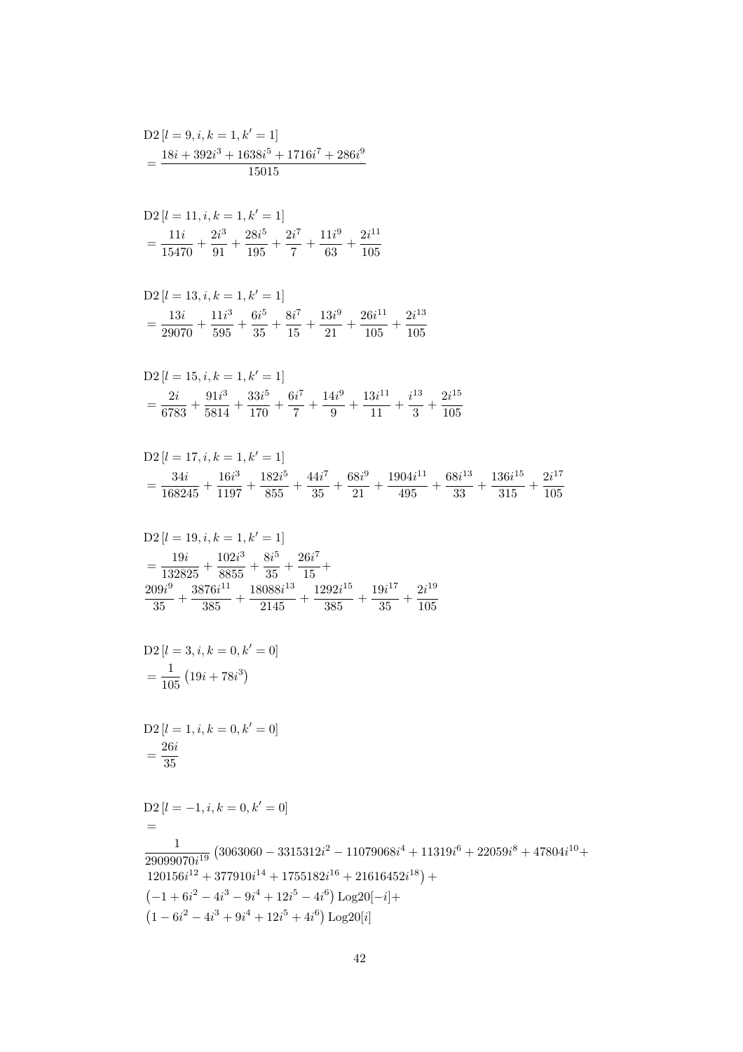$$\mathrm{D2}\left[l=9,i,k=1,k'=1\right]$$
$$=\frac{18i+392i^3+1638i^5+1716i^7+286i^9}{15015}$$

$$\mathrm{D2}\left[l=11,i,k=1,k'=1\right]$$
$$=\frac{11i}{15470}+\frac{2i^3}{91}+\frac{28i^5}{195}+\frac{2i^7}{7}+\frac{11i^9}{63}+\frac{2i^{11}}{105}$$

$$\mathrm{D2}\left[l=13,i,k=1,k'=1\right]$$
$$=\frac{13i}{29070}+\frac{11i^3}{595}+\frac{6i^5}{35}+\frac{8i^7}{15}+\frac{13i^9}{21}+\frac{26i^{11}}{105}+\frac{2i^{13}}{105}$$

$$\mathrm{D2}\left[l=15,i,k=1,k'=1\right]$$
$$=\frac{2i}{6783}+\frac{91i^3}{5814}+\frac{33i^5}{170}+\frac{6i^7}{7}+\frac{14i^9}{9}+\frac{13i^{11}}{11}+\frac{i^{13}}{3}+\frac{2i^{15}}{105}$$

$$\mathrm{D2}\left[l=17,i,k=1,k'=1\right]$$
$$=\frac{34i}{168245}+\frac{16i^3}{1197}+\frac{182i^5}{855}+\frac{44i^7}{35}+\frac{68i^9}{21}+\frac{1904i^{11}}{495}+\frac{68i^{13}}{33}+\frac{136i^{15}}{315}+\frac{2i^{17}}{105}$$

$$\mathrm{D2}\left[l=19,i,k=1,k'=1\right]$$
$$=\frac{19i}{132825}+\frac{102i^3}{8855}+\frac{8i^5}{35}+\frac{26i^7}{15}+$$
$$\frac{209i^9}{35}+\frac{3876i^{11}}{385}+\frac{18088i^{13}}{2145}+\frac{1292i^{15}}{385}+\frac{19i^{17}}{35}+\frac{2i^{19}}{105}$$

$$\mathrm{D2}\left[l=3,i,k=0,k'=0\right]$$
$$=\frac{1}{105}\left(19i+78i^3\right)$$

$$\mathrm{D2}\left[l=1,i,k=0,k'=0\right]$$
$$=\frac{26i}{35}$$

$$\mathrm{D2}\left[l=-1,i,k=0,k'=0\right]$$
$$=$$
$$\frac{1}{29099070i^{19}}\left(3063060-3315312i^2-11079068i^4+11319i^6+22059i^8+47804i^{10}+\right.$$
$$\left.120156i^{12}+377910i^{14}+1755182i^{16}+21616452i^{18}\right)+$$
$$\left(-1+6i^2-4i^3-9i^4+12i^5-4i^6\right)\mathrm{Log20}[-i]+$$
$$\left(1-6i^2-4i^3+9i^4+12i^5+4i^6\right)\mathrm{Log20}[i]$$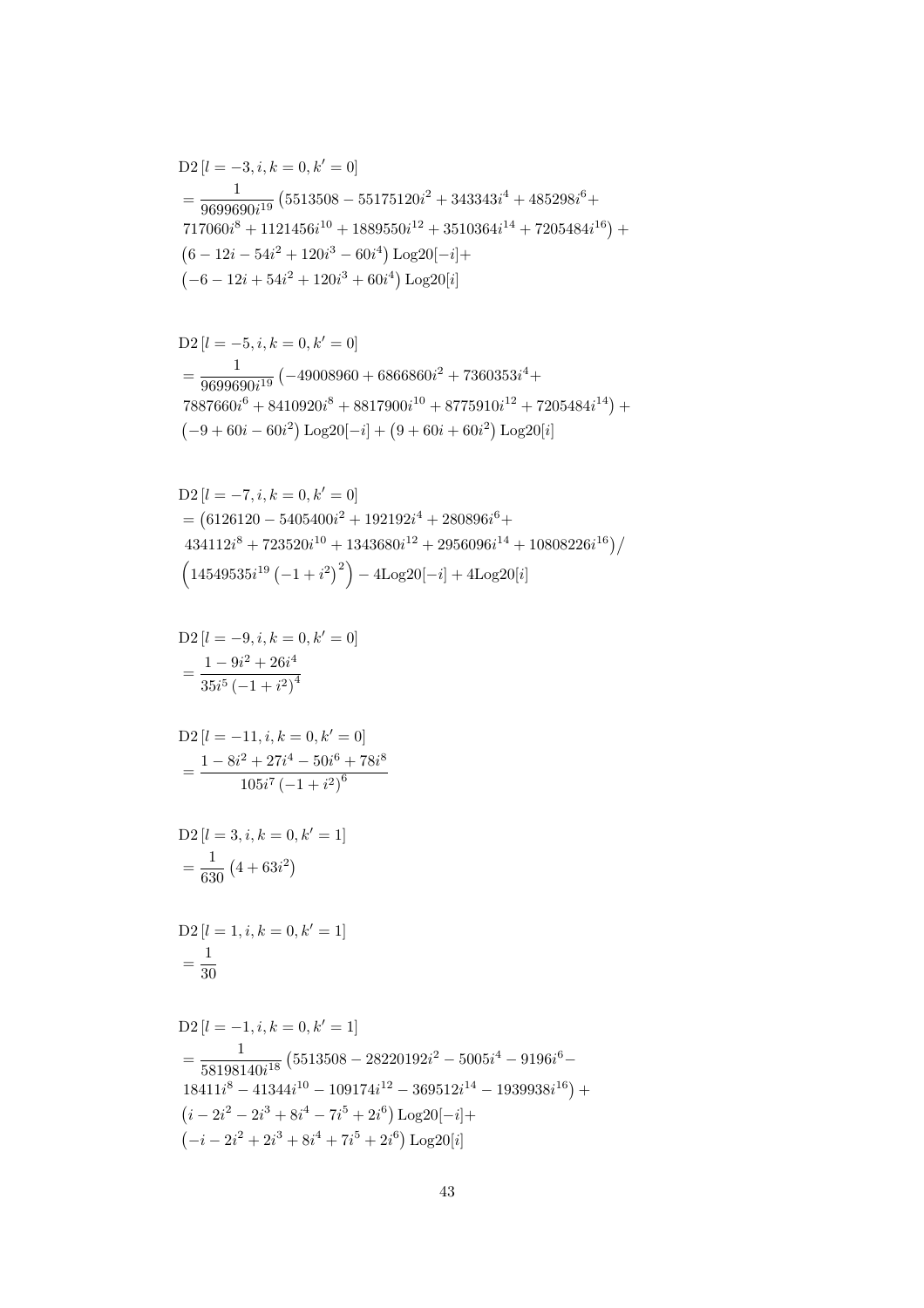$$\text{D2}\left[l=-3,i,k=0,k'=0\right]$$
$$=\frac{1}{9699690i^{19}}\left(5513508-55175120i^2+343343i^4+485298i^6+\right.$$
$$\left.717060i^8+1121456i^{10}+1889550i^{12}+3510364i^{14}+7205484i^{16}\right)+$$
$$\left(6-12i-54i^2+120i^3-60i^4\right)\text{Log20}[-i]+$$
$$\left(-6-12i+54i^2+120i^3+60i^4\right)\text{Log20}[i]$$

$$\text{D2}\left[l=-5,i,k=0,k'=0\right]$$
$$=\frac{1}{9699690i^{19}}\left(-49008960+6866860i^2+7360353i^4+\right.$$
$$\left.7887660i^6+8410920i^8+8817900i^{10}+8775910i^{12}+7205484i^{14}\right)+$$
$$\left(-9+60i-60i^2\right)\text{Log20}[-i]+\left(9+60i+60i^2\right)\text{Log20}[i]$$

$$\text{D2}\left[l=-7,i,k=0,k'=0\right]$$
$$=\left(6126120-5405400i^2+192192i^4+280896i^6+\right.$$
$$\left.434112i^8+723520i^{10}+1343680i^{12}+2956096i^{14}+10808226i^{16}\right)/$$
$$\left(14549535i^{19}\left(-1+i^2\right)^2\right)-4\text{Log20}[-i]+4\text{Log20}[i]$$

$$\text{D2}\left[l=-9,i,k=0,k'=0\right]$$
$$=\frac{1-9i^2+26i^4}{35i^5\left(-1+i^2\right)^4}$$

$$\text{D2}\left[l=-11,i,k=0,k'=0\right]$$
$$=\frac{1-8i^2+27i^4-50i^6+78i^8}{105i^7\left(-1+i^2\right)^6}$$

$$\text{D2}\left[l=3,i,k=0,k'=1\right]$$
$$=\frac{1}{630}\left(4+63i^2\right)$$

$$\text{D2}\left[l=1,i,k=0,k'=1\right]$$
$$=\frac{1}{30}$$

$$\text{D2}\left[l=-1,i,k=0,k'=1\right]$$
$$=\frac{1}{58198140i^{18}}\left(5513508-28220192i^2-5005i^4-9196i^6-\right.$$
$$\left.18411i^8-41344i^{10}-109174i^{12}-369512i^{14}-1939938i^{16}\right)+$$
$$\left(i-2i^2-2i^3+8i^4-7i^5+2i^6\right)\text{Log20}[-i]+$$
$$\left(-i-2i^2+2i^3+8i^4+7i^5+2i^6\right)\text{Log20}[i]$$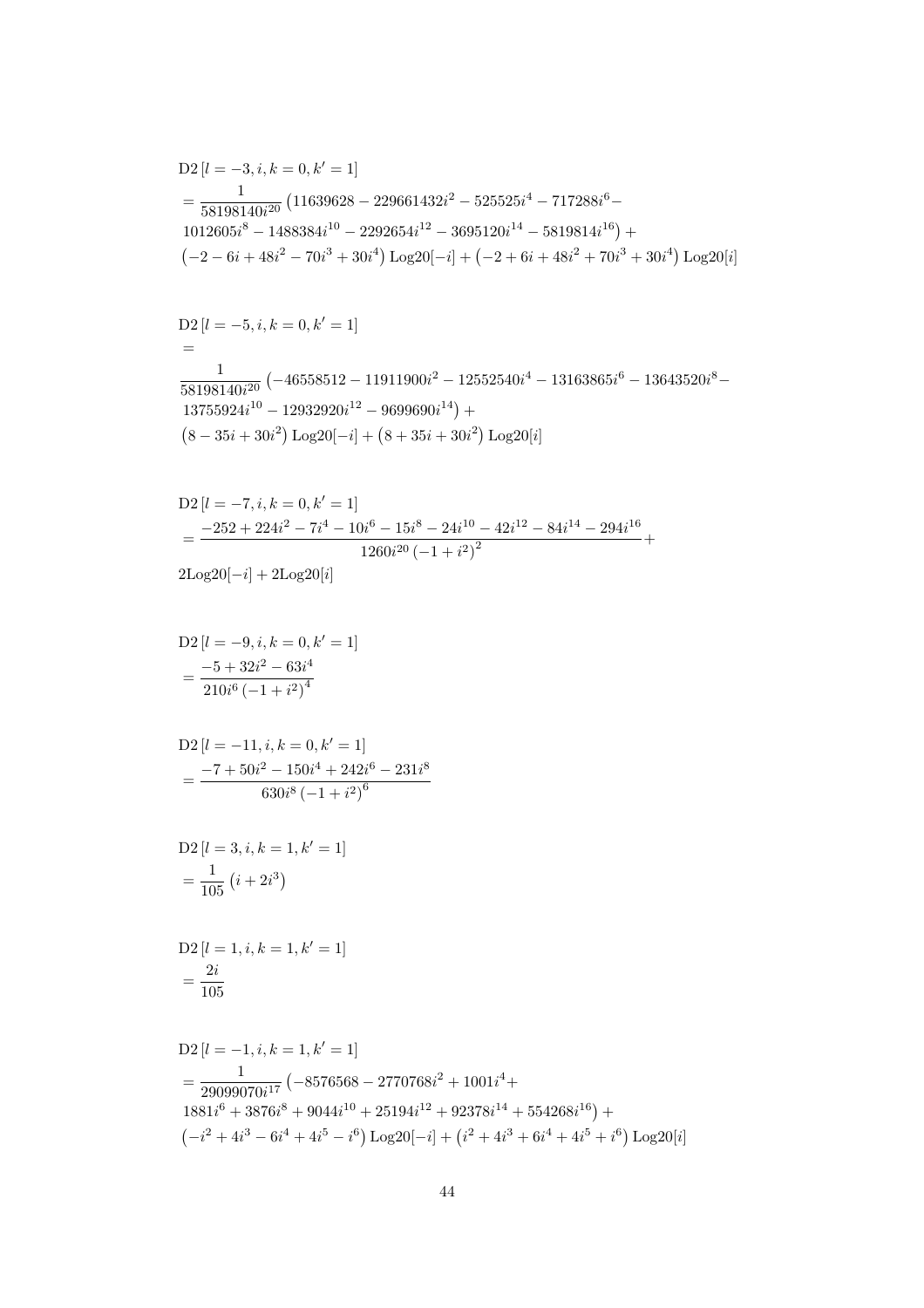$$\mathrm{D2}\left[l=-3,i,k=0,k'=1\right]$$
$$=\frac{1}{58198140i^{20}}\left(11639628-229661432i^2-525525i^4-717288i^6-\right.$$
$$\left.1012605i^8-1488384i^{10}-2292654i^{12}-3695120i^{14}-5819814i^{16}\right)+$$
$$\left(-2-6i+48i^2-70i^3+30i^4\right)\mathrm{Log20}[-i]+\left(-2+6i+48i^2+70i^3+30i^4\right)\mathrm{Log20}[i]$$

$$\mathrm{D2}\left[l=-5,i,k=0,k'=1\right]$$
$$=$$
$$\frac{1}{58198140i^{20}}\left(-46558512-11911900i^2-12552540i^4-13163865i^6-13643520i^8-\right.$$
$$\left.13755924i^{10}-12932920i^{12}-9699690i^{14}\right)+$$
$$\left(8-35i+30i^2\right)\mathrm{Log20}[-i]+\left(8+35i+30i^2\right)\mathrm{Log20}[i]$$

$$\mathrm{D2}\left[l=-7,i,k=0,k'=1\right]$$
$$=\frac{-252+224i^2-7i^4-10i^6-15i^8-24i^{10}-42i^{12}-84i^{14}-294i^{16}}{1260i^{20}\left(-1+i^2\right)^2}+$$
$$2\mathrm{Log20}[-i]+2\mathrm{Log20}[i]$$

$$\mathrm{D2}\left[l=-9,i,k=0,k'=1\right]$$
$$=\frac{-5+32i^2-63i^4}{210i^6\left(-1+i^2\right)^4}$$

$$\mathrm{D2}\left[l=-11,i,k=0,k'=1\right]$$
$$=\frac{-7+50i^2-150i^4+242i^6-231i^8}{630i^8\left(-1+i^2\right)^6}$$

$$\mathrm{D2}\left[l=3,i,k=1,k'=1\right]$$
$$=\frac{1}{105}\left(i+2i^3\right)$$

$$\mathrm{D2}\left[l=1,i,k=1,k'=1\right]$$
$$=\frac{2i}{105}$$

$$\mathrm{D2}\left[l=-1,i,k=1,k'=1\right]$$
$$=\frac{1}{29099070i^{17}}\left(-8576568-2770768i^2+1001i^4+\right.$$
$$\left.1881i^6+3876i^8+9044i^{10}+25194i^{12}+92378i^{14}+554268i^{16}\right)+$$
$$\left(-i^2+4i^3-6i^4+4i^5-i^6\right)\mathrm{Log20}[-i]+\left(i^2+4i^3+6i^4+4i^5+i^6\right)\mathrm{Log20}[i]$$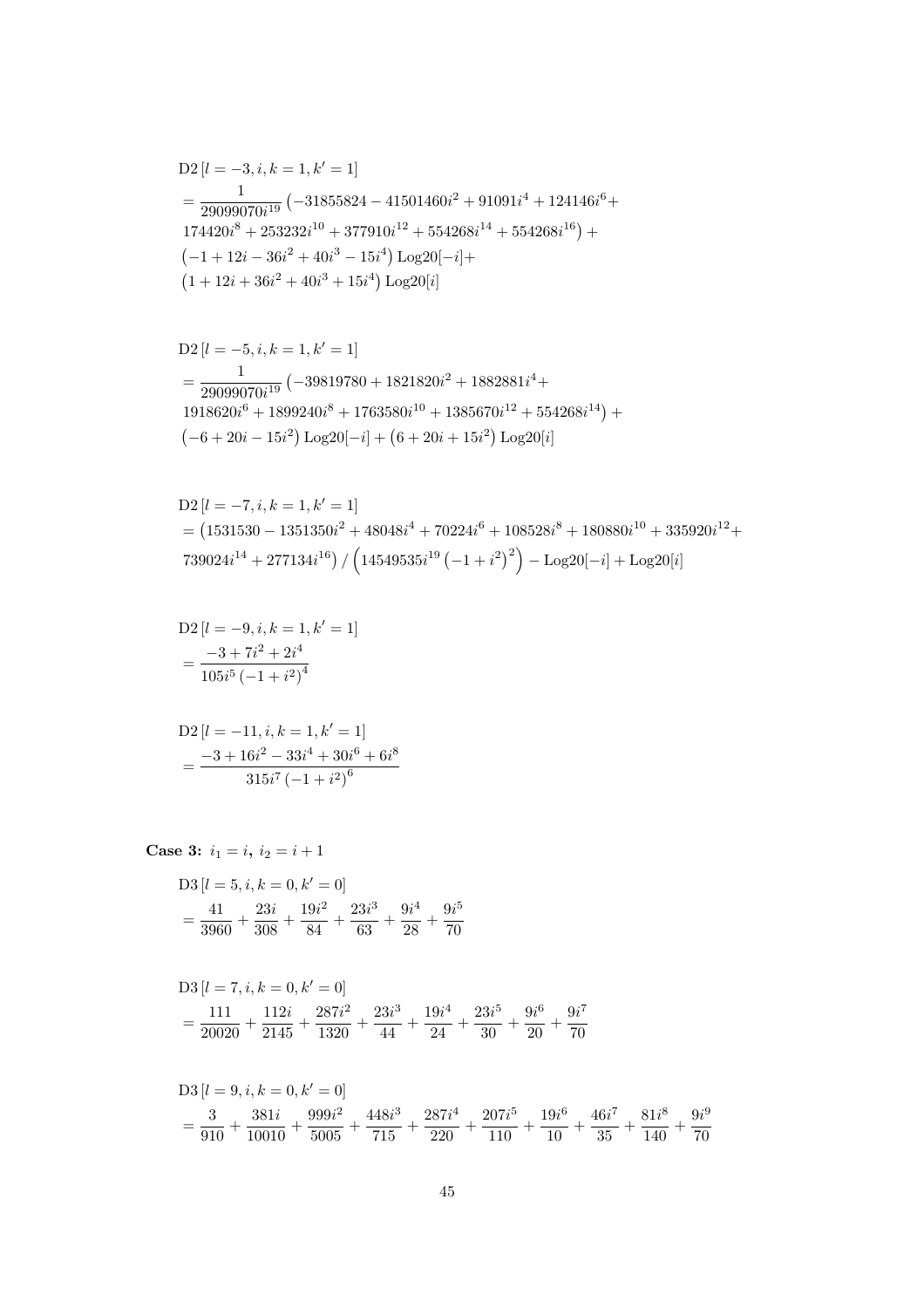$$
\begin{aligned}
&\mathrm{D2}\left[l=-3, i, k=1, k'=1\right] \\
&= \frac{1}{29099070 i^{19}} \left(-31855824 - 41501460 i^2 + 91091 i^4 + 124146 i^6 + \right. \\
&\left. 174420 i^8 + 253232 i^{10} + 377910 i^{12} + 554268 i^{14} + 554268 i^{16}\right) + \\
&\left(-1 + 12 i - 36 i^2 + 40 i^3 - 15 i^4\right) \mathrm{Log20}[-i] + \\
&\left(1 + 12 i + 36 i^2 + 40 i^3 + 15 i^4\right) \mathrm{Log20}[i]
\end{aligned}
$$

$$
\begin{aligned}
&\mathrm{D2}\left[l=-5, i, k=1, k'=1\right] \\
&= \frac{1}{29099070 i^{19}} \left(-39819780 + 1821820 i^2 + 1882881 i^4 + \right. \\
&\left. 1918620 i^6 + 1899240 i^8 + 1763580 i^{10} + 1385670 i^{12} + 554268 i^{14}\right) + \\
&\left(-6 + 20 i - 15 i^2\right) \mathrm{Log20}[-i] + \left(6 + 20 i + 15 i^2\right) \mathrm{Log20}[i]
\end{aligned}
$$

$$
\begin{aligned}
&\mathrm{D2}\left[l=-7, i, k=1, k'=1\right] \\
&= \left(1531530 - 1351350 i^2 + 48048 i^4 + 70224 i^6 + 108528 i^8 + 180880 i^{10} + 335920 i^{12} + \right. \\
&\left. 739024 i^{14} + 277134 i^{16}\right) / \left(14549535 i^{19} \left(-1 + i^2\right)^2\right) - \mathrm{Log20}[-i] + \mathrm{Log20}[i]
\end{aligned}
$$

$$
\begin{aligned}
&\mathrm{D2}\left[l=-9, i, k=1, k'=1\right] \\
&= \frac{-3 + 7 i^2 + 2 i^4}{105 i^5 \left(-1 + i^2\right)^4}
\end{aligned}
$$

$$
\begin{aligned}
&\mathrm{D2}\left[l=-11, i, k=1, k'=1\right] \\
&= \frac{-3 + 16 i^2 - 33 i^4 + 30 i^6 + 6 i^8}{315 i^7 \left(-1 + i^2\right)^6}
\end{aligned}
$$

**Case 3:** $i_1 = i$, $i_2 = i + 1$

$$
\begin{aligned}
&\mathrm{D3}\left[l=5, i, k=0, k'=0\right] \\
&= \frac{41}{3960} + \frac{23 i}{308} + \frac{19 i^2}{84} + \frac{23 i^3}{63} + \frac{9 i^4}{28} + \frac{9 i^5}{70}
\end{aligned}
$$

$$
\begin{aligned}
&\mathrm{D3}\left[l=7, i, k=0, k'=0\right] \\
&= \frac{111}{20020} + \frac{112 i}{2145} + \frac{287 i^2}{1320} + \frac{23 i^3}{44} + \frac{19 i^4}{24} + \frac{23 i^5}{30} + \frac{9 i^6}{20} + \frac{9 i^7}{70}
\end{aligned}
$$

$$
\begin{aligned}
&\mathrm{D3}\left[l=9, i, k=0, k'=0\right] \\
&= \frac{3}{910} + \frac{381 i}{10010} + \frac{999 i^2}{5005} + \frac{448 i^3}{715} + \frac{287 i^4}{220} + \frac{207 i^5}{110} + \frac{19 i^6}{10} + \frac{46 i^7}{35} + \frac{81 i^8}{140} + \frac{9 i^9}{70}
\end{aligned}
$$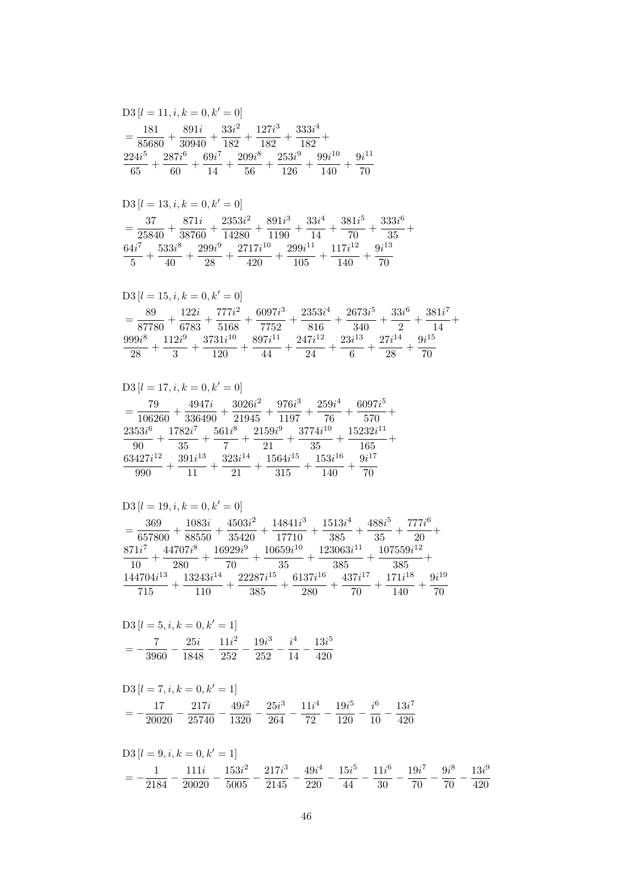$$\mathrm{D3}\left[l=11, i, k=0, k'=0\right]$$
$$= \frac{181}{85680} + \frac{891i}{30940} + \frac{33i^2}{182} + \frac{127i^3}{182} + \frac{333i^4}{182} + \frac{224i^5}{65} + \frac{287i^6}{60} + \frac{69i^7}{14} + \frac{209i^8}{56} + \frac{253i^9}{126} + \frac{99i^{10}}{140} + \frac{9i^{11}}{70}$$

$$\mathrm{D3}\left[l=13, i, k=0, k'=0\right]$$
$$= \frac{37}{25840} + \frac{871i}{38760} + \frac{2353i^2}{14280} + \frac{891i^3}{1190} + \frac{33i^4}{14} + \frac{381i^5}{70} + \frac{333i^6}{35} + \frac{64i^7}{5} + \frac{533i^8}{40} + \frac{299i^9}{28} + \frac{2717i^{10}}{420} + \frac{299i^{11}}{105} + \frac{117i^{12}}{140} + \frac{9i^{13}}{70}$$

$$\mathrm{D3}\left[l=15, i, k=0, k'=0\right]$$
$$= \frac{89}{87780} + \frac{122i}{6783} + \frac{777i^2}{5168} + \frac{6097i^3}{7752} + \frac{2353i^4}{816} + \frac{2673i^5}{340} + \frac{33i^6}{2} + \frac{381i^7}{14} + \frac{999i^8}{28} + \frac{112i^9}{3} + \frac{3731i^{10}}{120} + \frac{897i^{11}}{44} + \frac{247i^{12}}{24} + \frac{23i^{13}}{6} + \frac{27i^{14}}{28} + \frac{9i^{15}}{70}$$

$$\mathrm{D3}\left[l=17, i, k=0, k'=0\right]$$
$$= \frac{79}{106260} + \frac{4947i}{336490} + \frac{3026i^2}{21945} + \frac{976i^3}{1197} + \frac{259i^4}{76} + \frac{6097i^5}{570} + \frac{2353i^6}{90} + \frac{1782i^7}{35} + \frac{561i^8}{7} + \frac{2159i^9}{21} + \frac{3774i^{10}}{35} + \frac{15232i^{11}}{165} + \frac{63427i^{12}}{990} + \frac{391i^{13}}{11} + \frac{323i^{14}}{21} + \frac{1564i^{15}}{315} + \frac{153i^{16}}{140} + \frac{9i^{17}}{70}$$

$$\mathrm{D3}\left[l=19, i, k=0, k'=0\right]$$
$$= \frac{369}{657800} + \frac{1083i}{88550} + \frac{4503i^2}{35420} + \frac{14841i^3}{17710} + \frac{1513i^4}{385} + \frac{488i^5}{35} + \frac{777i^6}{20} + \frac{871i^7}{10} + \frac{44707i^8}{280} + \frac{16929i^9}{70} + \frac{10659i^{10}}{35} + \frac{123063i^{11}}{385} + \frac{107559i^{12}}{385} + \frac{144704i^{13}}{715} + \frac{13243i^{14}}{110} + \frac{22287i^{15}}{385} + \frac{6137i^{16}}{280} + \frac{437i^{17}}{70} + \frac{171i^{18}}{140} + \frac{9i^{19}}{70}$$

$$\mathrm{D3}\left[l=5, i, k=0, k'=1\right]$$
$$= -\frac{7}{3960} - \frac{25i}{1848} - \frac{11i^2}{252} - \frac{19i^3}{252} - \frac{i^4}{14} - \frac{13i^5}{420}$$

$$\mathrm{D3}\left[l=7, i, k=0, k'=1\right]$$
$$= -\frac{17}{20020} - \frac{217i}{25740} - \frac{49i^2}{1320} - \frac{25i^3}{264} - \frac{11i^4}{72} - \frac{19i^5}{120} - \frac{i^6}{10} - \frac{13i^7}{420}$$

$$\mathrm{D3}\left[l=9, i, k=0, k'=1\right]$$
$$= -\frac{1}{2184} - \frac{111i}{20020} - \frac{153i^2}{5005} - \frac{217i^3}{2145} - \frac{49i^4}{220} - \frac{15i^5}{44} - \frac{11i^6}{30} - \frac{19i^7}{70} - \frac{9i^8}{70} - \frac{13i^9}{420}$$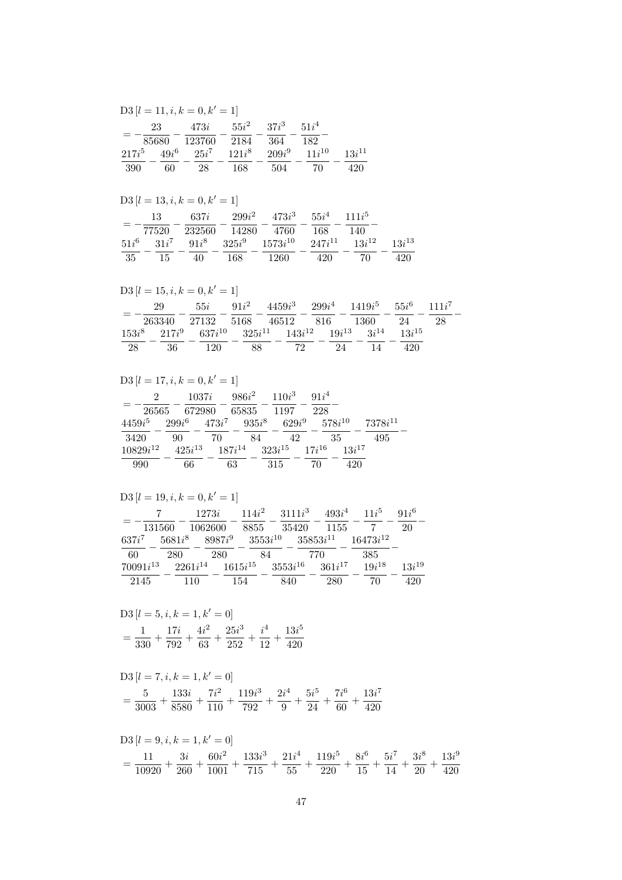$$\mathrm{D3}\left[l=11,i,k=0,k'=1\right]$$
$$=-\frac{23}{85680}-\frac{473i}{123760}-\frac{55i^2}{2184}-\frac{37i^3}{364}-\frac{51i^4}{182}-\frac{217i^5}{390}-\frac{49i^6}{60}-\frac{25i^7}{28}-\frac{121i^8}{168}-\frac{209i^9}{504}-\frac{11i^{10}}{70}-\frac{13i^{11}}{420}$$

$$\mathrm{D3}\left[l=13,i,k=0,k'=1\right]$$
$$=-\frac{13}{77520}-\frac{637i}{232560}-\frac{299i^2}{14280}-\frac{473i^3}{4760}-\frac{55i^4}{168}-\frac{111i^5}{140}-\frac{51i^6}{35}-\frac{31i^7}{15}-\frac{91i^8}{40}-\frac{325i^9}{168}-\frac{1573i^{10}}{1260}-\frac{247i^{11}}{420}-\frac{13i^{12}}{70}-\frac{13i^{13}}{420}$$

$$\mathrm{D3}\left[l=15,i,k=0,k'=1\right]$$
$$=-\frac{29}{263340}-\frac{55i}{27132}-\frac{91i^2}{5168}-\frac{4459i^3}{46512}-\frac{299i^4}{816}-\frac{1419i^5}{1360}-\frac{55i^6}{24}-\frac{111i^7}{28}-\frac{153i^8}{28}-\frac{217i^9}{36}-\frac{637i^{10}}{120}-\frac{325i^{11}}{88}-\frac{143i^{12}}{72}-\frac{19i^{13}}{24}-\frac{3i^{14}}{14}-\frac{13i^{15}}{420}$$

$$\mathrm{D3}\left[l=17,i,k=0,k'=1\right]$$
$$=-\frac{2}{26565}-\frac{1037i}{672980}-\frac{986i^2}{65835}-\frac{110i^3}{1197}-\frac{91i^4}{228}-\frac{4459i^5}{3420}-\frac{299i^6}{90}-\frac{473i^7}{70}-\frac{935i^8}{84}-\frac{629i^9}{42}-\frac{578i^{10}}{35}-\frac{7378i^{11}}{495}-\frac{10829i^{12}}{990}-\frac{425i^{13}}{66}-\frac{187i^{14}}{63}-\frac{323i^{15}}{315}-\frac{17i^{16}}{70}-\frac{13i^{17}}{420}$$

$$\mathrm{D3}\left[l=19,i,k=0,k'=1\right]$$
$$=-\frac{7}{131560}-\frac{1273i}{1062600}-\frac{114i^2}{8855}-\frac{3111i^3}{35420}-\frac{493i^4}{1155}-\frac{11i^5}{7}-\frac{91i^6}{20}-\frac{637i^7}{60}-\frac{5681i^8}{280}-\frac{8987i^9}{280}-\frac{3553i^{10}}{84}-\frac{35853i^{11}}{770}-\frac{16473i^{12}}{385}-\frac{70091i^{13}}{2145}-\frac{2261i^{14}}{110}-\frac{1615i^{15}}{154}-\frac{3553i^{16}}{840}-\frac{361i^{17}}{280}-\frac{19i^{18}}{70}-\frac{13i^{19}}{420}$$

$$\mathrm{D3}\left[l=5,i,k=1,k'=0\right]$$
$$=\frac{1}{330}+\frac{17i}{792}+\frac{4i^2}{63}+\frac{25i^3}{252}+\frac{i^4}{12}+\frac{13i^5}{420}$$

$$\mathrm{D3}\left[l=7,i,k=1,k'=0\right]$$
$$=\frac{5}{3003}+\frac{133i}{8580}+\frac{7i^2}{110}+\frac{119i^3}{792}+\frac{2i^4}{9}+\frac{5i^5}{24}+\frac{7i^6}{60}+\frac{13i^7}{420}$$

$$\mathrm{D3}\left[l=9,i,k=1,k'=0\right]$$
$$=\frac{11}{10920}+\frac{3i}{260}+\frac{60i^2}{1001}+\frac{133i^3}{715}+\frac{21i^4}{55}+\frac{119i^5}{220}+\frac{8i^6}{15}+\frac{5i^7}{14}+\frac{3i^8}{20}+\frac{13i^9}{420}$$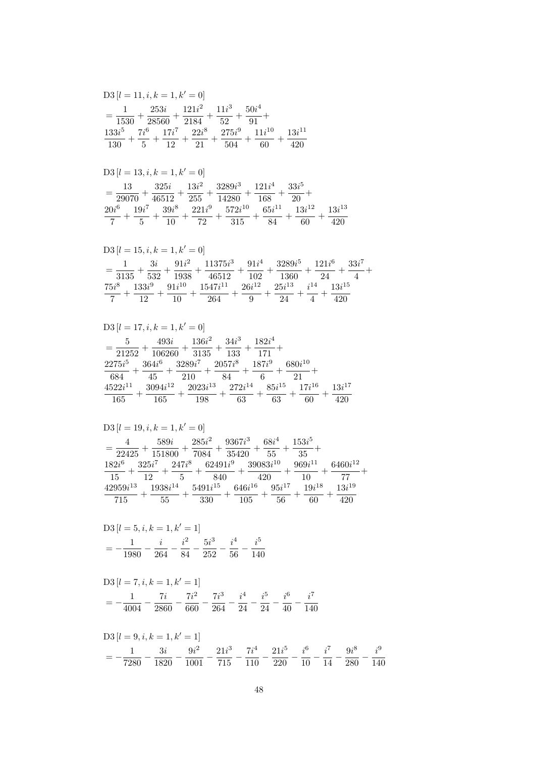$$\mathrm{D3}\left[l=11,i,k=1,k'=0\right]$$
$$=\frac{1}{1530}+\frac{253i}{28560}+\frac{121i^2}{2184}+\frac{11i^3}{52}+\frac{50i^4}{91}+$$
$$\frac{133i^5}{130}+\frac{7i^6}{5}+\frac{17i^7}{12}+\frac{22i^8}{21}+\frac{275i^9}{504}+\frac{11i^{10}}{60}+\frac{13i^{11}}{420}$$

$$\mathrm{D3}\left[l=13,i,k=1,k'=0\right]$$
$$=\frac{13}{29070}+\frac{325i}{46512}+\frac{13i^2}{255}+\frac{3289i^3}{14280}+\frac{121i^4}{168}+\frac{33i^5}{20}+$$
$$\frac{20i^6}{7}+\frac{19i^7}{5}+\frac{39i^8}{10}+\frac{221i^9}{72}+\frac{572i^{10}}{315}+\frac{65i^{11}}{84}+\frac{13i^{12}}{60}+\frac{13i^{13}}{420}$$

$$\mathrm{D3}\left[l=15,i,k=1,k'=0\right]$$
$$=\frac{1}{3135}+\frac{3i}{532}+\frac{91i^2}{1938}+\frac{11375i^3}{46512}+\frac{91i^4}{102}+\frac{3289i^5}{1360}+\frac{121i^6}{24}+\frac{33i^7}{4}+$$
$$\frac{75i^8}{7}+\frac{133i^9}{12}+\frac{91i^{10}}{10}+\frac{1547i^{11}}{264}+\frac{26i^{12}}{9}+\frac{25i^{13}}{24}+\frac{i^{14}}{4}+\frac{13i^{15}}{420}$$

$$\mathrm{D3}\left[l=17,i,k=1,k'=0\right]$$
$$=\frac{5}{21252}+\frac{493i}{106260}+\frac{136i^2}{3135}+\frac{34i^3}{133}+\frac{182i^4}{171}+$$
$$\frac{2275i^5}{684}+\frac{364i^6}{45}+\frac{3289i^7}{210}+\frac{2057i^8}{84}+\frac{187i^9}{6}+\frac{680i^{10}}{21}+$$
$$\frac{4522i^{11}}{165}+\frac{3094i^{12}}{165}+\frac{2023i^{13}}{198}+\frac{272i^{14}}{63}+\frac{85i^{15}}{63}+\frac{17i^{16}}{60}+\frac{13i^{17}}{420}$$

$$\mathrm{D3}\left[l=19,i,k=1,k'=0\right]$$
$$=\frac{4}{22425}+\frac{589i}{151800}+\frac{285i^2}{7084}+\frac{9367i^3}{35420}+\frac{68i^4}{55}+\frac{153i^5}{35}+$$
$$\frac{182i^6}{15}+\frac{325i^7}{12}+\frac{247i^8}{5}+\frac{62491i^9}{840}+\frac{39083i^{10}}{420}+\frac{969i^{11}}{10}+\frac{6460i^{12}}{77}+$$
$$\frac{42959i^{13}}{715}+\frac{1938i^{14}}{55}+\frac{5491i^{15}}{330}+\frac{646i^{16}}{105}+\frac{95i^{17}}{56}+\frac{19i^{18}}{60}+\frac{13i^{19}}{420}$$

$$\mathrm{D3}\left[l=5,i,k=1,k'=1\right]$$
$$=-\frac{1}{1980}-\frac{i}{264}-\frac{i^2}{84}-\frac{5i^3}{252}-\frac{i^4}{56}-\frac{i^5}{140}$$

$$\mathrm{D3}\left[l=7,i,k=1,k'=1\right]$$
$$=-\frac{1}{4004}-\frac{7i}{2860}-\frac{7i^2}{660}-\frac{7i^3}{264}-\frac{i^4}{24}-\frac{i^5}{24}-\frac{i^6}{40}-\frac{i^7}{140}$$

$$\mathrm{D3}\left[l=9,i,k=1,k'=1\right]$$
$$=-\frac{1}{7280}-\frac{3i}{1820}-\frac{9i^2}{1001}-\frac{21i^3}{715}-\frac{7i^4}{110}-\frac{21i^5}{220}-\frac{i^6}{10}-\frac{i^7}{14}-\frac{9i^8}{280}-\frac{i^9}{140}$$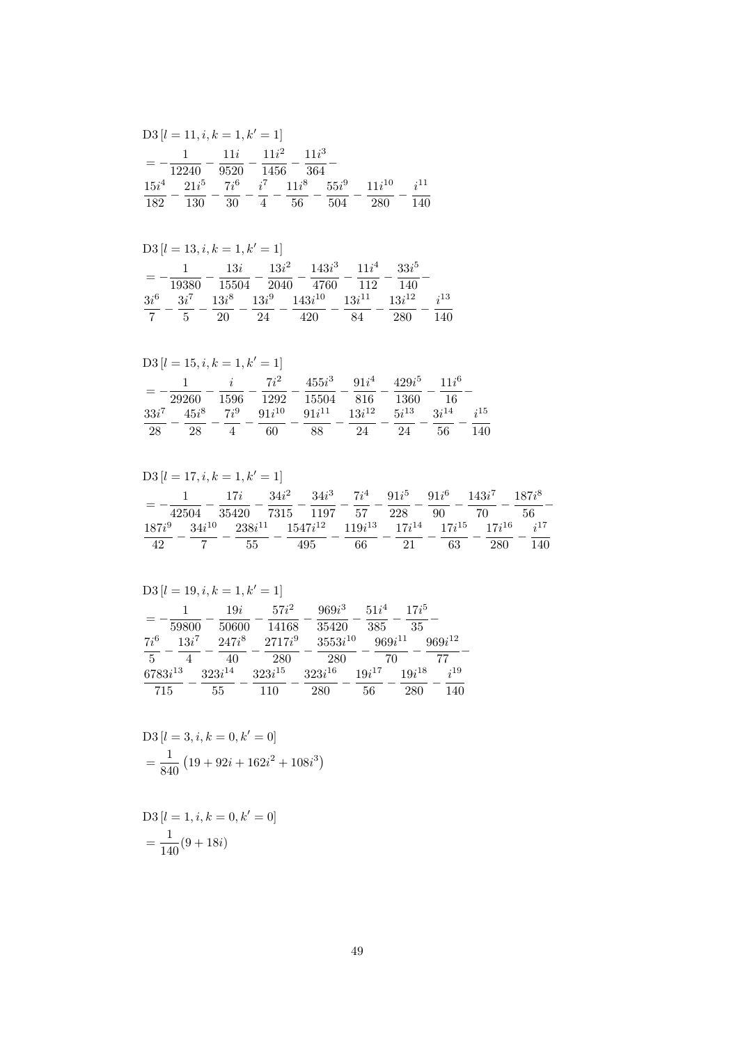$$\text{D3}\left[l=11,i,k=1,k'=1\right]$$
$$= -\frac{1}{12240} - \frac{11i}{9520} - \frac{11i^2}{1456} - \frac{11i^3}{364} -$$
$$\frac{15i^4}{182} - \frac{21i^5}{130} - \frac{7i^6}{30} - \frac{i^7}{4} - \frac{11i^8}{56} - \frac{55i^9}{504} - \frac{11i^{10}}{280} - \frac{i^{11}}{140}$$

$$\text{D3}\left[l=13,i,k=1,k'=1\right]$$
$$= -\frac{1}{19380} - \frac{13i}{15504} - \frac{13i^2}{2040} - \frac{143i^3}{4760} - \frac{11i^4}{112} - \frac{33i^5}{140} -$$
$$\frac{3i^6}{7} - \frac{3i^7}{5} - \frac{13i^8}{20} - \frac{13i^9}{24} - \frac{143i^{10}}{420} - \frac{13i^{11}}{84} - \frac{13i^{12}}{280} - \frac{i^{13}}{140}$$

$$\text{D3}\left[l=15,i,k=1,k'=1\right]$$
$$= -\frac{1}{29260} - \frac{i}{1596} - \frac{7i^2}{1292} - \frac{455i^3}{15504} - \frac{91i^4}{816} - \frac{429i^5}{1360} - \frac{11i^6}{16} -$$
$$\frac{33i^7}{28} - \frac{45i^8}{28} - \frac{7i^9}{4} - \frac{91i^{10}}{60} - \frac{91i^{11}}{88} - \frac{13i^{12}}{24} - \frac{5i^{13}}{24} - \frac{3i^{14}}{56} - \frac{i^{15}}{140}$$

$$\text{D3}\left[l=17,i,k=1,k'=1\right]$$
$$= -\frac{1}{42504} - \frac{17i}{35420} - \frac{34i^2}{7315} - \frac{34i^3}{1197} - \frac{7i^4}{57} - \frac{91i^5}{228} - \frac{91i^6}{90} - \frac{143i^7}{70} - \frac{187i^8}{56} -$$
$$\frac{187i^9}{42} - \frac{34i^{10}}{7} - \frac{238i^{11}}{55} - \frac{1547i^{12}}{495} - \frac{119i^{13}}{66} - \frac{17i^{14}}{21} - \frac{17i^{15}}{63} - \frac{17i^{16}}{280} - \frac{i^{17}}{140}$$

$$\text{D3}\left[l=19,i,k=1,k'=1\right]$$
$$= -\frac{1}{59800} - \frac{19i}{50600} - \frac{57i^2}{14168} - \frac{969i^3}{35420} - \frac{51i^4}{385} - \frac{17i^5}{35} -$$
$$\frac{7i^6}{5} - \frac{13i^7}{4} - \frac{247i^8}{40} - \frac{2717i^9}{280} - \frac{3553i^{10}}{280} - \frac{969i^{11}}{70} - \frac{969i^{12}}{77} -$$
$$\frac{6783i^{13}}{715} - \frac{323i^{14}}{55} - \frac{323i^{15}}{110} - \frac{323i^{16}}{280} - \frac{19i^{17}}{56} - \frac{19i^{18}}{280} - \frac{i^{19}}{140}$$

$$\text{D3}\left[l=3,i,k=0,k'=0\right]$$
$$= \frac{1}{840}\left(19 + 92i + 162i^2 + 108i^3\right)$$

$$\text{D3}\left[l=1,i,k=0,k'=0\right]$$
$$= \frac{1}{140}(9 + 18i)$$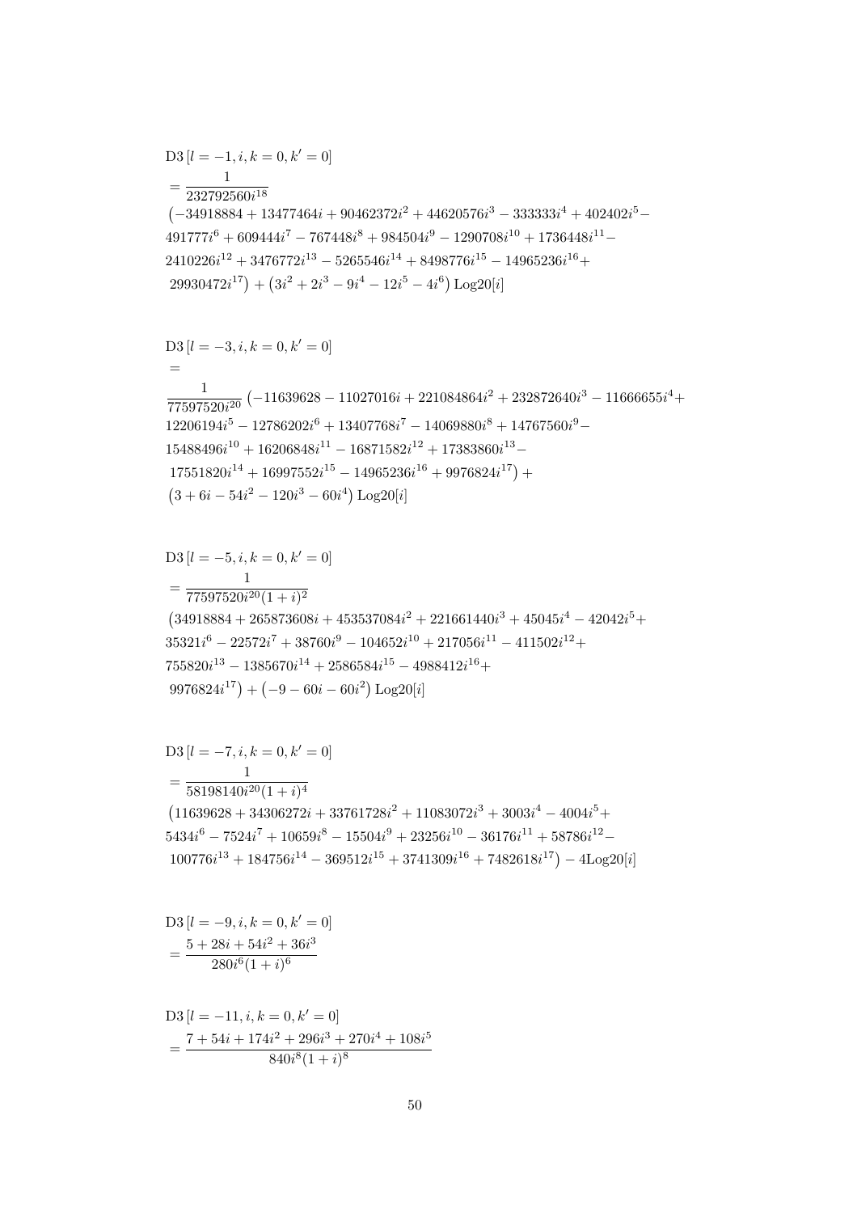$$\mathrm{D3}\left[l=-1,i,k=0,k'=0\right]$$
$$=\frac{1}{232792560i^{18}}$$
$$\left(-34918884+13477464i+90462372i^2+44620576i^3-333333i^4+402402i^5-491777i^6+609444i^7-767448i^8+984504i^9-1290708i^{10}+1736448i^{11}-2410226i^{12}+3476772i^{13}-5265546i^{14}+8498776i^{15}-14965236i^{16}+29930472i^{17}\right)+\left(3i^2+2i^3-9i^4-12i^5-4i^6\right)\mathrm{Log20}[i]$$

$$\mathrm{D3}\left[l=-3,i,k=0,k'=0\right]$$
$$=$$
$$\frac{1}{77597520i^{20}}\left(-11639628-11027016i+221084864i^2+232872640i^3-11666655i^4+12206194i^5-12786202i^6+13407768i^7-14069880i^8+14767560i^9-15488496i^{10}+16206848i^{11}-16871582i^{12}+17383860i^{13}-17551820i^{14}+16997552i^{15}-14965236i^{16}+9976824i^{17}\right)+\left(3+6i-54i^2-120i^3-60i^4\right)\mathrm{Log20}[i]$$

$$\mathrm{D3}\left[l=-5,i,k=0,k'=0\right]$$
$$=\frac{1}{77597520i^{20}(1+i)^2}$$
$$\left(34918884+265873608i+453537084i^2+221661440i^3+45045i^4-42042i^5+35321i^6-22572i^7+38760i^9-104652i^{10}+217056i^{11}-411502i^{12}+755820i^{13}-1385670i^{14}+2586584i^{15}-4988412i^{16}+9976824i^{17}\right)+\left(-9-60i-60i^2\right)\mathrm{Log20}[i]$$

$$\mathrm{D3}\left[l=-7,i,k=0,k'=0\right]$$
$$=\frac{1}{58198140i^{20}(1+i)^4}$$
$$\left(11639628+34306272i+33761728i^2+11083072i^3+3003i^4-4004i^5+5434i^6-7524i^7+10659i^8-15504i^9+23256i^{10}-36176i^{11}+58786i^{12}-100776i^{13}+184756i^{14}-369512i^{15}+3741309i^{16}+7482618i^{17}\right)-4\mathrm{Log20}[i]$$

$$\mathrm{D3}\left[l=-9,i,k=0,k'=0\right]$$
$$=\frac{5+28i+54i^2+36i^3}{280i^6(1+i)^6}$$

$$\mathrm{D3}\left[l=-11,i,k=0,k'=0\right]$$
$$=\frac{7+54i+174i^2+296i^3+270i^4+108i^5}{840i^8(1+i)^8}$$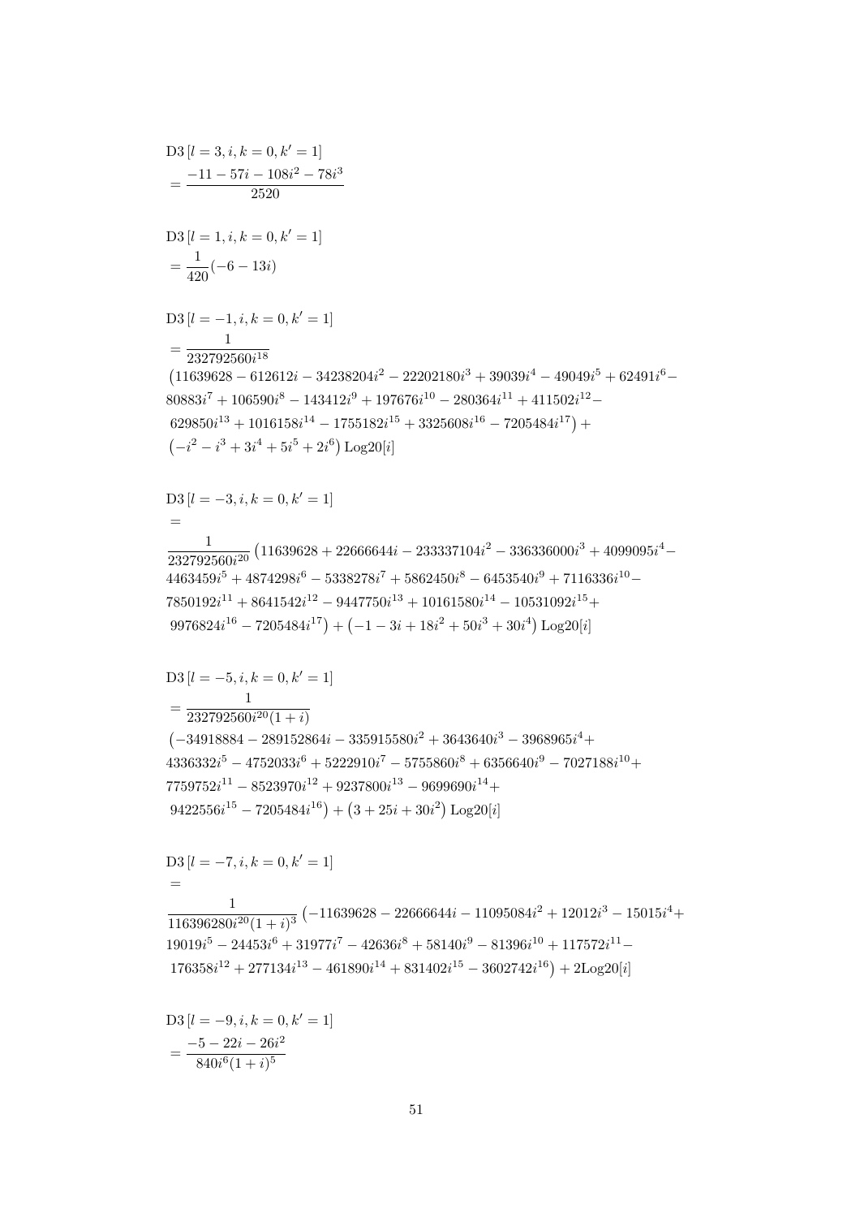$$\text{D3}\left[l=3,i,k=0,k'=1\right]$$
$$=\frac{-11-57i-108i^2-78i^3}{2520}$$

$$\text{D3}\left[l=1,i,k=0,k'=1\right]$$
$$=\frac{1}{420}(-6-13i)$$

$$\text{D3}\left[l=-1,i,k=0,k'=1\right]$$
$$=\frac{1}{232792560i^{18}}$$
$$\big(11639628-612612i-34238204i^2-22202180i^3+39039i^4-49049i^5+62491i^6-80883i^7+106590i^8-143412i^9+197676i^{10}-280364i^{11}+411502i^{12}-629850i^{13}+1016158i^{14}-1755182i^{15}+3325608i^{16}-7205484i^{17}\big)+\left(-i^2-i^3+3i^4+5i^5+2i^6\right)\text{Log20}[i]$$

$$\text{D3}\left[l=-3,i,k=0,k'=1\right]$$
$$=$$
$$\frac{1}{232792560i^{20}}\big(11639628+22666644i-233337104i^2-336336000i^3+4099095i^4-4463459i^5+4874298i^6-5338278i^7+5862450i^8-6453540i^9+7116336i^{10}-7850192i^{11}+8641542i^{12}-9447750i^{13}+10161580i^{14}-10531092i^{15}+9976824i^{16}-7205484i^{17}\big)+\left(-1-3i+18i^2+50i^3+30i^4\right)\text{Log20}[i]$$

$$\text{D3}\left[l=-5,i,k=0,k'=1\right]$$
$$=\frac{1}{232792560i^{20}(1+i)}$$
$$\big(-34918884-289152864i-335915580i^2+3643640i^3-3968965i^4+4336332i^5-4752033i^6+5222910i^7-5755860i^8+6356640i^9-7027188i^{10}+7759752i^{11}-8523970i^{12}+9237800i^{13}-9699690i^{14}+9422556i^{15}-7205484i^{16}\big)+\left(3+25i+30i^2\right)\text{Log20}[i]$$

$$\text{D3}\left[l=-7,i,k=0,k'=1\right]$$
$$=$$
$$\frac{1}{116396280i^{20}(1+i)^3}\big(-11639628-22666644i-11095084i^2+12012i^3-15015i^4+19019i^5-24453i^6+31977i^7-42636i^8+58140i^9-81396i^{10}+117572i^{11}-176358i^{12}+277134i^{13}-461890i^{14}+831402i^{15}-3602742i^{16}\big)+2\text{Log20}[i]$$

$$\text{D3}\left[l=-9,i,k=0,k'=1\right]$$
$$=\frac{-5-22i-26i^2}{840i^6(1+i)^5}$$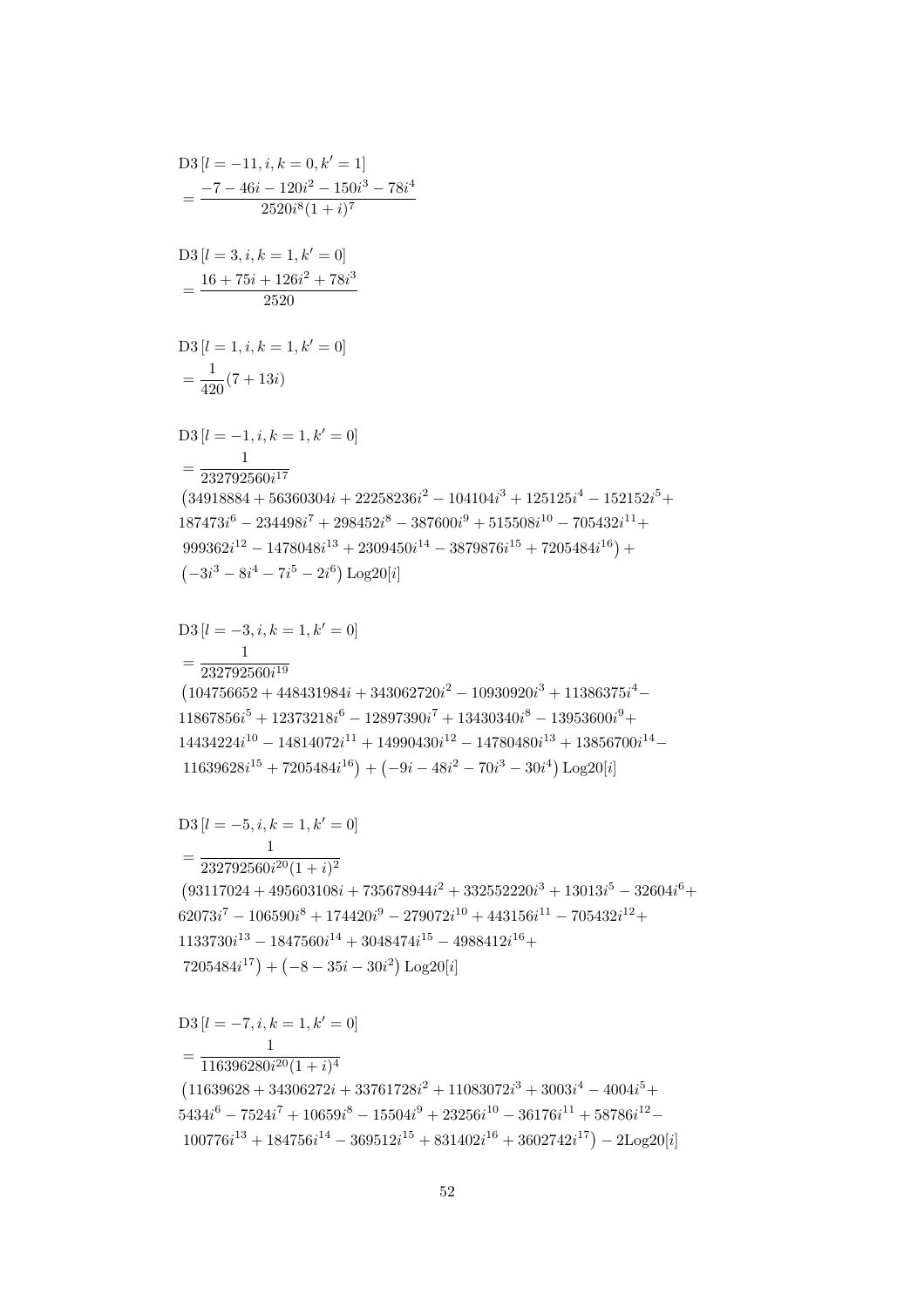$$\text{D3}\left[l=-11, i, k=0, k'=1\right]$$
$$= \frac{-7-46i-120i^2-150i^3-78i^4}{2520i^8(1+i)^7}$$

$$\text{D3}\left[l=3, i, k=1, k'=0\right]$$
$$= \frac{16+75i+126i^2+78i^3}{2520}$$

$$\text{D3}\left[l=1, i, k=1, k'=0\right]$$
$$= \frac{1}{420}(7+13i)$$

$$\text{D3}\left[l=-1, i, k=1, k'=0\right]$$
$$= \frac{1}{232792560i^{17}}$$
$$\left(34918884+56360304i+22258236i^2-104104i^3+125125i^4-152152i^5+ 187473i^6-234498i^7+298452i^8-387600i^9+515508i^{10}-705432i^{11}+ 999362i^{12}-1478048i^{13}+2309450i^{14}-3879876i^{15}+7205484i^{16}\right)+ \left(-3i^3-8i^4-7i^5-2i^6\right)\text{Log20}[i]$$

$$\text{D3}\left[l=-3, i, k=1, k'=0\right]$$
$$= \frac{1}{232792560i^{19}}$$
$$\left(104756652+448431984i+343062720i^2-10930920i^3+11386375i^4- 11867856i^5+12373218i^6-12897390i^7+13430340i^8-13953600i^9+ 14434224i^{10}-14814072i^{11}+14990430i^{12}-14780480i^{13}+13856700i^{14}- 11639628i^{15}+7205484i^{16}\right)+\left(-9i-48i^2-70i^3-30i^4\right)\text{Log20}[i]$$

$$\text{D3}\left[l=-5, i, k=1, k'=0\right]$$
$$= \frac{1}{232792560i^{20}(1+i)^2}$$
$$\left(93117024+495603108i+735678944i^2+332552220i^3+13013i^5-32604i^6+ 62073i^7-106590i^8+174420i^9-279072i^{10}+443156i^{11}-705432i^{12}+ 1133730i^{13}-1847560i^{14}+3048474i^{15}-4988412i^{16}+ 7205484i^{17}\right)+\left(-8-35i-30i^2\right)\text{Log20}[i]$$

$$\text{D3}\left[l=-7, i, k=1, k'=0\right]$$
$$= \frac{1}{116396280i^{20}(1+i)^4}$$
$$\left(11639628+34306272i+33761728i^2+11083072i^3+3003i^4-4004i^5+ 5434i^6-7524i^7+10659i^8-15504i^9+23256i^{10}-36176i^{11}+58786i^{12}- 100776i^{13}+184756i^{14}-369512i^{15}+831402i^{16}+3602742i^{17}\right)-2\text{Log20}[i]$$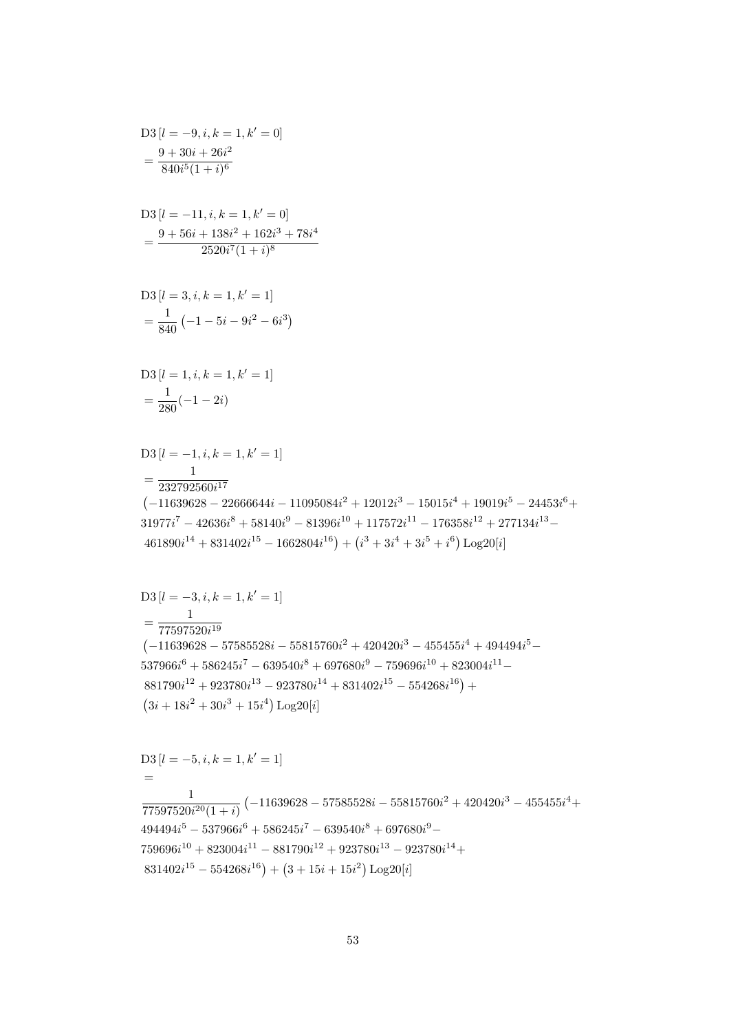$$\text{D3}\left[l=-9,i,k=1,k'=0\right]$$
$$=\frac{9+30i+26i^2}{840i^5(1+i)^6}$$

$$\text{D3}\left[l=-11,i,k=1,k'=0\right]$$
$$=\frac{9+56i+138i^2+162i^3+78i^4}{2520i^7(1+i)^8}$$

$$\text{D3}\left[l=3,i,k=1,k'=1\right]$$
$$=\frac{1}{840}\left(-1-5i-9i^2-6i^3\right)$$

$$\text{D3}\left[l=1,i,k=1,k'=1\right]$$
$$=\frac{1}{280}(-1-2i)$$

$$\text{D3}\left[l=-1,i,k=1,k'=1\right]$$
$$=\frac{1}{232792560i^{17}}$$
$$\left(-11639628-22666644i-11095084i^2+12012i^3-15015i^4+19019i^5-24453i^6+\right.$$
$$31977i^7-42636i^8+58140i^9-81396i^{10}+117572i^{11}-176358i^{12}+277134i^{13}-$$
$$\left.461890i^{14}+831402i^{15}-1662804i^{16}\right)+\left(i^3+3i^4+3i^5+i^6\right)\text{Log20}[i]$$

$$\text{D3}\left[l=-3,i,k=1,k'=1\right]$$
$$=\frac{1}{77597520i^{19}}$$
$$\left(-11639628-57585528i-55815760i^2+420420i^3-455455i^4+494494i^5-\right.$$
$$537966i^6+586245i^7-639540i^8+697680i^9-759696i^{10}+823004i^{11}-$$
$$\left.881790i^{12}+923780i^{13}-923780i^{14}+831402i^{15}-554268i^{16}\right)+$$
$$\left(3i+18i^2+30i^3+15i^4\right)\text{Log20}[i]$$

$$\text{D3}\left[l=-5,i,k=1,k'=1\right]$$
$$=$$
$$\frac{1}{77597520i^{20}(1+i)}\left(-11639628-57585528i-55815760i^2+420420i^3-455455i^4+\right.$$
$$494494i^5-537966i^6+586245i^7-639540i^8+697680i^9-$$
$$759696i^{10}+823004i^{11}-881790i^{12}+923780i^{13}-923780i^{14}+$$
$$\left.831402i^{15}-554268i^{16}\right)+\left(3+15i+15i^2\right)\text{Log20}[i]$$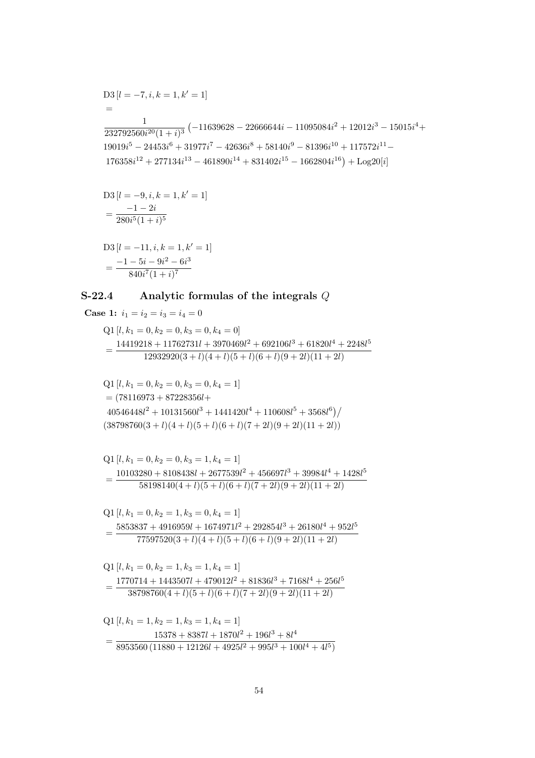$$\mathrm{D3}\left[l=-7,i,k=1,k'=1\right]$$
$$=$$
$$\frac{1}{232792560 i^{20}(1+i)^3}\left(-11639628-22666644i-11095084i^2+12012i^3-15015i^4+\right.$$
$$19019i^5-24453i^6+31977i^7-42636i^8+58140i^9-81396i^{10}+117572i^{11}-$$
$$\left.176358i^{12}+277134i^{13}-461890i^{14}+831402i^{15}-1662804i^{16}\right)+\mathrm{Log20}[i]$$

$$\mathrm{D3}\left[l=-9,i,k=1,k'=1\right]$$
$$=\frac{-1-2i}{280i^5(1+i)^5}$$

$$\mathrm{D3}\left[l=-11,i,k=1,k'=1\right]$$
$$=\frac{-1-5i-9i^2-6i^3}{840i^7(1+i)^7}$$

## S-22.4 Analytic formulas of the integrals $Q$

**Case 1:** $i_1=i_2=i_3=i_4=0$

$$\mathrm{Q1}\left[l,k_1=0,k_2=0,k_3=0,k_4=0\right]$$
$$=\frac{14419218+11762731l+3970469l^2+692106l^3+61820l^4+2248l^5}{12932920(3+l)(4+l)(5+l)(6+l)(9+2l)(11+2l)}$$

$$\mathrm{Q1}\left[l,k_1=0,k_2=0,k_3=0,k_4=1\right]$$
$$=(78116973+87228356l+$$
$$40546448l^2+10131560l^3+1441420l^4+110608l^5+3568l^6)\big/$$
$$(38798760(3+l)(4+l)(5+l)(6+l)(7+2l)(9+2l)(11+2l))$$

$$\mathrm{Q1}\left[l,k_1=0,k_2=0,k_3=1,k_4=1\right]$$
$$=\frac{10103280+8108438l+2677539l^2+456697l^3+39984l^4+1428l^5}{58198140(4+l)(5+l)(6+l)(7+2l)(9+2l)(11+2l)}$$

$$\mathrm{Q1}\left[l,k_1=0,k_2=1,k_3=0,k_4=1\right]$$
$$=\frac{5853837+4916959l+1674971l^2+292854l^3+26180l^4+952l^5}{77597520(3+l)(4+l)(5+l)(6+l)(9+2l)(11+2l)}$$

$$\mathrm{Q1}\left[l,k_1=0,k_2=1,k_3=1,k_4=1\right]$$
$$=\frac{1770714+1443507l+479012l^2+81836l^3+7168l^4+256l^5}{38798760(4+l)(5+l)(6+l)(7+2l)(9+2l)(11+2l)}$$

$$\mathrm{Q1}\left[l,k_1=1,k_2=1,k_3=1,k_4=1\right]$$
$$=\frac{15378+8387l+1870l^2+196l^3+8l^4}{8953560\left(11880+12126l+4925l^2+995l^3+100l^4+4l^5\right)}$$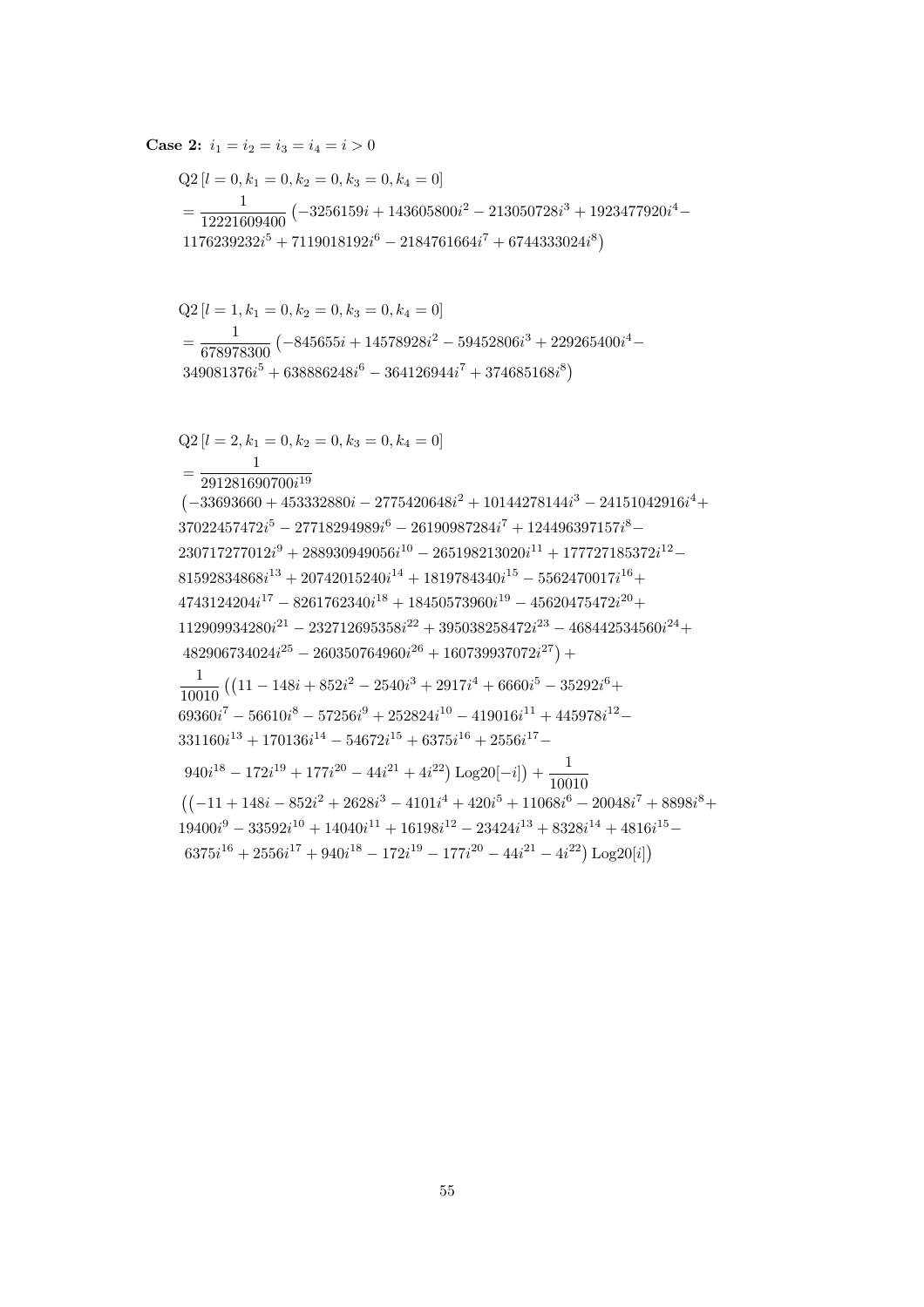**Case 2:** $i_1 = i_2 = i_3 = i_4 = i > 0$

$$\mathrm{Q2}\left[l=0, k_1=0, k_2=0, k_3=0, k_4=0\right]$$
$$= \frac{1}{12221609400}\left(-3256159i + 143605800i^2 - 213050728i^3 + 1923477920i^4 - 1176239232i^5 + 7119018192i^6 - 2184761664i^7 + 6744333024i^8\right)$$

$$\mathrm{Q2}\left[l=1, k_1=0, k_2=0, k_3=0, k_4=0\right]$$
$$= \frac{1}{678978300}\left(-845655i + 14578928i^2 - 59452806i^3 + 229265400i^4 - 349081376i^5 + 638886248i^6 - 364126944i^7 + 374685168i^8\right)$$

$$\mathrm{Q2}\left[l=2, k_1=0, k_2=0, k_3=0, k_4=0\right]$$
$$= \frac{1}{291281690700i^{19}}$$
$$\left(-33693660 + 453332880i - 2775420648i^2 + 10144278144i^3 - 24151042916i^4 + 37022457472i^5 - 27718294989i^6 - 26190987284i^7 + 124496397157i^8 - 230717277012i^9 + 288930949056i^{10} - 265198213020i^{11} + 177727185372i^{12} - 81592834868i^{13} + 20742015240i^{14} + 1819784340i^{15} - 5562470017i^{16} + 4743124204i^{17} - 8261762340i^{18} + 18450573960i^{19} - 45620475472i^{20} + 112909934280i^{21} - 232712695358i^{22} + 395038258472i^{23} - 468442534560i^{24} + 482906734024i^{25} - 260350764960i^{26} + 160739937072i^{27}\right) +$$
$$\frac{1}{10010}\left(\left(11 - 148i + 852i^2 - 2540i^3 + 2917i^4 + 6660i^5 - 35292i^6 + 69360i^7 - 56610i^8 - 57256i^9 + 252824i^{10} - 419016i^{11} + 445978i^{12} - 331160i^{13} + 170136i^{14} - 54672i^{15} + 6375i^{16} + 2556i^{17} - 940i^{18} - 172i^{19} + 177i^{20} - 44i^{21} + 4i^{22}\right)\mathrm{Log20}[-i]\right) + \frac{1}{10010}$$
$$\left(\left(-11 + 148i - 852i^2 + 2628i^3 - 4101i^4 + 420i^5 + 11068i^6 - 20048i^7 + 8898i^8 + 19400i^9 - 33592i^{10} + 14040i^{11} + 16198i^{12} - 23424i^{13} + 8328i^{14} + 4816i^{15} - 6375i^{16} + 2556i^{17} + 940i^{18} - 172i^{19} - 177i^{20} - 44i^{21} - 4i^{22}\right)\mathrm{Log20}[i]\right)$$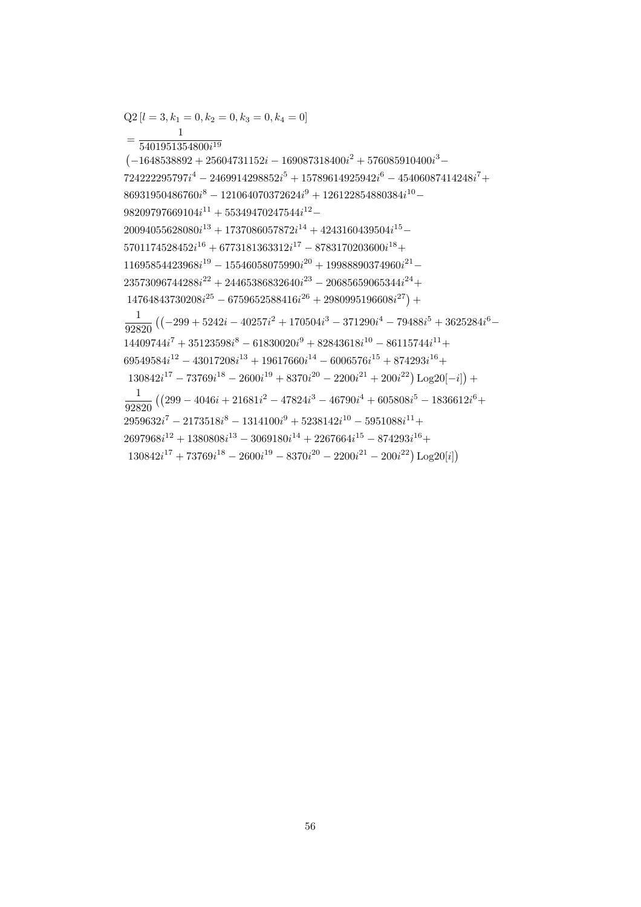$$
\begin{aligned}
&\mathrm{Q2}\left[l=3,k_1=0,k_2=0,k_3=0,k_4=0\right] \\
&=\frac{1}{5401951354800 i^{19}} \\
&\big(-1648538892+25604731152 i-169087318400 i^2+576085910400 i^3- \\
&724222295797 i^4-2469914298852 i^5+15789614925942 i^6-45406087414248 i^7+ \\
&86931950486760 i^8-121064070372624 i^9+126122854880384 i^{10}- \\
&98209797669104 i^{11}+55349470247544 i^{12}- \\
&20094055628080 i^{13}+1737086057872 i^{14}+4243160439504 i^{15}- \\
&5701174528452 i^{16}+6773181363312 i^{17}-8783170203600 i^{18}+ \\
&11695854423968 i^{19}-15546058075990 i^{20}+19988890374960 i^{21}- \\
&23573096744288 i^{22}+24465386832640 i^{23}-20685659065344 i^{24}+ \\
&\;14764843730208 i^{25}-6759652588416 i^{26}+2980995196608 i^{27}\big)+ \\
&\frac{1}{92820}\big(\big(-299+5242 i-40257 i^2+170504 i^3-371290 i^4-79488 i^5+3625284 i^6- \\
&14409744 i^7+35123598 i^8-61830020 i^9+82843618 i^{10}-86115744 i^{11}+ \\
&69549584 i^{12}-43017208 i^{13}+19617660 i^{14}-6006576 i^{15}+874293 i^{16}+ \\
&\;130842 i^{17}-73769 i^{18}-2600 i^{19}+8370 i^{20}-2200 i^{21}+200 i^{22}\big)\,\mathrm{Log20}[-i]\big)+ \\
&\frac{1}{92820}\big(\big(299-4046 i+21681 i^2-47824 i^3-46790 i^4+605808 i^5-1836612 i^6+ \\
&2959632 i^7-2173518 i^8-1314100 i^9+5238142 i^{10}-5951088 i^{11}+ \\
&2697968 i^{12}+1380808 i^{13}-3069180 i^{14}+2267664 i^{15}-874293 i^{16}+ \\
&\;130842 i^{17}+73769 i^{18}-2600 i^{19}-8370 i^{20}-2200 i^{21}-200 i^{22}\big)\,\mathrm{Log20}[i]\big)
\end{aligned}
$$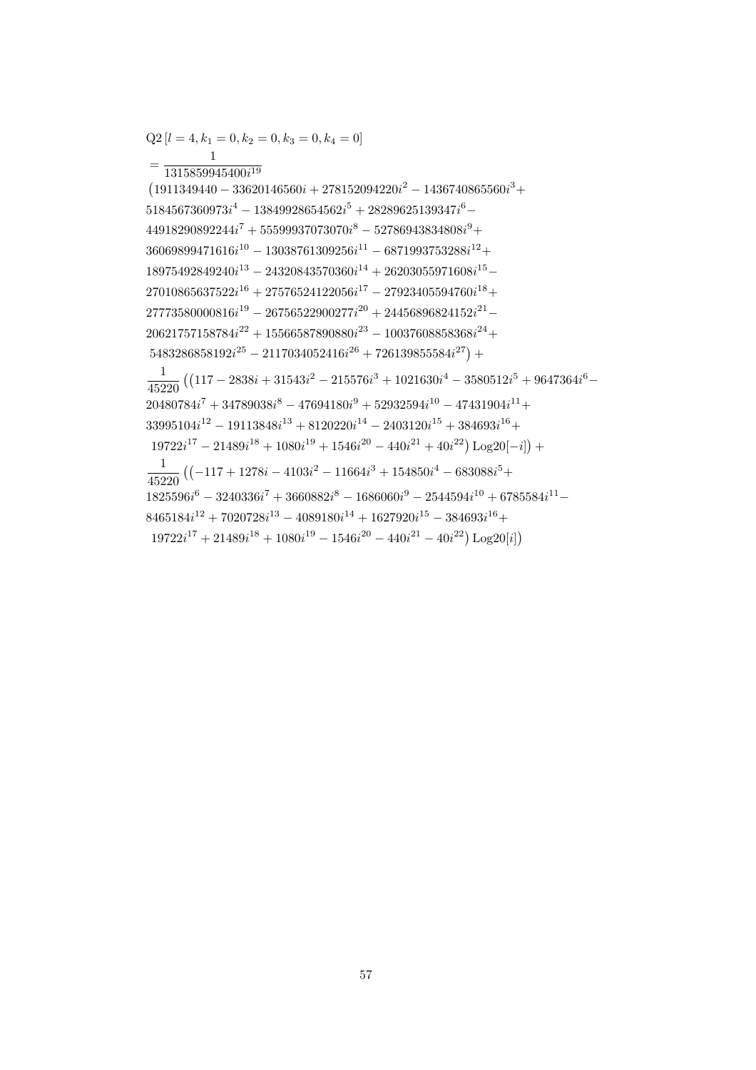$$
\begin{aligned}
&\mathrm{Q2}\left[l=4, k_1=0, k_2=0, k_3=0, k_4=0\right] \\
&=\frac{1}{1315859945400 i^{19}} \\
&\left(1911349440-33620146560 i+278152094220 i^2-1436740865560 i^3+\right. \\
&5184567360973 i^4-13849928654562 i^5+28289625139347 i^6- \\
&44918290892244 i^7+55599937073070 i^8-52786943834808 i^9+ \\
&36069899471616 i^{10}-13038761309256 i^{11}-6871993753288 i^{12}+ \\
&18975492849240 i^{13}-24320843570360 i^{14}+26203055971608 i^{15}- \\
&27010865637522 i^{16}+27576524122056 i^{17}-27923405594760 i^{18}+ \\
&27773580000816 i^{19}-26756522900277 i^{20}+24456896824152 i^{21}- \\
&20621757158784 i^{22}+15566587890880 i^{23}-10037608858368 i^{24}+ \\
&\left.5483286858192 i^{25}-2117034052416 i^{26}+726139855584 i^{27}\right)+ \\
&\frac{1}{45220}\left(\left(117-2838 i+31543 i^2-215576 i^3+1021630 i^4-3580512 i^5+9647364 i^6-\right.\right. \\
&20480784 i^7+34789038 i^8-47694180 i^9+52932594 i^{10}-47431904 i^{11}+ \\
&33995104 i^{12}-19113848 i^{13}+8120220 i^{14}-2403120 i^{15}+384693 i^{16}+ \\
&\left.\left.19722 i^{17}-21489 i^{18}+1080 i^{19}+1546 i^{20}-440 i^{21}+40 i^{22}\right) \operatorname{Log20}[-i]\right)+ \\
&\frac{1}{45220}\left(\left(-117+1278 i-4103 i^2-11664 i^3+154850 i^4-683088 i^5+\right.\right. \\
&1825596 i^6-3240336 i^7+3660882 i^8-1686060 i^9-2544594 i^{10}+6785584 i^{11}- \\
&8465184 i^{12}+7020728 i^{13}-4089180 i^{14}+1627920 i^{15}-384693 i^{16}+ \\
&\left.\left.19722 i^{17}+21489 i^{18}+1080 i^{19}-1546 i^{20}-440 i^{21}-40 i^{22}\right) \operatorname{Log20}[i]\right)
\end{aligned}
$$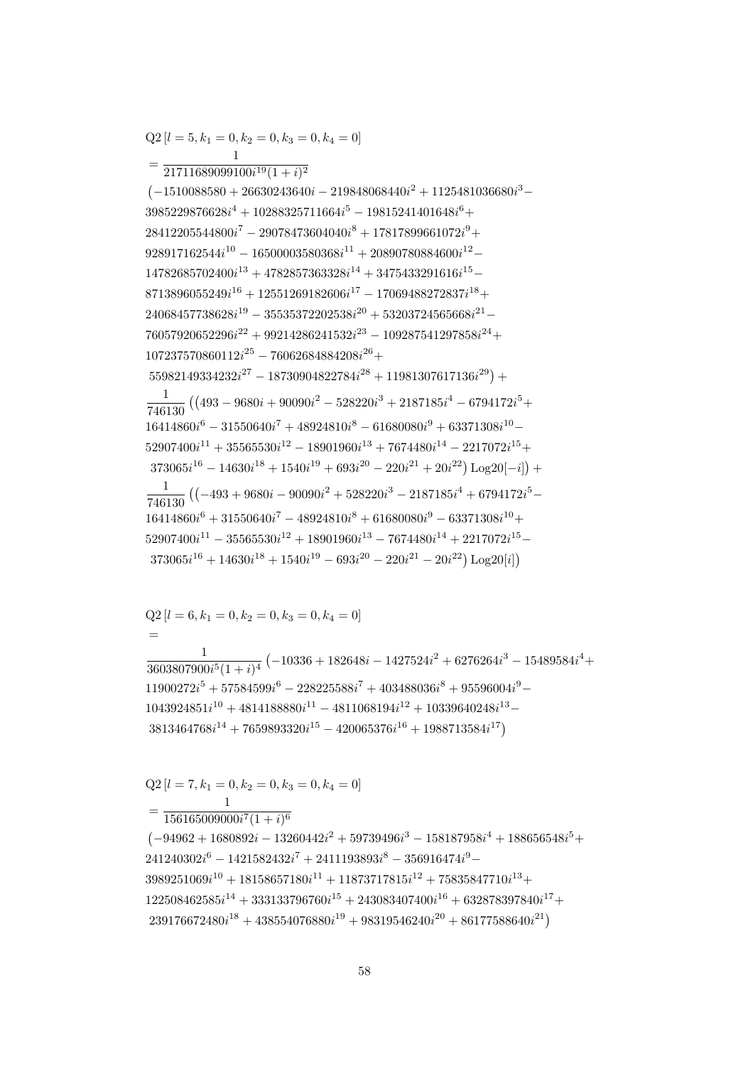$$\mathrm{Q2}\left[l=5,k_1=0,k_2=0,k_3=0,k_4=0\right]$$

$$= \frac{1}{21711689099100 i^{19}(1+i)^2}$$

$$\big(-1510088580 + 26630243640 i - 219848068440 i^2 + 1125481036680 i^3 - 3985229876628 i^4 + 10288325711664 i^5 - 19815241401648 i^6 + 28412205544800 i^7 - 29078473604040 i^8 + 17817899661072 i^9 + 928917162544 i^{10} - 16500003580368 i^{11} + 20890780884600 i^{12} - 14782685702400 i^{13} + 4782857363328 i^{14} + 3475433291616 i^{15} - 8713896055249 i^{16} + 12551269182606 i^{17} - 17069488272837 i^{18} + 24068457738628 i^{19} - 35535372202538 i^{20} + 53203724565668 i^{21} - 76057920652296 i^{22} + 99214286241532 i^{23} - 109287541297858 i^{24} + 107237570860112 i^{25} - 76062684884208 i^{26} + 55982149334232 i^{27} - 18730904822784 i^{28} + 11981307617136 i^{29}\big) +$$

$$\frac{1}{746130}\big(\big(493 - 9680 i + 90090 i^2 - 528220 i^3 + 2187185 i^4 - 6794172 i^5 + 16414860 i^6 - 31550640 i^7 + 48924810 i^8 - 61680080 i^9 + 63371308 i^{10} - 52907400 i^{11} + 35565530 i^{12} - 18901960 i^{13} + 7674480 i^{14} - 2217072 i^{15} + 373065 i^{16} - 14630 i^{18} + 1540 i^{19} + 693 i^{20} - 220 i^{21} + 20 i^{22}\big)\,\mathrm{Log20}[-i]\big) +$$

$$\frac{1}{746130}\big(\big(-493 + 9680 i - 90090 i^2 + 528220 i^3 - 2187185 i^4 + 6794172 i^5 - 16414860 i^6 + 31550640 i^7 - 48924810 i^8 + 61680080 i^9 - 63371308 i^{10} + 52907400 i^{11} - 35565530 i^{12} + 18901960 i^{13} - 7674480 i^{14} + 2217072 i^{15} - 373065 i^{16} + 14630 i^{18} + 1540 i^{19} - 693 i^{20} - 220 i^{21} - 20 i^{22}\big)\,\mathrm{Log20}[i]\big)$$

$$\mathrm{Q2}\left[l=6,k_1=0,k_2=0,k_3=0,k_4=0\right]$$

$$= \frac{1}{3603807900 i^5(1+i)^4}\big(-10336 + 182648 i - 1427524 i^2 + 6276264 i^3 - 15489584 i^4 + 11900272 i^5 + 57584599 i^6 - 228225588 i^7 + 403488036 i^8 + 95596004 i^9 - 1043924851 i^{10} + 4814188880 i^{11} - 4811068194 i^{12} + 10339640248 i^{13} - 3813464768 i^{14} + 7659893320 i^{15} - 420065376 i^{16} + 1988713584 i^{17}\big)$$

$$\mathrm{Q2}\left[l=7,k_1=0,k_2=0,k_3=0,k_4=0\right]$$

$$= \frac{1}{156165009000 i^7(1+i)^6}$$

$$\big(-94962 + 1680892 i - 13260442 i^2 + 59739496 i^3 - 158187958 i^4 + 188656548 i^5 + 241240302 i^6 - 1421582432 i^7 + 2411193893 i^8 - 356916474 i^9 - 3989251069 i^{10} + 18158657180 i^{11} + 11873717815 i^{12} + 75835847710 i^{13} + 122508462585 i^{14} + 333133796760 i^{15} + 243083407400 i^{16} + 632878397840 i^{17} + 239176672480 i^{18} + 438554076880 i^{19} + 98319546240 i^{20} + 86177588640 i^{21}\big)$$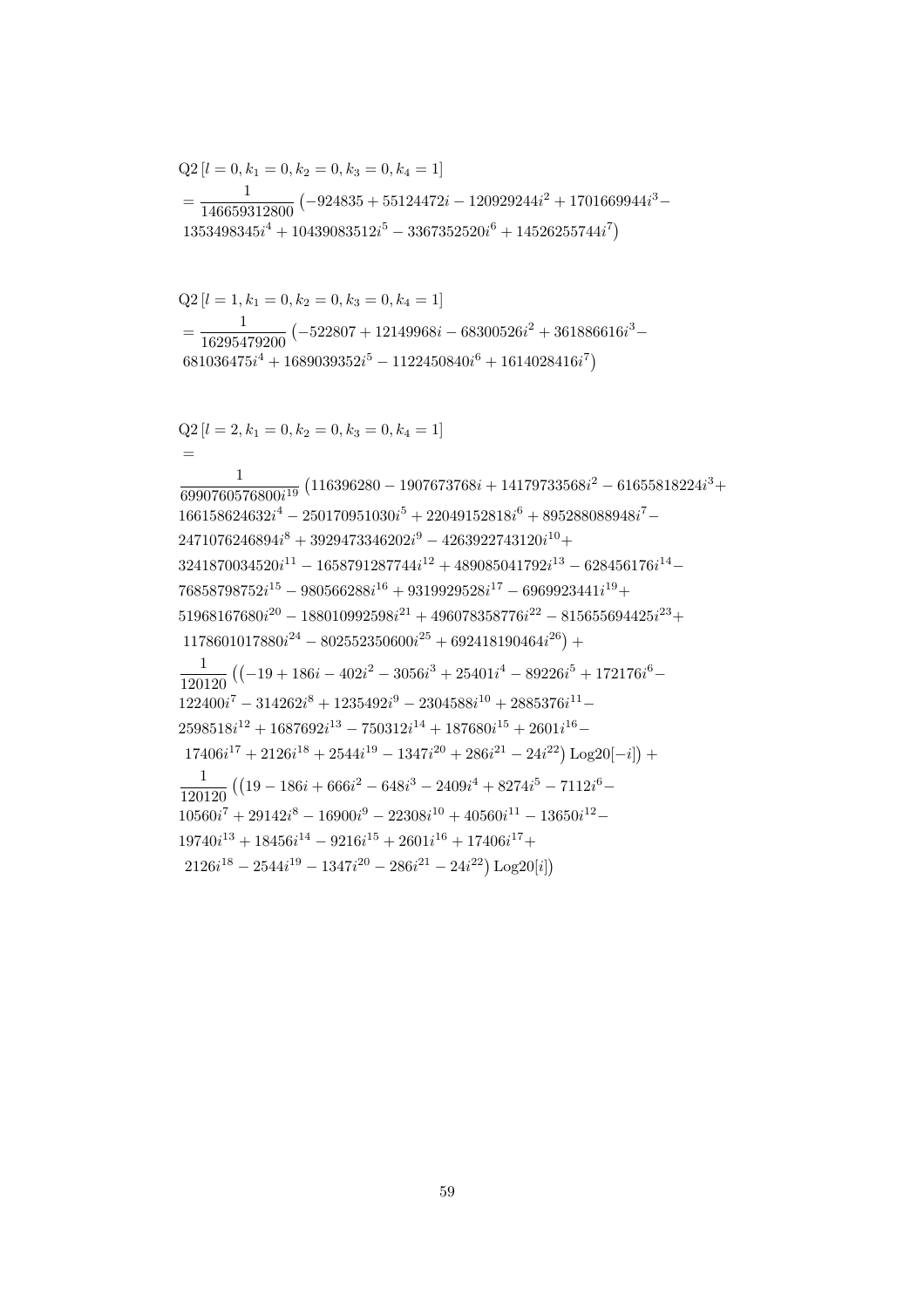$$\text{Q2}\left[l=0,k_1=0,k_2=0,k_3=0,k_4=1\right]$$
$$=\frac{1}{146659312800}\left(-924835+55124472i-120929244i^2+1701669944i^3-1353498345i^4+10439083512i^5-3367352520i^6+14526255744i^7\right)$$

$$\text{Q2}\left[l=1,k_1=0,k_2=0,k_3=0,k_4=1\right]$$
$$=\frac{1}{16295479200}\left(-522807+12149968i-68300526i^2+361886616i^3-681036475i^4+1689039352i^5-1122450840i^6+1614028416i^7\right)$$

$$\text{Q2}\left[l=2,k_1=0,k_2=0,k_3=0,k_4=1\right]$$
$$=$$
$$\frac{1}{6990760576800i^{19}}\left(116396280-1907673768i+14179733568i^2-61655818224i^3+166158624632i^4-250170951030i^5+22049152818i^6+895288088948i^7-2471076246894i^8+3929473346202i^9-4263922743120i^{10}+3241870034520i^{11}-1658791287744i^{12}+489085041792i^{13}-628456176i^{14}-76858798752i^{15}-980566288i^{16}+9319929528i^{17}-6969923441i^{19}+51968167680i^{20}-188010992598i^{21}+496078358776i^{22}-815655694425i^{23}+1178601017880i^{24}-802552350600i^{25}+692418190464i^{26}\right)+$$
$$\frac{1}{120120}\left(\left(-19+186i-402i^2-3056i^3+25401i^4-89226i^5+172176i^6-122400i^7-314262i^8+1235492i^9-2304588i^{10}+2885376i^{11}-2598518i^{12}+1687692i^{13}-750312i^{14}+187680i^{15}+2601i^{16}-17406i^{17}+2126i^{18}+2544i^{19}-1347i^{20}+286i^{21}-24i^{22}\right)\text{Log20}[-i]\right)+$$
$$\frac{1}{120120}\left(\left(19-186i+666i^2-648i^3-2409i^4+8274i^5-7112i^6-10560i^7+29142i^8-16900i^9-22308i^{10}+40560i^{11}-13650i^{12}-19740i^{13}+18456i^{14}-9216i^{15}+2601i^{16}+17406i^{17}+2126i^{18}-2544i^{19}-1347i^{20}-286i^{21}-24i^{22}\right)\text{Log20}[i]\right)$$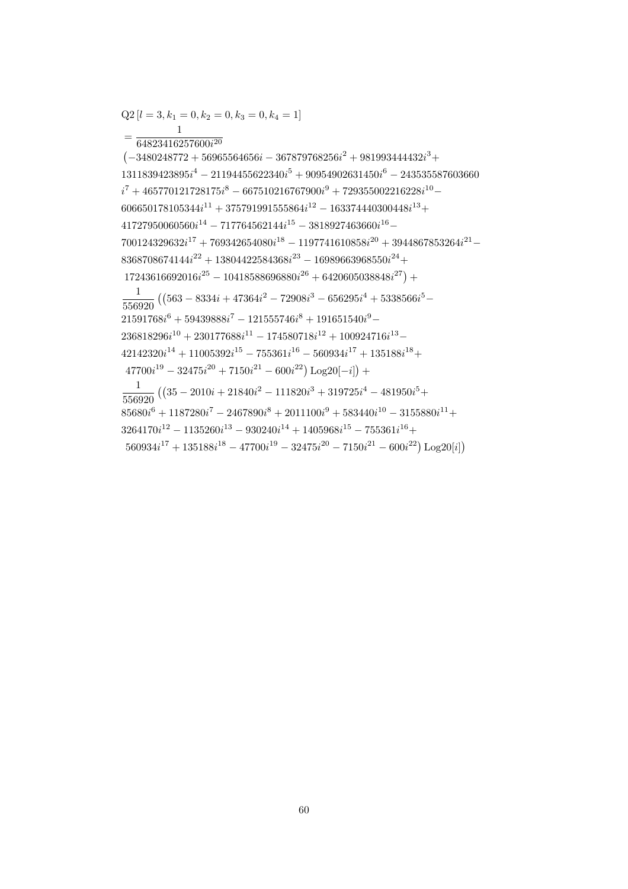$$
\begin{aligned}
&\mathrm{Q2}\left[l=3,k_1=0,k_2=0,k_3=0,k_4=1\right]\\
&=\frac{1}{64823416257600 i^{20}}\\
&\big(-3480248772+56965564656 i-367879768256 i^{2}+981993444432 i^{3}+\\
&1311839423895 i^{4}-21194455622340 i^{5}+90954902631450 i^{6}-243535587603660\\
&i^{7}+465770121728175 i^{8}-667510216767900 i^{9}+729355002216228 i^{10}-\\
&606650178105344 i^{11}+375791991555864 i^{12}-163374440300448 i^{13}+\\
&41727950060560 i^{14}-717764562144 i^{15}-3818927463660 i^{16}-\\
&700124329632 i^{17}+769342654080 i^{18}-1197741610858 i^{20}+3944867853264 i^{21}-\\
&8368708674144 i^{22}+13804422584368 i^{23}-16989663968550 i^{24}+\\
&17243616692016 i^{25}-10418588696880 i^{26}+6420605038848 i^{27}\big)+\\
&\frac{1}{556920}\big(\big(563-8334 i+47364 i^{2}-72908 i^{3}-656295 i^{4}+5338566 i^{5}-\\
&21591768 i^{6}+59439888 i^{7}-121555746 i^{8}+191651540 i^{9}-\\
&236818296 i^{10}+230177688 i^{11}-174580718 i^{12}+100924716 i^{13}-\\
&42142320 i^{14}+11005392 i^{15}-755361 i^{16}-560934 i^{17}+135188 i^{18}+\\
&47700 i^{19}-32475 i^{20}+7150 i^{21}-600 i^{22}\big)\,\mathrm{Log20}[-i]\big)+\\
&\frac{1}{556920}\big(\big(35-2010 i+21840 i^{2}-111820 i^{3}+319725 i^{4}-481950 i^{5}+\\
&85680 i^{6}+1187280 i^{7}-2467890 i^{8}+2011100 i^{9}+583440 i^{10}-3155880 i^{11}+\\
&3264170 i^{12}-1135260 i^{13}-930240 i^{14}+1405968 i^{15}-755361 i^{16}+\\
&560934 i^{17}+135188 i^{18}-47700 i^{19}-32475 i^{20}-7150 i^{21}-600 i^{22}\big)\,\mathrm{Log20}[i]\big)
\end{aligned}
$$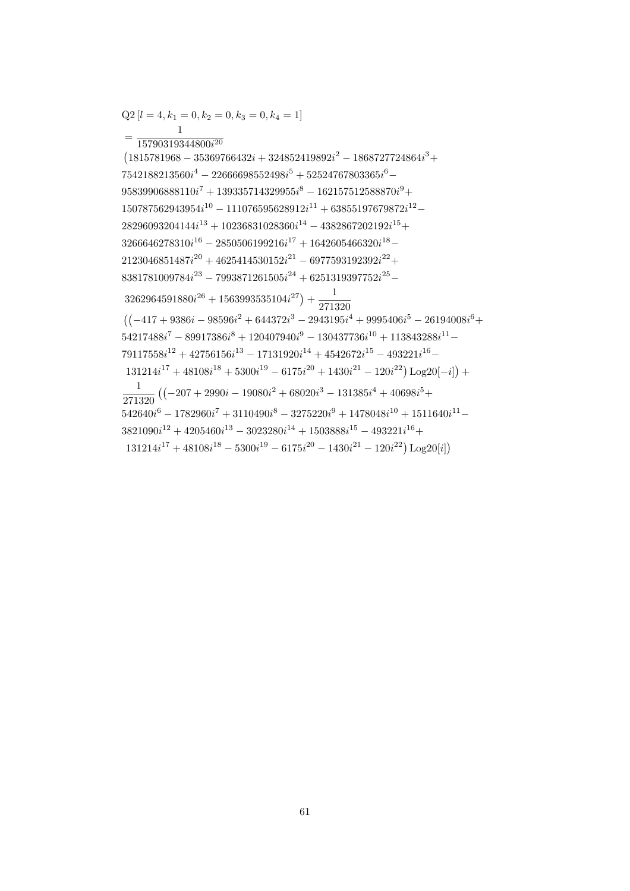$$
\begin{aligned}
&\mathrm{Q2}\left[l=4,k_1=0,k_2=0,k_3=0,k_4=1\right] \\
&=\frac{1}{15790319344800 i^{20}} \\
&\big(1815781968-35369766432 i+324852419892 i^2-1868727724864 i^3+ \\
&7542188213560 i^4-22666698552498 i^5+52524767803365 i^6- \\
&95839906888110 i^7+139335714329955 i^8-162157512588870 i^9+ \\
&150787562943954 i^{10}-111076595628912 i^{11}+63855197679872 i^{12}- \\
&28296093204144 i^{13}+10236831028360 i^{14}-4382867202192 i^{15}+ \\
&3266646278310 i^{16}-2850506199216 i^{17}+1642605466320 i^{18}- \\
&2123046851487 i^{20}+4625414530152 i^{21}-6977593192392 i^{22}+ \\
&8381781009784 i^{23}-7993871261505 i^{24}+6251319397752 i^{25}- \\
&3262964591880 i^{26}+1563993535104 i^{27}\big)+\frac{1}{271320} \\
&\big(\big(-417+9386 i-98596 i^2+644372 i^3-2943195 i^4+9995406 i^5-26194008 i^6+ \\
&54217488 i^7-89917386 i^8+120407940 i^9-130437736 i^{10}+113843288 i^{11}- \\
&79117558 i^{12}+42756156 i^{13}-17131920 i^{14}+4542672 i^{15}-493221 i^{16}- \\
&131214 i^{17}+48108 i^{18}+5300 i^{19}-6175 i^{20}+1430 i^{21}-120 i^{22}\big)\,\mathrm{Log20}[-i]\big)+ \\
&\frac{1}{271320}\big(\big(-207+2990 i-19080 i^2+68020 i^3-131385 i^4+40698 i^5+ \\
&542640 i^6-1782960 i^7+3110490 i^8-3275220 i^9+1478048 i^{10}+1511640 i^{11}- \\
&3821090 i^{12}+4205460 i^{13}-3023280 i^{14}+1503888 i^{15}-493221 i^{16}+ \\
&131214 i^{17}+48108 i^{18}-5300 i^{19}-6175 i^{20}-1430 i^{21}-120 i^{22}\big)\,\mathrm{Log20}[i]\big)
\end{aligned}
$$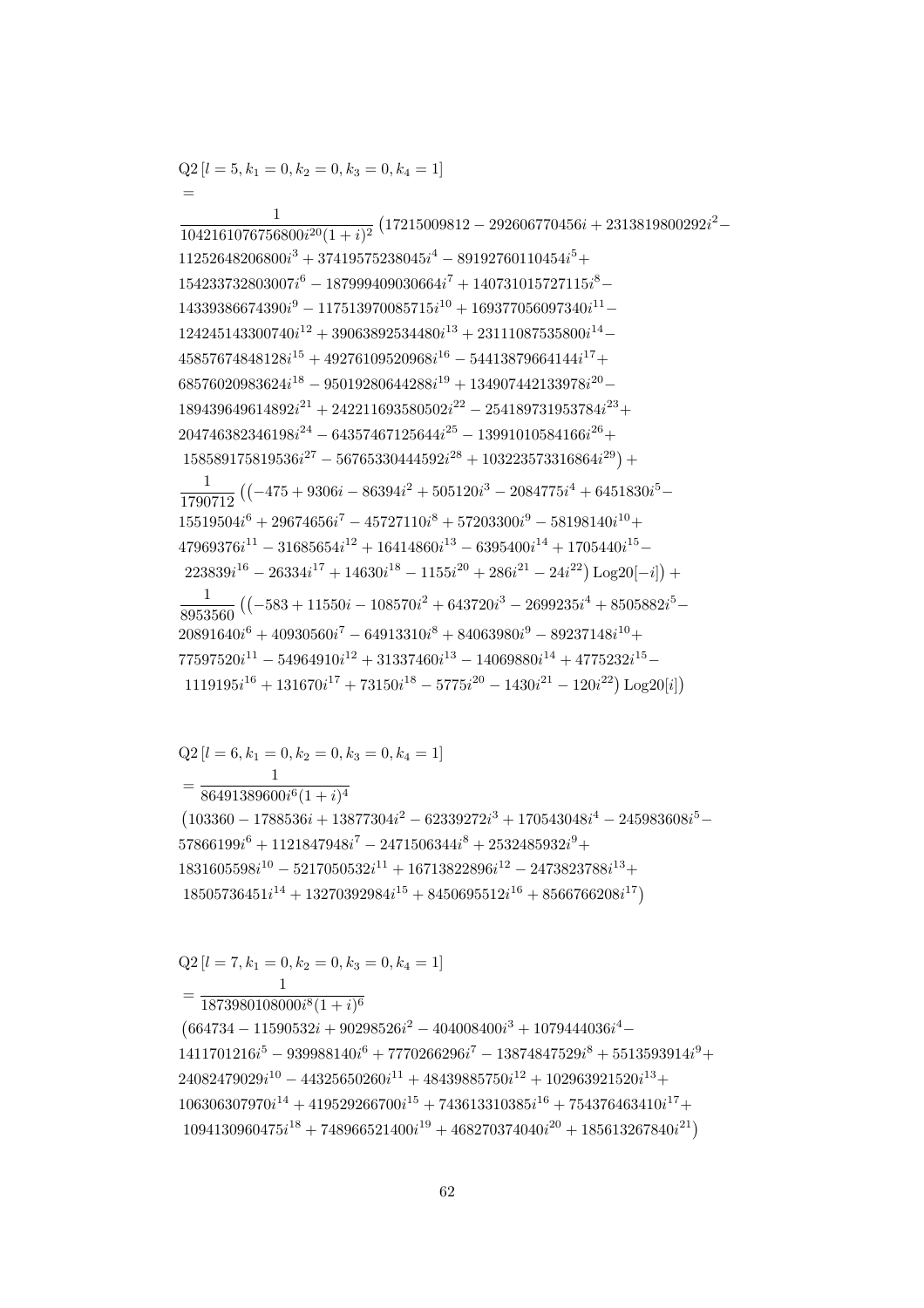$$
\begin{aligned}
&\mathrm{Q2}\left[l=5,k_1=0,k_2=0,k_3=0,k_4=1\right]\\
&=\\
&\frac{1}{1042161076756800 i^{20}(1+i)^2}\big(17215009812-292606770456 i+2313819800292 i^2-\\
&11252648206800 i^3+37419575238045 i^4-89192760110454 i^5+\\
&154233732803007 i^6-187999409030664 i^7+140731015727115 i^8-\\
&14339386674390 i^9-117513970085715 i^{10}+169377056097340 i^{11}-\\
&124245143300740 i^{12}+39063892534480 i^{13}+23111087535800 i^{14}-\\
&45857674848128 i^{15}+49276109520968 i^{16}-54413879664144 i^{17}+\\
&68576020983624 i^{18}-95019280644288 i^{19}+134907442133978 i^{20}-\\
&189439649614892 i^{21}+242211693580502 i^{22}-254189731953784 i^{23}+\\
&204746382346198 i^{24}-64357467125644 i^{25}-139910105841 66 i^{26}+\\
&158589175819536 i^{27}-56765330444592 i^{28}+103223573316864 i^{29}\big)+\\
&\frac{1}{1790712}\big(\big(-475+9306 i-86394 i^2+505120 i^3-2084775 i^4+6451830 i^5-\\
&15519504 i^6+29674656 i^7-45727110 i^8+57203300 i^9-58198140 i^{10}+\\
&47969376 i^{11}-31685654 i^{12}+16414860 i^{13}-6395400 i^{14}+1705440 i^{15}-\\
&223839 i^{16}-26334 i^{17}+14630 i^{18}-1155 i^{20}+286 i^{21}-24 i^{22}\big)\,\mathrm{Log20}[-i]\big)+\\
&\frac{1}{8953560}\big(\big(-583+11550 i-108570 i^2+643720 i^3-2699235 i^4+8505882 i^5-\\
&20891640 i^6+40930560 i^7-64913310 i^8+84063980 i^9-89237148 i^{10}+\\
&77597520 i^{11}-54964910 i^{12}+31337460 i^{13}-14069880 i^{14}+4775232 i^{15}-\\
&1119195 i^{16}+131670 i^{17}+73150 i^{18}-5775 i^{20}-1430 i^{21}-120 i^{22}\big)\,\mathrm{Log20}[i]\big)
\end{aligned}
$$

$$
\begin{aligned}
&\mathrm{Q2}\left[l=6,k_1=0,k_2=0,k_3=0,k_4=1\right]\\
&=\frac{1}{86491389600 i^6(1+i)^4}\\
&\big(103360-1788536 i+13877304 i^2-62339272 i^3+170543048 i^4-245983608 i^5-\\
&57866199 i^6+1121847948 i^7-2471506344 i^8+2532485932 i^9+\\
&1831605598 i^{10}-5217050532 i^{11}+16713822896 i^{12}-2473823788 i^{13}+\\
&18505736451 i^{14}+13270392984 i^{15}+8450695512 i^{16}+8566766208 i^{17}\big)
\end{aligned}
$$

$$
\begin{aligned}
&\mathrm{Q2}\left[l=7,k_1=0,k_2=0,k_3=0,k_4=1\right]\\
&=\frac{1}{1873980108000 i^8(1+i)^6}\\
&\big(664734-11590532 i+90298526 i^2-404008400 i^3+1079444036 i^4-\\
&1411701216 i^5-939988140 i^6+7770266296 i^7-13874847529 i^8+5513593914 i^9+\\
&24082479029 i^{10}-44325650260 i^{11}+48439885750 i^{12}+102963921520 i^{13}+\\
&106306307970 i^{14}+419529266700 i^{15}+743613310385 i^{16}+754376463410 i^{17}+\\
&1094130960475 i^{18}+748966521400 i^{19}+468270374040 i^{20}+185613267840 i^{21}\big)
\end{aligned}
$$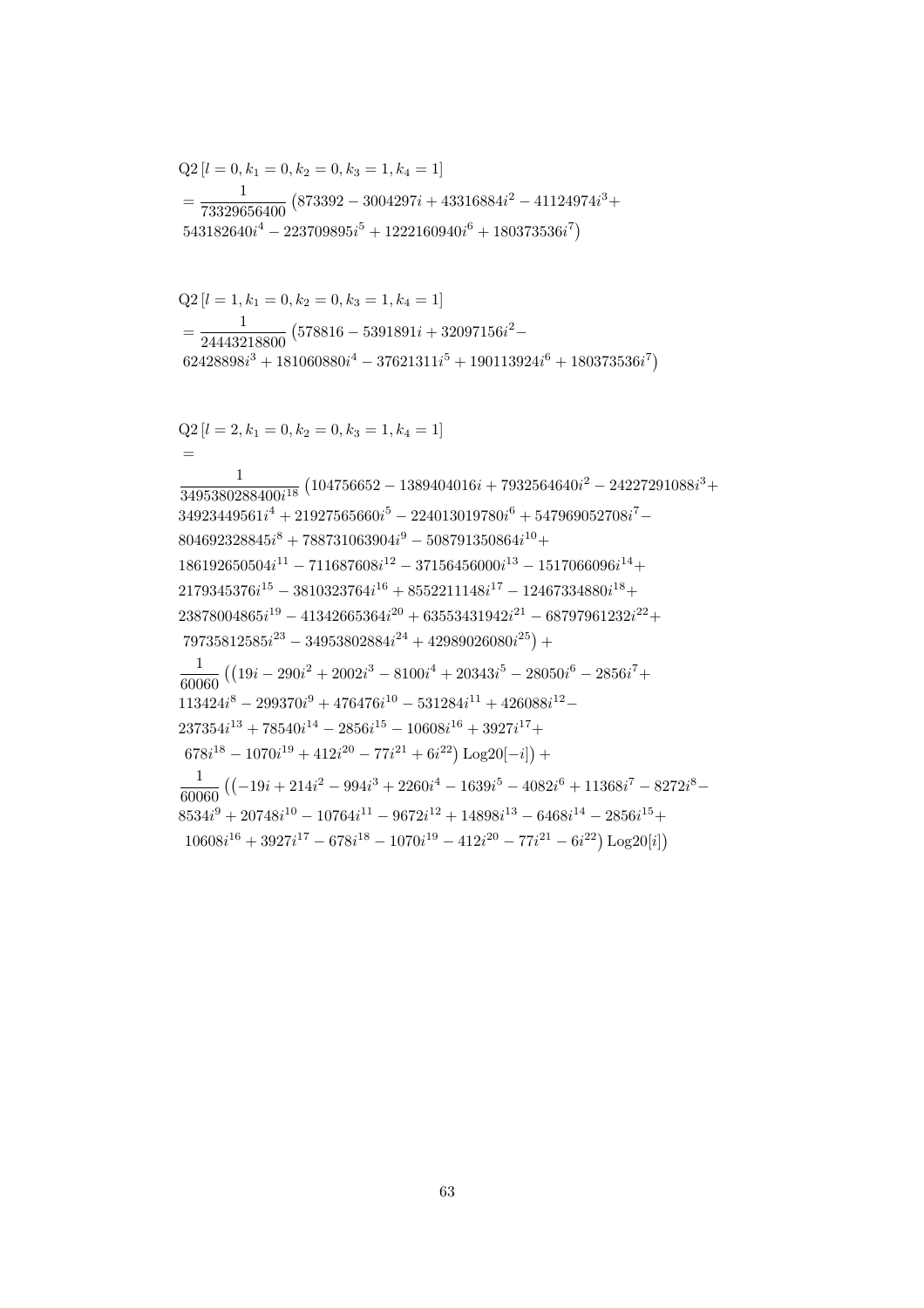$$
\begin{aligned}
&\mathrm{Q2}\left[l=0, k_1=0, k_2=0, k_3=1, k_4=1\right] \\
&= \frac{1}{73329656400}\left(873392 - 3004297 i + 43316884 i^2 - 41124974 i^3 + \right. \\
&\left. 543182640 i^4 - 223709895 i^5 + 1222160940 i^6 + 180373536 i^7\right)
\end{aligned}
$$

$$
\begin{aligned}
&\mathrm{Q2}\left[l=1, k_1=0, k_2=0, k_3=1, k_4=1\right] \\
&= \frac{1}{24443218800}\left(578816 - 5391891 i + 32097156 i^2 - \right. \\
&\left. 62428898 i^3 + 181060880 i^4 - 37621311 i^5 + 190113924 i^6 + 180373536 i^7\right)
\end{aligned}
$$

$$
\begin{aligned}
&\mathrm{Q2}\left[l=2, k_1=0, k_2=0, k_3=1, k_4=1\right] \\
&= \\
&\frac{1}{3495380288400 i^{18}}\left(104756652 - 1389404016 i + 7932564640 i^2 - 24227291088 i^3 + \right. \\
&34923449561 i^4 + 21927565660 i^5 - 224013019780 i^6 + 547969052708 i^7 - \\
&804692328845 i^8 + 788731063904 i^9 - 508791350864 i^{10} + \\
&186192650504 i^{11} - 711687608 i^{12} - 37156456000 i^{13} - 1517066096 i^{14} + \\
&2179345376 i^{15} - 3810323764 i^{16} + 8552211148 i^{17} - 12467334880 i^{18} + \\
&23878004865 i^{19} - 41342665364 i^{20} + 63553431942 i^{21} - 68797961232 i^{22} + \\
&\left. 79735812585 i^{23} - 34953802884 i^{24} + 42989026080 i^{25}\right) + \\
&\frac{1}{60060}\left(\left(19 i - 290 i^2 + 2002 i^3 - 8100 i^4 + 20343 i^5 - 28050 i^6 - 2856 i^7 + \right.\right. \\
&113424 i^8 - 299370 i^9 + 476476 i^{10} - 531284 i^{11} + 426088 i^{12} - \\
&237354 i^{13} + 78540 i^{14} - 2856 i^{15} - 10608 i^{16} + 3927 i^{17} + \\
&\left.\left. 678 i^{18} - 1070 i^{19} + 412 i^{20} - 77 i^{21} + 6 i^{22}\right) \mathrm{Log20}[-i]\right) + \\
&\frac{1}{60060}\left(\left(-19 i + 214 i^2 - 994 i^3 + 2260 i^4 - 1639 i^5 - 4082 i^6 + 11368 i^7 - 8272 i^8 - \right.\right. \\
&8534 i^9 + 20748 i^{10} - 10764 i^{11} - 9672 i^{12} + 14898 i^{13} - 6468 i^{14} - 2856 i^{15} + \\
&\left.\left. 10608 i^{16} + 3927 i^{17} - 678 i^{18} - 1070 i^{19} - 412 i^{20} - 77 i^{21} - 6 i^{22}\right) \mathrm{Log20}[i]\right)
\end{aligned}
$$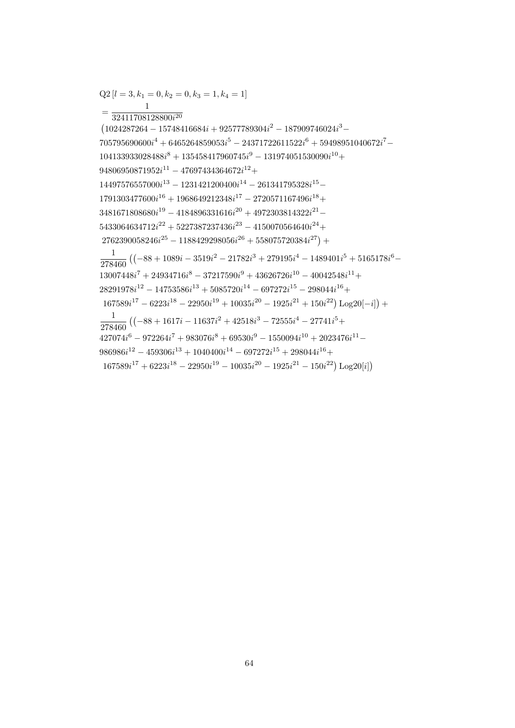$$
\begin{aligned}
&\mathrm{Q2}\left[l=3,k_1=0,k_2=0,k_3=1,k_4=1\right] \\
&=\frac{1}{32411708128800 i^{20}} \\
&\left(1024287264-15748416684 i+92577789304 i^2-187909746024 i^3-\right. \\
&705795690600 i^4+6465264859053 i^5-24371722611522 i^6+59498951040672 i^7- \\
&104133933028488 i^8+135458417960745 i^9-131974051530090 i^{10}+ \\
&94806950871952 i^{11}-47697434364672 i^{12}+ \\
&14497576557000 i^{13}-1231421200400 i^{14}-261341795328 i^{15}- \\
&1791303477600 i^{16}+1968649212348 i^{17}-2720571167496 i^{18}+ \\
&3481671808680 i^{19}-4184896331616 i^{20}+4972303814322 i^{21}- \\
&5433064634712 i^{22}+5227387237436 i^{23}-4150070564640 i^{24}+ \\
&\left.2762390058246 i^{25}-1188429298056 i^{26}+558075720384 i^{27}\right)+ \\
&\frac{1}{278460}\left(\left(-88+1089 i-3519 i^2-21782 i^3+279195 i^4-1489401 i^5+5165178 i^6-\right.\right. \\
&13007448 i^7+24934716 i^8-37217590 i^9+43626726 i^{10}-40042548 i^{11}+ \\
&28291978 i^{12}-14753586 i^{13}+5085720 i^{14}-697272 i^{15}-298044 i^{16}+ \\
&\left.\left.167589 i^{17}-6223 i^{18}-22950 i^{19}+10035 i^{20}-1925 i^{21}+150 i^{22}\right)\mathrm{Log20}[-i]\right)+ \\
&\frac{1}{278460}\left(\left(-88+1617 i-11637 i^2+42518 i^3-72555 i^4-27741 i^5+\right.\right. \\
&427074 i^6-972264 i^7+983076 i^8+69530 i^9-1550094 i^{10}+2023476 i^{11}- \\
&986986 i^{12}-459306 i^{13}+1040400 i^{14}-697272 i^{15}+298044 i^{16}+ \\
&\left.\left.167589 i^{17}+6223 i^{18}-22950 i^{19}-10035 i^{20}-1925 i^{21}-150 i^{22}\right)\mathrm{Log20}[i]\right)
\end{aligned}
$$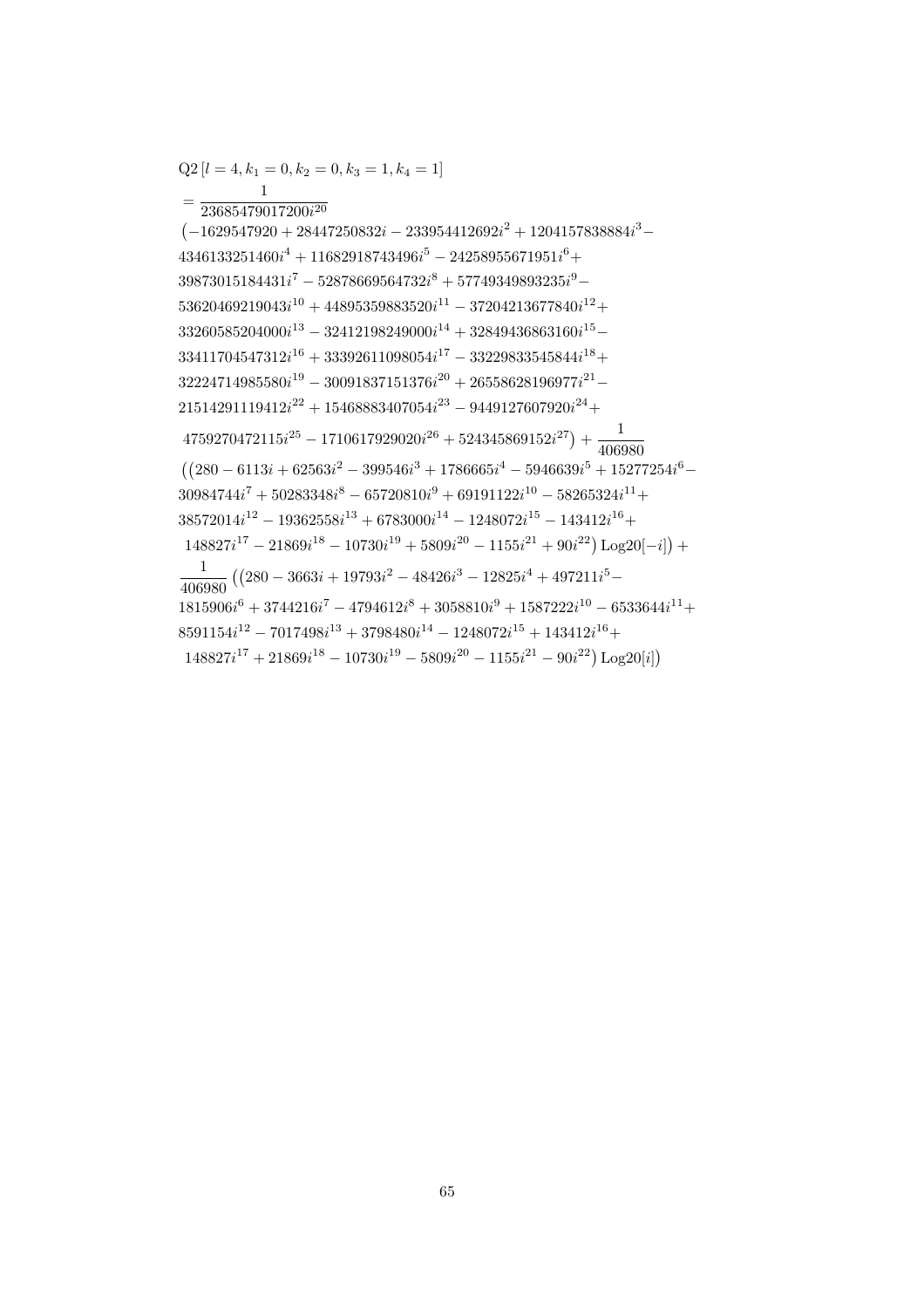$$
\begin{aligned}
&\mathrm{Q2}\left[l=4, k_1=0, k_2=0, k_3=1, k_4=1\right] \\
&= \frac{1}{23685479017200 i^{20}} \\
&\left(-1629547920+28447250832 i-233954412692 i^2+1204157838884 i^3-\right. \\
&4346133251460 i^4+11682918743496 i^5-24258955671951 i^6+ \\
&39873015184431 i^7-52878669564732 i^8+57749349893235 i^9- \\
&53620469219043 i^{10}+44895359883520 i^{11}-37204213677840 i^{12}+ \\
&33260585204000 i^{13}-32412198249000 i^{14}+32849436863160 i^{15}- \\
&33411704547312 i^{16}+33392611098054 i^{17}-33229833545844 i^{18}+ \\
&32224714985580 i^{19}-30091837151376 i^{20}+26558628196977 i^{21}- \\
&21514291119412 i^{22}+15468883407054 i^{23}-9449127607920 i^{24}+ \\
&\left.4759270472115 i^{25}-1710617929020 i^{26}+524345869152 i^{27}\right)+\frac{1}{406980} \\
&\left(\left(280-6113 i+62563 i^2-399546 i^3+1786665 i^4-5946639 i^5+15277254 i^6-\right.\right. \\
&30984744 i^7+50283348 i^8-65720810 i^9+69191122 i^{10}-58265324 i^{11}+ \\
&38572014 i^{12}-19362558 i^{13}+6783000 i^{14}-1248072 i^{15}-143412 i^{16}+ \\
&\left.\left.148827 i^{17}-21869 i^{18}-10730 i^{19}+5809 i^{20}-1155 i^{21}+90 i^{22}\right) \mathrm{Log20}[-i]\right)+ \\
&\frac{1}{406980}\left(\left(280-3663 i+19793 i^2-48426 i^3-12825 i^4+497211 i^5-\right.\right. \\
&1815906 i^6+3744216 i^7-4794612 i^8+3058810 i^9+1587222 i^{10}-6533644 i^{11}+ \\
&8591154 i^{12}-7017498 i^{13}+3798480 i^{14}-1248072 i^{15}+143412 i^{16}+ \\
&\left.\left.148827 i^{17}+21869 i^{18}-10730 i^{19}-5809 i^{20}-1155 i^{21}-90 i^{22}\right) \mathrm{Log20}[i]\right)
\end{aligned}
$$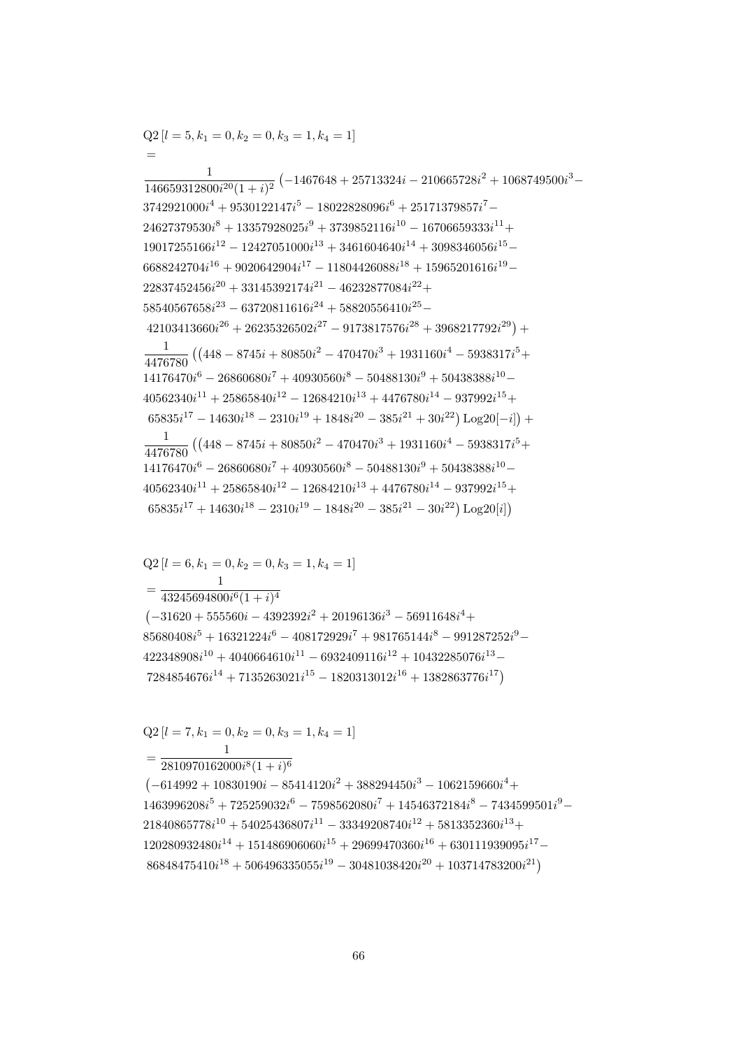$$
\begin{aligned}
&\mathrm{Q2}\left[l=5, k_1=0, k_2=0, k_3=1, k_4=1\right] \\
&= \\
&\frac{1}{146659312800 i^{20}(1+i)^2}\left(-1467648+25713324 i-210665728 i^2+1068749500 i^3-\right. \\
&3742921000 i^4+9530122147 i^5-18022828096 i^6+25171379857 i^7- \\
&24627379530 i^8+13357928025 i^9+3739852116 i^{10}-16706659333 i^{11}+ \\
&19017255166 i^{12}-12427051000 i^{13}+3461604640 i^{14}+3098346056 i^{15}- \\
&6688242704 i^{16}+9020642904 i^{17}-11804426088 i^{18}+15965201616 i^{19}- \\
&22837452456 i^{20}+33145392174 i^{21}-46232877084 i^{22}+ \\
&58540567658 i^{23}-63720811616 i^{24}+58820556410 i^{25}- \\
&\left.42103413660 i^{26}+26235326502 i^{27}-9173817576 i^{28}+3968217792 i^{29}\right)+ \\
&\frac{1}{4476780}\left(\left(448-8745 i+80850 i^2-470470 i^3+1931160 i^4-5938317 i^5+\right.\right. \\
&14176470 i^6-26860680 i^7+40930560 i^8-50488130 i^9+50438388 i^{10}- \\
&40562340 i^{11}+25865840 i^{12}-12684210 i^{13}+4476780 i^{14}-937992 i^{15}+ \\
&\left.\left.65835 i^{17}-14630 i^{18}-2310 i^{19}+1848 i^{20}-385 i^{21}+30 i^{22}\right) \operatorname{Log20}[-i]\right)+ \\
&\frac{1}{4476780}\left(\left(448-8745 i+80850 i^2-470470 i^3+1931160 i^4-5938317 i^5+\right.\right. \\
&14176470 i^6-26860680 i^7+40930560 i^8-50488130 i^9+50438388 i^{10}- \\
&40562340 i^{11}+25865840 i^{12}-12684210 i^{13}+4476780 i^{14}-937992 i^{15}+ \\
&\left.\left.65835 i^{17}+14630 i^{18}-2310 i^{19}-1848 i^{20}-385 i^{21}-30 i^{22}\right) \operatorname{Log20}[i]\right)
\end{aligned}
$$

$$
\begin{aligned}
&\mathrm{Q2}\left[l=6, k_1=0, k_2=0, k_3=1, k_4=1\right] \\
&=\frac{1}{43245694800 i^6(1+i)^4} \\
&\left(-31620+555560 i-4392392 i^2+20196136 i^3-56911648 i^4+\right. \\
&85680408 i^5+16321224 i^6-408172929 i^7+981765144 i^8-991287252 i^9- \\
&422348908 i^{10}+4040664610 i^{11}-6932409116 i^{12}+10432285076 i^{13}- \\
&\left.7284854676 i^{14}+7135263021 i^{15}-1820313012 i^{16}+1382863776 i^{17}\right)
\end{aligned}
$$

$$
\begin{aligned}
&\mathrm{Q2}\left[l=7, k_1=0, k_2=0, k_3=1, k_4=1\right] \\
&=\frac{1}{2810970162000 i^8(1+i)^6} \\
&\left(-614992+10830190 i-85414120 i^2+388294450 i^3-1062159660 i^4+\right. \\
&1463996208 i^5+725259032 i^6-7598562080 i^7+14546372184 i^8-7434599501 i^9- \\
&21840865778 i^{10}+54025436807 i^{11}-33349208740 i^{12}+5813352360 i^{13}+ \\
&120280932480 i^{14}+151486906060 i^{15}+29699470360 i^{16}+630111939095 i^{17}- \\
&\left.86848475410 i^{18}+506496335055 i^{19}-30481038420 i^{20}+103714783200 i^{21}\right)
\end{aligned}
$$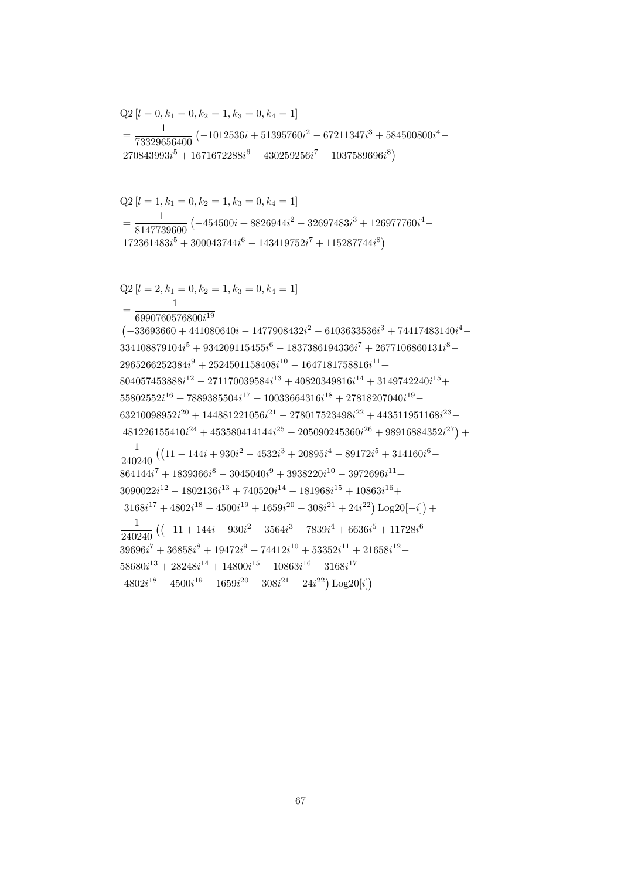$$
\begin{aligned}
&\mathrm{Q2}\left[l=0,k_1=0,k_2=1,k_3=0,k_4=1\right]\\
&=\frac{1}{73329656400}\left(-1012536i+51395760i^2-67211347i^3+584500800i^4-\right.\\
&\left.270843993i^5+1671672288i^6-430259256i^7+1037589696i^8\right)
\end{aligned}
$$

$$
\begin{aligned}
&\mathrm{Q2}\left[l=1,k_1=0,k_2=1,k_3=0,k_4=1\right]\\
&=\frac{1}{8147739600}\left(-454500i+8826944i^2-32697483i^3+126977760i^4-\right.\\
&\left.172361483i^5+300043744i^6-143419752i^7+115287744i^8\right)
\end{aligned}
$$

$$
\begin{aligned}
&\mathrm{Q2}\left[l=2,k_1=0,k_2=1,k_3=0,k_4=1\right]\\
&=\frac{1}{6990760576800i^{19}}\\
&\left(-33693660+441080640i-1477908432i^2-6103633536i^3+74417483140i^4-\right.\\
&334108879104i^5+934209115455i^6-1837386194336i^7+2677106860131i^8-\\
&2965266252384i^9+2524501158408i^{10}-1647181758816i^{11}+\\
&804057453888i^{12}-271170039584i^{13}+40820349816i^{14}+3149742240i^{15}+\\
&55802552i^{16}+7889385504i^{17}-10033664316i^{18}+27818207040i^{19}-\\
&63210098952i^{20}+144881221056i^{21}-278017523498i^{22}+443511951168i^{23}-\\
&\left.481226155410i^{24}+453580414144i^{25}-205090245360i^{26}+98916884352i^{27}\right)+\\
&\frac{1}{240240}\left(\left(11-144i+930i^2-4532i^3+20895i^4-89172i^5+314160i^6-\right.\right.\\
&864144i^7+1839366i^8-3045040i^9+3938220i^{10}-3972696i^{11}+\\
&3090022i^{12}-1802136i^{13}+740520i^{14}-181968i^{15}+10863i^{16}+\\
&\left.\left.3168i^{17}+4802i^{18}-4500i^{19}+1659i^{20}-308i^{21}+24i^{22}\right)\mathrm{Log20}[-i]\right)+\\
&\frac{1}{240240}\left(\left(-11+144i-930i^2+3564i^3-7839i^4+6636i^5+11728i^6-\right.\right.\\
&39696i^7+36858i^8+19472i^9-74412i^{10}+53352i^{11}+21658i^{12}-\\
&58680i^{13}+28248i^{14}+14800i^{15}-10863i^{16}+3168i^{17}-\\
&\left.\left.4802i^{18}-4500i^{19}-1659i^{20}-308i^{21}-24i^{22}\right)\mathrm{Log20}[i]\right)
\end{aligned}
$$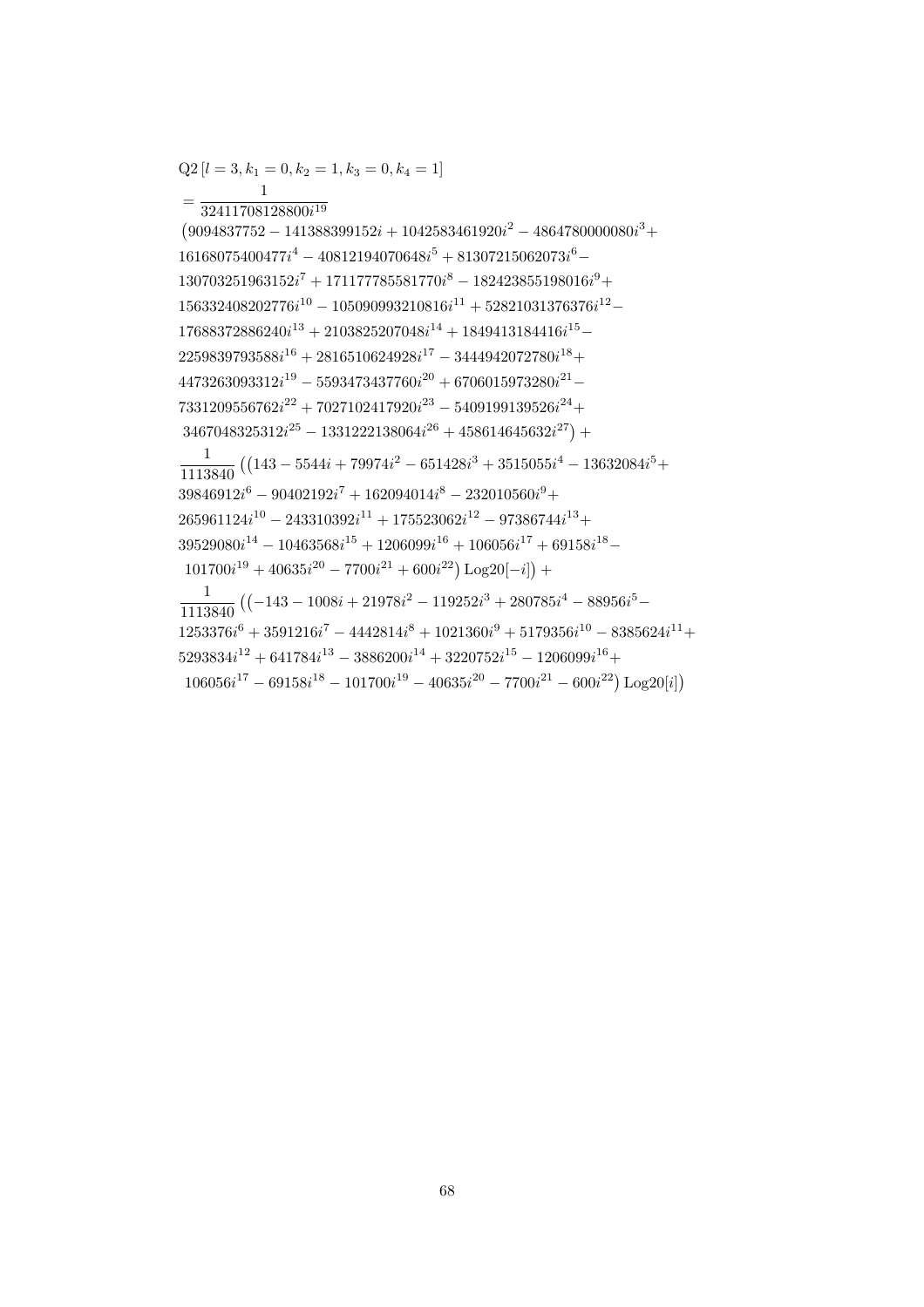$$
\begin{aligned}
&\mathrm{Q2}\left[l=3,k_1=0,k_2=1,k_3=0,k_4=1\right] \\
&=\frac{1}{32411708128800 i^{19}} \\
&\left(9094837752-141388399152 i+1042583461920 i^2-4864780000080 i^3+\right. \\
&16168075400477 i^4-40812194070648 i^5+81307215062073 i^6- \\
&130703251963152 i^7+171177785581770 i^8-182423855198016 i^9+ \\
&156332408202776 i^{10}-105090993210816 i^{11}+52821031376376 i^{12}- \\
&17688372886240 i^{13}+2103825207048 i^{14}+1849413184416 i^{15}- \\
&2259839793588 i^{16}+2816510624928 i^{17}-3444942072780 i^{18}+ \\
&4473263093312 i^{19}-5593473437760 i^{20}+6706015973280 i^{21}- \\
&7331209556762 i^{22}+7027102417920 i^{23}-5409199139526 i^{24}+ \\
&\left.3467048325312 i^{25}-1331222138064 i^{26}+458614645632 i^{27}\right)+ \\
&\frac{1}{1113840}\left(\left(143-5544 i+79974 i^2-651428 i^3+3515055 i^4-13632084 i^5+\right.\right. \\
&39846912 i^6-90402192 i^7+162094014 i^8-232010560 i^9+ \\
&265961124 i^{10}-243310392 i^{11}+175523062 i^{12}-97386744 i^{13}+ \\
&39529080 i^{14}-10463568 i^{15}+1206099 i^{16}+106056 i^{17}+69158 i^{18}- \\
&\left.\left.101700 i^{19}+40635 i^{20}-7700 i^{21}+600 i^{22}\right) \mathrm{Log20}[-i]\right)+ \\
&\frac{1}{1113840}\left(\left(-143-1008 i+21978 i^2-119252 i^3+280785 i^4-88956 i^5-\right.\right. \\
&1253376 i^6+3591216 i^7-4442814 i^8+1021360 i^9+5179356 i^{10}-8385624 i^{11}+ \\
&5293834 i^{12}+641784 i^{13}-3886200 i^{14}+3220752 i^{15}-1206099 i^{16}+ \\
&\left.\left.106056 i^{17}-69158 i^{18}-101700 i^{19}-40635 i^{20}-7700 i^{21}-600 i^{22}\right) \mathrm{Log20}[i]\right)
\end{aligned}
$$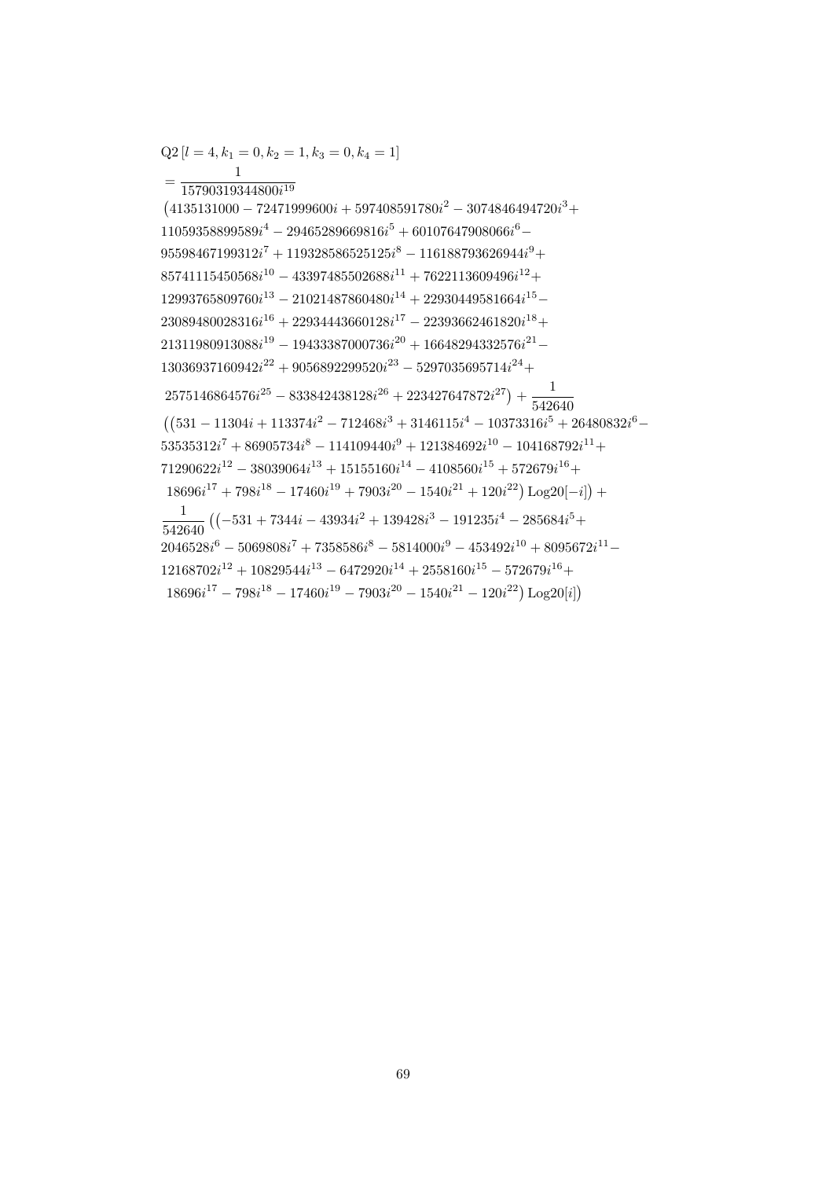$$
\begin{aligned}
&\mathrm{Q2}\left[l=4,k_1=0,k_2=1,k_3=0,k_4=1\right]\\
&=\frac{1}{15790319344800 i^{19}}\\
&\left(4135131000-72471999600 i+597408591780 i^2-3074846494720 i^3+\right.\\
&11059358899589 i^4-29465289669816 i^5+60107647908066 i^6-\\
&95598467199312 i^7+119328586525125 i^8-116188793626944 i^9+\\
&85741115450568 i^{10}-43397485502688 i^{11}+7622113609496 i^{12}+\\
&12993765809760 i^{13}-21021487860480 i^{14}+22930449581664 i^{15}-\\
&23089480028316 i^{16}+22934443660128 i^{17}-22393662461820 i^{18}+\\
&21311980913088 i^{19}-19433387000736 i^{20}+16648294332576 i^{21}-\\
&13036937160942 i^{22}+9056892299520 i^{23}-5297035695714 i^{24}+\\
&\left.2575146864576 i^{25}-833842438128 i^{26}+223427647872 i^{27}\right)+\frac{1}{542640}\\
&\left(\left(531-11304 i+113374 i^2-712468 i^3+3146115 i^4-10373316 i^5+26480832 i^6-\right.\right.\\
&53535312 i^7+86905734 i^8-114109440 i^9+121384692 i^{10}-104168792 i^{11}+\\
&71290622 i^{12}-38039064 i^{13}+15155160 i^{14}-4108560 i^{15}+572679 i^{16}+\\
&\left.\left.18696 i^{17}+798 i^{18}-17460 i^{19}+7903 i^{20}-1540 i^{21}+120 i^{22}\right)\mathrm{Log20}[-i]\right)+\\
&\frac{1}{542640}\left(\left(-531+7344 i-43934 i^2+139428 i^3-191235 i^4-285684 i^5+\right.\right.\\
&2046528 i^6-5069808 i^7+7358586 i^8-5814000 i^9-453492 i^{10}+8095672 i^{11}-\\
&12168702 i^{12}+10829544 i^{13}-6472920 i^{14}+2558160 i^{15}-572679 i^{16}+\\
&\left.\left.18696 i^{17}-798 i^{18}-17460 i^{19}-7903 i^{20}-1540 i^{21}-120 i^{22}\right)\mathrm{Log20}[i]\right)
\end{aligned}
$$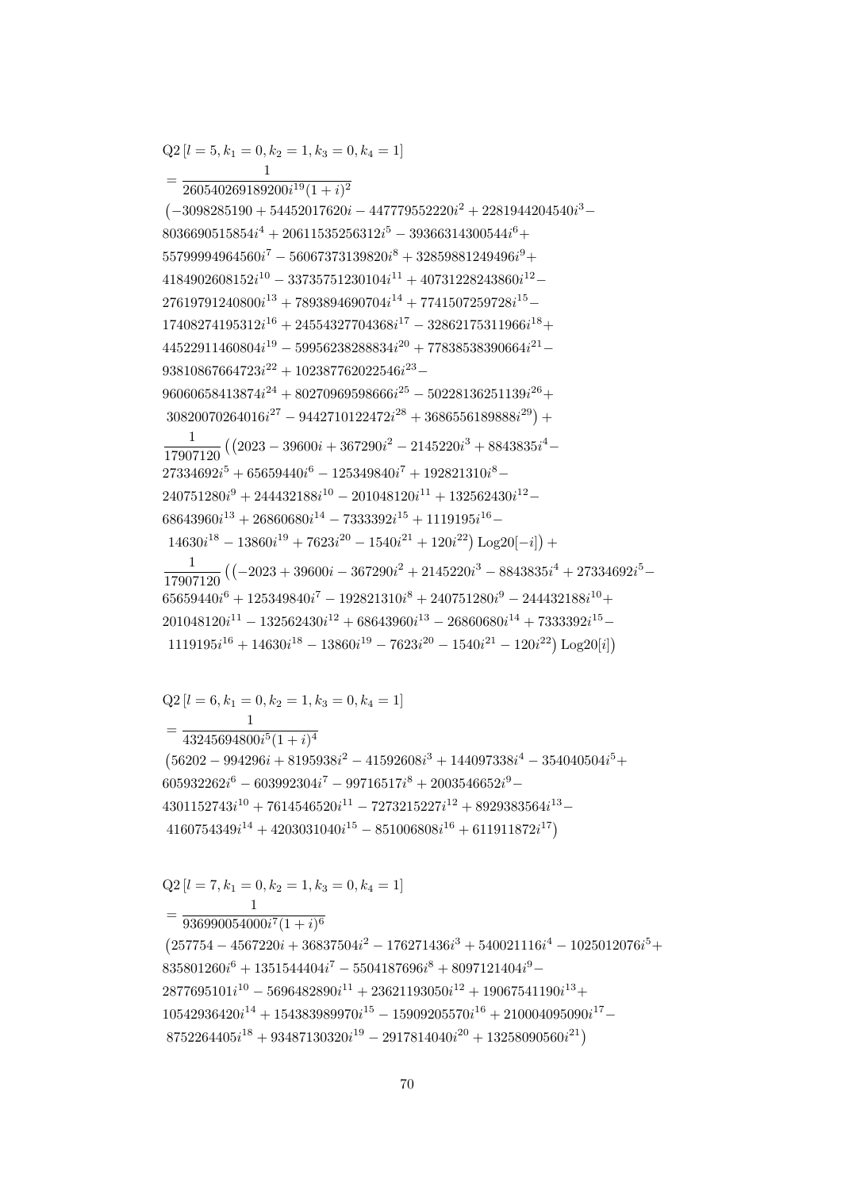$$\text{Q2}\left[l=5,k_1=0,k_2=1,k_3=0,k_4=1\right]$$
$$=\frac{1}{260540269189200i^{19}(1+i)^2}$$
$$\left(-3098285190+54452017620i-447779552220i^2+2281944204540i^3-\right.$$
$$8036690515854i^4+20611535256312i^5-39366314300544i^6+$$
$$55799994964560i^7-56067373139820i^8+32859881249496i^9+$$
$$4184902608152i^{10}-33735751230104i^{11}+40731228243860i^{12}-$$
$$27619791240800i^{13}+7893894690704i^{14}+7741507259728i^{15}-$$
$$17408274195312i^{16}+24554327704368i^{17}-32862175311966i^{18}+$$
$$44522911460804i^{19}-59956238288834i^{20}+77838538390664i^{21}-$$
$$93810867664723i^{22}+102387762022546i^{23}-$$
$$96060658413874i^{24}+80270969598666i^{25}-50228136251139i^{26}+$$
$$\left.30820070264016i^{27}-9442710122472i^{28}+3686556189888i^{29}\right)+$$
$$\frac{1}{17907120}\left(\left(2023-39600i+367290i^2-2145220i^3+8843835i^4-\right.\right.$$
$$27334692i^5+65659440i^6-125349840i^7+192821310i^8-$$
$$240751280i^9+244432188i^{10}-201048120i^{11}+132562430i^{12}-$$
$$68643960i^{13}+26860680i^{14}-7333392i^{15}+1119195i^{16}-$$
$$\left.\left.14630i^{18}-13860i^{19}+7623i^{20}-1540i^{21}+120i^{22}\right)\text{Log20}[-i]\right)+$$
$$\frac{1}{17907120}\left(\left(-2023+39600i-367290i^2+2145220i^3-8843835i^4+27334692i^5-\right.\right.$$
$$65659440i^6+125349840i^7-192821310i^8+240751280i^9-244432188i^{10}+$$
$$201048120i^{11}-132562430i^{12}+68643960i^{13}-26860680i^{14}+7333392i^{15}-$$
$$\left.\left.1119195i^{16}+14630i^{18}-13860i^{19}-7623i^{20}-1540i^{21}-120i^{22}\right)\text{Log20}[i]\right)$$

$$\text{Q2}\left[l=6,k_1=0,k_2=1,k_3=0,k_4=1\right]$$
$$=\frac{1}{43245694800i^5(1+i)^4}$$
$$\left(56202-994296i+8195938i^2-41592608i^3+144097338i^4-354040504i^5+\right.$$
$$605932262i^6-603992304i^7-99716517i^8+2003546652i^9-$$
$$4301152743i^{10}+7614546520i^{11}-7273215227i^{12}+8929383564i^{13}-$$
$$\left.4160754349i^{14}+4203031040i^{15}-851006808i^{16}+611911872i^{17}\right)$$

$$\text{Q2}\left[l=7,k_1=0,k_2=1,k_3=0,k_4=1\right]$$
$$=\frac{1}{936990054000i^7(1+i)^6}$$
$$\left(257754-4567220i+36837504i^2-176271436i^3+540021116i^4-1025012076i^5+\right.$$
$$835801260i^6+1351544404i^7-5504187696i^8+8097121404i^9-$$
$$2877695101i^{10}-5696482890i^{11}+23621193050i^{12}+19067541190i^{13}+$$
$$10542936420i^{14}+154383989970i^{15}-15909205570i^{16}+210004095090i^{17}-$$
$$\left.8752264405i^{18}+93487130320i^{19}-2917814040i^{20}+13258090560i^{21}\right)$$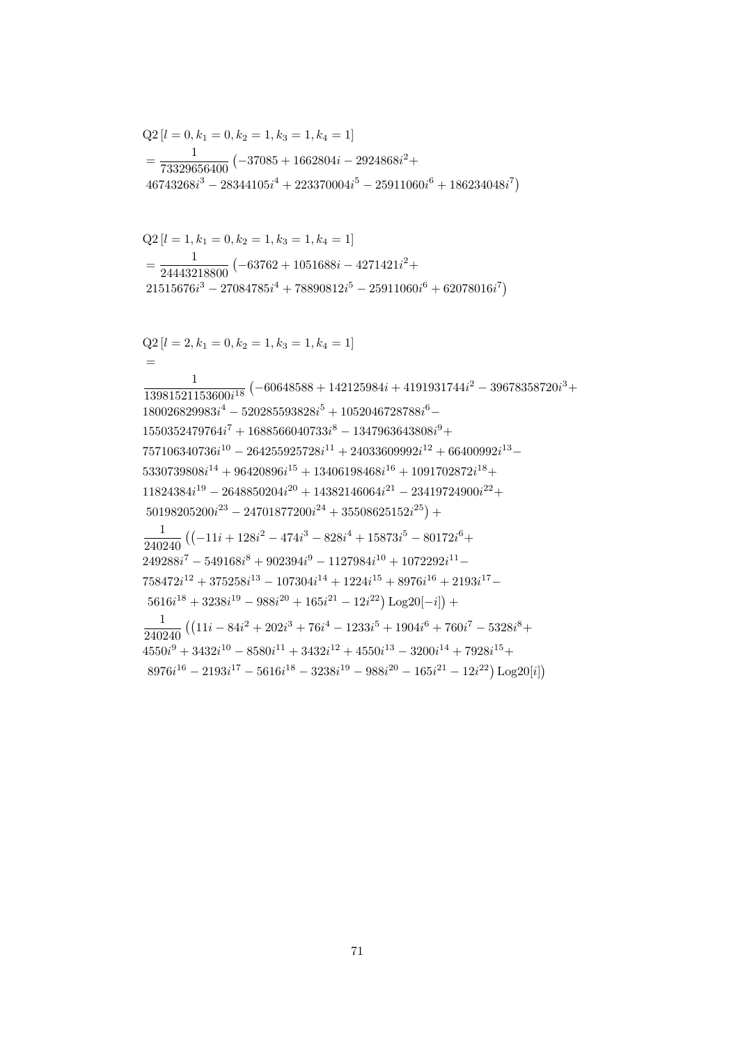$$
\begin{aligned}
&\mathrm{Q2}\left[l=0, k_1=0, k_2=1, k_3=1, k_4=1\right] \\
&= \frac{1}{73329656400}\left(-37085+1662804 i-2924868 i^2+\right. \\
&\left.46743268 i^3-28344105 i^4+223370004 i^5-25911060 i^6+186234048 i^7\right)
\end{aligned}
$$

$$
\begin{aligned}
&\mathrm{Q2}\left[l=1, k_1=0, k_2=1, k_3=1, k_4=1\right] \\
&= \frac{1}{24443218800}\left(-63762+1051688 i-4271421 i^2+\right. \\
&\left.21515676 i^3-27084785 i^4+78890812 i^5-25911060 i^6+62078016 i^7\right)
\end{aligned}
$$

$$
\begin{aligned}
&\mathrm{Q2}\left[l=2, k_1=0, k_2=1, k_3=1, k_4=1\right] \\
&= \\
&\frac{1}{13981521153600 i^{18}}\left(-60648588+142125984 i+4191931744 i^2-39678358720 i^3+\right. \\
&180026829983 i^4-520285593828 i^5+1052046728788 i^6- \\
&1550352479764 i^7+1688566040733 i^8-1347963643808 i^9+ \\
&757106340736 i^{10}-264255925728 i^{11}+24033609992 i^{12}+66400992 i^{13}- \\
&5330739808 i^{14}+96420896 i^{15}+13406198468 i^{16}+1091702872 i^{18}+ \\
&11824384 i^{19}-2648850204 i^{20}+14382146064 i^{21}-23419724900 i^{22}+ \\
&\left.50198205200 i^{23}-24701877200 i^{24}+35508625152 i^{25}\right)+ \\
&\frac{1}{240240}\left(\left(-11 i+128 i^2-474 i^3-828 i^4+15873 i^5-80172 i^6+\right.\right. \\
&249288 i^7-549168 i^8+902394 i^9-1127984 i^{10}+1072292 i^{11}- \\
&758472 i^{12}+375258 i^{13}-107304 i^{14}+1224 i^{15}+8976 i^{16}+2193 i^{17}- \\
&\left.\left.5616 i^{18}+3238 i^{19}-988 i^{20}+165 i^{21}-12 i^{22}\right) \operatorname{Log20}[-i]\right)+ \\
&\frac{1}{240240}\left(\left(11 i-84 i^2+202 i^3+76 i^4-1233 i^5+1904 i^6+760 i^7-5328 i^8+\right.\right. \\
&4550 i^9+3432 i^{10}-8580 i^{11}+3432 i^{12}+4550 i^{13}-3200 i^{14}+7928 i^{15}+ \\
&\left.\left.8976 i^{16}-2193 i^{17}-5616 i^{18}-3238 i^{19}-988 i^{20}-165 i^{21}-12 i^{22}\right) \operatorname{Log20}[i]\right)
\end{aligned}
$$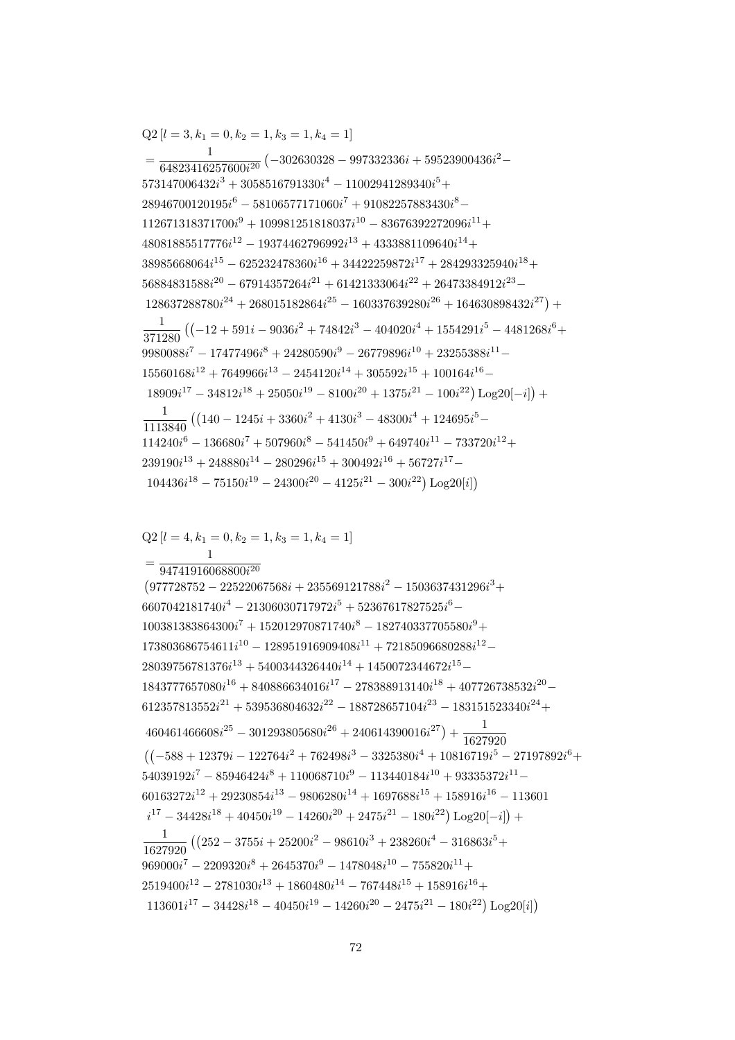$$
\begin{aligned}
&\mathrm{Q2}\left[l=3,k_1=0,k_2=1,k_3=1,k_4=1\right]\\
&=\frac{1}{64823416257600 i^{20}}\big(-302630328-997332336 i+59523900436 i^2-\\
&573147006432 i^3+3058516791330 i^4-11002941289340 i^5+\\
&28946700120195 i^6-58106577171060 i^7+91082257883430 i^8-\\
&112671318371700 i^9+109981251818037 i^{10}-83676392272096 i^{11}+\\
&48081885517776 i^{12}-19374462796992 i^{13}+4333881109640 i^{14}+\\
&38985668064 i^{15}-625232478360 i^{16}+34422259872 i^{17}+284293325940 i^{18}+\\
&56884831588 i^{20}-67914357264 i^{21}+61421333064 i^{22}+26473384912 i^{23}-\\
&128637288780 i^{24}+268015182864 i^{25}-160337639280 i^{26}+164630898432 i^{27}\big)+\\
&\frac{1}{371280}\big(\big(-12+591 i-9036 i^2+74842 i^3-404020 i^4+1554291 i^5-4481268 i^6+\\
&9980088 i^7-17477496 i^8+24280590 i^9-26779896 i^{10}+23255388 i^{11}-\\
&15560168 i^{12}+7649966 i^{13}-2454120 i^{14}+305592 i^{15}+100164 i^{16}-\\
&18909 i^{17}-34812 i^{18}+25050 i^{19}-8100 i^{20}+1375 i^{21}-100 i^{22}\big)\,\mathrm{Log20}[-i]\big)+\\
&\frac{1}{1113840}\big(\big(140-1245 i+3360 i^2+4130 i^3-48300 i^4+124695 i^5-\\
&114240 i^6-136680 i^7+507960 i^8-541450 i^9+649740 i^{11}-733720 i^{12}+\\
&239190 i^{13}+248880 i^{14}-280296 i^{15}+300492 i^{16}+56727 i^{17}-\\
&104436 i^{18}-75150 i^{19}-24300 i^{20}-4125 i^{21}-300 i^{22}\big)\,\mathrm{Log20}[i]\big)
\end{aligned}
$$

$$
\begin{aligned}
&\mathrm{Q2}\left[l=4,k_1=0,k_2=1,k_3=1,k_4=1\right]\\
&=\frac{1}{94741916068800 i^{20}}\\
&\big(977728752-22522067568 i+235569121788 i^2-1503637431296 i^3+\\
&6607042181740 i^4-21306030717972 i^5+52367617827525 i^6-\\
&100381383864300 i^7+152012970871740 i^8-182740337705580 i^9+\\
&173803686754611 i^{10}-128951916909408 i^{11}+72185096680288 i^{12}-\\
&28039756781376 i^{13}+5400344326440 i^{14}+1450072344672 i^{15}-\\
&1843777657080 i^{16}+840886634016 i^{17}-278388913140 i^{18}+407726738532 i^{20}-\\
&612357813552 i^{21}+539536804632 i^{22}-188728657104 i^{23}-183151523340 i^{24}+\\
&460461466608 i^{25}-301293805680 i^{26}+240614390016 i^{27}\big)+\frac{1}{1627920}\\
&\big(\big(-588+12379 i-122764 i^2+762498 i^3-3325380 i^4+10816719 i^5-27197892 i^6+\\
&54039192 i^7-85946424 i^8+110068710 i^9-113440184 i^{10}+93335372 i^{11}-\\
&60163272 i^{12}+29230854 i^{13}-9806280 i^{14}+1697688 i^{15}+158916 i^{16}-113601\\
&i^{17}-34428 i^{18}+40450 i^{19}-14260 i^{20}+2475 i^{21}-180 i^{22}\big)\,\mathrm{Log20}[-i]\big)+\\
&\frac{1}{1627920}\big(\big(252-3755 i+25200 i^2-98610 i^3+238260 i^4-316863 i^5+\\
&969000 i^7-2209320 i^8+2645370 i^9-1478048 i^{10}-755820 i^{11}+\\
&2519400 i^{12}-2781030 i^{13}+1860480 i^{14}-767448 i^{15}+158916 i^{16}+\\
&113601 i^{17}-34428 i^{18}-40450 i^{19}-14260 i^{20}-2475 i^{21}-180 i^{22}\big)\,\mathrm{Log20}[i]\big)
\end{aligned}
$$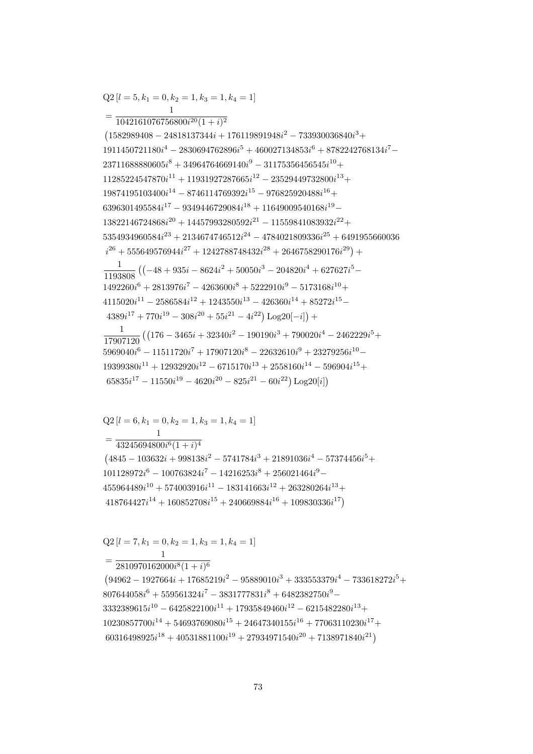$$
\begin{aligned}
&\mathrm{Q2}\left[l=5,k_1=0,k_2=1,k_3=1,k_4=1\right]\\
&=\frac{1}{1042161076756800 i^{20}(1+i)^2}\\
&\big(1582989408-24818137344 i+176119891948 i^2-733930036840 i^3+\\
&1911450721180 i^4-2830694762896 i^5+460027134853 i^6+8782242768134 i^7-\\
&23711688880605 i^8+34964764669140 i^9-31175356456545 i^{10}+\\
&11285224547870 i^{11}+11931927287665 i^{12}-23529449732800 i^{13}+\\
&19874195103400 i^{14}-8746114769392 i^{15}-976825920488 i^{16}+\\
&6396301495584 i^{17}-9349446729084 i^{18}+11649009540168 i^{19}-\\
&13822146724868 i^{20}+14457993280592 i^{21}-11559841083932 i^{22}+\\
&5354934960584 i^{23}+2134674746512 i^{24}-4784021809336 i^{25}+6491955660036\\
&\; i^{26}+555649576944 i^{27}+1242788748432 i^{28}+2646758290176 i^{29}\big)+\\
&\frac{1}{1193808}\big(\big(-48+935 i-8624 i^2+50050 i^3-204820 i^4+627627 i^5-\\
&1492260 i^6+2813976 i^7-4263600 i^8+5222910 i^9-5173168 i^{10}+\\
&4115020 i^{11}-2586584 i^{12}+1243550 i^{13}-426360 i^{14}+85272 i^{15}-\\
&\; 4389 i^{17}+770 i^{19}-308 i^{20}+55 i^{21}-4 i^{22}\big)\operatorname{Log20}[-i]\big)+\\
&\frac{1}{17907120}\big(\big(176-3465 i+32340 i^2-190190 i^3+790020 i^4-2462229 i^5+\\
&5969040 i^6-11511720 i^7+17907120 i^8-22632610 i^9+23279256 i^{10}-\\
&19399380 i^{11}+12932920 i^{12}-6715170 i^{13}+2558160 i^{14}-596904 i^{15}+\\
&\; 65835 i^{17}-11550 i^{19}-4620 i^{20}-825 i^{21}-60 i^{22}\big)\operatorname{Log20}[i]\big)
\end{aligned}
$$

$$
\begin{aligned}
&\mathrm{Q2}\left[l=6,k_1=0,k_2=1,k_3=1,k_4=1\right]\\
&=\frac{1}{43245694800 i^{6}(1+i)^4}\\
&\big(4845-103632 i+998138 i^2-5741784 i^3+21891036 i^4-57374456 i^5+\\
&101128972 i^6-100763824 i^7-14216253 i^8+256021464 i^9-\\
&455964489 i^{10}+574003916 i^{11}-183141663 i^{12}+263280264 i^{13}+\\
&\; 418764427 i^{14}+160852708 i^{15}+240669884 i^{16}+109830336 i^{17}\big)
\end{aligned}
$$

$$
\begin{aligned}
&\mathrm{Q2}\left[l=7,k_1=0,k_2=1,k_3=1,k_4=1\right]\\
&=\frac{1}{2810970162000 i^{8}(1+i)^6}\\
&\big(94962-1927664 i+17685219 i^2-95889010 i^3+333553379 i^4-733618272 i^5+\\
&807644058 i^6+559561324 i^7-3831777831 i^8+6482382750 i^9-\\
&3332389615 i^{10}-6425822100 i^{11}+17935849460 i^{12}-6215482280 i^{13}+\\
&10230857700 i^{14}+54693769080 i^{15}+24647340155 i^{16}+77063110230 i^{17}+\\
&\; 60316498925 i^{18}+40531881100 i^{19}+27934971540 i^{20}+7138971840 i^{21}\big)
\end{aligned}
$$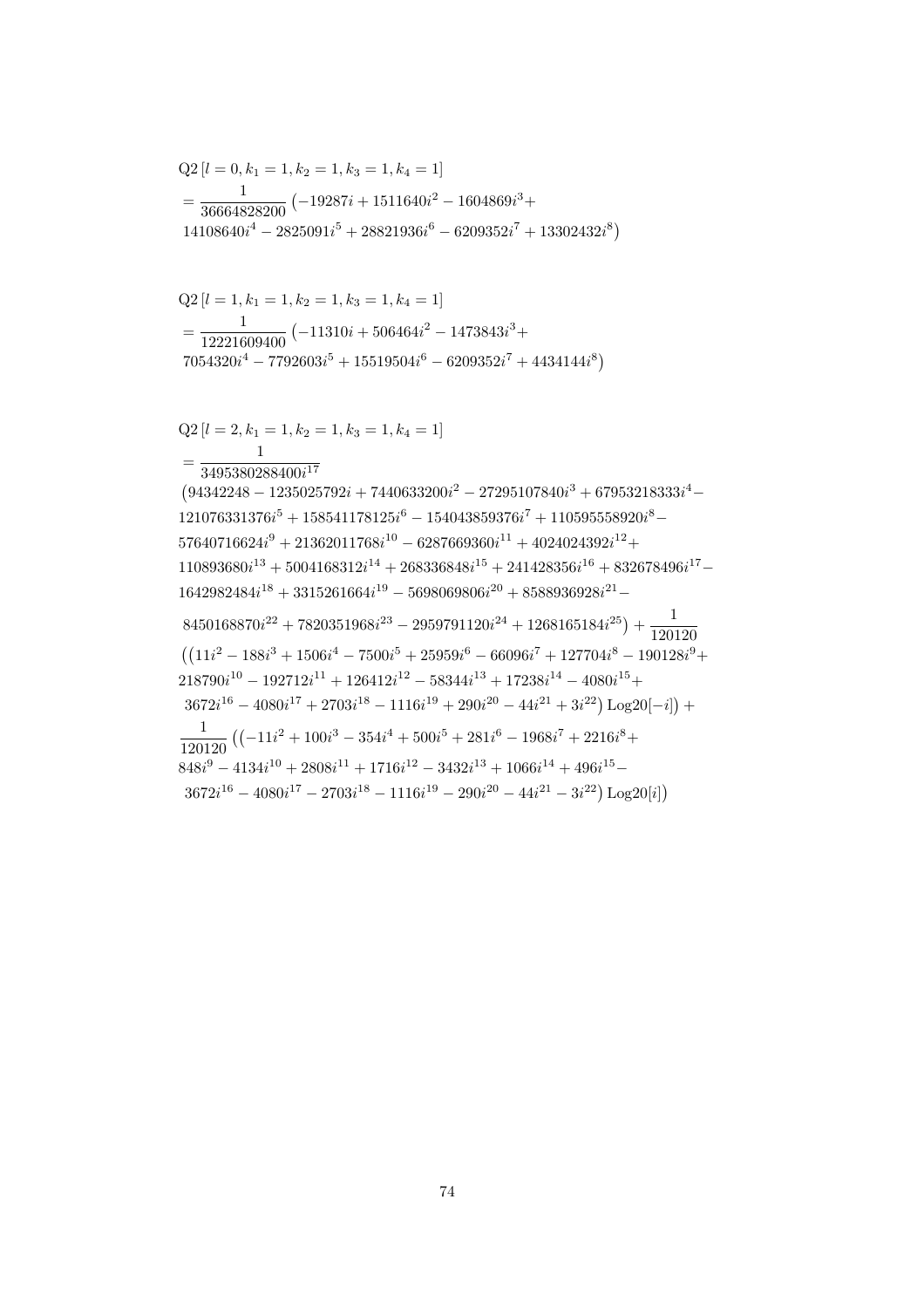$$
\begin{aligned}
&\mathrm{Q2}\left[l=0, k_1=1, k_2=1, k_3=1, k_4=1\right] \\
&= \frac{1}{36664828200}\left(-19287 i+1511640 i^2-1604869 i^3+\right. \\
&\left.14108640 i^4-2825091 i^5+28821936 i^6-6209352 i^7+13302432 i^8\right)
\end{aligned}
$$

$$
\begin{aligned}
&\mathrm{Q2}\left[l=1, k_1=1, k_2=1, k_3=1, k_4=1\right] \\
&= \frac{1}{12221609400}\left(-11310 i+506464 i^2-1473843 i^3+\right. \\
&\left.7054320 i^4-7792603 i^5+15519504 i^6-6209352 i^7+4434144 i^8\right)
\end{aligned}
$$

$$
\begin{aligned}
&\mathrm{Q2}\left[l=2, k_1=1, k_2=1, k_3=1, k_4=1\right] \\
&= \frac{1}{3495380288400 i^{17}} \\
&\left(94342248-1235025792 i+7440633200 i^2-27295107840 i^3+67953218333 i^4-\right. \\
&121076331376 i^5+158541178125 i^6-154043859376 i^7+110595558920 i^8- \\
&57640716624 i^9+21362011768 i^{10}-6287669360 i^{11}+4024024392 i^{12}+ \\
&110893680 i^{13}+5004168312 i^{14}+268336848 i^{15}+241428356 i^{16}+832678496 i^{17}- \\
&1642982484 i^{18}+3315261664 i^{19}-5698069806 i^{20}+8588936928 i^{21}- \\
&\left.8450168870 i^{22}+7820351968 i^{23}-2959791120 i^{24}+1268165184 i^{25}\right)+\frac{1}{120120} \\
&\left(\left(11 i^2-188 i^3+1506 i^4-7500 i^5+25959 i^6-66096 i^7+127704 i^8-190128 i^9+\right.\right. \\
&218790 i^{10}-192712 i^{11}+126412 i^{12}-58344 i^{13}+17238 i^{14}-4080 i^{15}+ \\
&\left.\left.3672 i^{16}-4080 i^{17}+2703 i^{18}-1116 i^{19}+290 i^{20}-44 i^{21}+3 i^{22}\right) \mathrm{Log20}[-i]\right)+ \\
&\frac{1}{120120}\left(\left(-11 i^2+100 i^3-354 i^4+500 i^5+281 i^6-1968 i^7+2216 i^8+\right.\right. \\
&848 i^9-4134 i^{10}+2808 i^{11}+1716 i^{12}-3432 i^{13}+1066 i^{14}+496 i^{15}- \\
&\left.\left.3672 i^{16}-4080 i^{17}-2703 i^{18}-1116 i^{19}-290 i^{20}-44 i^{21}-3 i^{22}\right) \mathrm{Log20}[i]\right)
\end{aligned}
$$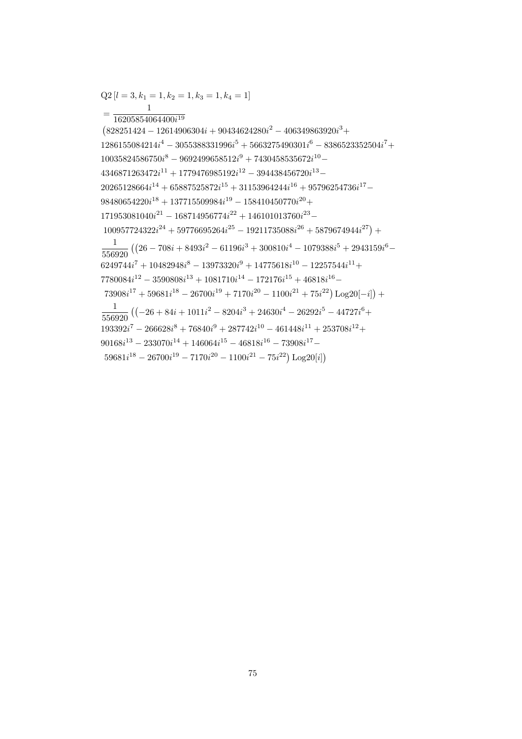$$
\begin{aligned}
&\mathrm{Q2}\left[l=3,k_1=1,k_2=1,k_3=1,k_4=1\right] \\
&=\frac{1}{16205854064400 i^{19}} \\
&\big(828251424-12614906304 i+90434624280 i^2-406349863920 i^3+ \\
&1286155084214 i^4-3055388331996 i^5+5663275490301 i^6-8386523352504 i^7+ \\
&10035824586750 i^8-9692499658512 i^9+7430458535672 i^{10}- \\
&4346871263472 i^{11}+1779476985192 i^{12}-394438456720 i^{13}- \\
&20265128664 i^{14}+65887525872 i^{15}+31153964244 i^{16}+95796254736 i^{17}- \\
&98480654220 i^{18}+137715509984 i^{19}-158410450770 i^{20}+ \\
&171953081040 i^{21}-168714956774 i^{22}+146101013760 i^{23}- \\
&100957724322 i^{24}+59776695264 i^{25}-19211735088 i^{26}+5879674944 i^{27}\big)+ \\
&\frac{1}{556920}\big(\big(26-708 i+8493 i^2-61196 i^3+300810 i^4-1079388 i^5+2943159 i^6- \\
&6249744 i^7+10482948 i^8-13973320 i^9+14775618 i^{10}-12257544 i^{11}+ \\
&7780084 i^{12}-3590808 i^{13}+1081710 i^{14}-172176 i^{15}+46818 i^{16}- \\
&73908 i^{17}+59681 i^{18}-26700 i^{19}+7170 i^{20}-1100 i^{21}+75 i^{22}\big)\,\mathrm{Log20}[-i]\big)+ \\
&\frac{1}{556920}\big(\big(-26+84 i+1011 i^2-8204 i^3+24630 i^4-26292 i^5-44727 i^6+ \\
&193392 i^7-266628 i^8+76840 i^9+287742 i^{10}-461448 i^{11}+253708 i^{12}+ \\
&90168 i^{13}-233070 i^{14}+146064 i^{15}-46818 i^{16}-73908 i^{17}- \\
&59681 i^{18}-26700 i^{19}-7170 i^{20}-1100 i^{21}-75 i^{22}\big)\,\mathrm{Log20}[i]\big)
\end{aligned}
$$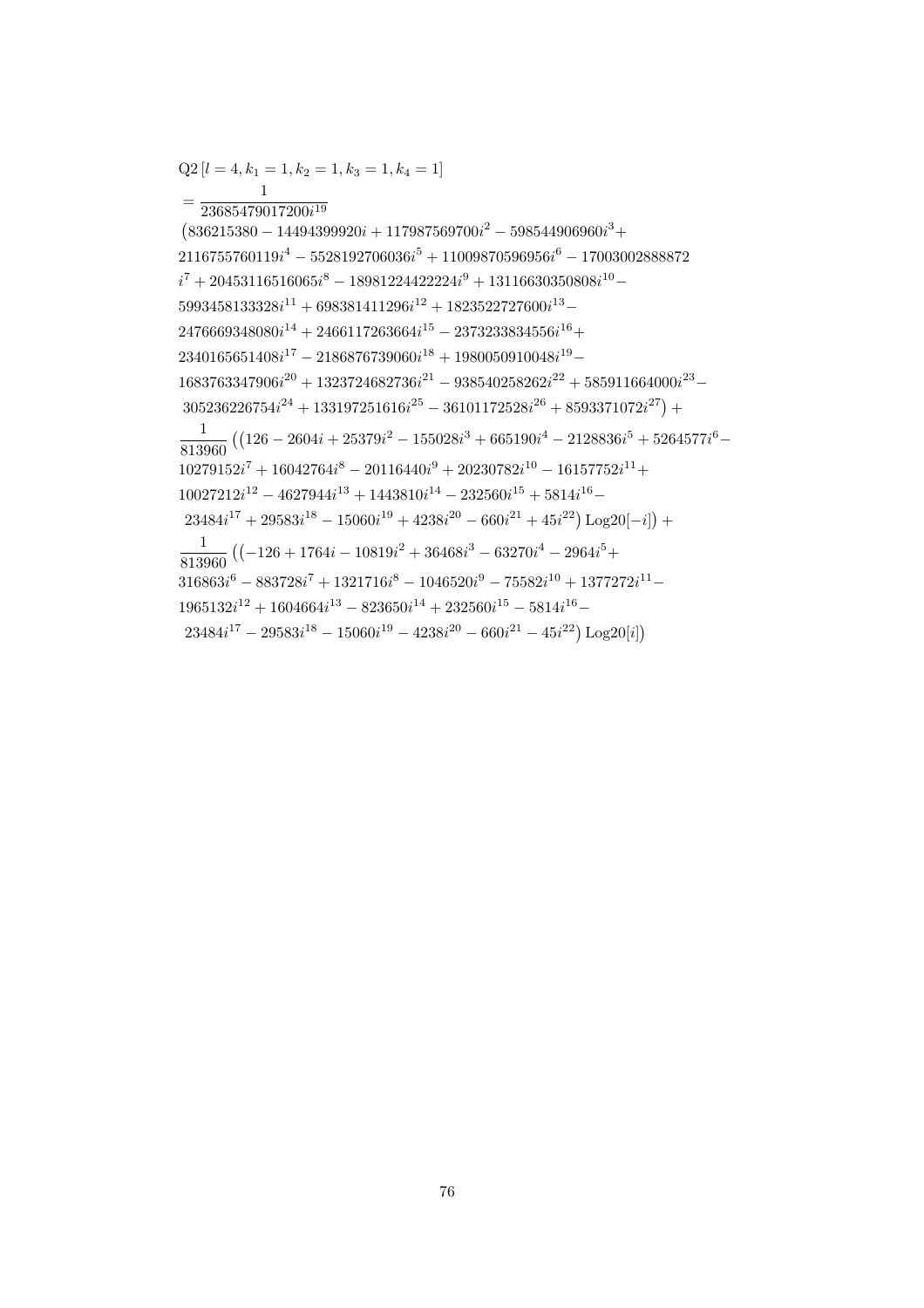$$
\begin{aligned}
&\mathrm{Q2}\left[l=4,k_1=1,k_2=1,k_3=1,k_4=1\right] \\
&=\frac{1}{23685479017200 i^{19}} \\
&\big(836215380-14494399920 i+117987569700 i^2-598544906960 i^3+ \\
&2116755760119 i^4-5528192706036 i^5+11009870596956 i^6-17003002888872 \\
&i^7+20453116516065 i^8-18981224422224 i^9+13116630350808 i^{10}- \\
&5993458133328 i^{11}+698381411296 i^{12}+1823522727600 i^{13}- \\
&2476669348080 i^{14}+2466117263664 i^{15}-2373233834556 i^{16}+ \\
&2340165651408 i^{17}-2186876739060 i^{18}+1980050910048 i^{19}- \\
&1683763347906 i^{20}+1323724682736 i^{21}-938540258262 i^{22}+585911664000 i^{23}- \\
&305236226754 i^{24}+133197251616 i^{25}-36101172528 i^{26}+8593371072 i^{27}\big)+ \\
&\frac{1}{813960}\big(\big(126-2604 i+25379 i^2-155028 i^3+665190 i^4-2128836 i^5+5264577 i^6- \\
&10279152 i^7+16042764 i^8-20116440 i^9+20230782 i^{10}-16157752 i^{11}+ \\
&10027212 i^{12}-4627944 i^{13}+1443810 i^{14}-232560 i^{15}+5814 i^{16}- \\
&23484 i^{17}+29583 i^{18}-15060 i^{19}+4238 i^{20}-660 i^{21}+45 i^{22}\big)\,\mathrm{Log20}[-i]\big)+ \\
&\frac{1}{813960}\big(\big(-126+1764 i-10819 i^2+36468 i^3-63270 i^4-2964 i^5+ \\
&316863 i^6-883728 i^7+1321716 i^8-1046520 i^9-75582 i^{10}+1377272 i^{11}- \\
&1965132 i^{12}+1604664 i^{13}-823650 i^{14}+232560 i^{15}-5814 i^{16}- \\
&23484 i^{17}-29583 i^{18}-15060 i^{19}-4238 i^{20}-660 i^{21}-45 i^{22}\big)\,\mathrm{Log20}[i]\big)
\end{aligned}
$$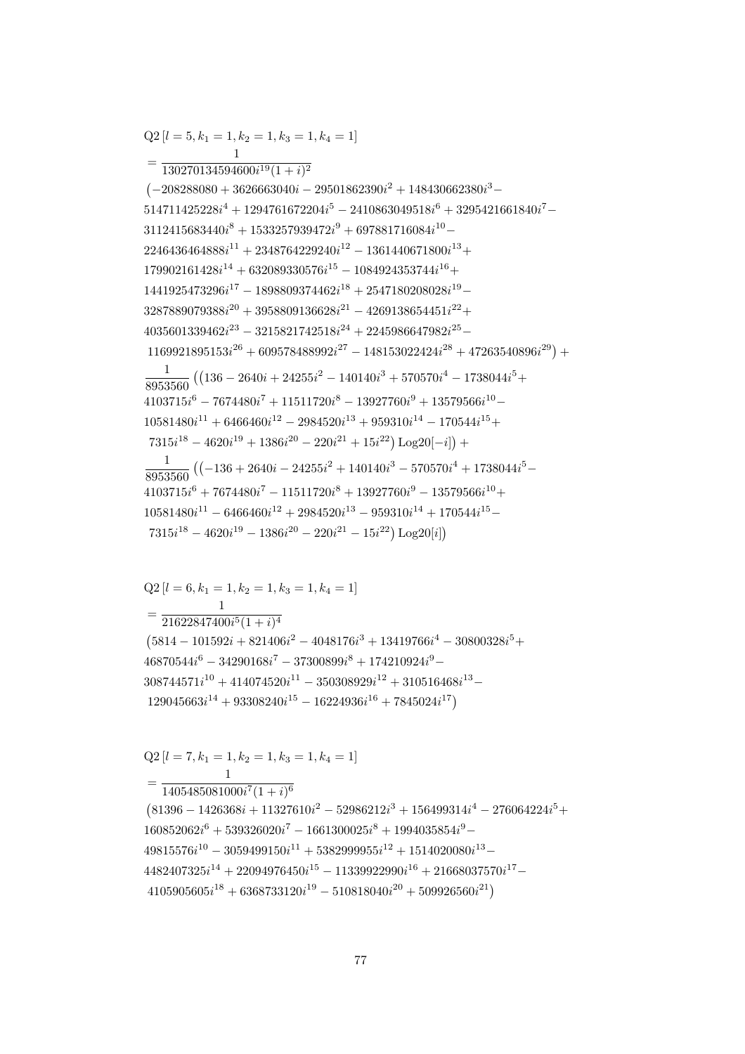$$
\begin{aligned}
&\mathrm{Q2}\,[l=5,k_1=1,k_2=1,k_3=1,k_4=1]\\
&=\frac{1}{130270134594600 i^{19}(1+i)^2}\\
&\big(-208288080+3626663040 i-29501862390 i^2+148430662380 i^3-\\
&514711425228 i^4+1294761672204 i^5-2410863049518 i^6+3295421661840 i^7-\\
&3112415683440 i^8+1533257939472 i^9+697881716084 i^{10}-\\
&2246436464888 i^{11}+2348764229240 i^{12}-1361440671800 i^{13}+\\
&179902161428 i^{14}+632089330576 i^{15}-1084924353744 i^{16}+\\
&1441925473296 i^{17}-1898809374462 i^{18}+2547180208028 i^{19}-\\
&3287889079388 i^{20}+3958809136628 i^{21}-4269138654451 i^{22}+\\
&4035601339462 i^{23}-3215821742518 i^{24}+2245986647982 i^{25}-\\
&1169921895153 i^{26}+609578488992 i^{27}-148153022424 i^{28}+47263540896 i^{29}\big)+\\
&\frac{1}{8953560}\big(\big(136-2640 i+24255 i^2-140140 i^3+570570 i^4-1738044 i^5+\\
&4103715 i^6-7674480 i^7+11511720 i^8-13927760 i^9+13579566 i^{10}-\\
&10581480 i^{11}+6466460 i^{12}-2984520 i^{13}+959310 i^{14}-170544 i^{15}+\\
&7315 i^{18}-4620 i^{19}+1386 i^{20}-220 i^{21}+15 i^{22}\big)\,\mathrm{Log20}[-i]\big)+\\
&\frac{1}{8953560}\big(\big(-136+2640 i-24255 i^2+140140 i^3-570570 i^4+1738044 i^5-\\
&4103715 i^6+7674480 i^7-11511720 i^8+13927760 i^9-13579566 i^{10}+\\
&10581480 i^{11}-6466460 i^{12}+2984520 i^{13}-959310 i^{14}+170544 i^{15}-\\
&7315 i^{18}-4620 i^{19}-1386 i^{20}-220 i^{21}-15 i^{22}\big)\,\mathrm{Log20}[i]\big)
\end{aligned}
$$

$$
\begin{aligned}
&\mathrm{Q2}\,[l=6,k_1=1,k_2=1,k_3=1,k_4=1]\\
&=\frac{1}{21622847400 i^{5}(1+i)^4}\\
&\big(5814-101592 i+821406 i^2-4048176 i^3+13419766 i^4-30800328 i^5+\\
&46870544 i^6-34290168 i^7-37300899 i^8+174210924 i^9-\\
&308744571 i^{10}+414074520 i^{11}-350308929 i^{12}+310516468 i^{13}-\\
&129045663 i^{14}+93308240 i^{15}-16224936 i^{16}+7845024 i^{17}\big)
\end{aligned}
$$

$$
\begin{aligned}
&\mathrm{Q2}\,[l=7,k_1=1,k_2=1,k_3=1,k_4=1]\\
&=\frac{1}{1405485081000 i^{7}(1+i)^6}\\
&\big(81396-1426368 i+11327610 i^2-52986212 i^3+156499314 i^4-276064224 i^5+\\
&160852062 i^6+539326020 i^7-1661300025 i^8+1994035854 i^9-\\
&49815576 i^{10}-3059499150 i^{11}+5382999955 i^{12}+1514020080 i^{13}-\\
&4482407325 i^{14}+22094976450 i^{15}-11339922990 i^{16}+21668037570 i^{17}-\\
&4105905605 i^{18}+6368733120 i^{19}-510818040 i^{20}+509926560 i^{21}\big)
\end{aligned}
$$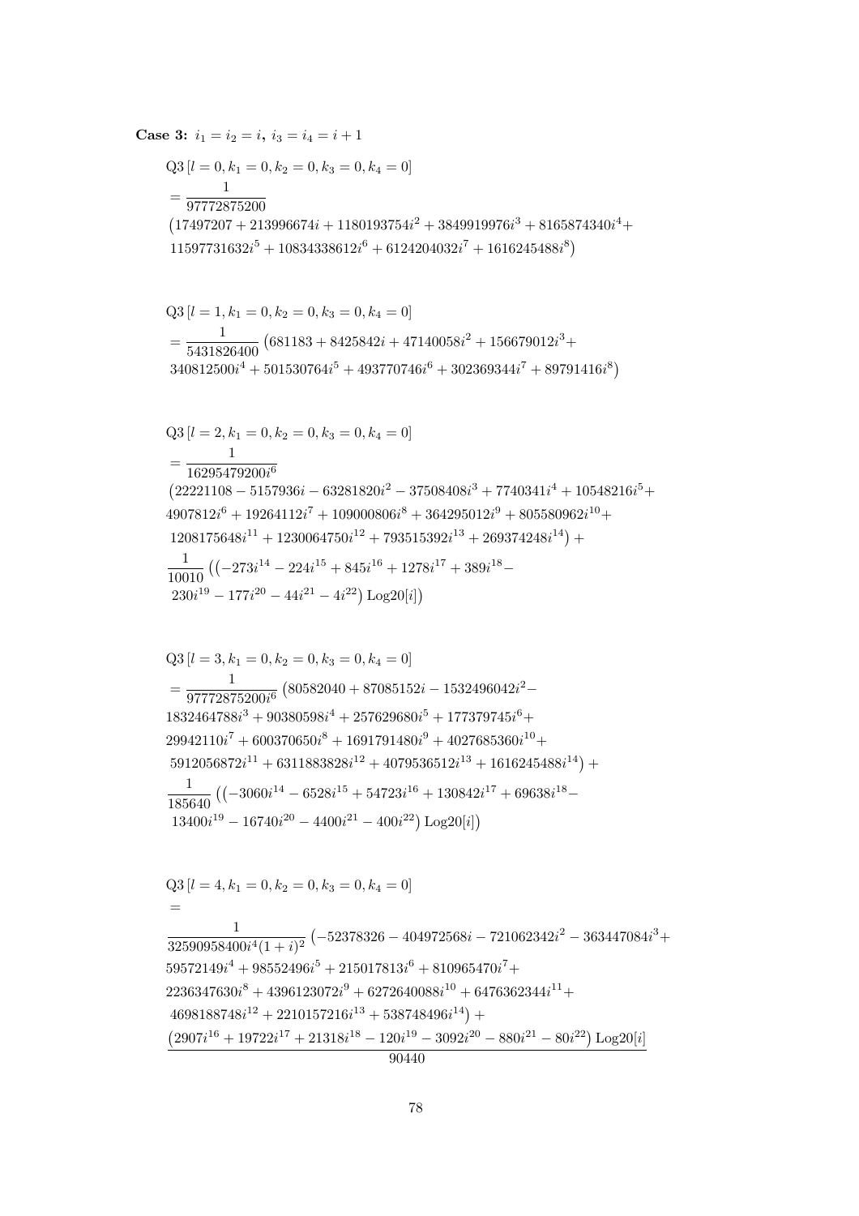**Case 3:** $i_1 = i_2 = i$, $i_3 = i_4 = i+1$

$$
\begin{aligned}
&\mathrm{Q3}\,[l=0,k_1=0,k_2=0,k_3=0,k_4=0] \\
&= \frac{1}{97772875200} \\
&\left(17497207 + 213996674i + 1180193754i^2 + 3849919976i^3 + 8165874340i^4 + \right.\\
&\left. 11597731632i^5 + 10834338612i^6 + 6124204032i^7 + 1616245488i^8\right)
\end{aligned}
$$

$$
\begin{aligned}
&\mathrm{Q3}\,[l=1,k_1=0,k_2=0,k_3=0,k_4=0] \\
&= \frac{1}{5431826400}\left(681183 + 8425842i + 47140058i^2 + 156679012i^3 + \right.\\
&\left. 340812500i^4 + 501530764i^5 + 493770746i^6 + 302369344i^7 + 89791416i^8\right)
\end{aligned}
$$

$$
\begin{aligned}
&\mathrm{Q3}\,[l=2,k_1=0,k_2=0,k_3=0,k_4=0] \\
&= \frac{1}{16295479200i^6} \\
&\left(22221108 - 5157936i - 63281820i^2 - 37508408i^3 + 7740341i^4 + 10548216i^5 + \right.\\
&4907812i^6 + 19264112i^7 + 109000806i^8 + 364295012i^9 + 805580962i^{10} + \\
&\left. 1208175648i^{11} + 1230064750i^{12} + 793515392i^{13} + 269374248i^{14}\right) + \\
&\frac{1}{10010}\left(\left(-273i^{14} - 224i^{15} + 845i^{16} + 1278i^{17} + 389i^{18} - \right.\right.\\
&\left.\left. 230i^{19} - 177i^{20} - 44i^{21} - 4i^{22}\right)\mathrm{Log20}[i]\right)
\end{aligned}
$$

$$
\begin{aligned}
&\mathrm{Q3}\,[l=3,k_1=0,k_2=0,k_3=0,k_4=0] \\
&= \frac{1}{97772875200i^6}\left(80582040 + 87085152i - 1532496042i^2 - \right.\\
&1832464788i^3 + 90380598i^4 + 257629680i^5 + 177379745i^6 + \\
&29942110i^7 + 600370650i^8 + 1691791480i^9 + 4027685360i^{10} + \\
&\left. 5912056872i^{11} + 6311883828i^{12} + 4079536512i^{13} + 1616245488i^{14}\right) + \\
&\frac{1}{185640}\left(\left(-3060i^{14} - 6528i^{15} + 54723i^{16} + 130842i^{17} + 69638i^{18} - \right.\right.\\
&\left.\left. 13400i^{19} - 16740i^{20} - 4400i^{21} - 400i^{22}\right)\mathrm{Log20}[i]\right)
\end{aligned}
$$

$$
\begin{aligned}
&\mathrm{Q3}\,[l=4,k_1=0,k_2=0,k_3=0,k_4=0] \\
&= \\
&\frac{1}{32590958400i^4(1+i)^2}\left(-52378326 - 404972568i - 721062342i^2 - 363447084i^3 + \right.\\
&59572149i^4 + 98552496i^5 + 215017813i^6 + 810965470i^7 + \\
&2236347630i^8 + 4396123072i^9 + 6272640088i^{10} + 6476362344i^{11} + \\
&\left. 4698188748i^{12} + 2210157216i^{13} + 538748496i^{14}\right) + \\
&\frac{\left(2907i^{16} + 19722i^{17} + 21318i^{18} - 120i^{19} - 3092i^{20} - 880i^{21} - 80i^{22}\right)\mathrm{Log20}[i]}{90440}
\end{aligned}
$$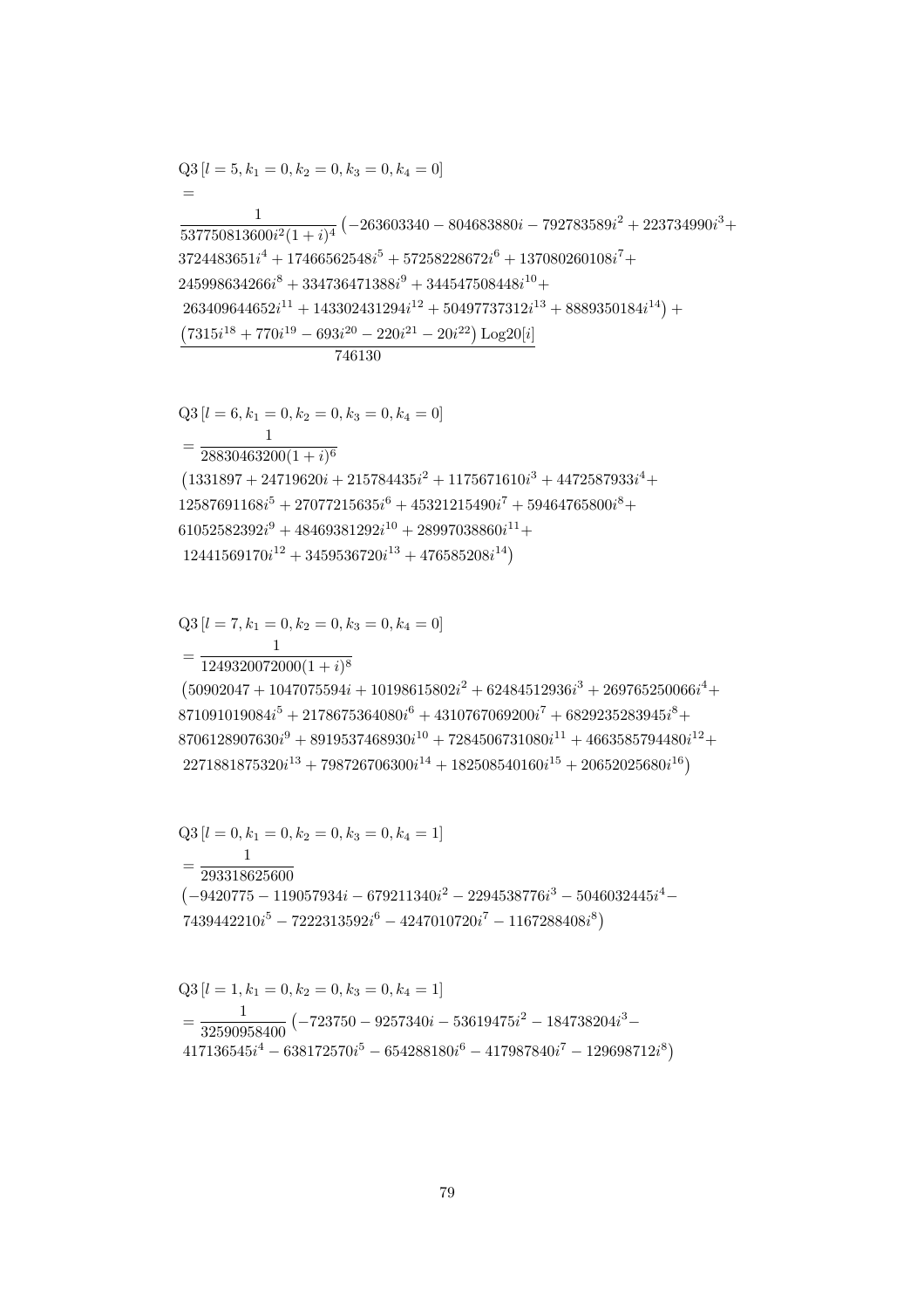$$
\begin{aligned}
&\mathrm{Q3}\left[l=5,k_1=0,k_2=0,k_3=0,k_4=0\right]\\
&=\\
&\frac{1}{537750813600 i^2(1+i)^4}\left(-263603340-804683880 i-792783589 i^2+223734990 i^3+\right.\\
&3724483651 i^4+17466562548 i^5+57258228672 i^6+137080260108 i^7+\\
&245998634266 i^8+334736471388 i^9+344547508448 i^{10}+\\
&\left.263409644652 i^{11}+143302431294 i^{12}+50497737312 i^{13}+8889350184 i^{14}\right)+\\
&\frac{\left(7315 i^{18}+770 i^{19}-693 i^{20}-220 i^{21}-20 i^{22}\right)\mathrm{Log20}[i]}{746130}
\end{aligned}
$$

$$
\begin{aligned}
&\mathrm{Q3}\left[l=6,k_1=0,k_2=0,k_3=0,k_4=0\right]\\
&=\frac{1}{28830463200(1+i)^6}\\
&\left(1331897+24719620 i+215784435 i^2+1175671610 i^3+4472587933 i^4+\right.\\
&12587691168 i^5+27077215635 i^6+45321215490 i^7+59464765800 i^8+\\
&61052582392 i^9+48469381292 i^{10}+28997038860 i^{11}+\\
&\left.12441569170 i^{12}+3459536720 i^{13}+476585208 i^{14}\right)
\end{aligned}
$$

$$
\begin{aligned}
&\mathrm{Q3}\left[l=7,k_1=0,k_2=0,k_3=0,k_4=0\right]\\
&=\frac{1}{1249320072000(1+i)^8}\\
&\left(50902047+1047075594 i+10198615802 i^2+62484512936 i^3+269765250066 i^4+\right.\\
&871091019084 i^5+2178675364080 i^6+4310767069200 i^7+6829235283945 i^8+\\
&8706128907630 i^9+8919537468930 i^{10}+7284506731080 i^{11}+4663585794480 i^{12}+\\
&\left.2271881875320 i^{13}+798726706300 i^{14}+182508540160 i^{15}+20652025680 i^{16}\right)
\end{aligned}
$$

$$
\begin{aligned}
&\mathrm{Q3}\left[l=0,k_1=0,k_2=0,k_3=0,k_4=1\right]\\
&=\frac{1}{293318625600}\\
&\left(-9420775-119057934 i-679211340 i^2-2294538776 i^3-5046032445 i^4-\right.\\
&\left.7439442210 i^5-7222313592 i^6-4247010720 i^7-1167288408 i^8\right)
\end{aligned}
$$

$$
\begin{aligned}
&\mathrm{Q3}\left[l=1,k_1=0,k_2=0,k_3=0,k_4=1\right]\\
&=\frac{1}{32590958400}\left(-723750-9257340 i-53619475 i^2-184738204 i^3-\right.\\
&\left.417136545 i^4-638172570 i^5-654288180 i^6-417987840 i^7-129698712 i^8\right)
\end{aligned}
$$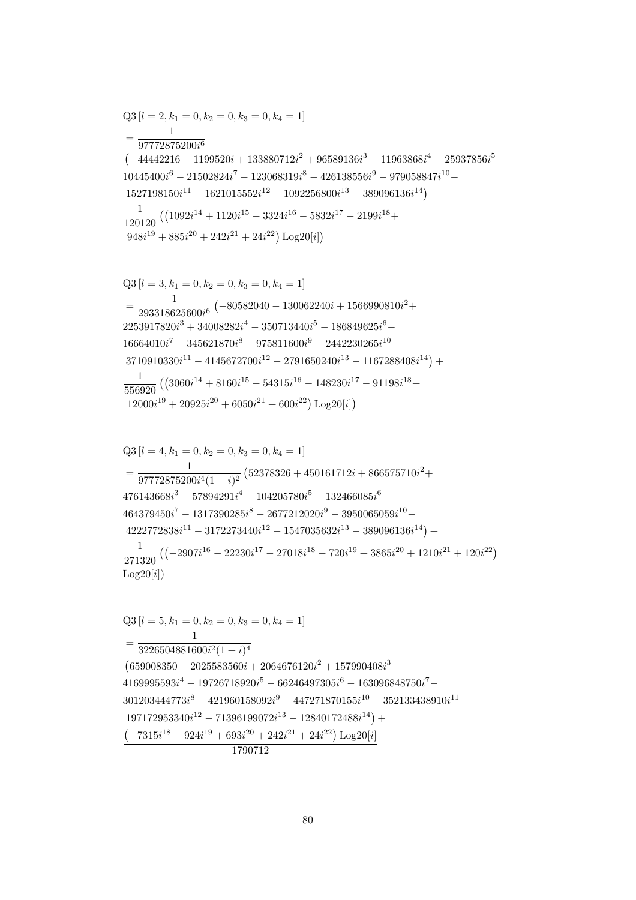$$
\begin{aligned}
&\mathrm{Q3}\,[l=2,k_1=0,k_2=0,k_3=0,k_4=1] \\
&=\frac{1}{97772875200i^6} \\
&\left(-44442216+1199520i+133880712i^2+96589136i^3-11963868i^4-25937856i^5-\right. \\
&10445400i^6-21502824i^7-123068319i^8-426138556i^9-979058847i^{10}- \\
&\left.1527198150i^{11}-1621015552i^{12}-1092256800i^{13}-389096136i^{14}\right)+ \\
&\frac{1}{120120}\left(\left(1092i^{14}+1120i^{15}-3324i^{16}-5832i^{17}-2199i^{18}+\right.\right. \\
&\left.\left.948i^{19}+885i^{20}+242i^{21}+24i^{22}\right)\mathrm{Log20}[i]\right)
\end{aligned}
$$

$$
\begin{aligned}
&\mathrm{Q3}\,[l=3,k_1=0,k_2=0,k_3=0,k_4=1] \\
&=\frac{1}{293318625600i^6}\left(-80582040-130062240i+1566990810i^2+\right. \\
&2253917820i^3+34008282i^4-350713440i^5-186849625i^6- \\
&16664010i^7-345621870i^8-975811600i^9-2442230265i^{10}- \\
&\left.3710910330i^{11}-4145672700i^{12}-2791650240i^{13}-1167288408i^{14}\right)+ \\
&\frac{1}{556920}\left(\left(3060i^{14}+8160i^{15}-54315i^{16}-148230i^{17}-91198i^{18}+\right.\right. \\
&\left.\left.12000i^{19}+20925i^{20}+6050i^{21}+600i^{22}\right)\mathrm{Log20}[i]\right)
\end{aligned}
$$

$$
\begin{aligned}
&\mathrm{Q3}\,[l=4,k_1=0,k_2=0,k_3=0,k_4=1] \\
&=\frac{1}{97772875200i^4(1+i)^2}\left(52378326+450161712i+866575710i^2+\right. \\
&476143668i^3-57894291i^4-104205780i^5-132466085i^6- \\
&464379450i^7-1317390285i^8-2677212020i^9-3950065059i^{10}- \\
&\left.4222772838i^{11}-3172273440i^{12}-1547035632i^{13}-389096136i^{14}\right)+ \\
&\frac{1}{271320}\left(\left(-2907i^{16}-22230i^{17}-27018i^{18}-720i^{19}+3865i^{20}+1210i^{21}+120i^{22}\right)\right. \\
&\left.\mathrm{Log20}[i]\right)
\end{aligned}
$$

$$
\begin{aligned}
&\mathrm{Q3}\,[l=5,k_1=0,k_2=0,k_3=0,k_4=1] \\
&=\frac{1}{3226504881600i^2(1+i)^4} \\
&\left(659008350+2025583560i+2064676120i^2+157990408i^3-\right. \\
&4169995593i^4-19726718920i^5-66246497305i^6-163096848750i^7- \\
&301203444773i^8-421960158092i^9-447271870155i^{10}-352133438910i^{11}- \\
&\left.197172953340i^{12}-71396199072i^{13}-12840172488i^{14}\right)+ \\
&\frac{\left(-7315i^{18}-924i^{19}+693i^{20}+242i^{21}+24i^{22}\right)\mathrm{Log20}[i]}{1790712}
\end{aligned}
$$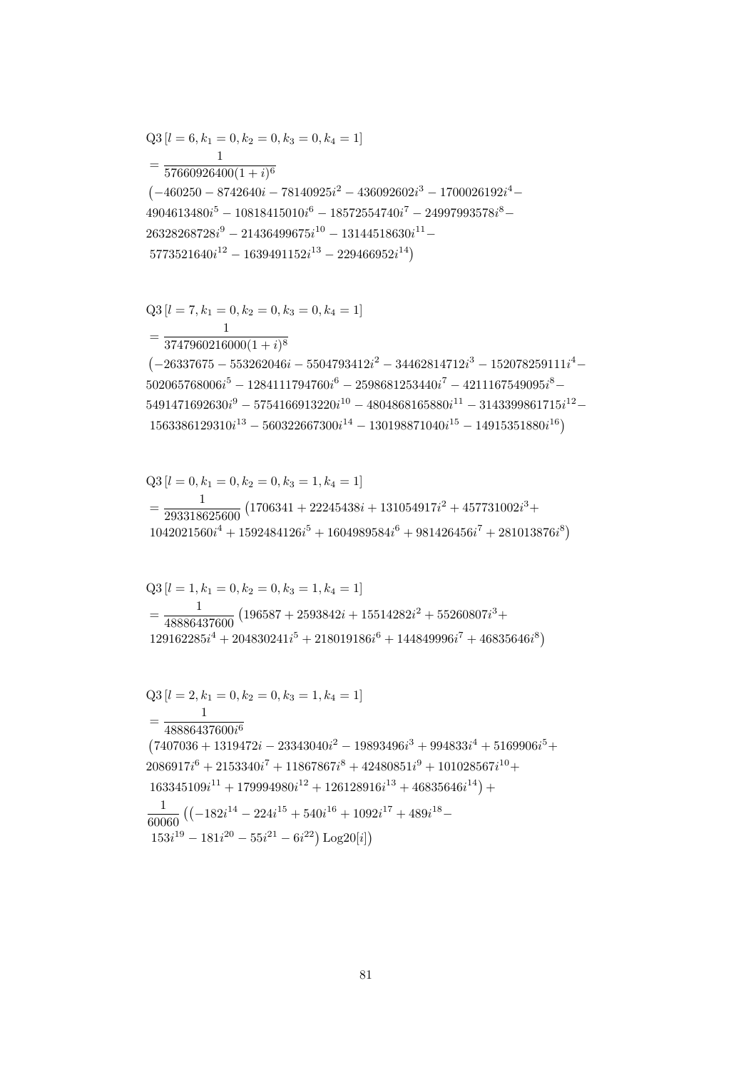$$
\begin{aligned}
&\mathrm{Q3}\left[l=6, k_1=0, k_2=0, k_3=0, k_4=1\right] \\
&=\frac{1}{57660926400(1+i)^6} \\
&\left(-460250-8742640 i-78140925 i^2-436092602 i^3-1700026192 i^4-\right. \\
&4904613480 i^5-10818415010 i^6-18572554740 i^7-24997993578 i^8- \\
&26328268728 i^9-21436499675 i^{10}-13144518630 i^{11}- \\
&\left.5773521640 i^{12}-1639491152 i^{13}-229466952 i^{14}\right)
\end{aligned}
$$

$$
\begin{aligned}
&\mathrm{Q3}\left[l=7, k_1=0, k_2=0, k_3=0, k_4=1\right] \\
&=\frac{1}{3747960216000(1+i)^8} \\
&\left(-26337675-553262046 i-5504793412 i^2-34462814712 i^3-152078259111 i^4-\right. \\
&502065768006 i^5-1284111794760 i^6-2598681253440 i^7-4211167549095 i^8- \\
&5491471692630 i^9-5754166913220 i^{10}-4804868165880 i^{11}-3143399861715 i^{12}- \\
&\left.1563386129310 i^{13}-560322667300 i^{14}-130198871040 i^{15}-14915351880 i^{16}\right)
\end{aligned}
$$

$$
\begin{aligned}
&\mathrm{Q3}\left[l=0, k_1=0, k_2=0, k_3=1, k_4=1\right] \\
&=\frac{1}{293318625600}\left(1706341+22245438 i+131054917 i^2+457731002 i^3+\right. \\
&\left.1042021560 i^4+1592484126 i^5+1604989584 i^6+981426456 i^7+281013876 i^8\right)
\end{aligned}
$$

$$
\begin{aligned}
&\mathrm{Q3}\left[l=1, k_1=0, k_2=0, k_3=1, k_4=1\right] \\
&=\frac{1}{48886437600}\left(196587+2593842 i+15514282 i^2+55260807 i^3+\right. \\
&\left.129162285 i^4+204830241 i^5+218019186 i^6+144849996 i^7+46835646 i^8\right)
\end{aligned}
$$

$$
\begin{aligned}
&\mathrm{Q3}\left[l=2, k_1=0, k_2=0, k_3=1, k_4=1\right] \\
&=\frac{1}{48886437600 i^6} \\
&\left(7407036+1319472 i-23343040 i^2-19893496 i^3+994833 i^4+5169906 i^5+\right. \\
&2086917 i^6+2153340 i^7+11867867 i^8+42480851 i^9+101028567 i^{10}+ \\
&\left.163345109 i^{11}+179994980 i^{12}+126128916 i^{13}+46835646 i^{14}\right)+ \\
&\frac{1}{60060}\left(\left(-182 i^{14}-224 i^{15}+540 i^{16}+1092 i^{17}+489 i^{18}-\right.\right. \\
&\left.\left.153 i^{19}-181 i^{20}-55 i^{21}-6 i^{22}\right) \operatorname{Log20}[i]\right)
\end{aligned}
$$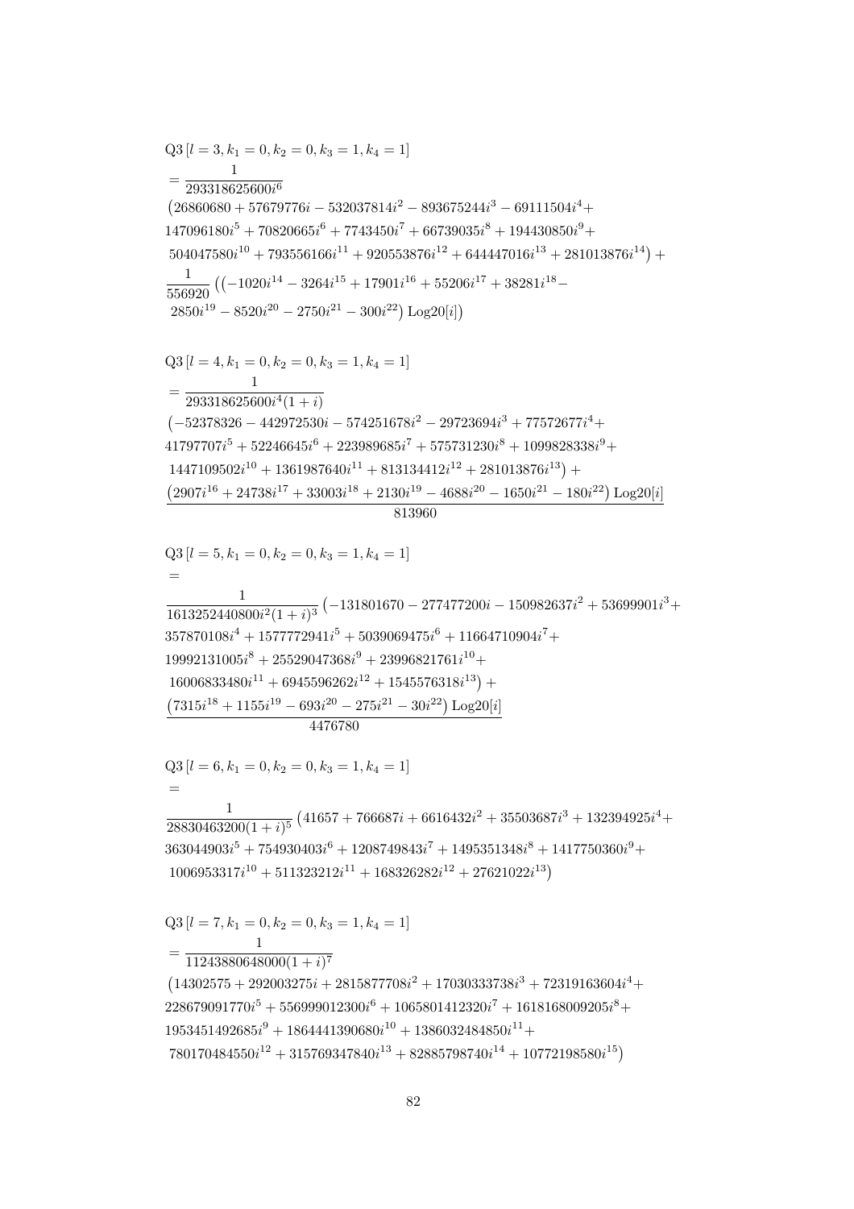$$
\mathrm{Q3}\left[l=3,k_1=0,k_2=0,k_3=1,k_4=1\right]
$$
$$
=\frac{1}{293318625600i^6}
$$
$$
\left(26860680+57679776i-532037814i^2-893675244i^3-69111504i^4+\right.
$$
$$
147096180i^5+70820665i^6+7743450i^7+66739035i^8+194430850i^9+
$$
$$
\left.504047580i^{10}+793556166i^{11}+920553876i^{12}+644447016i^{13}+281013876i^{14}\right)+
$$
$$
\frac{1}{556920}\left(\left(-1020i^{14}-3264i^{15}+17901i^{16}+55206i^{17}+38281i^{18}-\right.\right.
$$
$$
\left.\left.2850i^{19}-8520i^{20}-2750i^{21}-300i^{22}\right)\mathrm{Log20}[i]\right)
$$

$$
\mathrm{Q3}\left[l=4,k_1=0,k_2=0,k_3=1,k_4=1\right]
$$
$$
=\frac{1}{293318625600i^4(1+i)}
$$
$$
\left(-52378326-442972530i-574251678i^2-29723694i^3+77572677i^4+\right.
$$
$$
41797707i^5+52246645i^6+223989685i^7+575731230i^8+1099828338i^9+
$$
$$
\left.1447109502i^{10}+1361987640i^{11}+813134412i^{12}+281013876i^{13}\right)+
$$
$$
\frac{\left(2907i^{16}+24738i^{17}+33003i^{18}+2130i^{19}-4688i^{20}-1650i^{21}-180i^{22}\right)\mathrm{Log20}[i]}{813960}
$$

$$
\mathrm{Q3}\left[l=5,k_1=0,k_2=0,k_3=1,k_4=1\right]
$$
$$
=
$$
$$
\frac{1}{1613252440800i^2(1+i)^3}\left(-131801670-277477200i-150982637i^2+53699901i^3+\right.
$$
$$
357870108i^4+1577772941i^5+5039069475i^6+11664710904i^7+
$$
$$
19992131005i^8+25529047368i^9+23996821761i^{10}+
$$
$$
\left.16006833480i^{11}+6945596262i^{12}+1545576318i^{13}\right)+
$$
$$
\frac{\left(7315i^{18}+1155i^{19}-693i^{20}-275i^{21}-30i^{22}\right)\mathrm{Log20}[i]}{4476780}
$$

$$
\mathrm{Q3}\left[l=6,k_1=0,k_2=0,k_3=1,k_4=1\right]
$$
$$
=
$$
$$
\frac{1}{28830463200(1+i)^5}\left(41657+766687i+6616432i^2+35503687i^3+132394925i^4+\right.
$$
$$
363044903i^5+754930403i^6+1208749843i^7+1495351348i^8+1417750360i^9+
$$
$$
\left.1006953317i^{10}+511323212i^{11}+168326282i^{12}+27621022i^{13}\right)
$$

$$
\mathrm{Q3}\left[l=7,k_1=0,k_2=0,k_3=1,k_4=1\right]
$$
$$
=\frac{1}{11243880648000(1+i)^7}
$$
$$
\left(14302575+292003275i+2815877708i^2+17030333738i^3+72319163604i^4+\right.
$$
$$
228679091770i^5+556999012300i^6+1065801412320i^7+1618168009205i^8+
$$
$$
1953451492685i^9+1864441390680i^{10}+1386032484850i^{11}+
$$
$$
\left.780170484550i^{12}+315769347840i^{13}+82885798740i^{14}+10772198580i^{15}\right)
$$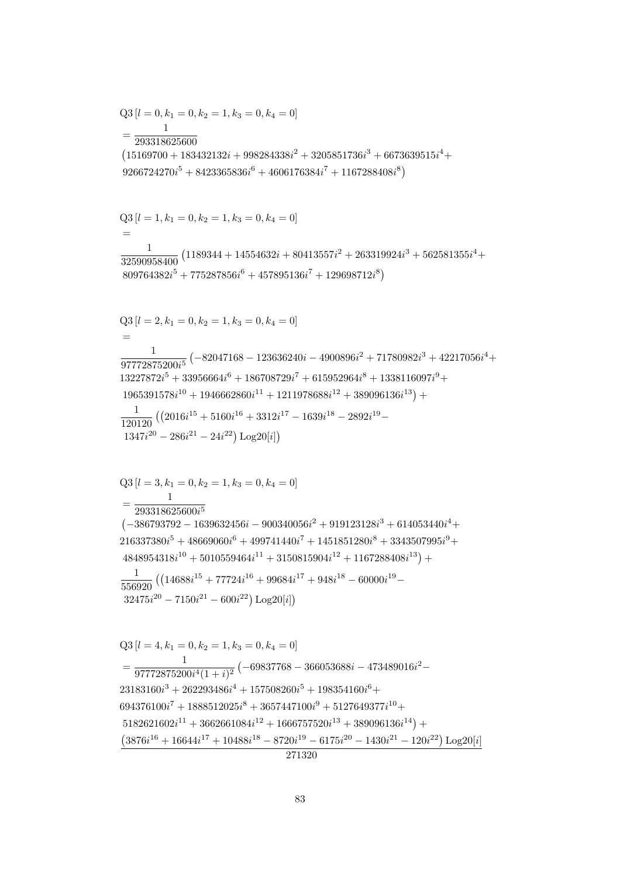$$
\begin{aligned}
&\mathrm{Q3}\left[l=0,k_1=0,k_2=1,k_3=0,k_4=0\right]\\
&=\frac{1}{293318625600}\\
&\left(15169700+183432132i+998284338i^2+3205851736i^3+6673639515i^4+\right.\\
&\left.9266724270i^5+8423365836i^6+4606176384i^7+1167288408i^8\right)
\end{aligned}
$$

$$
\begin{aligned}
&\mathrm{Q3}\left[l=1,k_1=0,k_2=1,k_3=0,k_4=0\right]\\
&=\\
&\frac{1}{32590958400}\left(1189344+14554632i+80413557i^2+263319924i^3+562581355i^4+\right.\\
&\left.809764382i^5+775287856i^6+457895136i^7+129698712i^8\right)
\end{aligned}
$$

$$
\begin{aligned}
&\mathrm{Q3}\left[l=2,k_1=0,k_2=1,k_3=0,k_4=0\right]\\
&=\\
&\frac{1}{97772875200i^5}\left(-82047168-123636240i-4900896i^2+71780982i^3+42217056i^4+\right.\\
&13227872i^5+33956664i^6+186708729i^7+615952964i^8+1338116097i^9+\\
&\left.1965391578i^{10}+1946662860i^{11}+1211978688i^{12}+389096136i^{13}\right)+\\
&\frac{1}{120120}\left(\left(2016i^{15}+5160i^{16}+3312i^{17}-1639i^{18}-2892i^{19}-\right.\right.\\
&\left.\left.1347i^{20}-286i^{21}-24i^{22}\right)\mathrm{Log20}[i]\right)
\end{aligned}
$$

$$
\begin{aligned}
&\mathrm{Q3}\left[l=3,k_1=0,k_2=1,k_3=0,k_4=0\right]\\
&=\frac{1}{293318625600i^5}\\
&\left(-386793792-1639632456i-900340056i^2+919123128i^3+614053440i^4+\right.\\
&216337380i^5+48669060i^6+499741440i^7+1451851280i^8+3343507995i^9+\\
&\left.4848954318i^{10}+5010559464i^{11}+3150815904i^{12}+1167288408i^{13}\right)+\\
&\frac{1}{556920}\left(\left(14688i^{15}+77724i^{16}+99684i^{17}+948i^{18}-60000i^{19}-\right.\right.\\
&\left.\left.32475i^{20}-7150i^{21}-600i^{22}\right)\mathrm{Log20}[i]\right)
\end{aligned}
$$

$$
\begin{aligned}
&\mathrm{Q3}\left[l=4,k_1=0,k_2=1,k_3=0,k_4=0\right]\\
&=\frac{1}{97772875200i^4(1+i)^2}\left(-69837768-366053688i-473489016i^2-\right.\\
&23183160i^3+262293486i^4+157508260i^5+198354160i^6+\\
&694376100i^7+1888512025i^8+3657447100i^9+5127649377i^{10}+\\
&\left.5182621602i^{11}+3662661084i^{12}+1666757520i^{13}+389096136i^{14}\right)+\\
&\frac{\left(3876i^{16}+16644i^{17}+10488i^{18}-8720i^{19}-6175i^{20}-1430i^{21}-120i^{22}\right)\mathrm{Log20}[i]}{271320}
\end{aligned}
$$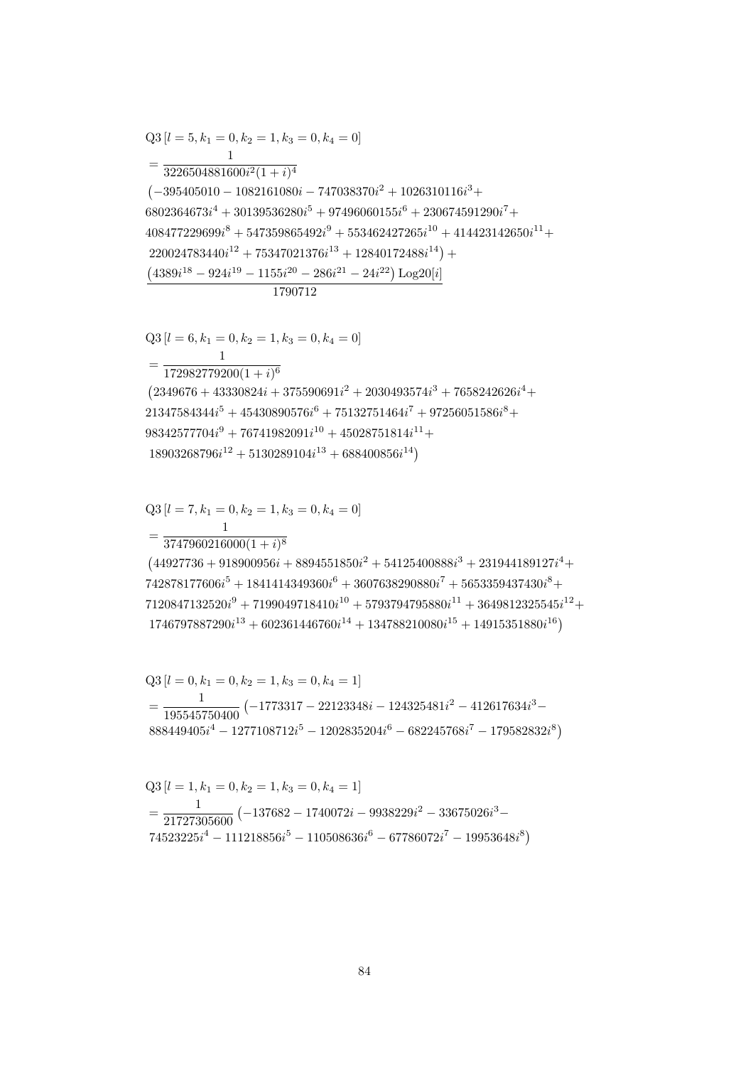$$
\begin{aligned}
&\mathrm{Q3}\left[l=5,k_1=0,k_2=1,k_3=0,k_4=0\right]\\
&=\frac{1}{3226504881600i^2(1+i)^4}\\
&\big(-395405010-1082161080i-747038370i^2+1026310116i^3+\\
&6802364673i^4+30139536280i^5+97496060155i^6+230674591290i^7+\\
&408477229699i^8+547359865492i^9+553462427265i^{10}+414423142650i^{11}+\\
&220024783440i^{12}+75347021376i^{13}+12840172488i^{14}\big)+\\
&\frac{\left(4389i^{18}-924i^{19}-1155i^{20}-286i^{21}-24i^{22}\right)\mathrm{Log20}[i]}{1790712}
\end{aligned}
$$

$$
\begin{aligned}
&\mathrm{Q3}\left[l=6,k_1=0,k_2=1,k_3=0,k_4=0\right]\\
&=\frac{1}{172982779200(1+i)^6}\\
&\big(2349676+43330824i+375590691i^2+2030493574i^3+7658242626i^4+\\
&21347584344i^5+45430890576i^6+75132751464i^7+97256051586i^8+\\
&98342577704i^9+76741982091i^{10}+45028751814i^{11}+\\
&18903268796i^{12}+5130289104i^{13}+688400856i^{14}\big)
\end{aligned}
$$

$$
\begin{aligned}
&\mathrm{Q3}\left[l=7,k_1=0,k_2=1,k_3=0,k_4=0\right]\\
&=\frac{1}{3747960216000(1+i)^8}\\
&\big(44927736+918900956i+8894551850i^2+54125400888i^3+231944189127i^4+\\
&742878177606i^5+1841414349360i^6+3607638290880i^7+5653359437430i^8+\\
&7120847132520i^9+7199049718410i^{10}+5793794795880i^{11}+3649812325545i^{12}+\\
&1746797887290i^{13}+602361446760i^{14}+134788210080i^{15}+14915351880i^{16}\big)
\end{aligned}
$$

$$
\begin{aligned}
&\mathrm{Q3}\left[l=0,k_1=0,k_2=1,k_3=0,k_4=1\right]\\
&=\frac{1}{195545750400}\big(-1773317-22123348i-124325481i^2-412617634i^3-\\
&888449405i^4-1277108712i^5-1202835204i^6-682245768i^7-179582832i^8\big)
\end{aligned}
$$

$$
\begin{aligned}
&\mathrm{Q3}\left[l=1,k_1=0,k_2=1,k_3=0,k_4=1\right]\\
&=\frac{1}{21727305600}\big(-137682-1740072i-9938229i^2-33675026i^3-\\
&74523225i^4-111218856i^5-110508636i^6-67786072i^7-19953648i^8\big)
\end{aligned}
$$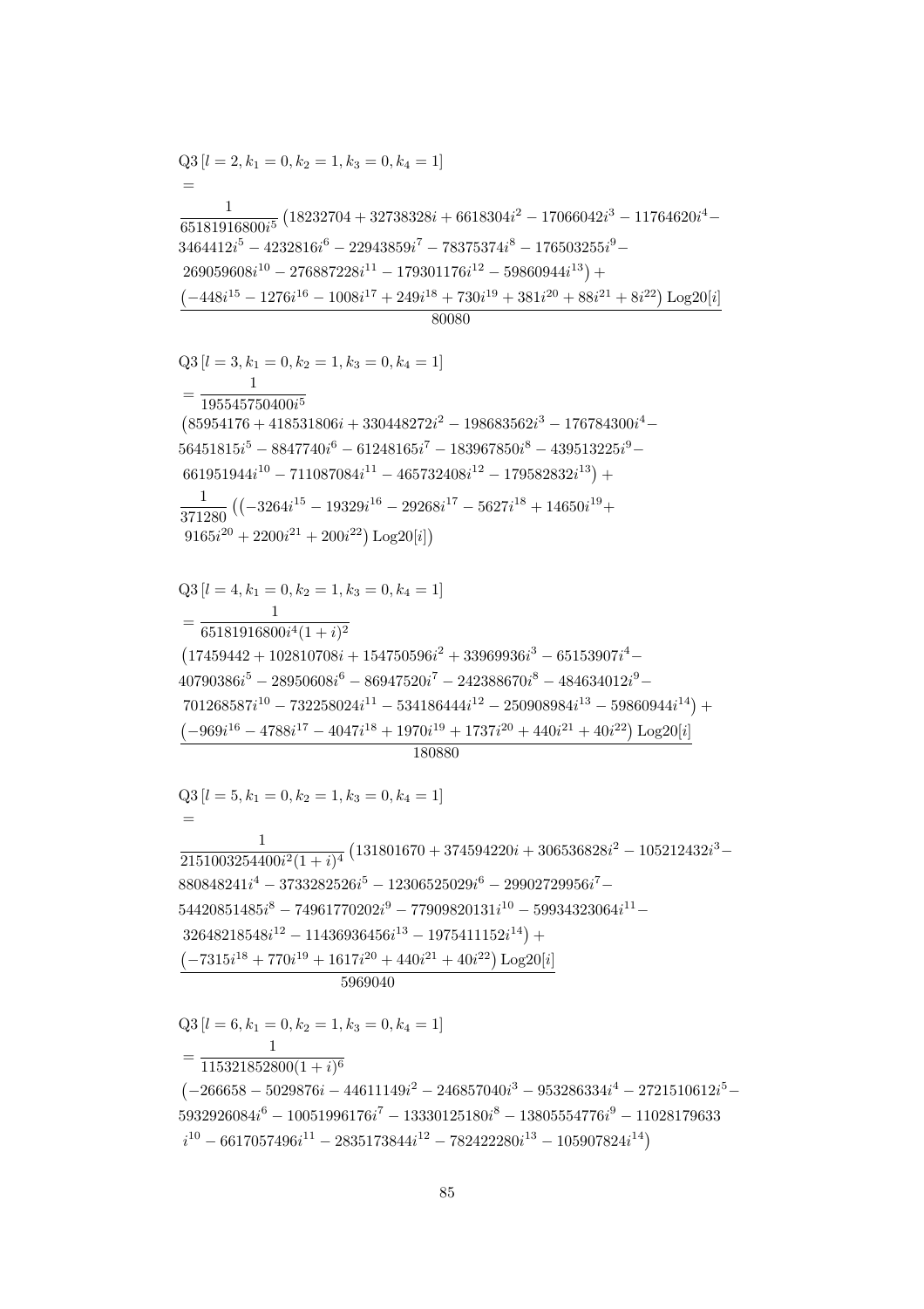$$
\begin{aligned}
&\mathrm{Q3}\left[l=2,k_1=0,k_2=1,k_3=0,k_4=1\right]\\
&=\\
&\frac{\frac{1}{65181916800i^5}\left(18232704+32738328i+6618304i^2-17066042i^3-11764620i^4-3464412i^5-4232816i^6-22943859i^7-78375374i^8-176503255i^9-269059608i^{10}-276887228i^{11}-179301176i^{12}-59860944i^{13}\right)+\left(-448i^{15}-1276i^{16}-1008i^{17}+249i^{18}+730i^{19}+381i^{20}+88i^{21}+8i^{22}\right)\mathrm{Log20}[i]}{80080}
\end{aligned}
$$

$$
\begin{aligned}
&\mathrm{Q3}\left[l=3,k_1=0,k_2=1,k_3=0,k_4=1\right]\\
&=\frac{1}{195545750400i^5}\\
&\left(85954176+418531806i+330448272i^2-198683562i^3-176784300i^4-56451815i^5-8847740i^6-61248165i^7-183967850i^8-439513225i^9-661951944i^{10}-711087084i^{11}-465732408i^{12}-179582832i^{13}\right)+\\
&\frac{1}{371280}\left(\left(-3264i^{15}-19329i^{16}-29268i^{17}-5627i^{18}+14650i^{19}+9165i^{20}+2200i^{21}+200i^{22}\right)\mathrm{Log20}[i]\right)
\end{aligned}
$$

$$
\begin{aligned}
&\mathrm{Q3}\left[l=4,k_1=0,k_2=1,k_3=0,k_4=1\right]\\
&=\frac{1}{65181916800i^4(1+i)^2}\\
&\left(17459442+102810708i+154750596i^2+33969936i^3-65153907i^4-40790386i^5-28950608i^6-86947520i^7-242388670i^8-484634012i^9-701268587i^{10}-732258024i^{11}-534186444i^{12}-250908984i^{13}-59860944i^{14}\right)+\\
&\frac{\left(-969i^{16}-4788i^{17}-4047i^{18}+1970i^{19}+1737i^{20}+440i^{21}+40i^{22}\right)\mathrm{Log20}[i]}{180880}
\end{aligned}
$$

$$
\begin{aligned}
&\mathrm{Q3}\left[l=5,k_1=0,k_2=1,k_3=0,k_4=1\right]\\
&=\\
&\frac{1}{2151003254400i^2(1+i)^4}\left(131801670+374594220i+306536828i^2-105212432i^3-880848241i^4-3733282526i^5-12306525029i^6-29902729956i^7-54420851485i^8-74961770202i^9-77909820131i^{10}-59934323064i^{11}-32648218548i^{12}-11436936456i^{13}-1975411152i^{14}\right)+\\
&\frac{\left(-7315i^{18}+770i^{19}+1617i^{20}+440i^{21}+40i^{22}\right)\mathrm{Log20}[i]}{5969040}
\end{aligned}
$$

$$
\begin{aligned}
&\mathrm{Q3}\left[l=6,k_1=0,k_2=1,k_3=0,k_4=1\right]\\
&=\frac{1}{115321852800(1+i)^6}\\
&\left(-266658-5029876i-44611149i^2-246857040i^3-953286334i^4-2721510612i^5-5932926084i^6-10051996176i^7-13330125180i^8-13805554776i^9-11028179633i^{10}-6617057496i^{11}-2835173844i^{12}-782422280i^{13}-105907824i^{14}\right)
\end{aligned}
$$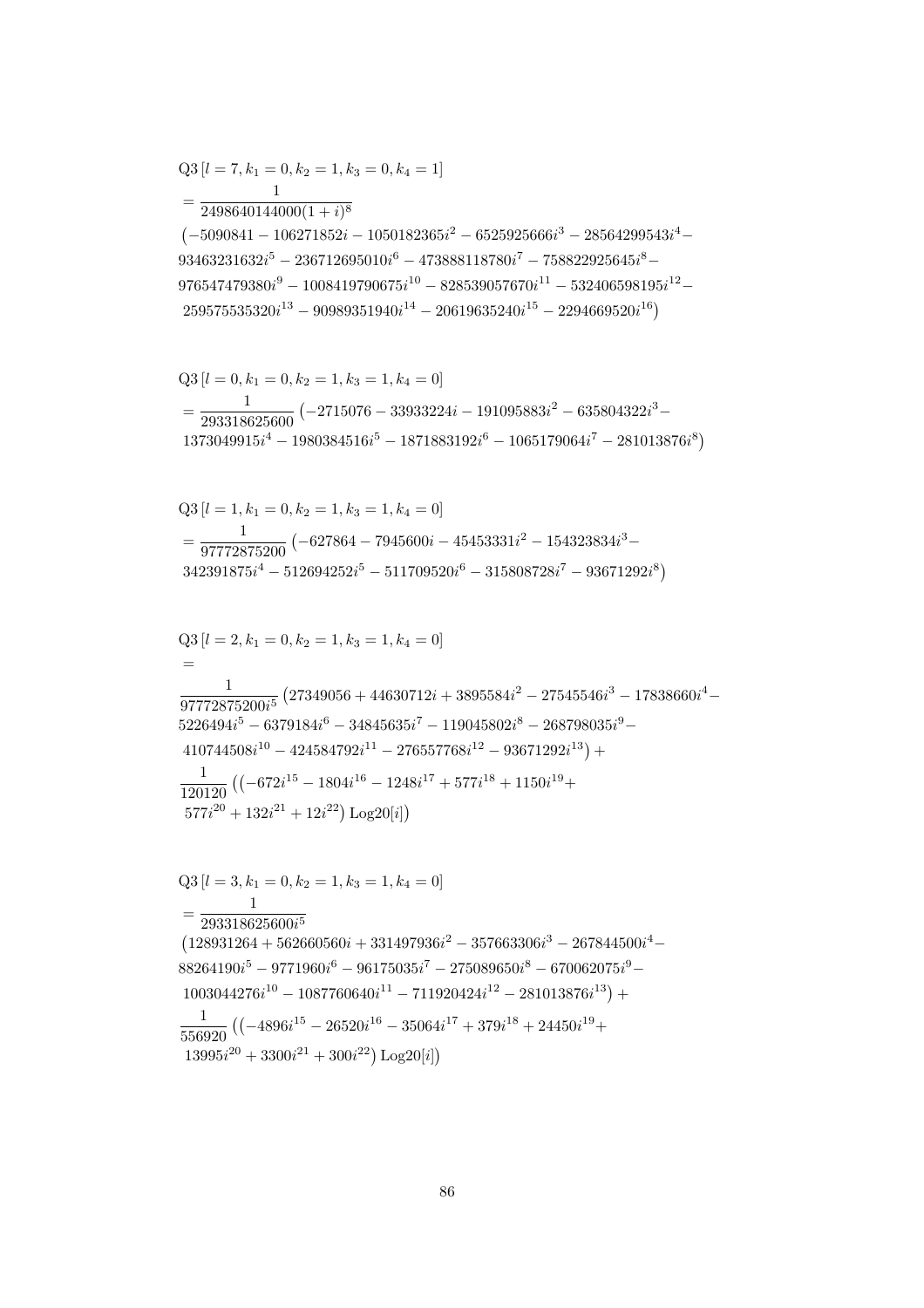$$\mathrm{Q3}\,[l=7,k_1=0,k_2=1,k_3=0,k_4=1]$$
$$= \frac{1}{2498640144000(1+i)^8}$$
$$\big(-5090841 - 106271852i - 1050182365i^2 - 6525925666i^3 - 28564299543i^4 -$$
$$93463231632i^5 - 236712695010i^6 - 473888118780i^7 - 758822925645i^8 -$$
$$976547479380i^9 - 1008419790675i^{10} - 828539057670i^{11} - 532406598195i^{12} -$$
$$259575535320i^{13} - 90989351940i^{14} - 20619635240i^{15} - 2294669520i^{16}\big)$$

$$\mathrm{Q3}\,[l=0,k_1=0,k_2=1,k_3=1,k_4=0]$$
$$= \frac{1}{293318625600}\big(-2715076 - 33933224i - 191095883i^2 - 635804322i^3 -$$
$$1373049915i^4 - 1980384516i^5 - 1871883192i^6 - 1065179064i^7 - 281013876i^8\big)$$

$$\mathrm{Q3}\,[l=1,k_1=0,k_2=1,k_3=1,k_4=0]$$
$$= \frac{1}{97772875200}\big(-627864 - 7945600i - 45453331i^2 - 154323834i^3 -$$
$$342391875i^4 - 512694252i^5 - 511709520i^6 - 315808728i^7 - 93671292i^8\big)$$

$$\mathrm{Q3}\,[l=2,k_1=0,k_2=1,k_3=1,k_4=0]$$
$$=$$
$$\frac{1}{97772875200i^5}\big(27349056 + 44630712i + 3895584i^2 - 27545546i^3 - 17838660i^4 -$$
$$5226494i^5 - 6379184i^6 - 34845635i^7 - 119045802i^8 - 268798035i^9 -$$
$$410744508i^{10} - 424584792i^{11} - 276557768i^{12} - 93671292i^{13}\big) +$$
$$\frac{1}{120120}\big(\big(-672i^{15} - 1804i^{16} - 1248i^{17} + 577i^{18} + 1150i^{19} +$$
$$577i^{20} + 132i^{21} + 12i^{22}\big)\,\mathrm{Log20}[i]\big)$$

$$\mathrm{Q3}\,[l=3,k_1=0,k_2=1,k_3=1,k_4=0]$$
$$= \frac{1}{293318625600i^5}$$
$$\big(128931264 + 562660560i + 331497936i^2 - 357663306i^3 - 267844500i^4 -$$
$$88264190i^5 - 9771960i^6 - 96175035i^7 - 275089650i^8 - 670062075i^9 -$$
$$1003044276i^{10} - 1087760640i^{11} - 711920424i^{12} - 281013876i^{13}\big) +$$
$$\frac{1}{556920}\big(\big(-4896i^{15} - 26520i^{16} - 35064i^{17} + 379i^{18} + 24450i^{19} +$$
$$13995i^{20} + 3300i^{21} + 300i^{22}\big)\,\mathrm{Log20}[i]\big)$$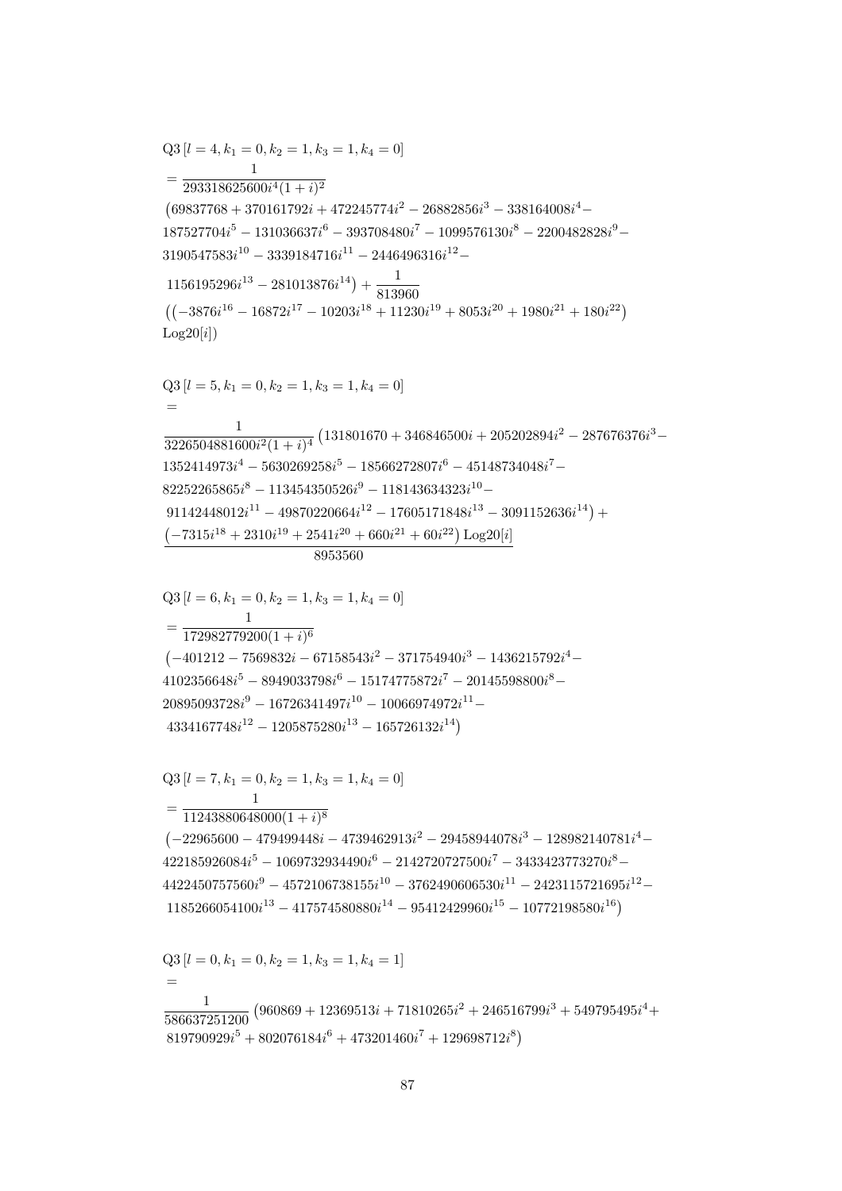$$
\begin{aligned}
&\mathrm{Q3}\left[l=4,k_1=0,k_2=1,k_3=1,k_4=0\right] \\
&=\frac{1}{293318625600 i^4(1+i)^2} \\
&\left(69837768+370161792 i+472245774 i^2-26882856 i^3-338164008 i^4-\right. \\
&187527704 i^5-131036637 i^6-393708480 i^7-1099576130 i^8-2200482828 i^9- \\
&3190547583 i^{10}-3339184716 i^{11}-2446496316 i^{12}- \\
&\left.1156195296 i^{13}-281013876 i^{14}\right)+\frac{1}{813960} \\
&\left(\left(-3876 i^{16}-16872 i^{17}-10203 i^{18}+11230 i^{19}+8053 i^{20}+1980 i^{21}+180 i^{22}\right)\right. \\
&\left.\mathrm{Log20}[i]\right)
\end{aligned}
$$

$$
\begin{aligned}
&\mathrm{Q3}\left[l=5,k_1=0,k_2=1,k_3=1,k_4=0\right] \\
&= \\
&\frac{1}{3226504881600 i^2(1+i)^4}\left(131801670+346846500 i+205202894 i^2-287676376 i^3-\right. \\
&1352414973 i^4-5630269258 i^5-18566272807 i^6-45148734048 i^7- \\
&82252265865 i^8-113454350526 i^9-118143634323 i^{10}- \\
&\left.91142448012 i^{11}-49870220664 i^{12}-17605171848 i^{13}-3091152636 i^{14}\right)+ \\
&\frac{\left(-7315 i^{18}+2310 i^{19}+2541 i^{20}+660 i^{21}+60 i^{22}\right)\mathrm{Log20}[i]}{8953560}
\end{aligned}
$$

$$
\begin{aligned}
&\mathrm{Q3}\left[l=6,k_1=0,k_2=1,k_3=1,k_4=0\right] \\
&=\frac{1}{172982779200(1+i)^6} \\
&\left(-401212-7569832 i-67158543 i^2-371754940 i^3-1436215792 i^4-\right. \\
&4102356648 i^5-8949033798 i^6-15174775872 i^7-20145598800 i^8- \\
&20895093728 i^9-16726341497 i^{10}-10066974972 i^{11}- \\
&\left.4334167748 i^{12}-1205875280 i^{13}-165726132 i^{14}\right)
\end{aligned}
$$

$$
\begin{aligned}
&\mathrm{Q3}\left[l=7,k_1=0,k_2=1,k_3=1,k_4=0\right] \\
&=\frac{1}{11243880648000(1+i)^8} \\
&\left(-22965600-479499448 i-4739462913 i^2-29458944078 i^3-128982140781 i^4-\right. \\
&422185926084 i^5-1069732934490 i^6-2142720727500 i^7-3433423773270 i^8- \\
&4422450757560 i^9-4572106738155 i^{10}-3762490606530 i^{11}-2423115721695 i^{12}- \\
&\left.1185266054100 i^{13}-417574580880 i^{14}-95412429960 i^{15}-10772198580 i^{16}\right)
\end{aligned}
$$

$$
\begin{aligned}
&\mathrm{Q3}\left[l=0,k_1=0,k_2=1,k_3=1,k_4=1\right] \\
&= \\
&\frac{1}{586637251200}\left(960869+12369513 i+71810265 i^2+246516799 i^3+549795495 i^4+\right. \\
&\left.819790929 i^5+802076184 i^6+473201460 i^7+129698712 i^8\right)
\end{aligned}
$$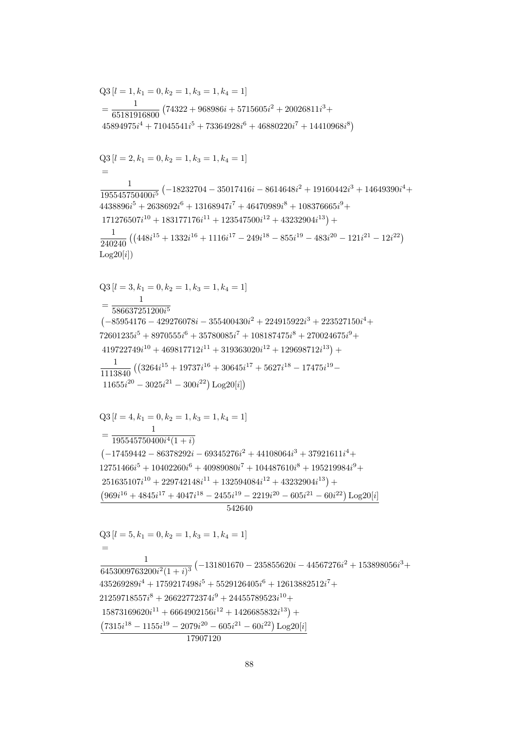$$\text{Q3}\left[l=1,k_1=0,k_2=1,k_3=1,k_4=1\right]$$
$$=\frac{1}{65181916800}\left(74322+968986i+5715605i^2+20026811i^3+45894975i^4+71045541i^5+73364928i^6+46880220i^7+14410968i^8\right)$$

$$\text{Q3}\left[l=2,k_1=0,k_2=1,k_3=1,k_4=1\right]$$
$$=$$
$$\frac{1}{195545750400i^5}\left(-18232704-35017416i-8614648i^2+19160442i^3+14649390i^4+4438896i^5+2638692i^6+13168947i^7+46470989i^8+108376665i^9+171276507i^{10}+183177176i^{11}+123547500i^{12}+43232904i^{13}\right)+\frac{1}{240240}\left(\left(448i^{15}+1332i^{16}+1116i^{17}-249i^{18}-855i^{19}-483i^{20}-121i^{21}-12i^{22}\right)\text{Log20}[i]\right)$$

$$\text{Q3}\left[l=3,k_1=0,k_2=1,k_3=1,k_4=1\right]$$
$$=\frac{1}{586637251200i^5}\left(-85954176-429276078i-355400430i^2+224915922i^3+223527150i^4+72601235i^5+8970555i^6+35780085i^7+108187475i^8+270024675i^9+419722749i^{10}+469817712i^{11}+319363020i^{12}+129698712i^{13}\right)+\frac{1}{1113840}\left(\left(3264i^{15}+19737i^{16}+30645i^{17}+5627i^{18}-17475i^{19}-11655i^{20}-3025i^{21}-300i^{22}\right)\text{Log20}[i]\right)$$

$$\text{Q3}\left[l=4,k_1=0,k_2=1,k_3=1,k_4=1\right]$$
$$=\frac{1}{195545750400i^4(1+i)}\left(-17459442-86378292i-69345276i^2+44108064i^3+37921611i^4+12751466i^5+10402260i^6+40989080i^7+104487610i^8+195219984i^9+251635107i^{10}+229742148i^{11}+132594084i^{12}+43232904i^{13}\right)+\frac{\left(969i^{16}+4845i^{17}+4047i^{18}-2455i^{19}-2219i^{20}-605i^{21}-60i^{22}\right)\text{Log20}[i]}{542640}$$

$$\text{Q3}\left[l=5,k_1=0,k_2=1,k_3=1,k_4=1\right]$$
$$=$$
$$\frac{1}{6453009763200i^2(1+i)^3}\left(-131801670-235855620i-44567276i^2+153898056i^3+435269289i^4+1759217498i^5+5529126405i^6+12613882512i^7+21259718557i^8+26622772374i^9+24455789523i^{10}+15873169620i^{11}+6664902156i^{12}+1426685832i^{13}\right)+\frac{\left(7315i^{18}-1155i^{19}-2079i^{20}-605i^{21}-60i^{22}\right)\text{Log20}[i]}{17907120}$$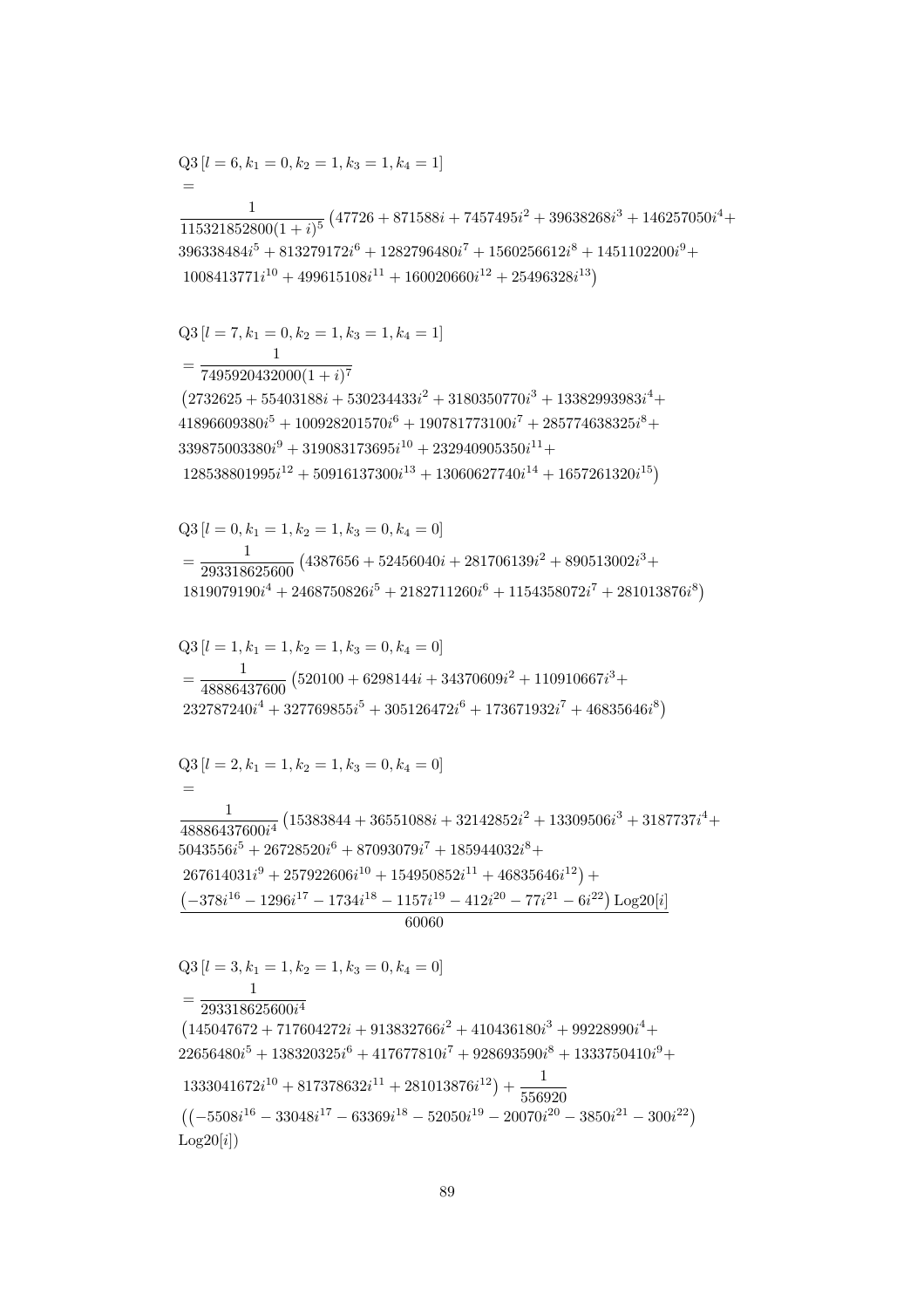$$\text{Q3}\left[l=6,k_1=0,k_2=1,k_3=1,k_4=1\right]$$
$$=$$
$$\frac{1}{115321852800(1+i)^5}\left(47726+871588i+7457495i^2+39638268i^3+146257050i^4+\right.$$
$$396338484i^5+813279172i^6+1282796480i^7+1560256612i^8+1451102200i^9+$$
$$\left.1008413771i^{10}+499615108i^{11}+160020660i^{12}+25496328i^{13}\right)$$

$$\text{Q3}\left[l=7,k_1=0,k_2=1,k_3=1,k_4=1\right]$$
$$=\frac{1}{7495920432000(1+i)^7}$$
$$\left(2732625+55403188i+530234433i^2+3180350770i^3+13382993983i^4+\right.$$
$$41896609380i^5+100928201570i^6+190781773100i^7+285774638325i^8+$$
$$339875003380i^9+319083173695i^{10}+232940905350i^{11}+$$
$$\left.128538801995i^{12}+50916137300i^{13}+13060627740i^{14}+1657261320i^{15}\right)$$

$$\text{Q3}\left[l=0,k_1=1,k_2=1,k_3=0,k_4=0\right]$$
$$=\frac{1}{293318625600}\left(4387656+52456040i+281706139i^2+890513002i^3+\right.$$
$$\left.1819079190i^4+2468750826i^5+2182711260i^6+1154358072i^7+281013876i^8\right)$$

$$\text{Q3}\left[l=1,k_1=1,k_2=1,k_3=0,k_4=0\right]$$
$$=\frac{1}{48886437600}\left(520100+6298144i+34370609i^2+110910667i^3+\right.$$
$$\left.232787240i^4+327769855i^5+305126472i^6+173671932i^7+46835646i^8\right)$$

$$\text{Q3}\left[l=2,k_1=1,k_2=1,k_3=0,k_4=0\right]$$
$$=$$
$$\frac{1}{48886437600i^4}\left(15383844+36551088i+32142852i^2+13309506i^3+3187737i^4+\right.$$
$$5043556i^5+26728520i^6+87093079i^7+185944032i^8+$$
$$\left.267614031i^9+257922606i^{10}+154950852i^{11}+46835646i^{12}\right)+$$
$$\frac{\left(-378i^{16}-1296i^{17}-1734i^{18}-1157i^{19}-412i^{20}-77i^{21}-6i^{22}\right)\text{Log20}[i]}{60060}$$

$$\text{Q3}\left[l=3,k_1=1,k_2=1,k_3=0,k_4=0\right]$$
$$=\frac{1}{293318625600i^4}$$
$$\left(145047672+717604272i+913832766i^2+410436180i^3+99228990i^4+\right.$$
$$22656480i^5+138320325i^6+417677810i^7+928693590i^8+1333750410i^9+$$
$$\left.1333041672i^{10}+817378632i^{11}+281013876i^{12}\right)+\frac{1}{556920}$$
$$\left(\left(-5508i^{16}-33048i^{17}-63369i^{18}-52050i^{19}-20070i^{20}-3850i^{21}-300i^{22}\right)\right.$$
$$\left.\text{Log20}[i]\right)$$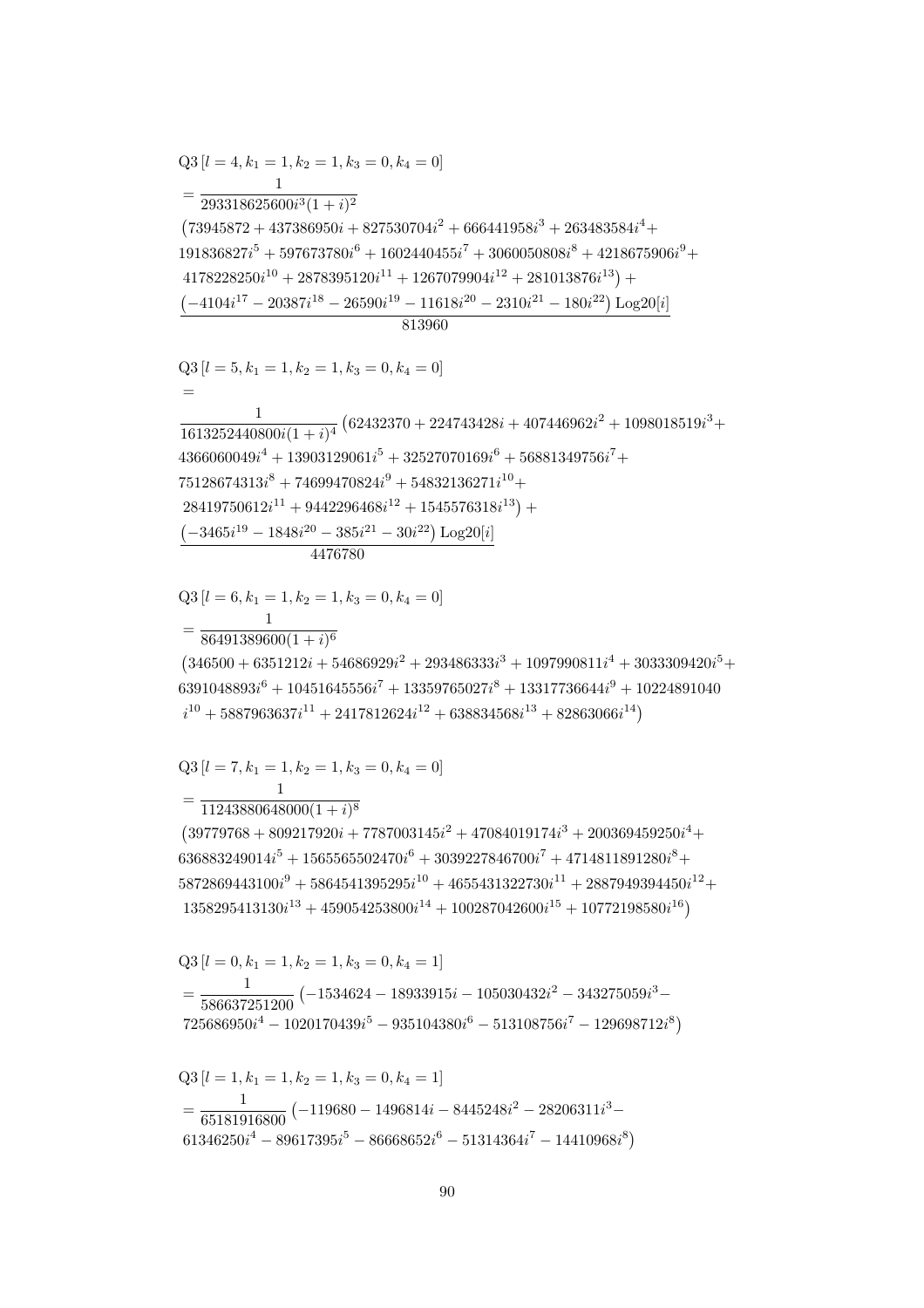$$\mathrm{Q3}\left[l=4,k_1=1,k_2=1,k_3=0,k_4=0\right]$$
$$=\frac{1}{293318625600i^3(1+i)^2}$$
$$\big(73945872+437386950i+827530704i^2+666441958i^3+263483584i^4+$$
$$191836827i^5+597673780i^6+1602440455i^7+3060050808i^8+4218675906i^9+$$
$$4178228250i^{10}+2878395120i^{11}+1267079904i^{12}+281013876i^{13}\big)+$$
$$\frac{\left(-4104i^{17}-20387i^{18}-26590i^{19}-11618i^{20}-2310i^{21}-180i^{22}\right)\mathrm{Log20}[i]}{813960}$$

$$\mathrm{Q3}\left[l=5,k_1=1,k_2=1,k_3=0,k_4=0\right]$$
$$=$$
$$\frac{1}{1613252440800i(1+i)^4}\big(62432370+224743428i+407446962i^2+1098018519i^3+$$
$$4366060049i^4+13903129061i^5+32527070169i^6+56881349756i^7+$$
$$75128674313i^8+74699470824i^9+54832136271i^{10}+$$
$$28419750612i^{11}+9442296468i^{12}+1545576318i^{13}\big)+$$
$$\frac{\left(-3465i^{19}-1848i^{20}-385i^{21}-30i^{22}\right)\mathrm{Log20}[i]}{4476780}$$

$$\mathrm{Q3}\left[l=6,k_1=1,k_2=1,k_3=0,k_4=0\right]$$
$$=\frac{1}{86491389600(1+i)^6}$$
$$\big(346500+6351212i+54686929i^2+293486333i^3+1097990811i^4+3033309420i^5+$$
$$6391048893i^6+10451645556i^7+13359765027i^8+13317736644i^9+10224891040$$
$$i^{10}+5887963637i^{11}+2417812624i^{12}+638834568i^{13}+82863066i^{14}\big)$$

$$\mathrm{Q3}\left[l=7,k_1=1,k_2=1,k_3=0,k_4=0\right]$$
$$=\frac{1}{11243880648000(1+i)^8}$$
$$\big(39779768+809217920i+7787003145i^2+47084019174i^3+200369459250i^4+$$
$$636883249014i^5+1565565502470i^6+3039227846700i^7+4714811891280i^8+$$
$$5872869443100i^9+5864541395295i^{10}+4655431322730i^{11}+2887949394450i^{12}+$$
$$1358295413130i^{13}+459054253800i^{14}+100287042600i^{15}+10772198580i^{16}\big)$$

$$\mathrm{Q3}\left[l=0,k_1=1,k_2=1,k_3=0,k_4=1\right]$$
$$=\frac{1}{586637251200}\big(-1534624-18933915i-105030432i^2-343275059i^3-$$
$$725686950i^4-1020170439i^5-935104380i^6-513108756i^7-129698712i^8\big)$$

$$\mathrm{Q3}\left[l=1,k_1=1,k_2=1,k_3=0,k_4=1\right]$$
$$=\frac{1}{65181916800}\big(-119680-1496814i-8445248i^2-28206311i^3-$$
$$61346250i^4-89617395i^5-86668652i^6-51314364i^7-14410968i^8\big)$$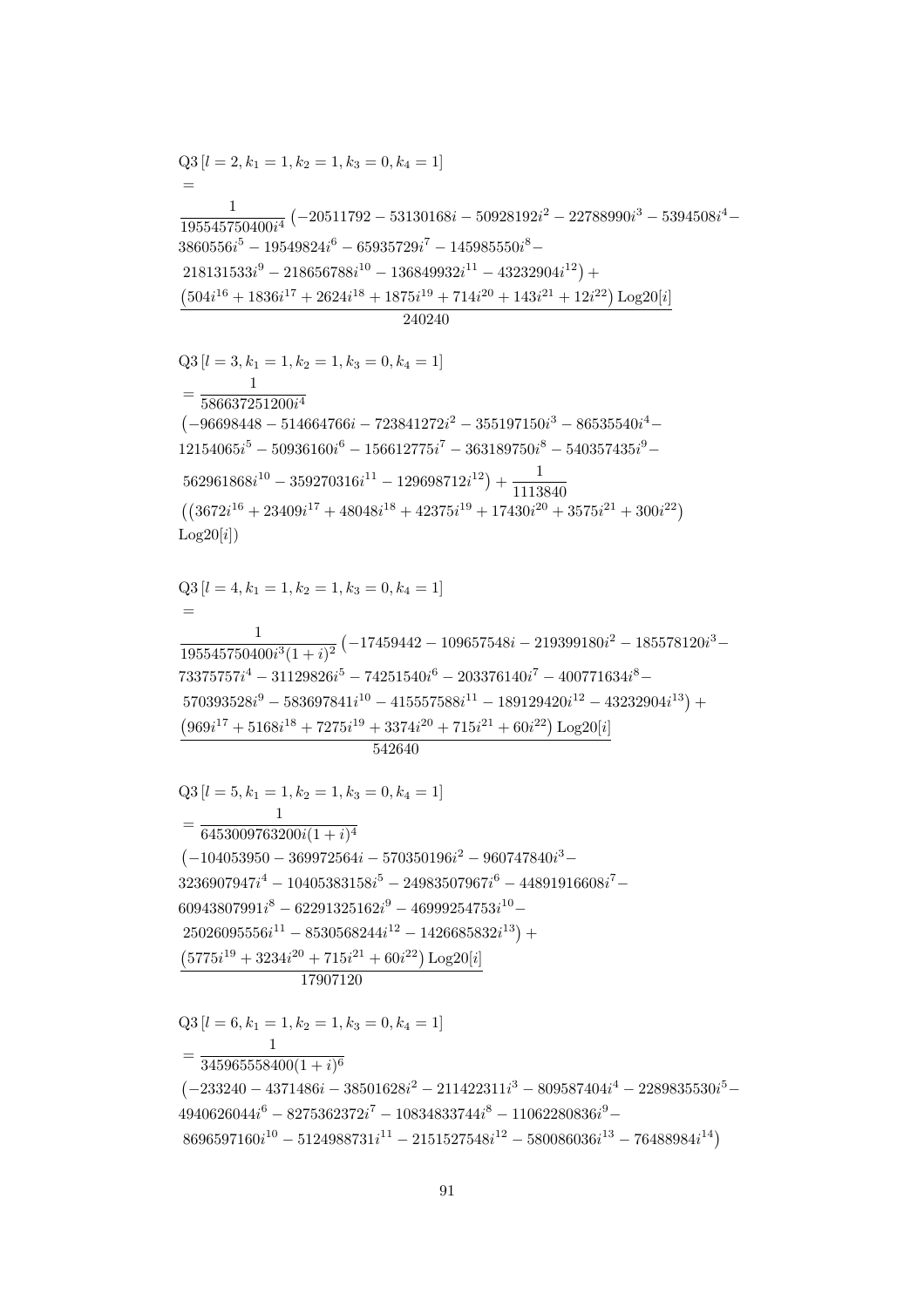$$\mathrm{Q3}\left[l=2,k_1=1,k_2=1,k_3=0,k_4=1\right]$$
$$=$$
$$\frac{1}{195545750400i^4}\left(-20511792-53130168i-50928192i^2-22788990i^3-5394508i^4-3860556i^5-19549824i^6-65935729i^7-145985550i^8-218131533i^9-218656788i^{10}-136849932i^{11}-43232904i^{12}\right)+\frac{\left(504i^{16}+1836i^{17}+2624i^{18}+1875i^{19}+714i^{20}+143i^{21}+12i^{22}\right)\mathrm{Log20}[i]}{240240}$$

$$\mathrm{Q3}\left[l=3,k_1=1,k_2=1,k_3=0,k_4=1\right]$$
$$=\frac{1}{586637251200i^4}\left(-96698448-514664766i-723841272i^2-355197150i^3-86535540i^4-12154065i^5-50936160i^6-156612775i^7-363189750i^8-540357435i^9-562961868i^{10}-359270316i^{11}-129698712i^{12}\right)+\frac{1}{1113840}\left(\left(3672i^{16}+23409i^{17}+48048i^{18}+42375i^{19}+17430i^{20}+3575i^{21}+300i^{22}\right)\mathrm{Log20}[i]\right)$$

$$\mathrm{Q3}\left[l=4,k_1=1,k_2=1,k_3=0,k_4=1\right]$$
$$=$$
$$\frac{1}{195545750400i^3(1+i)^2}\left(-17459442-109657548i-219399180i^2-185578120i^3-73375757i^4-31129826i^5-74251540i^6-203376140i^7-400771634i^8-570393528i^9-583697841i^{10}-415557588i^{11}-189129420i^{12}-43232904i^{13}\right)+\frac{\left(969i^{17}+5168i^{18}+7275i^{19}+3374i^{20}+715i^{21}+60i^{22}\right)\mathrm{Log20}[i]}{542640}$$

$$\mathrm{Q3}\left[l=5,k_1=1,k_2=1,k_3=0,k_4=1\right]$$
$$=\frac{1}{6453009763200i(1+i)^4}\left(-104053950-369972564i-570350196i^2-960747840i^3-3236907947i^4-10405383158i^5-24983507967i^6-44891916608i^7-60943807991i^8-62291325162i^9-46999254753i^{10}-25026095556i^{11}-8530568244i^{12}-1426685832i^{13}\right)+\frac{\left(5775i^{19}+3234i^{20}+715i^{21}+60i^{22}\right)\mathrm{Log20}[i]}{17907120}$$

$$\mathrm{Q3}\left[l=6,k_1=1,k_2=1,k_3=0,k_4=1\right]$$
$$=\frac{1}{345965558400(1+i)^6}\left(-233240-4371486i-38501628i^2-211422311i^3-809587404i^4-2289835530i^5-4940626044i^6-8275362372i^7-10834833744i^8-11062280836i^9-8696597160i^{10}-5124988731i^{11}-2151527548i^{12}-580086036i^{13}-76488984i^{14}\right)$$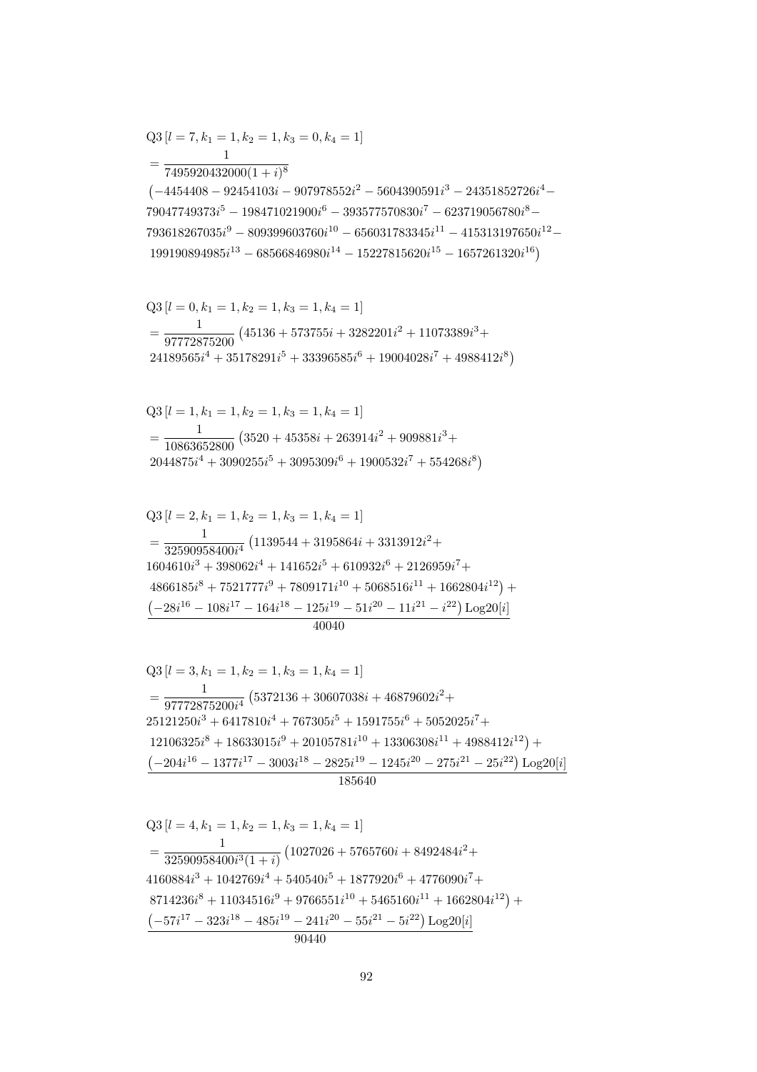$$
\begin{aligned}
&\mathrm{Q3}\left[l=7,k_1=1,k_2=1,k_3=0,k_4=1\right]\\
&=\frac{1}{7495920432000(1+i)^8}\\
&\left(-4454408-92454103i-907978552i^2-5604390591i^3-24351852726i^4-\right.\\
&79047749373i^5-198471021900i^6-393577570830i^7-623719056780i^8-\\
&793618267035i^9-809399603760i^{10}-656031783345i^{11}-415313197650i^{12}-\\
&\left.199190894985i^{13}-68566846980i^{14}-15227815620i^{15}-1657261320i^{16}\right)
\end{aligned}
$$

$$
\begin{aligned}
&\mathrm{Q3}\left[l=0,k_1=1,k_2=1,k_3=1,k_4=1\right]\\
&=\frac{1}{97772875200}\left(45136+573755i+3282201i^2+11073389i^3+\right.\\
&\left.24189565i^4+35178291i^5+33396585i^6+19004028i^7+4988412i^8\right)
\end{aligned}
$$

$$
\begin{aligned}
&\mathrm{Q3}\left[l=1,k_1=1,k_2=1,k_3=1,k_4=1\right]\\
&=\frac{1}{10863652800}\left(3520+45358i+263914i^2+909881i^3+\right.\\
&\left.2044875i^4+3090255i^5+3095309i^6+1900532i^7+554268i^8\right)
\end{aligned}
$$

$$
\begin{aligned}
&\mathrm{Q3}\left[l=2,k_1=1,k_2=1,k_3=1,k_4=1\right]\\
&=\frac{1}{32590958400i^4}\left(1139544+3195864i+3313912i^2+\right.\\
&1604610i^3+398062i^4+141652i^5+610932i^6+2126959i^7+\\
&\left.4866185i^8+7521777i^9+7809171i^{10}+5068516i^{11}+1662804i^{12}\right)+\\
&\frac{\left(-28i^{16}-108i^{17}-164i^{18}-125i^{19}-51i^{20}-11i^{21}-i^{22}\right)\mathrm{Log20}[i]}{40040}
\end{aligned}
$$

$$
\begin{aligned}
&\mathrm{Q3}\left[l=3,k_1=1,k_2=1,k_3=1,k_4=1\right]\\
&=\frac{1}{97772875200i^4}\left(5372136+30607038i+46879602i^2+\right.\\
&25121250i^3+6417810i^4+767305i^5+1591755i^6+5052025i^7+\\
&\left.12106325i^8+18633015i^9+20105781i^{10}+13306308i^{11}+4988412i^{12}\right)+\\
&\frac{\left(-204i^{16}-1377i^{17}-3003i^{18}-2825i^{19}-1245i^{20}-275i^{21}-25i^{22}\right)\mathrm{Log20}[i]}{185640}
\end{aligned}
$$

$$
\begin{aligned}
&\mathrm{Q3}\left[l=4,k_1=1,k_2=1,k_3=1,k_4=1\right]\\
&=\frac{1}{32590958400i^3(1+i)}\left(1027026+5765760i+8492484i^2+\right.\\
&4160884i^3+1042769i^4+540540i^5+1877920i^6+4776090i^7+\\
&\left.8714236i^8+11034516i^9+9766551i^{10}+5465160i^{11}+1662804i^{12}\right)+\\
&\frac{\left(-57i^{17}-323i^{18}-485i^{19}-241i^{20}-55i^{21}-5i^{22}\right)\mathrm{Log20}[i]}{90440}
\end{aligned}
$$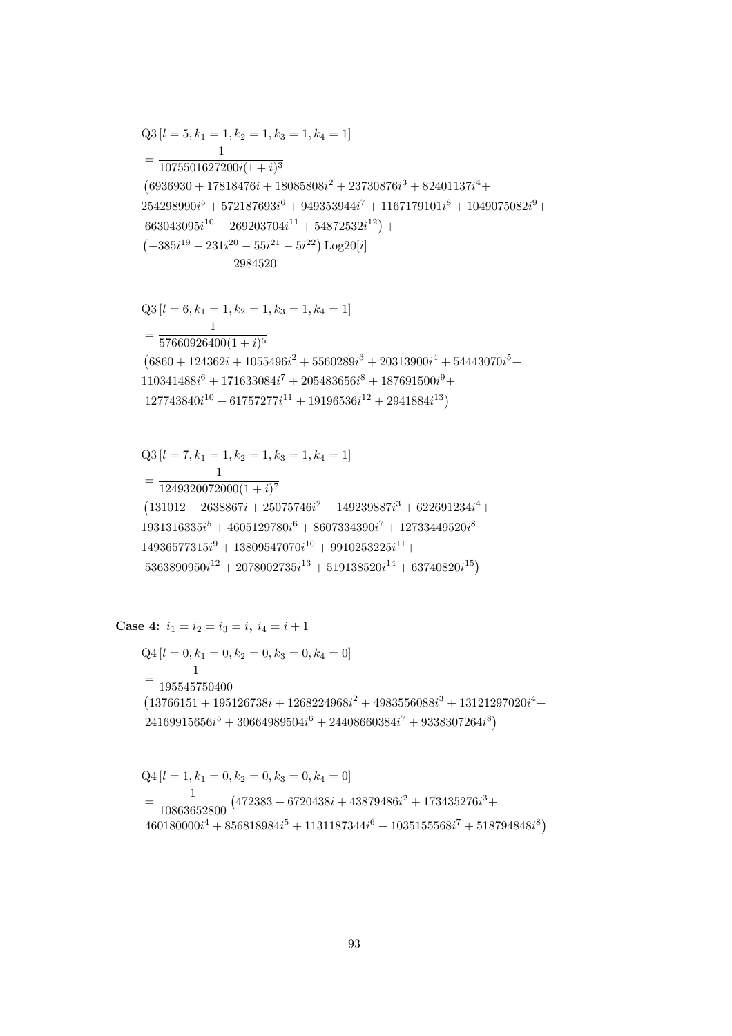$$
\begin{aligned}
&\mathrm{Q3}\left[l=5, k_1=1, k_2=1, k_3=1, k_4=1\right] \\
&= \frac{1}{1075501627200 i(1+i)^3} \\
&\left(6936930+17818476 i+18085808 i^2+23730876 i^3+82401137 i^4+\right. \\
&254298990 i^5+572187693 i^6+949353944 i^7+1167179101 i^8+1049075082 i^9+ \\
&\left.663043095 i^{10}+269203704 i^{11}+54872532 i^{12}\right)+ \\
&\frac{\left(-385 i^{19}-231 i^{20}-55 i^{21}-5 i^{22}\right) \operatorname{Log20}[i]}{2984520}
\end{aligned}
$$

$$
\begin{aligned}
&\mathrm{Q3}\left[l=6, k_1=1, k_2=1, k_3=1, k_4=1\right] \\
&= \frac{1}{57660926400(1+i)^5} \\
&\left(6860+124362 i+1055496 i^2+5560289 i^3+20313900 i^4+54443070 i^5+\right. \\
&110341488 i^6+171633084 i^7+205483656 i^8+187691500 i^9+ \\
&\left.127743840 i^{10}+61757277 i^{11}+19196536 i^{12}+2941884 i^{13}\right)
\end{aligned}
$$

$$
\begin{aligned}
&\mathrm{Q3}\left[l=7, k_1=1, k_2=1, k_3=1, k_4=1\right] \\
&= \frac{1}{1249320072000(1+i)^7} \\
&\left(131012+2638867 i+25075746 i^2+149239887 i^3+622691234 i^4+\right. \\
&1931316335 i^5+4605129780 i^6+8607334390 i^7+12733449520 i^8+ \\
&14936577315 i^9+13809547070 i^{10}+9910253225 i^{11}+ \\
&\left.5363890950 i^{12}+2078002735 i^{13}+519138520 i^{14}+63740820 i^{15}\right)
\end{aligned}
$$

**Case 4:** $i_1 = i_2 = i_3 = i$**,** $i_4 = i+1$

$$
\begin{aligned}
&\mathrm{Q4}\left[l=0, k_1=0, k_2=0, k_3=0, k_4=0\right] \\
&= \frac{1}{195545750400} \\
&\left(13766151+195126738 i+1268224968 i^2+4983556088 i^3+13121297020 i^4+\right. \\
&\left.24169915656 i^5+30664989504 i^6+24408660384 i^7+9338307264 i^8\right)
\end{aligned}
$$

$$
\begin{aligned}
&\mathrm{Q4}\left[l=1, k_1=0, k_2=0, k_3=0, k_4=0\right] \\
&= \frac{1}{10863652800}\left(472383+6720438 i+43879486 i^2+173435276 i^3+\right. \\
&\left.460180000 i^4+856818984 i^5+1131187344 i^6+1035155568 i^7+518794848 i^8\right)
\end{aligned}
$$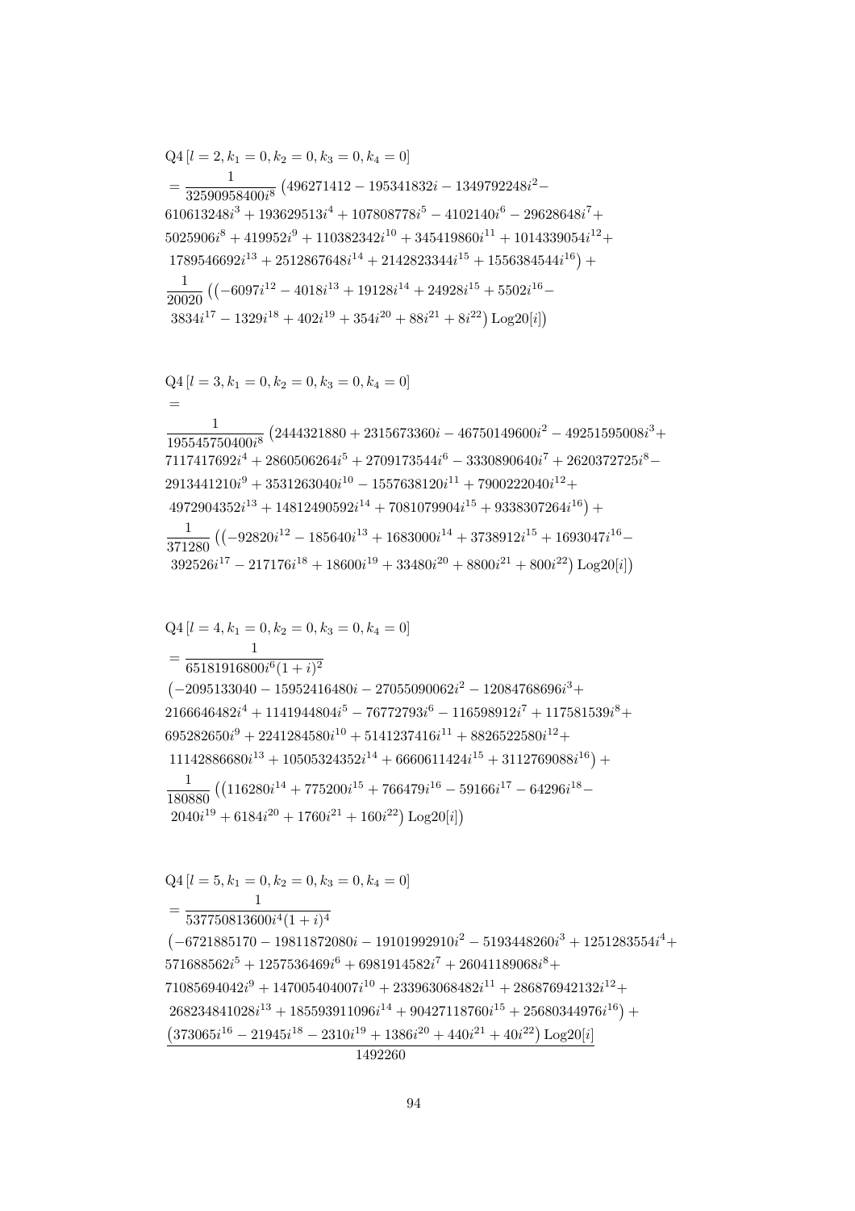$$\mathrm{Q4}\left[l=2,k_1=0,k_2=0,k_3=0,k_4=0\right]$$
$$= \frac{1}{32590958400 i^8}\left(496271412 - 195341832 i - 1349792248 i^2 - 610613248 i^3 + 193629513 i^4 + 107808778 i^5 - 4102140 i^6 - 29628648 i^7 + 5025906 i^8 + 419952 i^9 + 110382342 i^{10} + 345419860 i^{11} + 1014339054 i^{12} + 1789546692 i^{13} + 2512867648 i^{14} + 2142823344 i^{15} + 1556384544 i^{16}\right) + \frac{1}{20020}\left(\left(-6097 i^{12} - 4018 i^{13} + 19128 i^{14} + 24928 i^{15} + 5502 i^{16} - 3834 i^{17} - 1329 i^{18} + 402 i^{19} + 354 i^{20} + 88 i^{21} + 8 i^{22}\right)\mathrm{Log20}[i]\right)$$

$$\mathrm{Q4}\left[l=3,k_1=0,k_2=0,k_3=0,k_4=0\right]$$
$$= \frac{1}{195545750400 i^8}\left(2444321880 + 2315673360 i - 46750149600 i^2 - 49251595008 i^3 + 7117417692 i^4 + 2860506264 i^5 + 2709173544 i^6 - 3330890640 i^7 + 2620372725 i^8 - 2913441210 i^9 + 3531263040 i^{10} - 1557638120 i^{11} + 7900222040 i^{12} + 4972904352 i^{13} + 14812490592 i^{14} + 7081079904 i^{15} + 9338307264 i^{16}\right) + \frac{1}{371280}\left(\left(-92820 i^{12} - 185640 i^{13} + 1683000 i^{14} + 3738912 i^{15} + 1693047 i^{16} - 392526 i^{17} - 217176 i^{18} + 18600 i^{19} + 33480 i^{20} + 8800 i^{21} + 800 i^{22}\right)\mathrm{Log20}[i]\right)$$

$$\mathrm{Q4}\left[l=4,k_1=0,k_2=0,k_3=0,k_4=0\right]$$
$$= \frac{1}{65181916800 i^6 (1+i)^2}\left(-2095133040 - 15952416480 i - 27055090062 i^2 - 12084768696 i^3 + 2166646482 i^4 + 1141944804 i^5 - 76772793 i^6 - 116598912 i^7 + 117581539 i^8 + 695282650 i^9 + 2241284580 i^{10} + 5141237416 i^{11} + 8826522580 i^{12} + 11142886680 i^{13} + 10505324352 i^{14} + 6660611424 i^{15} + 3112769088 i^{16}\right) + \frac{1}{180880}\left(\left(116280 i^{14} + 775200 i^{15} + 766479 i^{16} - 59166 i^{17} - 64296 i^{18} - 2040 i^{19} + 6184 i^{20} + 1760 i^{21} + 160 i^{22}\right)\mathrm{Log20}[i]\right)$$

$$\mathrm{Q4}\left[l=5,k_1=0,k_2=0,k_3=0,k_4=0\right]$$
$$= \frac{1}{537750813600 i^4 (1+i)^4}\left(-6721885170 - 19811872080 i - 19101992910 i^2 - 5193448260 i^3 + 1251283554 i^4 + 571688562 i^5 + 1257536469 i^6 + 6981914582 i^7 + 26041189068 i^8 + 71085694042 i^9 + 147005404007 i^{10} + 233963068482 i^{11} + 286876942132 i^{12} + 268234841028 i^{13} + 185593911096 i^{14} + 90427118760 i^{15} + 25680344976 i^{16}\right) + \frac{\left(373065 i^{16} - 21945 i^{18} - 2310 i^{19} + 1386 i^{20} + 440 i^{21} + 40 i^{22}\right)\mathrm{Log20}[i]}{1492260}$$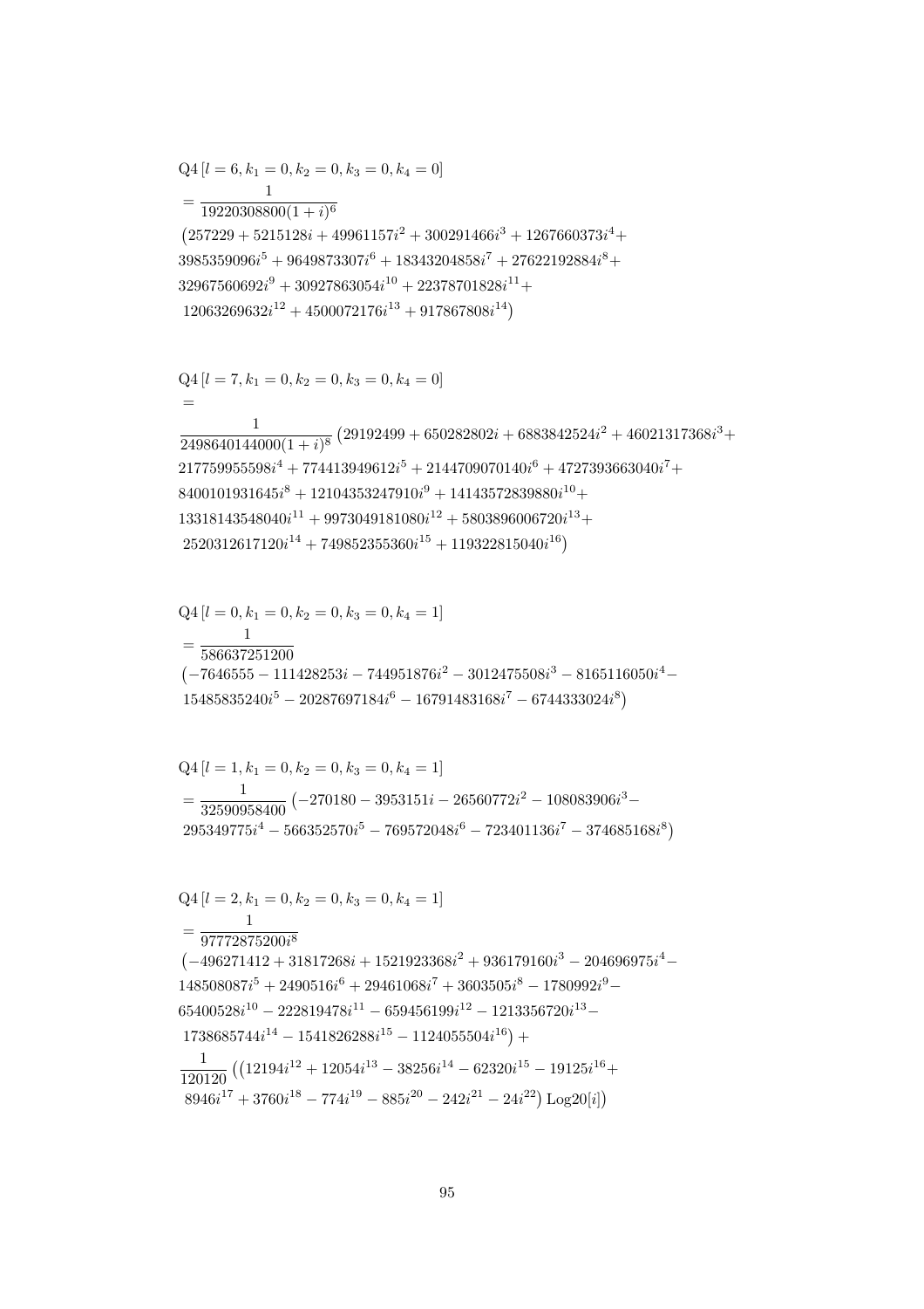$$\mathrm{Q4}\left[l=6,k_1=0,k_2=0,k_3=0,k_4=0\right]$$
$$=\frac{1}{19220308800(1+i)^6}$$
$$\left(257229+5215128i+49961157i^2+300291466i^3+1267660373i^4+\right.$$
$$3985359096i^5+9649873307i^6+18343204858i^7+27622192884i^8+$$
$$32967560692i^9+30927863054i^{10}+22378701828i^{11}+$$
$$\left.12063269632i^{12}+4500072176i^{13}+917867808i^{14}\right)$$

$$\mathrm{Q4}\left[l=7,k_1=0,k_2=0,k_3=0,k_4=0\right]$$
$$=$$
$$\frac{1}{2498640144000(1+i)^8}\left(29192499+650282802i+6883842524i^2+46021317368i^3+\right.$$
$$217759955598i^4+774413949612i^5+2144709070140i^6+4727393663040i^7+$$
$$8400101931645i^8+12104353247910i^9+14143572839880i^{10}+$$
$$13318143548040i^{11}+9973049181080i^{12}+5803896006720i^{13}+$$
$$\left.2520312617120i^{14}+749852355360i^{15}+119322815040i^{16}\right)$$

$$\mathrm{Q4}\left[l=0,k_1=0,k_2=0,k_3=0,k_4=1\right]$$
$$=\frac{1}{586637251200}$$
$$\left(-7646555-111428253i-744951876i^2-3012475508i^3-8165116050i^4-\right.$$
$$\left.15485835240i^5-20287697184i^6-16791483168i^7-6744333024i^8\right)$$

$$\mathrm{Q4}\left[l=1,k_1=0,k_2=0,k_3=0,k_4=1\right]$$
$$=\frac{1}{32590958400}\left(-270180-3953151i-26560772i^2-108083906i^3-\right.$$
$$\left.295349775i^4-566352570i^5-769572048i^6-723401136i^7-374685168i^8\right)$$

$$\mathrm{Q4}\left[l=2,k_1=0,k_2=0,k_3=0,k_4=1\right]$$
$$=\frac{1}{97772875200i^8}$$
$$\left(-496271412+31817268i+1521923368i^2+936179160i^3-204696975i^4-\right.$$
$$148508087i^5+2490516i^6+29461068i^7+3603505i^8-1780992i^9-$$
$$65400528i^{10}-222819478i^{11}-659456199i^{12}-1213356720i^{13}-$$
$$\left.1738685744i^{14}-1541826288i^{15}-1124055504i^{16}\right)+$$
$$\frac{1}{120120}\left(\left(12194i^{12}+12054i^{13}-38256i^{14}-62320i^{15}-19125i^{16}+\right.\right.$$
$$\left.\left.8946i^{17}+3760i^{18}-774i^{19}-885i^{20}-242i^{21}-24i^{22}\right)\mathrm{Log20}[i]\right)$$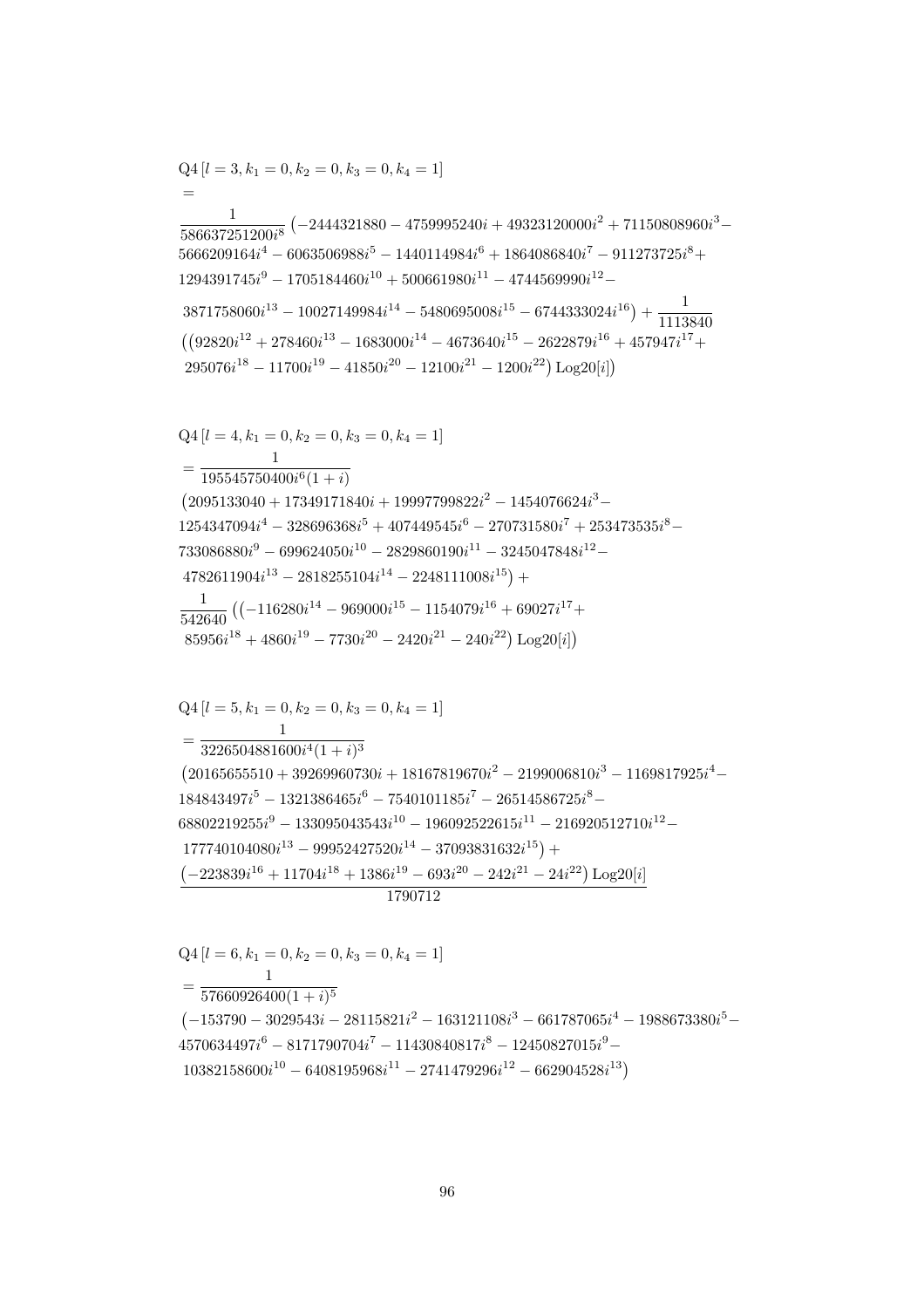$$\mathrm{Q4}\,[l=3,k_1=0,k_2=0,k_3=0,k_4=1]$$
$$=$$
$$\frac{1}{586637251200i^8}\big(-2444321880-4759995240i+49323120000i^2+71150808960i^3-5666209164i^4-6063506988i^5-1440114984i^6+1864086840i^7-911273725i^8+1294391745i^9-1705184460i^{10}+500661980i^{11}-4744569990i^{12}-3871758060i^{13}-10027149984i^{14}-5480695008i^{15}-6744333024i^{16}\big)+\frac{1}{1113840}\big(\big(92820i^{12}+278460i^{13}-1683000i^{14}-4673640i^{15}-2622879i^{16}+457947i^{17}+295076i^{18}-11700i^{19}-41850i^{20}-12100i^{21}-1200i^{22}\big)\,\mathrm{Log20}[i]\big)$$

$$\mathrm{Q4}\,[l=4,k_1=0,k_2=0,k_3=0,k_4=1]$$
$$=\frac{1}{195545750400i^6(1+i)}\big(2095133040+17349171840i+19997799822i^2-1454076624i^3-1254347094i^4-328696368i^5+407449545i^6-270731580i^7+253473535i^8-733086880i^9-699624050i^{10}-2829860190i^{11}-3245047848i^{12}-4782611904i^{13}-2818255104i^{14}-2248111008i^{15}\big)+\frac{1}{542640}\big(\big(-116280i^{14}-969000i^{15}-1154079i^{16}+69027i^{17}+85956i^{18}+4860i^{19}-7730i^{20}-2420i^{21}-240i^{22}\big)\,\mathrm{Log20}[i]\big)$$

$$\mathrm{Q4}\,[l=5,k_1=0,k_2=0,k_3=0,k_4=1]$$
$$=\frac{1}{3226504881600i^4(1+i)^3}\big(20165655510+39269960730i+18167819670i^2-2199006810i^3-1169817925i^4-184843497i^5-1321386465i^6-7540101185i^7-26514586725i^8-68802219255i^9-133095043543i^{10}-196092522615i^{11}-216920512710i^{12}-177740104080i^{13}-99952427520i^{14}-37093831632i^{15}\big)+\frac{\big(-223839i^{16}+11704i^{18}+1386i^{19}-693i^{20}-242i^{21}-24i^{22}\big)\,\mathrm{Log20}[i]}{1790712}$$

$$\mathrm{Q4}\,[l=6,k_1=0,k_2=0,k_3=0,k_4=1]$$
$$=\frac{1}{57660926400(1+i)^5}\big(-153790-3029543i-28115821i^2-163121108i^3-661787065i^4-1988673380i^5-4570634497i^6-8171790704i^7-11430840817i^8-12450827015i^9-10382158600i^{10}-6408195968i^{11}-2741479296i^{12}-662904528i^{13}\big)$$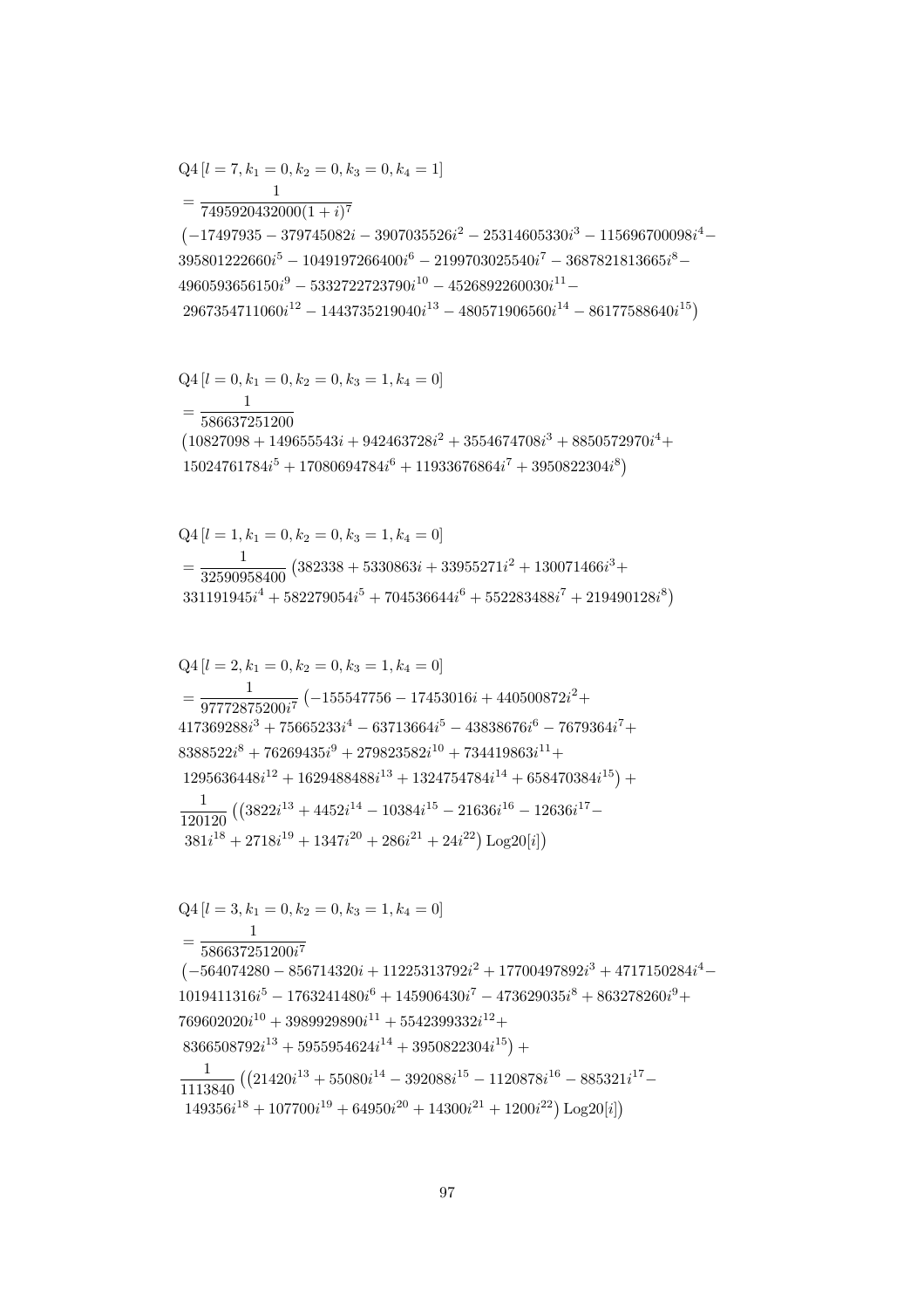$$\mathrm{Q4}\,[l=7,k_1=0,k_2=0,k_3=0,k_4=1]$$
$$=\frac{1}{7495920432000(1+i)^7}$$
$$\left(-17497935-379745082i-3907035526i^2-25314605330i^3-115696700098i^4-\right.$$
$$395801222660i^5-1049197266400i^6-2199703025540i^7-3687821813665i^8-$$
$$4960593656150i^9-5332722723790i^{10}-4526892260030i^{11}-$$
$$\left.2967354711060i^{12}-1443735219040i^{13}-480571906560i^{14}-86177588640i^{15}\right)$$

$$\mathrm{Q4}\,[l=0,k_1=0,k_2=0,k_3=1,k_4=0]$$
$$=\frac{1}{586637251200}$$
$$\left(10827098+149655543i+942463728i^2+3554674708i^3+8850572970i^4+\right.$$
$$\left.15024761784i^5+17080694784i^6+11933676864i^7+3950822304i^8\right)$$

$$\mathrm{Q4}\,[l=1,k_1=0,k_2=0,k_3=1,k_4=0]$$
$$=\frac{1}{32590958400}\left(382338+5330863i+33955271i^2+130071466i^3+\right.$$
$$\left.331191945i^4+582279054i^5+704536644i^6+552283488i^7+219490128i^8\right)$$

$$\mathrm{Q4}\,[l=2,k_1=0,k_2=0,k_3=1,k_4=0]$$
$$=\frac{1}{97772875200i^7}\left(-155547756-17453016i+440500872i^2+\right.$$
$$417369288i^3+75665233i^4-63713664i^5-43838676i^6-7679364i^7+$$
$$8388522i^8+76269435i^9+279823582i^{10}+734419863i^{11}+$$
$$\left.1295636448i^{12}+1629488488i^{13}+1324754784i^{14}+658470384i^{15}\right)+$$
$$\frac{1}{120120}\left(\left(3822i^{13}+4452i^{14}-10384i^{15}-21636i^{16}-12636i^{17}-\right.\right.$$
$$\left.\left.381i^{18}+2718i^{19}+1347i^{20}+286i^{21}+24i^{22}\right)\mathrm{Log20}[i]\right)$$

$$\mathrm{Q4}\,[l=3,k_1=0,k_2=0,k_3=1,k_4=0]$$
$$=\frac{1}{586637251200i^7}$$
$$\left(-564074280-856714320i+11225313792i^2+17700497892i^3+4717150284i^4-\right.$$
$$1019411316i^5-1763241480i^6+145906430i^7-473629035i^8+863278260i^9+$$
$$769602020i^{10}+3989929890i^{11}+5542399332i^{12}+$$
$$\left.8366508792i^{13}+5955954624i^{14}+3950822304i^{15}\right)+$$
$$\frac{1}{1113840}\left(\left(21420i^{13}+55080i^{14}-392088i^{15}-1120878i^{16}-885321i^{17}-\right.\right.$$
$$\left.\left.149356i^{18}+107700i^{19}+64950i^{20}+14300i^{21}+1200i^{22}\right)\mathrm{Log20}[i]\right)$$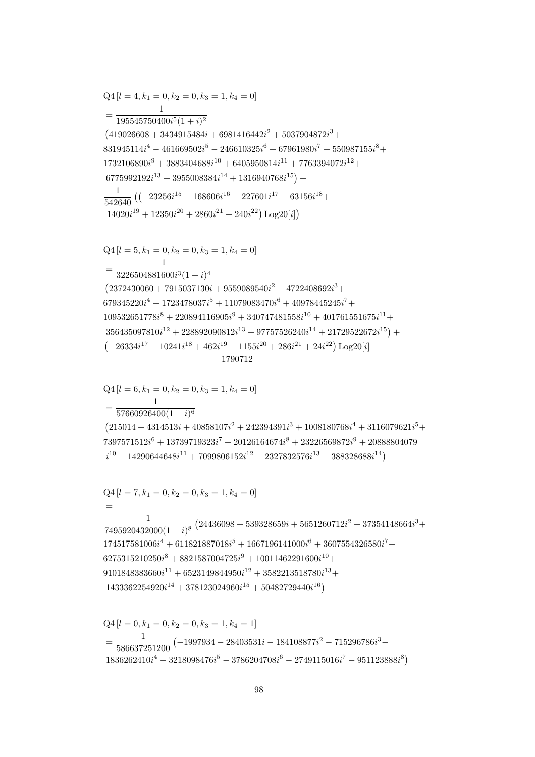$$
\begin{aligned}
&\text{Q4}\left[l=4,k_1=0,k_2=0,k_3=1,k_4=0\right]\\
&=\frac{1}{195545750400 i^5(1+i)^2}\\
&\left(419026608+3434915484 i+6981416442 i^2+5037904872 i^3+\right.\\
&831945114 i^4-461669502 i^5-246610325 i^6+67961980 i^7+550987155 i^8+\\
&1732106890 i^9+3883404688 i^{10}+6405950814 i^{11}+7763394072 i^{12}+\\
&\left.6775992192 i^{13}+3955008384 i^{14}+1316940768 i^{15}\right)+\\
&\frac{1}{542640}\left(\left(-23256 i^{15}-168606 i^{16}-227601 i^{17}-63156 i^{18}+\right.\right.\\
&\left.\left.14020 i^{19}+12350 i^{20}+2860 i^{21}+240 i^{22}\right)\text{Log20}[i]\right)
\end{aligned}
$$

$$
\begin{aligned}
&\text{Q4}\left[l=5,k_1=0,k_2=0,k_3=1,k_4=0\right]\\
&=\frac{1}{3226504881600 i^3(1+i)^4}\\
&\left(2372430060+7915037130 i+9559089540 i^2+4722408692 i^3+\right.\\
&679345220 i^4+1723478037 i^5+11079083470 i^6+40978445245 i^7+\\
&109532651778 i^8+220894116905 i^9+340747481558 i^{10}+401761551675 i^{11}+\\
&\left.356435097810 i^{12}+228892090812 i^{13}+97757526240 i^{14}+21729522672 i^{15}\right)+\\
&\frac{\left(-26334 i^{17}-10241 i^{18}+462 i^{19}+1155 i^{20}+286 i^{21}+24 i^{22}\right)\text{Log20}[i]}{1790712}
\end{aligned}
$$

$$
\begin{aligned}
&\text{Q4}\left[l=6,k_1=0,k_2=0,k_3=1,k_4=0\right]\\
&=\frac{1}{57660926400(1+i)^6}\\
&\left(215014+4314513 i+40858107 i^2+242394391 i^3+1008180768 i^4+3116079621 i^5+\right.\\
&7397571512 i^6+13739719323 i^7+20126164674 i^8+23226569872 i^9+20888804079\\
&\left.i^{10}+14290644648 i^{11}+7099806152 i^{12}+2327832576 i^{13}+388328688 i^{14}\right)
\end{aligned}
$$

$$
\begin{aligned}
&\text{Q4}\left[l=7,k_1=0,k_2=0,k_3=1,k_4=0\right]\\
&=\\
&\frac{1}{7495920432000(1+i)^8}\left(24436098+539328659 i+5651260712 i^2+37354148664 i^3+\right.\\
&174517581006 i^4+611821887018 i^5+1667196141000 i^6+3607554326580 i^7+\\
&6275315210250 i^8+8821587004725 i^9+10011462291600 i^{10}+\\
&9101848383660 i^{11}+6523149844950 i^{12}+3582213518780 i^{13}+\\
&\left.1433362254920 i^{14}+378123024960 i^{15}+50482729440 i^{16}\right)
\end{aligned}
$$

$$
\begin{aligned}
&\text{Q4}\left[l=0,k_1=0,k_2=0,k_3=1,k_4=1\right]\\
&=\frac{1}{586637251200}\left(-1997934-28403531 i-184108877 i^2-715296786 i^3-\right.\\
&\left.1836262410 i^4-3218098476 i^5-3786204708 i^6-2749115016 i^7-951123888 i^8\right)
\end{aligned}
$$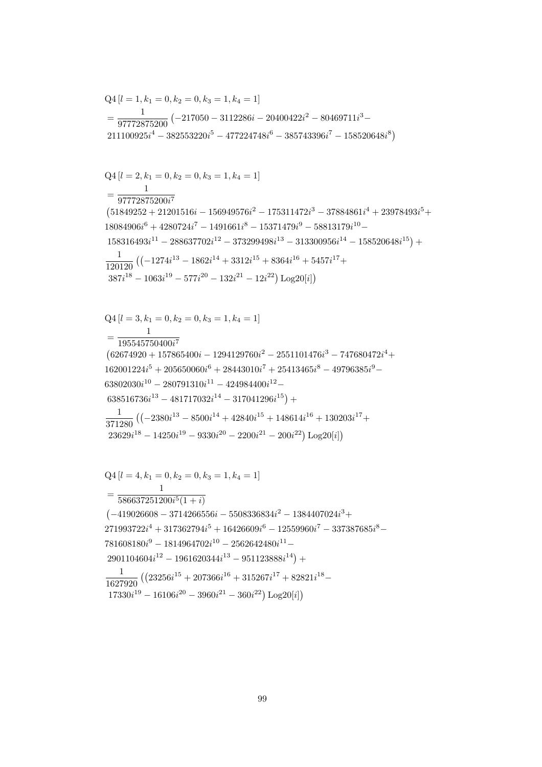$$
\begin{aligned}
&\mathrm{Q4}\left[l=1, k_1=0, k_2=0, k_3=1, k_4=1\right] \\
&= \frac{1}{97772875200}\left(-217050-3112286 i-20400422 i^2-80469711 i^3-\right. \\
&\left.211100925 i^4-382553220 i^5-477224748 i^6-385743396 i^7-158520648 i^8\right)
\end{aligned}
$$

$$
\begin{aligned}
&\mathrm{Q4}\left[l=2, k_1=0, k_2=0, k_3=1, k_4=1\right] \\
&= \frac{1}{97772875200 i^7} \\
&\left(51849252+21201516 i-156949576 i^2-175311472 i^3-37884861 i^4+23978493 i^5+\right. \\
&18084906 i^6+4280724 i^7-1491661 i^8-15371479 i^9-58813179 i^{10}- \\
&\left.158316493 i^{11}-288637702 i^{12}-373299498 i^{13}-313300956 i^{14}-158520648 i^{15}\right)+ \\
&\frac{1}{120120}\left(\left(-1274 i^{13}-1862 i^{14}+3312 i^{15}+8364 i^{16}+5457 i^{17}+\right.\right. \\
&\left.\left.387 i^{18}-1063 i^{19}-577 i^{20}-132 i^{21}-12 i^{22}\right) \operatorname{Log20}[i]\right)
\end{aligned}
$$

$$
\begin{aligned}
&\mathrm{Q4}\left[l=3, k_1=0, k_2=0, k_3=1, k_4=1\right] \\
&= \frac{1}{195545750400 i^7} \\
&\left(62674920+157865400 i-1294129760 i^2-2551101476 i^3-747680472 i^4+\right. \\
&162001224 i^5+205650060 i^6+28443010 i^7+25413465 i^8-49796385 i^9- \\
&63802030 i^{10}-280791310 i^{11}-424984400 i^{12}- \\
&\left.638516736 i^{13}-481717032 i^{14}-317041296 i^{15}\right)+ \\
&\frac{1}{371280}\left(\left(-2380 i^{13}-8500 i^{14}+42840 i^{15}+148614 i^{16}+130203 i^{17}+\right.\right. \\
&\left.\left.23629 i^{18}-14250 i^{19}-9330 i^{20}-2200 i^{21}-200 i^{22}\right) \operatorname{Log20}[i]\right)
\end{aligned}
$$

$$
\begin{aligned}
&\mathrm{Q4}\left[l=4, k_1=0, k_2=0, k_3=1, k_4=1\right] \\
&= \frac{1}{586637251200 i^5(1+i)} \\
&\left(-419026608-3714266556 i-5508336834 i^2-1384407024 i^3+\right. \\
&271993722 i^4+317362794 i^5+16426609 i^6-12559960 i^7-337387685 i^8- \\
&781608180 i^9-1814964702 i^{10}-2562642480 i^{11}- \\
&\left.2901104604 i^{12}-1961620344 i^{13}-951123888 i^{14}\right)+ \\
&\frac{1}{1627920}\left(\left(23256 i^{15}+207366 i^{16}+315267 i^{17}+82821 i^{18}-\right.\right. \\
&\left.\left.17330 i^{19}-16106 i^{20}-3960 i^{21}-360 i^{22}\right) \operatorname{Log20}[i]\right)
\end{aligned}
$$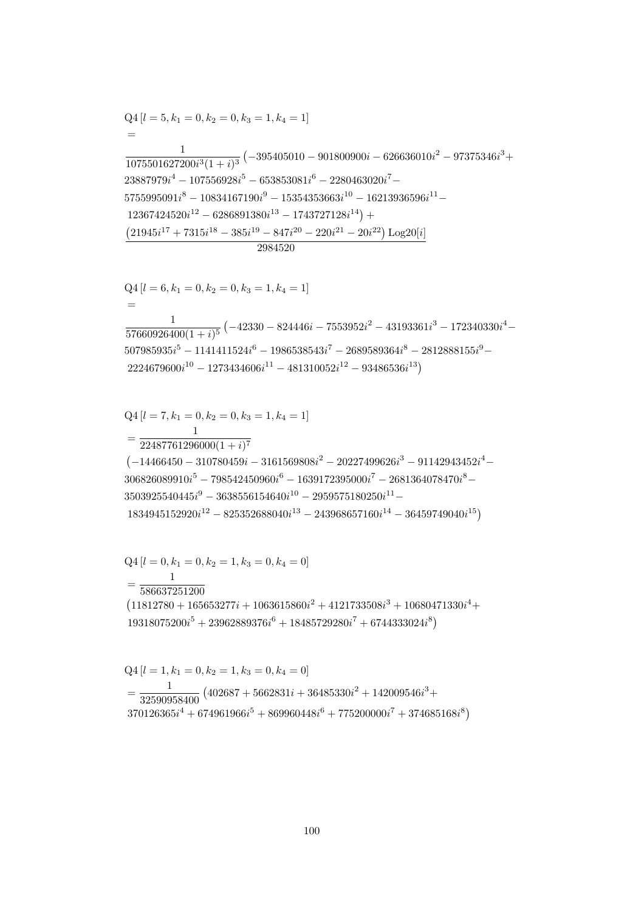$$\mathrm{Q4}\left[l=5,k_1=0,k_2=0,k_3=1,k_4=1\right]$$
$$=$$
$$\frac{1}{1075501627200 i^3(1+i)^3}\left(-395405010-901800900i-626636010i^2-97375346i^3+23887979i^4-107556928i^5-653853081i^6-2280463020i^7-5755995091i^8-10834167190i^9-15354353663i^{10}-16213936596i^{11}-12367424520i^{12}-6286891380i^{13}-1743727128i^{14}\right)+\frac{\left(21945i^{17}+7315i^{18}-385i^{19}-847i^{20}-220i^{21}-20i^{22}\right)\mathrm{Log20}[i]}{2984520}$$

$$\mathrm{Q4}\left[l=6,k_1=0,k_2=0,k_3=1,k_4=1\right]$$
$$=$$
$$\frac{1}{57660926400(1+i)^5}\left(-42330-824446i-7553952i^2-43193361i^3-172340330i^4-507985935i^5-1141411524i^6-1986538543i^7-2689589364i^8-2812888155i^9-2224679600i^{10}-1273434606i^{11}-481310052i^{12}-93486536i^{13}\right)$$

$$\mathrm{Q4}\left[l=7,k_1=0,k_2=0,k_3=1,k_4=1\right]$$
$$=\frac{1}{22487761296000(1+i)^7}$$
$$\left(-14466450-310780459i-3161569808i^2-20227499626i^3-91142943452i^4-306826089910i^5-798542450960i^6-1639172395000i^7-2681364078470i^8-3503925540445i^9-3638556154640i^{10}-2959575180250i^{11}-1834945152920i^{12}-825352688040i^{13}-243968657160i^{14}-36459749040i^{15}\right)$$

$$\mathrm{Q4}\left[l=0,k_1=0,k_2=1,k_3=0,k_4=0\right]$$
$$=\frac{1}{586637251200}$$
$$\left(11812780+165653277i+1063615860i^2+4121733508i^3+10680471330i^4+19318075200i^5+23962889376i^6+18485729280i^7+6744333024i^8\right)$$

$$\mathrm{Q4}\left[l=1,k_1=0,k_2=1,k_3=0,k_4=0\right]$$
$$=\frac{1}{32590958400}\left(402687+5662831i+36485330i^2+142009546i^3+370126365i^4+674961966i^5+869960448i^6+775200000i^7+374685168i^8\right)$$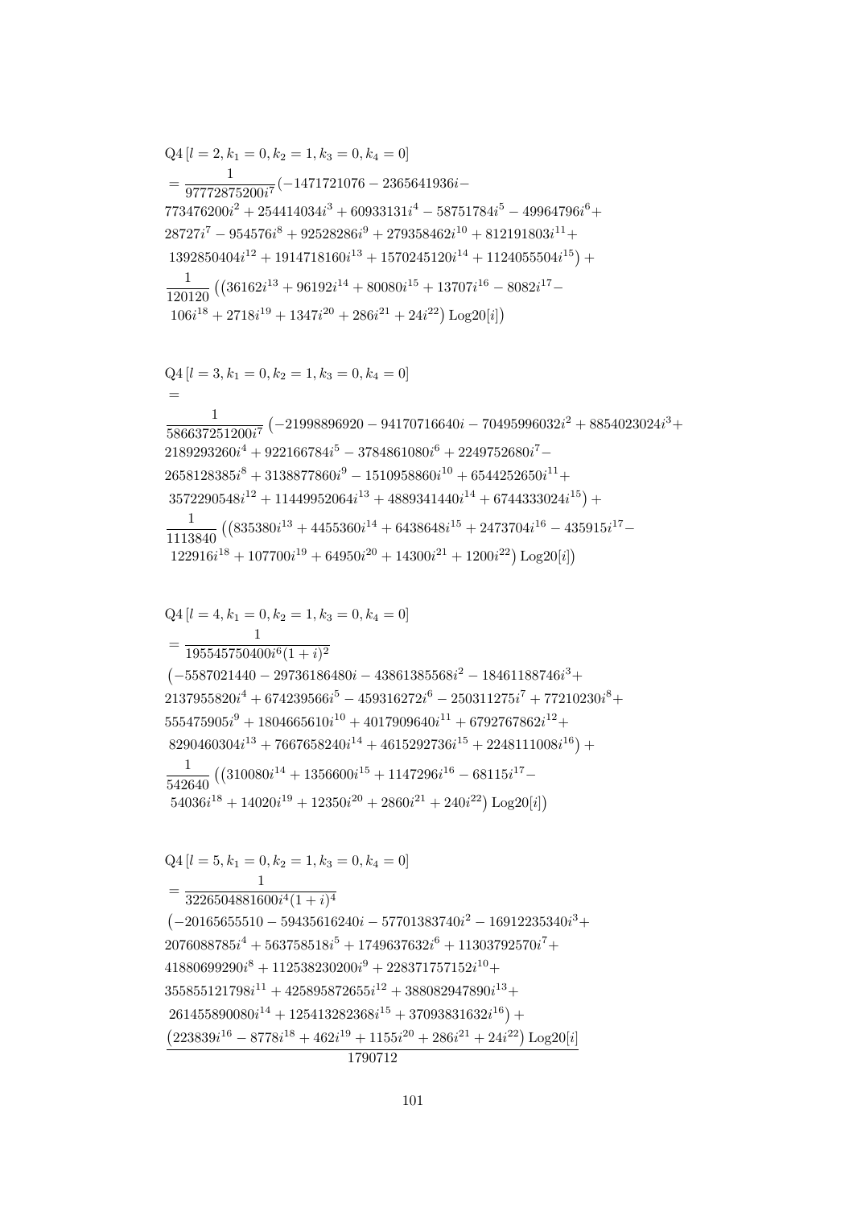$$\mathrm{Q4}\left[l=2,k_1=0,k_2=1,k_3=0,k_4=0\right]$$
$$=\frac{1}{97772875200i^7}(-1471721076-2365641936i-773476200i^2+254414034i^3+60933131i^4-58751784i^5-49964796i^6+28727i^7-954576i^8+92528286i^9+279358462i^{10}+812191803i^{11}+1392850404i^{12}+1914718160i^{13}+1570245120i^{14}+1124055504i^{15})+\frac{1}{120120}\left(\left(36162i^{13}+96192i^{14}+80080i^{15}+13707i^{16}-8082i^{17}-106i^{18}+2718i^{19}+1347i^{20}+286i^{21}+24i^{22}\right)\mathrm{Log20}[i]\right)$$

$$\mathrm{Q4}\left[l=3,k_1=0,k_2=1,k_3=0,k_4=0\right]$$
$$=\frac{1}{586637251200i^7}\left(-21998896920-94170716640i-70495996032i^2+8854023024i^3+2189293260i^4+922166784i^5-3784861080i^6+2249752680i^7-2658128385i^8+3138877860i^9-1510958860i^{10}+6544252650i^{11}+3572290548i^{12}+11449952064i^{13}+4889341440i^{14}+6744333024i^{15}\right)+\frac{1}{1113840}\left(\left(835380i^{13}+4455360i^{14}+6438648i^{15}+2473704i^{16}-435915i^{17}-122916i^{18}+107700i^{19}+64950i^{20}+14300i^{21}+1200i^{22}\right)\mathrm{Log20}[i]\right)$$

$$\mathrm{Q4}\left[l=4,k_1=0,k_2=1,k_3=0,k_4=0\right]$$
$$=\frac{1}{195545750400i^6(1+i)^2}\left(-5587021440-29736186480i-43861385568i^2-18461188746i^3+2137955820i^4+674239566i^5-459316272i^6-250311275i^7+77210230i^8+555475905i^9+1804665610i^{10}+4017909640i^{11}+6792767862i^{12}+8290460304i^{13}+7667658240i^{14}+4615292736i^{15}+2248111008i^{16}\right)+\frac{1}{542640}\left(\left(310080i^{14}+1356600i^{15}+1147296i^{16}-68115i^{17}-54036i^{18}+14020i^{19}+12350i^{20}+2860i^{21}+240i^{22}\right)\mathrm{Log20}[i]\right)$$

$$\mathrm{Q4}\left[l=5,k_1=0,k_2=1,k_3=0,k_4=0\right]$$
$$=\frac{1}{3226504881600i^4(1+i)^4}\left(-20165655510-59435616240i-57701383740i^2-16912235340i^3+2076088785i^4+563758518i^5+1749637632i^6+11303792570i^7+41880699290i^8+112538230200i^9+228371757152i^{10}+355855121798i^{11}+425895872655i^{12}+388082947890i^{13}+261455890080i^{14}+125413282368i^{15}+37093831632i^{16}\right)+\frac{\left(223839i^{16}-8778i^{18}+462i^{19}+1155i^{20}+286i^{21}+24i^{22}\right)\mathrm{Log20}[i]}{1790712}$$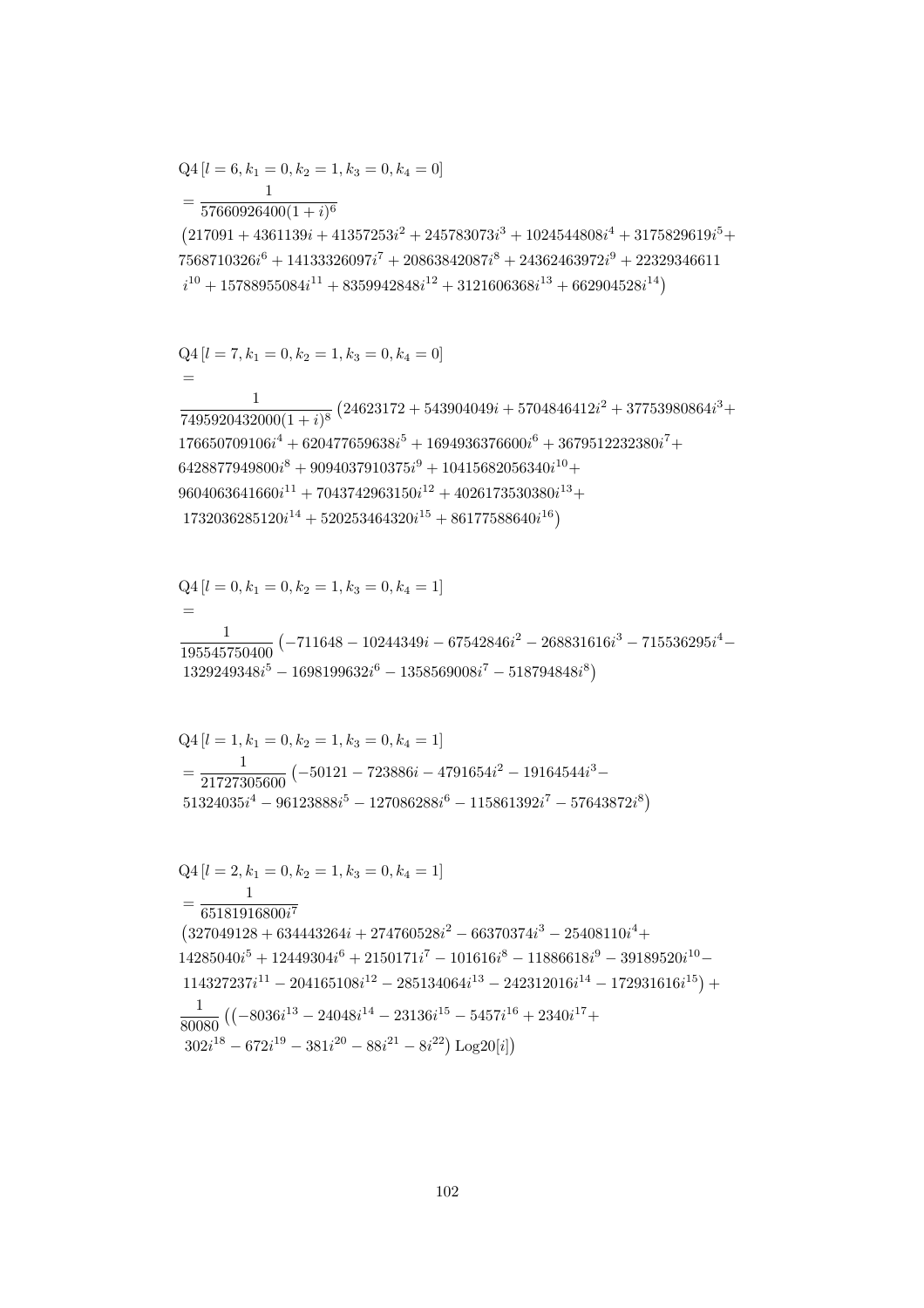$$\mathrm{Q4}\left[l=6, k_1=0, k_2=1, k_3=0, k_4=0\right]$$
$$= \frac{1}{57660926400(1+i)^6}$$
$$\left(217091 + 4361139i + 41357253i^2 + 245783073i^3 + 1024544808i^4 + 3175829619i^5 + 7568710326i^6 + 14133326097i^7 + 20863842087i^8 + 24362463972i^9 + 22329346611 i^{10} + 15788955084i^{11} + 8359942848i^{12} + 3121606368i^{13} + 662904528i^{14}\right)$$

$$\mathrm{Q4}\left[l=7, k_1=0, k_2=1, k_3=0, k_4=0\right]$$
$$=$$
$$\frac{1}{7495920432000(1+i)^8}\left(24623172 + 543904049i + 5704846412i^2 + 37753980864i^3 + 176650709106i^4 + 620477659638i^5 + 1694936376600i^6 + 3679512232380i^7 + 6428877949800i^8 + 9094037910375i^9 + 10415682056340i^{10} + 9604063641660i^{11} + 7043742963150i^{12} + 4026173530380i^{13} + 1732036285120i^{14} + 520253464320i^{15} + 86177588640i^{16}\right)$$

$$\mathrm{Q4}\left[l=0, k_1=0, k_2=1, k_3=0, k_4=1\right]$$
$$=$$
$$\frac{1}{195545750400}\left(-711648 - 10244349i - 67542846i^2 - 268831616i^3 - 715536295i^4 - 1329249348i^5 - 1698199632i^6 - 1358569008i^7 - 518794848i^8\right)$$

$$\mathrm{Q4}\left[l=1, k_1=0, k_2=1, k_3=0, k_4=1\right]$$
$$= \frac{1}{21727305600}\left(-50121 - 723886i - 4791654i^2 - 19164544i^3 - 51324035i^4 - 96123888i^5 - 127086288i^6 - 115861392i^7 - 57643872i^8\right)$$

$$\mathrm{Q4}\left[l=2, k_1=0, k_2=1, k_3=0, k_4=1\right]$$
$$= \frac{1}{65181916800i^7}$$
$$\left(327049128 + 634443264i + 274760528i^2 - 66370374i^3 - 25408110i^4 + 14285040i^5 + 12449304i^6 + 2150171i^7 - 101616i^8 - 11886618i^9 - 39189520i^{10} - 114327237i^{11} - 204165108i^{12} - 285134064i^{13} - 242312016i^{14} - 172931616i^{15}\right) +$$
$$\frac{1}{80080}\left(\left(-8036i^{13} - 24048i^{14} - 23136i^{15} - 5457i^{16} + 2340i^{17} + 302i^{18} - 672i^{19} - 381i^{20} - 88i^{21} - 8i^{22}\right)\mathrm{Log20}[i]\right)$$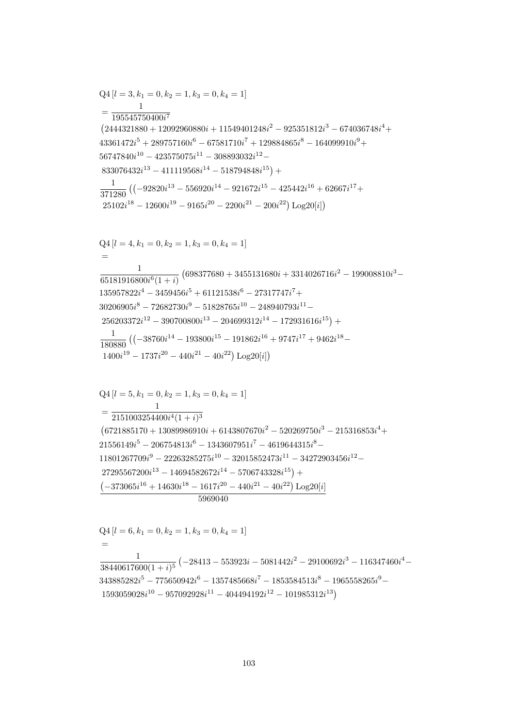$$
\begin{aligned}
&\mathrm{Q4}\left[l=3,k_1=0,k_2=1,k_3=0,k_4=1\right]\\
&=\frac{1}{195545750400i^7}\\
&\left(2444321880+12092960880i+11549401248i^2-925351812i^3-674036748i^4+\right.\\
&43361472i^5+289757160i^6-67581710i^7+129884865i^8-164099910i^9+\\
&56747840i^{10}-423575075i^{11}-308893032i^{12}-\\
&\left.833076432i^{13}-411119568i^{14}-518794848i^{15}\right)+\\
&\frac{1}{371280}\left(\left(-92820i^{13}-556920i^{14}-921672i^{15}-425442i^{16}+62667i^{17}+\right.\right.\\
&\left.\left.25102i^{18}-12600i^{19}-9165i^{20}-2200i^{21}-200i^{22}\right)\mathrm{Log20}[i]\right)
\end{aligned}
$$

$$
\begin{aligned}
&\mathrm{Q4}\left[l=4,k_1=0,k_2=1,k_3=0,k_4=1\right]\\
&=\\
&\frac{1}{65181916800i^6(1+i)}\left(698377680+3455131680i+3314026716i^2-199008810i^3-\right.\\
&135957822i^4-3459456i^5+61121538i^6-27317747i^7+\\
&30206905i^8-72682730i^9-51828765i^{10}-248940793i^{11}-\\
&\left.256203372i^{12}-390700800i^{13}-204699312i^{14}-172931616i^{15}\right)+\\
&\frac{1}{180880}\left(\left(-38760i^{14}-193800i^{15}-191862i^{16}+9747i^{17}+9462i^{18}-\right.\right.\\
&\left.\left.1400i^{19}-1737i^{20}-440i^{21}-40i^{22}\right)\mathrm{Log20}[i]\right)
\end{aligned}
$$

$$
\begin{aligned}
&\mathrm{Q4}\left[l=5,k_1=0,k_2=1,k_3=0,k_4=1\right]\\
&=\frac{1}{2151003254400i^4(1+i)^3}\\
&\left(6721885170+13089986910i+6143807670i^2-520269750i^3-215316853i^4+\right.\\
&21556149i^5-206754813i^6-1343607951i^7-4619644315i^8-\\
&11801267709i^9-22263285275i^{10}-32015852473i^{11}-34272903456i^{12}-\\
&\left.27295567200i^{13}-14694582672i^{14}-5706743328i^{15}\right)+\\
&\frac{\left(-373065i^{16}+14630i^{18}-1617i^{20}-440i^{21}-40i^{22}\right)\mathrm{Log20}[i]}{5969040}
\end{aligned}
$$

$$
\begin{aligned}
&\mathrm{Q4}\left[l=6,k_1=0,k_2=1,k_3=0,k_4=1\right]\\
&=\\
&\frac{1}{38440617600(1+i)^5}\left(-28413-553923i-5081442i^2-29100692i^3-116347460i^4-\right.\\
&343885282i^5-775650942i^6-1357485668i^7-1853584513i^8-1965558265i^9-\\
&\left.1593059028i^{10}-957092928i^{11}-404494192i^{12}-101985312i^{13}\right)
\end{aligned}
$$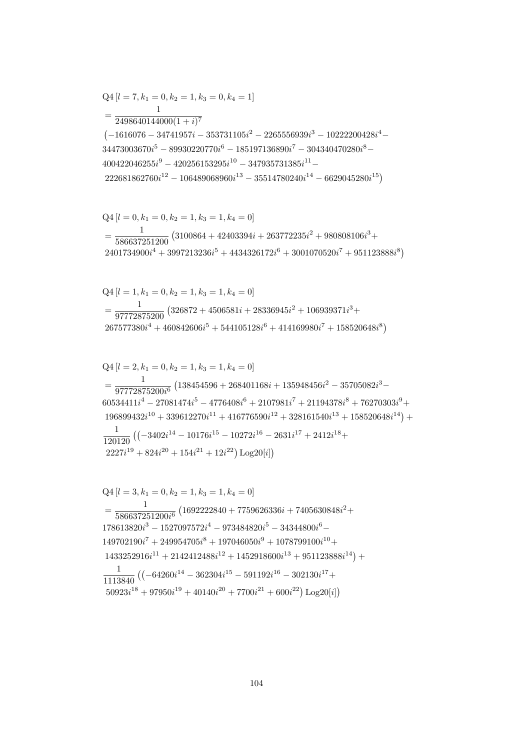$$
\begin{aligned}
&\mathrm{Q4}\left[l=7,k_1=0,k_2=1,k_3=0,k_4=1\right]\\
&=\frac{1}{2498640144000(1+i)^7}\\
&\left(-1616076-34741957i-353731105i^2-2265556939i^3-10222200428i^4-\right.\\
&34473003670i^5-89930220770i^6-185197136890i^7-304340470280i^8-\\
&400422046255i^9-420256153295i^{10}-347935731385i^{11}-\\
&\left.222681862760i^{12}-106489068960i^{13}-35514780240i^{14}-6629045280i^{15}\right)
\end{aligned}
$$

$$
\begin{aligned}
&\mathrm{Q4}\left[l=0,k_1=0,k_2=1,k_3=1,k_4=0\right]\\
&=\frac{1}{586637251200}\left(3100864+42403394i+263772235i^2+980808106i^3+\right.\\
&\left.2401734900i^4+3997213236i^5+4434326172i^6+3001070520i^7+951123888i^8\right)
\end{aligned}
$$

$$
\begin{aligned}
&\mathrm{Q4}\left[l=1,k_1=0,k_2=1,k_3=1,k_4=0\right]\\
&=\frac{1}{97772875200}\left(326872+4506581i+28336945i^2+106939371i^3+\right.\\
&\left.267577380i^4+460842606i^5+544105128i^6+414169980i^7+158520648i^8\right)
\end{aligned}
$$

$$
\begin{aligned}
&\mathrm{Q4}\left[l=2,k_1=0,k_2=1,k_3=1,k_4=0\right]\\
&=\frac{1}{97772875200i^6}\left(138454596+268401168i+135948456i^2-35705082i^3-\right.\\
&60534411i^4-27081474i^5-4776408i^6+2107981i^7+21194378i^8+76270303i^9+\\
&\left.196899432i^{10}+339612270i^{11}+416776590i^{12}+328161540i^{13}+158520648i^{14}\right)+\\
&\frac{1}{120120}\left(\left(-3402i^{14}-10176i^{15}-10272i^{16}-2631i^{17}+2412i^{18}+\right.\right.\\
&\left.\left.2227i^{19}+824i^{20}+154i^{21}+12i^{22}\right)\mathrm{Log20}[i]\right)
\end{aligned}
$$

$$
\begin{aligned}
&\mathrm{Q4}\left[l=3,k_1=0,k_2=1,k_3=1,k_4=0\right]\\
&=\frac{1}{586637251200i^6}\left(1692222840+7759626336i+7405630848i^2+\right.\\
&178613820i^3-1527097572i^4-973484820i^5-34344800i^6-\\
&149702190i^7+249954705i^8+197046050i^9+1078799100i^{10}+\\
&\left.1433252916i^{11}+2142412488i^{12}+1452918600i^{13}+951123888i^{14}\right)+\\
&\frac{1}{1113840}\left(\left(-64260i^{14}-362304i^{15}-591192i^{16}-302130i^{17}+\right.\right.\\
&\left.\left.50923i^{18}+97950i^{19}+40140i^{20}+7700i^{21}+600i^{22}\right)\mathrm{Log20}[i]\right)
\end{aligned}
$$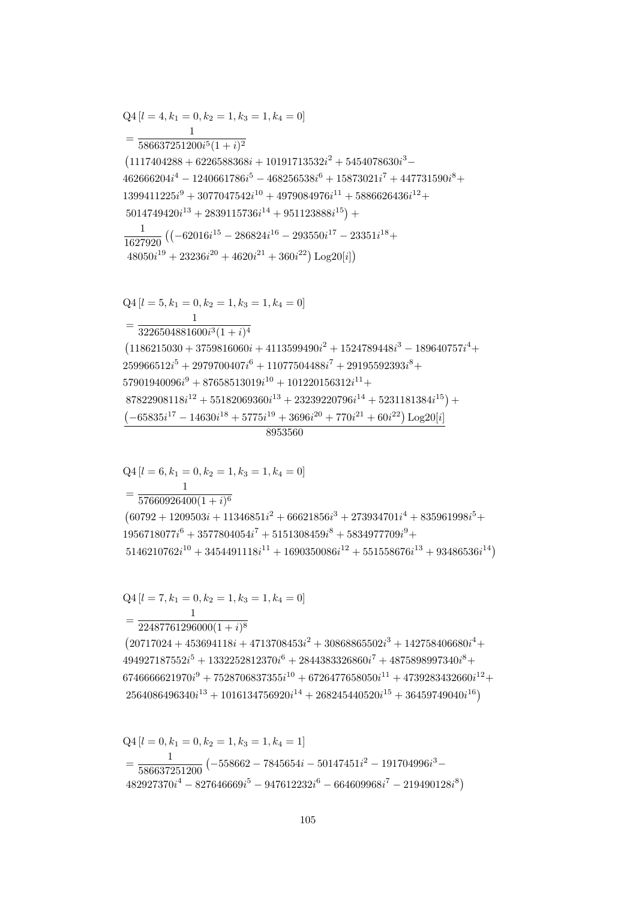$$\mathrm{Q4}\left[l=4,k_1=0,k_2=1,k_3=1,k_4=0\right]$$
$$=\frac{1}{586637251200i^5(1+i)^2}$$
$$\left(1117404288+6226588368i+10191713532i^2+5454078630i^3-\right.$$
$$462666204i^4-1240661786i^5-468256538i^6+15873021i^7+447731590i^8+$$
$$1399411225i^9+3077047542i^{10}+4979084976i^{11}+5886626436i^{12}+$$
$$\left.5014749420i^{13}+2839115736i^{14}+951123888i^{15}\right)+$$
$$\frac{1}{1627920}\left(\left(-62016i^{15}-286824i^{16}-293550i^{17}-23351i^{18}+\right.\right.$$
$$\left.\left.48050i^{19}+23236i^{20}+4620i^{21}+360i^{22}\right)\mathrm{Log20}[i]\right)$$

$$\mathrm{Q4}\left[l=5,k_1=0,k_2=1,k_3=1,k_4=0\right]$$
$$=\frac{1}{3226504881600i^3(1+i)^4}$$
$$\left(1186215030+3759816060i+4113599490i^2+1524789448i^3-189640757i^4+\right.$$
$$259966512i^5+2979700407i^6+11077504488i^7+29195592393i^8+$$
$$57901940096i^9+87658513019i^{10}+101220156312i^{11}+$$
$$\left.87822908118i^{12}+55182069360i^{13}+23239220796i^{14}+5231181384i^{15}\right)+$$
$$\frac{\left(-65835i^{17}-14630i^{18}+5775i^{19}+3696i^{20}+770i^{21}+60i^{22}\right)\mathrm{Log20}[i]}{8953560}$$

$$\mathrm{Q4}\left[l=6,k_1=0,k_2=1,k_3=1,k_4=0\right]$$
$$=\frac{1}{57660926400(1+i)^6}$$
$$\left(60792+1209503i+11346851i^2+66621856i^3+273934701i^4+835961998i^5+\right.$$
$$1956718077i^6+3577804054i^7+5151308459i^8+5834977709i^9+$$
$$\left.5146210762i^{10}+3454491118i^{11}+1690350086i^{12}+551558676i^{13}+93486536i^{14}\right)$$

$$\mathrm{Q4}\left[l=7,k_1=0,k_2=1,k_3=1,k_4=0\right]$$
$$=\frac{1}{22487761296000(1+i)^8}$$
$$\left(20717024+453694118i+4713708453i^2+30868865502i^3+142758406680i^4+\right.$$
$$494927187552i^5+1332252812370i^6+2844383326860i^7+4875898997340i^8+$$
$$6746666621970i^9+7528706837355i^{10}+6726477658050i^{11}+4739283432660i^{12}+$$
$$\left.2564086496340i^{13}+1016134756920i^{14}+268245440520i^{15}+36459749040i^{16}\right)$$

$$\mathrm{Q4}\left[l=0,k_1=0,k_2=1,k_3=1,k_4=1\right]$$
$$=\frac{1}{586637251200}\left(-558662-7845654i-50147451i^2-191704996i^3-\right.$$
$$\left.482927370i^4-827646669i^5-947612232i^6-664609968i^7-219490128i^8\right)$$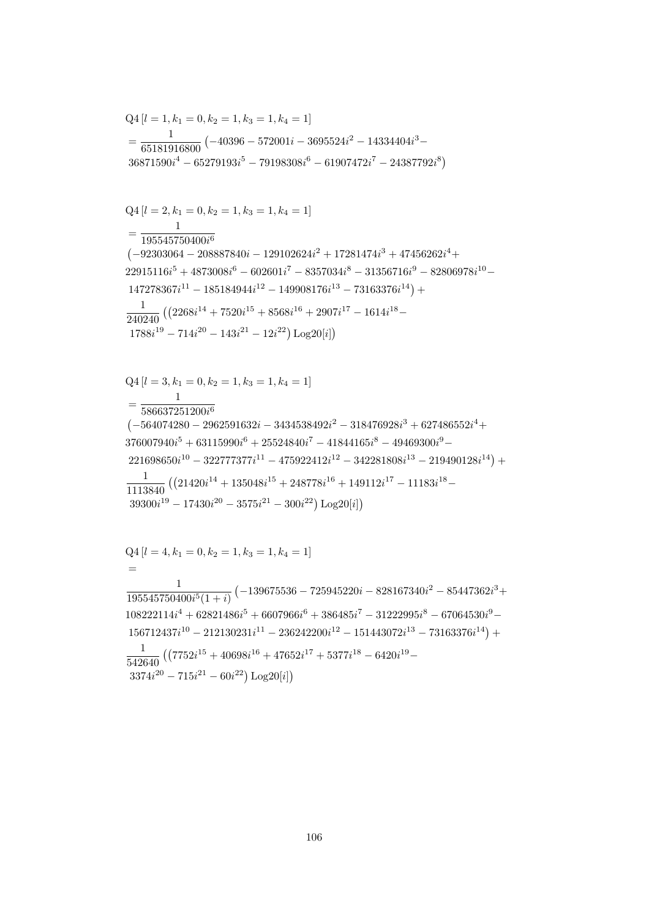$$\mathrm{Q4}\left[l=1,k_1=0,k_2=1,k_3=1,k_4=1\right]$$
$$=\frac{1}{65181916800}\left(-40396-572001i-3695524i^2-14334404i^3-36871590i^4-65279193i^5-79198308i^6-61907472i^7-24387792i^8\right)$$

$$\mathrm{Q4}\left[l=2,k_1=0,k_2=1,k_3=1,k_4=1\right]$$
$$=\frac{1}{195545750400i^6}$$
$$\left(-92303064-208887840i-129102624i^2+17281474i^3+47456262i^4+22915116i^5+4873008i^6-602601i^7-8357034i^8-31356716i^9-82806978i^{10}-147278367i^{11}-185184944i^{12}-149908176i^{13}-73163376i^{14}\right)+$$
$$\frac{1}{240240}\left(\left(2268i^{14}+7520i^{15}+8568i^{16}+2907i^{17}-1614i^{18}-1788i^{19}-714i^{20}-143i^{21}-12i^{22}\right)\mathrm{Log20}[i]\right)$$

$$\mathrm{Q4}\left[l=3,k_1=0,k_2=1,k_3=1,k_4=1\right]$$
$$=\frac{1}{586637251200i^6}$$
$$\left(-564074280-2962591632i-3434538492i^2-318476928i^3+627486552i^4+376007940i^5+63115990i^6+25524840i^7-41844165i^8-49469300i^9-221698650i^{10}-322777377i^{11}-475922412i^{12}-342281808i^{13}-219490128i^{14}\right)+$$
$$\frac{1}{1113840}\left(\left(21420i^{14}+135048i^{15}+248778i^{16}+149112i^{17}-11183i^{18}-39300i^{19}-17430i^{20}-3575i^{21}-300i^{22}\right)\mathrm{Log20}[i]\right)$$

$$\mathrm{Q4}\left[l=4,k_1=0,k_2=1,k_3=1,k_4=1\right]$$
$$=$$
$$\frac{1}{195545750400i^5(1+i)}\left(-139675536-725945220i-828167340i^2-85447362i^3+108222114i^4+62821486i^5+6607966i^6+386485i^7-31222995i^8-67064530i^9-156712437i^{10}-212130231i^{11}-236242200i^{12}-151443072i^{13}-73163376i^{14}\right)+$$
$$\frac{1}{542640}\left(\left(7752i^{15}+40698i^{16}+47652i^{17}+5377i^{18}-6420i^{19}-3374i^{20}-715i^{21}-60i^{22}\right)\mathrm{Log20}[i]\right)$$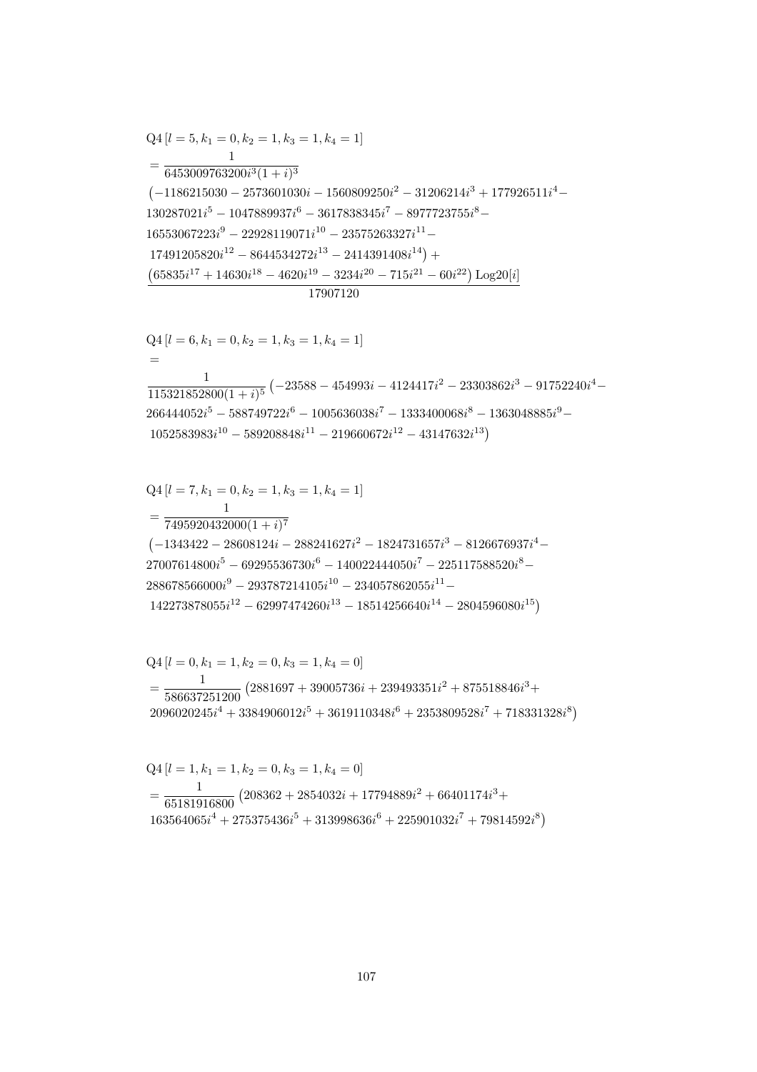$$
\begin{aligned}
&\mathrm{Q4}\left[l=5,k_1=0,k_2=1,k_3=1,k_4=1\right]\\
&=\frac{1}{6453009763200i^3(1+i)^3}\\
&\left(-1186215030-2573601030i-1560809250i^2-31206214i^3+177926511i^4-\right.\\
&130287021i^5-1047889937i^6-3617838345i^7-8977723755i^8-\\
&16553067223i^9-22928119071i^{10}-23575263327i^{11}-\\
&\left.17491205820i^{12}-8644534272i^{13}-2414391408i^{14}\right)+\\
&\frac{\left(65835i^{17}+14630i^{18}-4620i^{19}-3234i^{20}-715i^{21}-60i^{22}\right)\mathrm{Log20}[i]}{17907120}
\end{aligned}
$$

$$
\begin{aligned}
&\mathrm{Q4}\left[l=6,k_1=0,k_2=1,k_3=1,k_4=1\right]\\
&=\\
&\frac{1}{115321852800(1+i)^5}\left(-23588-454993i-4124417i^2-23303862i^3-91752240i^4-\right.\\
&266444052i^5-588749722i^6-1005636038i^7-1333400068i^8-1363048885i^9-\\
&\left.1052583983i^{10}-589208848i^{11}-219660672i^{12}-43147632i^{13}\right)
\end{aligned}
$$

$$
\begin{aligned}
&\mathrm{Q4}\left[l=7,k_1=0,k_2=1,k_3=1,k_4=1\right]\\
&=\frac{1}{7495920432000(1+i)^7}\\
&\left(-1343422-28608124i-288241627i^2-1824731657i^3-8126676937i^4-\right.\\
&27007614800i^5-69295536730i^6-140022444050i^7-225117588520i^8-\\
&288678566000i^9-293787214105i^{10}-234057862055i^{11}-\\
&\left.142273878055i^{12}-62997474260i^{13}-18514256640i^{14}-2804596080i^{15}\right)
\end{aligned}
$$

$$
\begin{aligned}
&\mathrm{Q4}\left[l=0,k_1=1,k_2=0,k_3=1,k_4=0\right]\\
&=\frac{1}{586637251200}\left(2881697+39005736i+239493351i^2+875518846i^3+\right.\\
&\left.2096020245i^4+3384906012i^5+3619110348i^6+2353809528i^7+718331328i^8\right)
\end{aligned}
$$

$$
\begin{aligned}
&\mathrm{Q4}\left[l=1,k_1=1,k_2=0,k_3=1,k_4=0\right]\\
&=\frac{1}{65181916800}\left(208362+2854032i+17794889i^2+66401174i^3+\right.\\
&\left.163564065i^4+275375436i^5+313998636i^6+225901032i^7+79814592i^8\right)
\end{aligned}
$$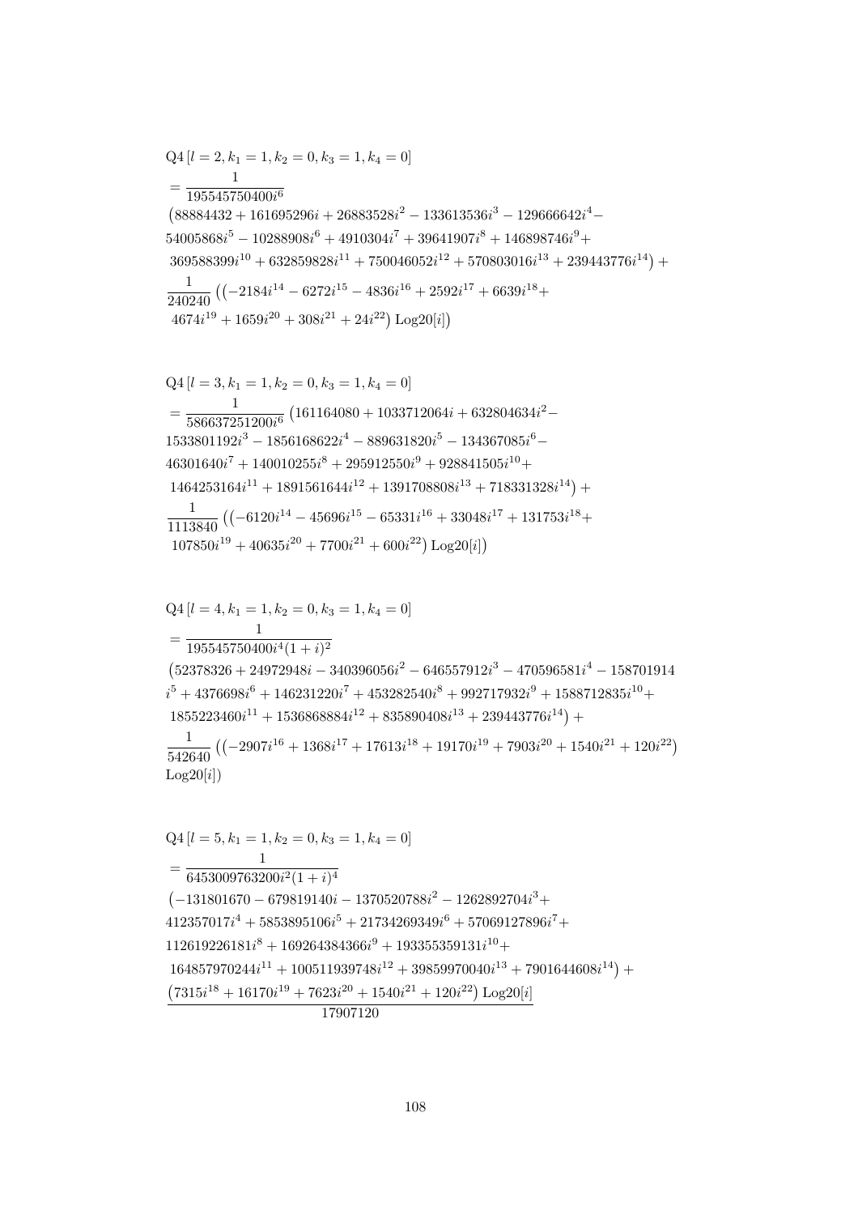$$\mathrm{Q4}\left[l=2,k_1=1,k_2=0,k_3=1,k_4=0\right]$$
$$=\frac{1}{195545750400i^6}$$
$$\left(88884432+161695296i+26883528i^2-133613536i^3-129666642i^4-\right.$$
$$54005868i^5-10288908i^6+4910304i^7+39641907i^8+146898746i^9+$$
$$\left.369588399i^{10}+632859828i^{11}+750046052i^{12}+570803016i^{13}+239443776i^{14}\right)+$$
$$\frac{1}{240240}\left(\left(-2184i^{14}-6272i^{15}-4836i^{16}+2592i^{17}+6639i^{18}+\right.\right.$$
$$\left.\left.4674i^{19}+1659i^{20}+308i^{21}+24i^{22}\right)\mathrm{Log20}[i]\right)$$

$$\mathrm{Q4}\left[l=3,k_1=1,k_2=0,k_3=1,k_4=0\right]$$
$$=\frac{1}{586637251200i^6}\left(161164080+1033712064i+632804634i^2-\right.$$
$$1533801192i^3-1856168622i^4-889631820i^5-134367085i^6-$$
$$46301640i^7+140010255i^8+295912550i^9+928841505i^{10}+$$
$$\left.1464253164i^{11}+1891561644i^{12}+1391708808i^{13}+718331328i^{14}\right)+$$
$$\frac{1}{1113840}\left(\left(-6120i^{14}-45696i^{15}-65331i^{16}+33048i^{17}+131753i^{18}+\right.\right.$$
$$\left.\left.107850i^{19}+40635i^{20}+7700i^{21}+600i^{22}\right)\mathrm{Log20}[i]\right)$$

$$\mathrm{Q4}\left[l=4,k_1=1,k_2=0,k_3=1,k_4=0\right]$$
$$=\frac{1}{195545750400i^4(1+i)^2}$$
$$\left(52378326+24972948i-340396056i^2-646557912i^3-470596581i^4-158701914\right.$$
$$i^5+4376698i^6+146231220i^7+453282540i^8+992717932i^9+1588712835i^{10}+$$
$$\left.1855223460i^{11}+1536868884i^{12}+835890408i^{13}+239443776i^{14}\right)+$$
$$\frac{1}{542640}\left(\left(-2907i^{16}+1368i^{17}+17613i^{18}+19170i^{19}+7903i^{20}+1540i^{21}+120i^{22}\right)\right.$$
$$\left.\mathrm{Log20}[i]\right)$$

$$\mathrm{Q4}\left[l=5,k_1=1,k_2=0,k_3=1,k_4=0\right]$$
$$=\frac{1}{6453009763200i^2(1+i)^4}$$
$$\left(-131801670-679819140i-1370520788i^2-1262892704i^3+\right.$$
$$412357017i^4+5853895106i^5+21734269349i^6+57069127896i^7+$$
$$112619226181i^8+169264384366i^9+193355359131i^{10}+$$
$$\left.164857970244i^{11}+100511939748i^{12}+39859970040i^{13}+7901644608i^{14}\right)+$$
$$\frac{\left(7315i^{18}+16170i^{19}+7623i^{20}+1540i^{21}+120i^{22}\right)\mathrm{Log20}[i]}{17907120}$$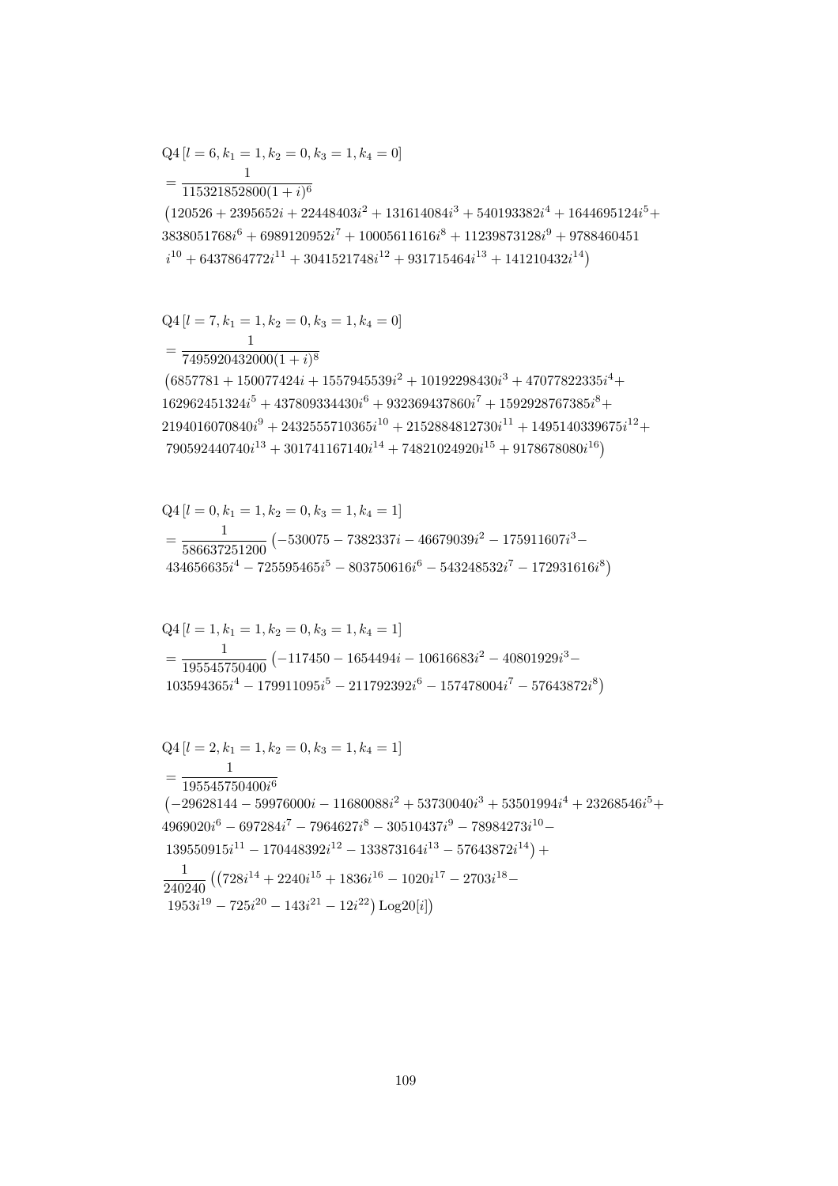$$\mathrm{Q4}\left[l=6,k_1=1,k_2=0,k_3=1,k_4=0\right]$$
$$=\frac{1}{115321852800(1+i)^6}$$
$$\left(120526+2395652i+22448403i^2+131614084i^3+540193382i^4+1644695124i^5+\right.$$
$$3838051768i^6+6989120952i^7+10005611616i^8+11239873128i^9+9788460451$$
$$\left.i^{10}+6437864772i^{11}+3041521748i^{12}+931715464i^{13}+141210432i^{14}\right)$$

$$\mathrm{Q4}\left[l=7,k_1=1,k_2=0,k_3=1,k_4=0\right]$$
$$=\frac{1}{7495920432000(1+i)^8}$$
$$\left(6857781+150077424i+1557945539i^2+10192298430i^3+47077822335i^4+\right.$$
$$162962451324i^5+437809334430i^6+932369437860i^7+1592928767385i^8+$$
$$2194016070840i^9+2432555710365i^{10}+2152884812730i^{11}+1495140339675i^{12}+$$
$$\left.790592440740i^{13}+301741167140i^{14}+74821024920i^{15}+9178678080i^{16}\right)$$

$$\mathrm{Q4}\left[l=0,k_1=1,k_2=0,k_3=1,k_4=1\right]$$
$$=\frac{1}{586637251200}\left(-530075-7382337i-46679039i^2-175911607i^3-\right.$$
$$\left.434656635i^4-725595465i^5-803750616i^6-543248532i^7-172931616i^8\right)$$

$$\mathrm{Q4}\left[l=1,k_1=1,k_2=0,k_3=1,k_4=1\right]$$
$$=\frac{1}{195545750400}\left(-117450-1654494i-10616683i^2-40801929i^3-\right.$$
$$\left.103594365i^4-179911095i^5-211792392i^6-157478004i^7-57643872i^8\right)$$

$$\mathrm{Q4}\left[l=2,k_1=1,k_2=0,k_3=1,k_4=1\right]$$
$$=\frac{1}{195545750400i^6}$$
$$\left(-29628144-59976000i-11680088i^2+53730040i^3+53501994i^4+23268546i^5+\right.$$
$$4969020i^6-697284i^7-7964627i^8-30510437i^9-78984273i^{10}-$$
$$\left.139550915i^{11}-170448392i^{12}-133873164i^{13}-57643872i^{14}\right)+$$
$$\frac{1}{240240}\left(\left(728i^{14}+2240i^{15}+1836i^{16}-1020i^{17}-2703i^{18}-\right.\right.$$
$$\left.\left.1953i^{19}-725i^{20}-143i^{21}-12i^{22}\right)\mathrm{Log20}[i]\right)$$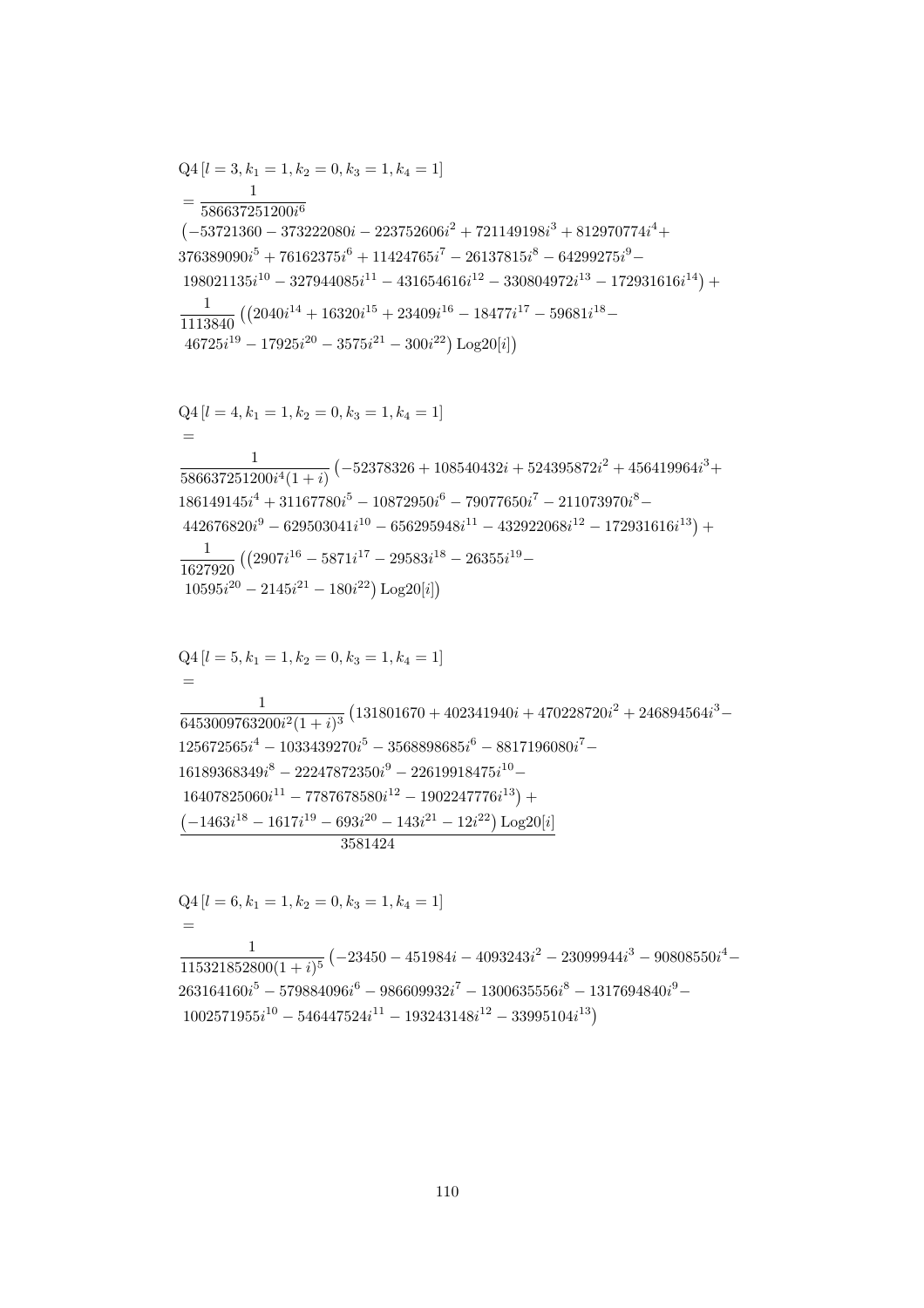$$
\begin{aligned}
&\mathrm{Q4}\left[l=3,k_1=1,k_2=0,k_3=1,k_4=1\right]\\
&=\frac{1}{586637251200 i^6}\\
&\left(-53721360-373222080 i-223752606 i^2+721149198 i^3+812970774 i^4+\right.\\
&376389090 i^5+76162375 i^6+11424765 i^7-26137815 i^8-64299275 i^9-\\
&\left.198021135 i^{10}-327944085 i^{11}-431654616 i^{12}-330804972 i^{13}-172931616 i^{14}\right)+\\
&\frac{1}{1113840}\left(\left(2040 i^{14}+16320 i^{15}+23409 i^{16}-18477 i^{17}-59681 i^{18}-\right.\right.\\
&\left.\left.46725 i^{19}-17925 i^{20}-3575 i^{21}-300 i^{22}\right)\mathrm{Log20}[i]\right)
\end{aligned}
$$

$$
\begin{aligned}
&\mathrm{Q4}\left[l=4,k_1=1,k_2=0,k_3=1,k_4=1\right]\\
&=\\
&\frac{1}{586637251200 i^4(1+i)}\left(-52378326+108540432 i+524395872 i^2+456419964 i^3+\right.\\
&186149145 i^4+31167780 i^5-10872950 i^6-79077650 i^7-211073970 i^8-\\
&\left.442676820 i^9-629503041 i^{10}-656295948 i^{11}-432922068 i^{12}-172931616 i^{13}\right)+\\
&\frac{1}{1627920}\left(\left(2907 i^{16}-5871 i^{17}-29583 i^{18}-26355 i^{19}-\right.\right.\\
&\left.\left.10595 i^{20}-2145 i^{21}-180 i^{22}\right)\mathrm{Log20}[i]\right)
\end{aligned}
$$

$$
\begin{aligned}
&\mathrm{Q4}\left[l=5,k_1=1,k_2=0,k_3=1,k_4=1\right]\\
&=\\
&\frac{1}{6453009763200 i^2(1+i)^3}\left(131801670+402341940 i+470228720 i^2+246894564 i^3-\right.\\
&125672565 i^4-1033439270 i^5-3568898685 i^6-8817196080 i^7-\\
&16189368349 i^8-22247872350 i^9-22619918475 i^{10}-\\
&\left.16407825060 i^{11}-7787678580 i^{12}-1902247776 i^{13}\right)+\\
&\frac{\left(-1463 i^{18}-1617 i^{19}-693 i^{20}-143 i^{21}-12 i^{22}\right)\mathrm{Log20}[i]}{3581424}
\end{aligned}
$$

$$
\begin{aligned}
&\mathrm{Q4}\left[l=6,k_1=1,k_2=0,k_3=1,k_4=1\right]\\
&=\\
&\frac{1}{115321852800(1+i)^5}\left(-23450-451984 i-4093243 i^2-23099944 i^3-90808550 i^4-\right.\\
&263164160 i^5-579884096 i^6-986609932 i^7-1300635556 i^8-1317694840 i^9-\\
&\left.1002571955 i^{10}-546447524 i^{11}-193243148 i^{12}-33995104 i^{13}\right)
\end{aligned}
$$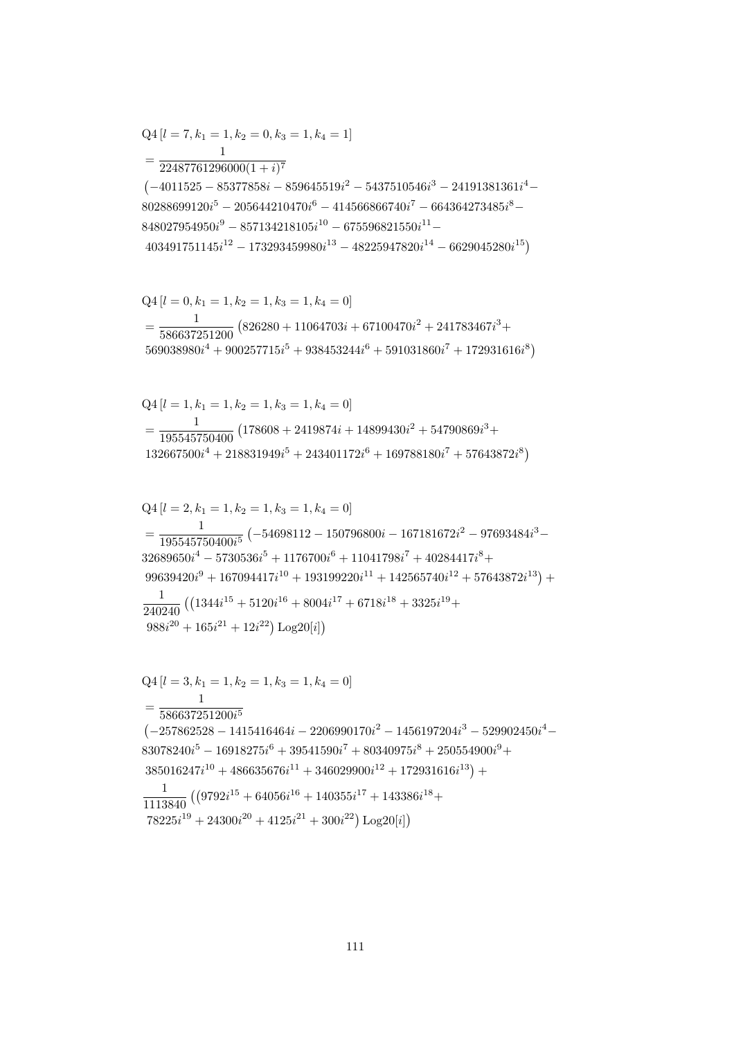$$\mathrm{Q4}\,[l=7,k_1=1,k_2=0,k_3=1,k_4=1]$$
$$= \frac{1}{22487761296000(1+i)^7}$$
$$\big(-4011525 - 85377858i - 859645519i^2 - 5437510546i^3 - 24191381361i^4 - 80288699120i^5 - 205644210470i^6 - 414566866740i^7 - 664364273485i^8 - 848027954950i^9 - 857134218105i^{10} - 675596821550i^{11} - 403491751145i^{12} - 173293459980i^{13} - 48225947820i^{14} - 6629045280i^{15}\big)$$

$$\mathrm{Q4}\,[l=0,k_1=1,k_2=1,k_3=1,k_4=0]$$
$$= \frac{1}{586637251200}\big(826280 + 11064703i + 67100470i^2 + 241783467i^3 + 569038980i^4 + 900257715i^5 + 938453244i^6 + 591031860i^7 + 172931616i^8\big)$$

$$\mathrm{Q4}\,[l=1,k_1=1,k_2=1,k_3=1,k_4=0]$$
$$= \frac{1}{195545750400}\big(178608 + 2419874i + 14899430i^2 + 54790869i^3 + 132667500i^4 + 218831949i^5 + 243401172i^6 + 169788180i^7 + 57643872i^8\big)$$

$$\mathrm{Q4}\,[l=2,k_1=1,k_2=1,k_3=1,k_4=0]$$
$$= \frac{1}{195545750400i^5}\big(-54698112 - 150796800i - 167181672i^2 - 97693484i^3 - 32689650i^4 - 5730536i^5 + 1176700i^6 + 11041798i^7 + 40284417i^8 + 99639420i^9 + 167094417i^{10} + 193199220i^{11} + 142565740i^{12} + 57643872i^{13}\big) +$$
$$\frac{1}{240240}\big(\big(1344i^{15} + 5120i^{16} + 8004i^{17} + 6718i^{18} + 3325i^{19} + 988i^{20} + 165i^{21} + 12i^{22}\big)\,\mathrm{Log20}[i]\big)$$

$$\mathrm{Q4}\,[l=3,k_1=1,k_2=1,k_3=1,k_4=0]$$
$$= \frac{1}{586637251200i^5}$$
$$\big(-257862528 - 1415416464i - 2206990170i^2 - 1456197204i^3 - 529902450i^4 - 83078240i^5 - 16918275i^6 + 39541590i^7 + 80340975i^8 + 250554900i^9 + 385016247i^{10} + 486635676i^{11} + 346029900i^{12} + 172931616i^{13}\big) +$$
$$\frac{1}{1113840}\big(\big(9792i^{15} + 64056i^{16} + 140355i^{17} + 143386i^{18} + 78225i^{19} + 24300i^{20} + 4125i^{21} + 300i^{22}\big)\,\mathrm{Log20}[i]\big)$$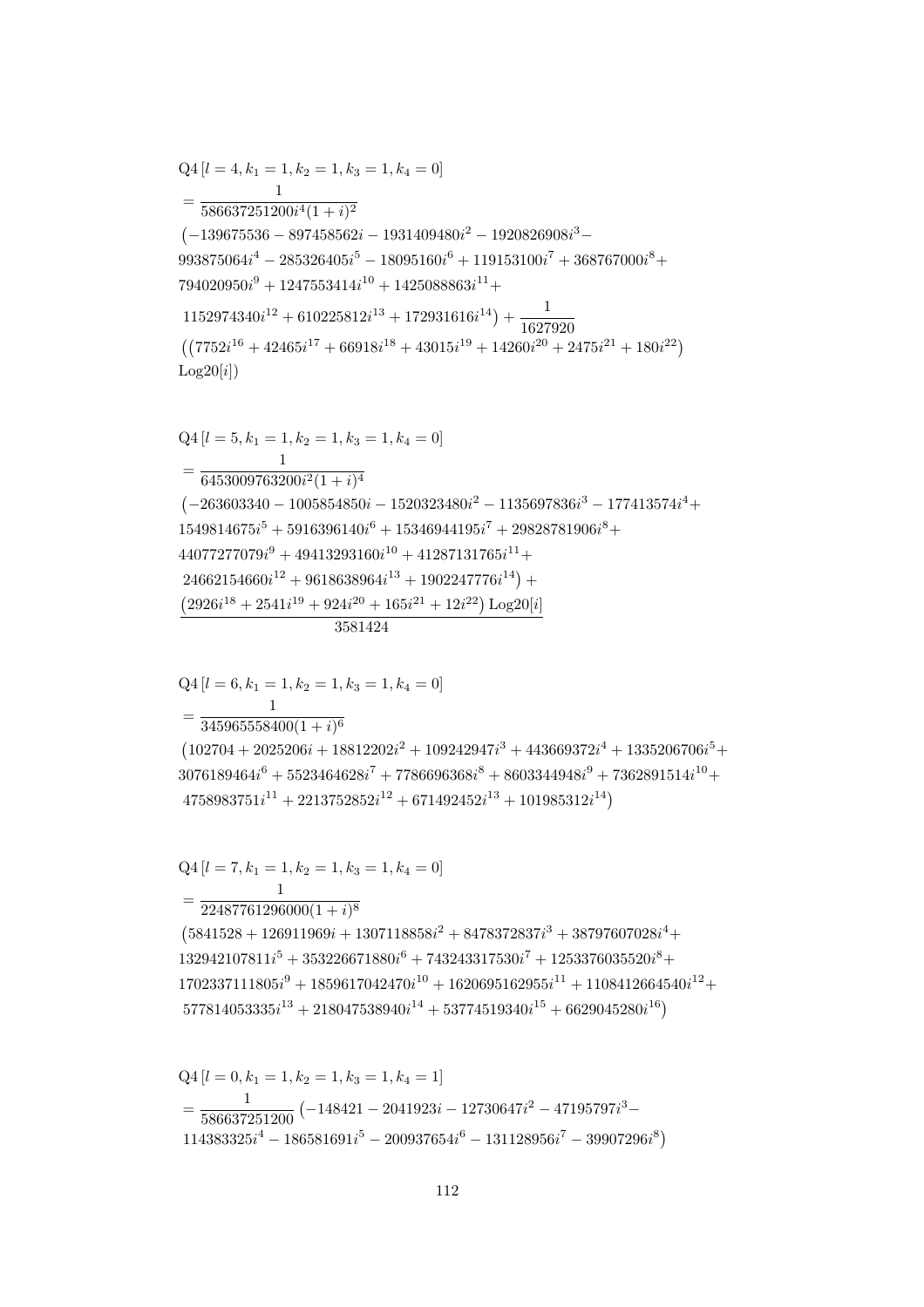$$
\begin{aligned}
&\mathrm{Q4}\left[l=4,k_1=1,k_2=1,k_3=1,k_4=0\right]\\
&=\frac{1}{586637251200 i^4(1+i)^2}\\
&\left(-139675536-897458562i-1931409480i^2-1920826908i^3-\right.\\
&993875064i^4-285326405i^5-18095160i^6+119153100i^7+368767000i^8+\\
&794020950i^9+1247553414i^{10}+1425088863i^{11}+\\
&\left.1152974340i^{12}+610225812i^{13}+172931616i^{14}\right)+\frac{1}{1627920}\\
&\left(\left(7752i^{16}+42465i^{17}+66918i^{18}+43015i^{19}+14260i^{20}+2475i^{21}+180i^{22}\right)\right.\\
&\left.\mathrm{Log20}[i]\right)
\end{aligned}
$$

$$
\begin{aligned}
&\mathrm{Q4}\left[l=5,k_1=1,k_2=1,k_3=1,k_4=0\right]\\
&=\frac{1}{6453009763200 i^2(1+i)^4}\\
&\left(-263603340-1005854850i-1520323480i^2-1135697836i^3-177413574i^4+\right.\\
&1549814675i^5+5916396140i^6+15346944195i^7+29828781906i^8+\\
&44077277079i^9+49413293160i^{10}+41287131765i^{11}+\\
&\left.24662154660i^{12}+9618638964i^{13}+1902247776i^{14}\right)+\\
&\frac{\left(2926i^{18}+2541i^{19}+924i^{20}+165i^{21}+12i^{22}\right)\mathrm{Log20}[i]}{3581424}
\end{aligned}
$$

$$
\begin{aligned}
&\mathrm{Q4}\left[l=6,k_1=1,k_2=1,k_3=1,k_4=0\right]\\
&=\frac{1}{345965558400(1+i)^6}\\
&\left(102704+2025206i+18812202i^2+109242947i^3+443669372i^4+1335206706i^5+\right.\\
&3076189464i^6+5523464628i^7+7786696368i^8+8603344948i^9+7362891514i^{10}+\\
&\left.4758983751i^{11}+2213752852i^{12}+671492452i^{13}+101985312i^{14}\right)
\end{aligned}
$$

$$
\begin{aligned}
&\mathrm{Q4}\left[l=7,k_1=1,k_2=1,k_3=1,k_4=0\right]\\
&=\frac{1}{22487761296000(1+i)^8}\\
&\left(5841528+126911969i+1307118858i^2+8478372837i^3+38797607028i^4+\right.\\
&132942107811i^5+353226671880i^6+743243317530i^7+1253376035520i^8+\\
&1702337111805i^9+1859617042470i^{10}+1620695162955i^{11}+1108412664540i^{12}+\\
&\left.577814053335i^{13}+218047538940i^{14}+53774519340i^{15}+6629045280i^{16}\right)
\end{aligned}
$$

$$
\begin{aligned}
&\mathrm{Q4}\left[l=0,k_1=1,k_2=1,k_3=1,k_4=1\right]\\
&=\frac{1}{586637251200}\left(-148421-2041923i-12730647i^2-47195797i^3-\right.\\
&\left.114383325i^4-186581691i^5-200937654i^6-131128956i^7-39907296i^8\right)
\end{aligned}
$$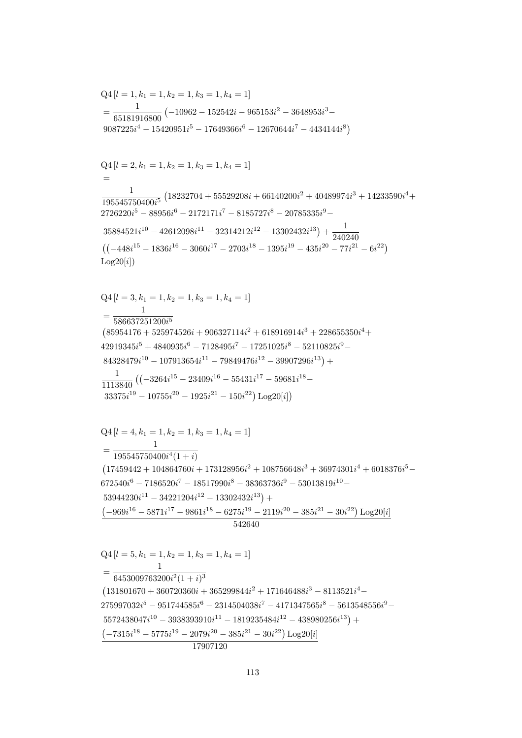$$\mathrm{Q4}\left[l=1,k_1=1,k_2=1,k_3=1,k_4=1\right]$$
$$=\frac{1}{65181916800}\left(-10962-152542i-965153i^2-3648953i^3-9087225i^4-15420951i^5-17649366i^6-12670644i^7-4434144i^8\right)$$

$$\mathrm{Q4}\left[l=2,k_1=1,k_2=1,k_3=1,k_4=1\right]$$
$$=\frac{1}{195545750400i^5}\left(18232704+55529208i+66140200i^2+40489974i^3+14233590i^4+2726220i^5-88956i^6-2172171i^7-8185727i^8-20785335i^9-35884521i^{10}-42612098i^{11}-32314212i^{12}-13302432i^{13}\right)+\frac{1}{240240}\left(\left(-448i^{15}-1836i^{16}-3060i^{17}-2703i^{18}-1395i^{19}-435i^{20}-77i^{21}-6i^{22}\right)\mathrm{Log20}[i]\right)$$

$$\mathrm{Q4}\left[l=3,k_1=1,k_2=1,k_3=1,k_4=1\right]$$
$$=\frac{1}{586637251200i^5}\left(85954176+525974526i+906327114i^2+618916914i^3+228655350i^4+42919345i^5+4840935i^6-7128495i^7-17251025i^8-52110825i^9-84328479i^{10}-107913654i^{11}-79849476i^{12}-39907296i^{13}\right)+\frac{1}{1113840}\left(\left(-3264i^{15}-23409i^{16}-55431i^{17}-59681i^{18}-33375i^{19}-10755i^{20}-1925i^{21}-150i^{22}\right)\mathrm{Log20}[i]\right)$$

$$\mathrm{Q4}\left[l=4,k_1=1,k_2=1,k_3=1,k_4=1\right]$$
$$=\frac{1}{195545750400i^4(1+i)}\left(17459442+104864760i+173128956i^2+108756648i^3+36974301i^4+6018376i^5-672540i^6-7186520i^7-18517990i^8-38363736i^9-53013819i^{10}-53944230i^{11}-34221204i^{12}-13302432i^{13}\right)+\frac{\left(-969i^{16}-5871i^{17}-9861i^{18}-6275i^{19}-2119i^{20}-385i^{21}-30i^{22}\right)\mathrm{Log20}[i]}{542640}$$

$$\mathrm{Q4}\left[l=5,k_1=1,k_2=1,k_3=1,k_4=1\right]$$
$$=\frac{1}{6453009763200i^2(1+i)^3}\left(131801670+360720360i+365299844i^2+171646488i^3-8113521i^4-275997032i^5-951744585i^6-2314504038i^7-4171347565i^8-5613548556i^9-5572438047i^{10}-3938393910i^{11}-1819235484i^{12}-438980256i^{13}\right)+\frac{\left(-7315i^{18}-5775i^{19}-2079i^{20}-385i^{21}-30i^{22}\right)\mathrm{Log20}[i]}{17907120}$$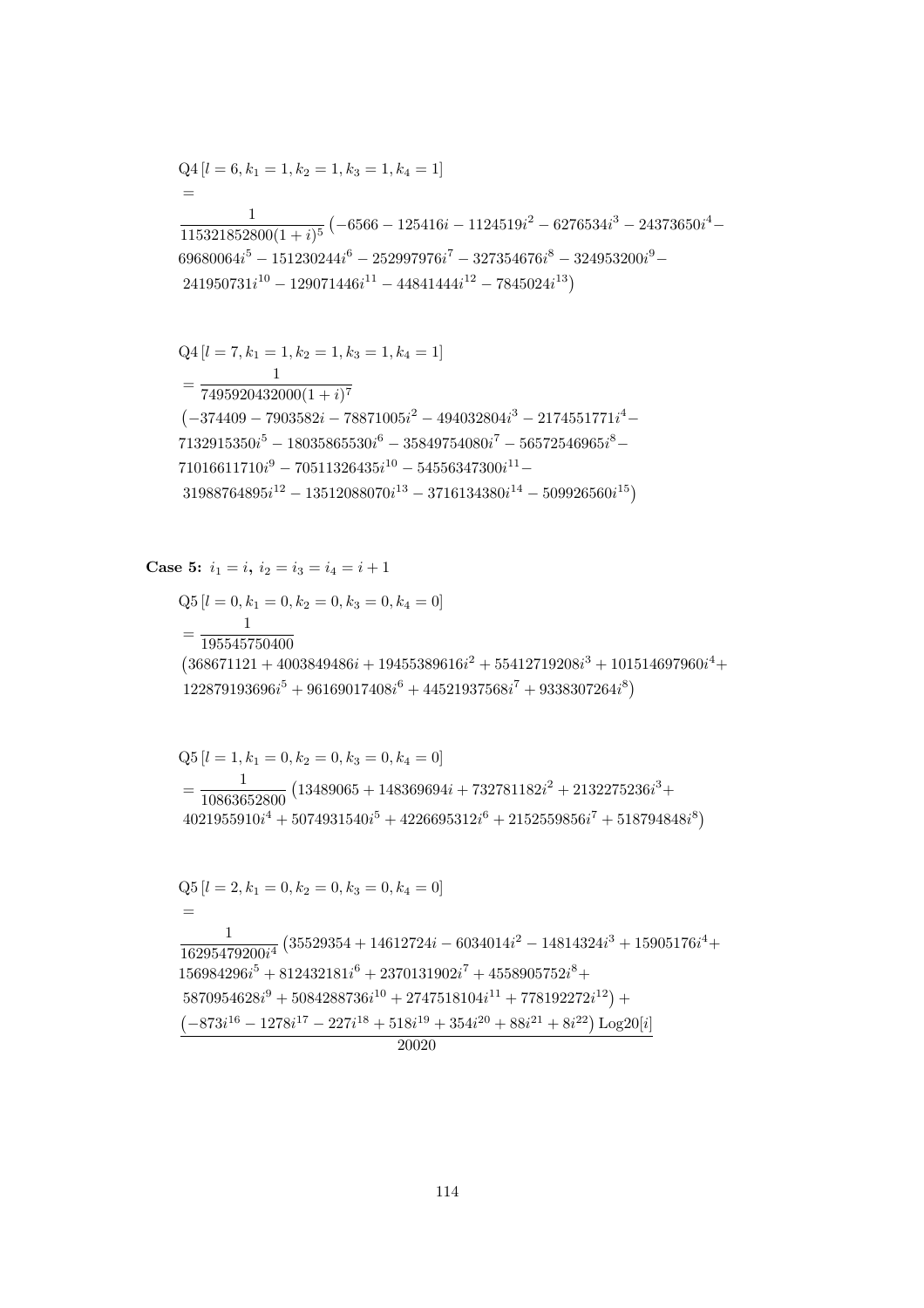$$\mathrm{Q4}\left[l=6, k_1=1, k_2=1, k_3=1, k_4=1\right]$$

$$= \frac{1}{115321852800(1+i)^5}\left(-6566-125416i-1124519i^2-6276534i^3-24373650i^4-69680064i^5-151230244i^6-252997976i^7-327354676i^8-324953200i^9-241950731i^{10}-129071446i^{11}-44841444i^{12}-7845024i^{13}\right)$$

$$\mathrm{Q4}\left[l=7, k_1=1, k_2=1, k_3=1, k_4=1\right]$$

$$= \frac{1}{7495920432000(1+i)^7}\left(-374409-7903582i-78871005i^2-494032804i^3-2174551771i^4-7132915350i^5-18035865530i^6-35849754080i^7-56572546965i^8-71016611710i^9-70511326435i^{10}-54556347300i^{11}-31988764895i^{12}-13512088070i^{13}-3716134380i^{14}-509926560i^{15}\right)$$

**Case 5:** $i_1 = i,\ i_2 = i_3 = i_4 = i+1$

$$\mathrm{Q5}\left[l=0, k_1=0, k_2=0, k_3=0, k_4=0\right]$$

$$= \frac{1}{195545750400}\left(368671121+4003849486i+19455389616i^2+55412719208i^3+101514697960i^4+122879193696i^5+96169017408i^6+44521937568i^7+9338307264i^8\right)$$

$$\mathrm{Q5}\left[l=1, k_1=0, k_2=0, k_3=0, k_4=0\right]$$

$$= \frac{1}{10863652800}\left(13489065+148369694i+732781182i^2+2132275236i^3+4021955910i^4+5074931540i^5+4226695312i^6+2152559856i^7+518794848i^8\right)$$

$$\mathrm{Q5}\left[l=2, k_1=0, k_2=0, k_3=0, k_4=0\right]$$

$$= \frac{1}{16295479200i^4}\left(35529354+14612724i-6034014i^2-14814324i^3+15905176i^4+156984296i^5+812432181i^6+2370131902i^7+4558905752i^8+5870954628i^9+5084288736i^{10}+2747518104i^{11}+778192272i^{12}\right)+\frac{\left(-873i^{16}-1278i^{17}-227i^{18}+518i^{19}+354i^{20}+88i^{21}+8i^{22}\right)\mathrm{Log20}[i]}{20020}$$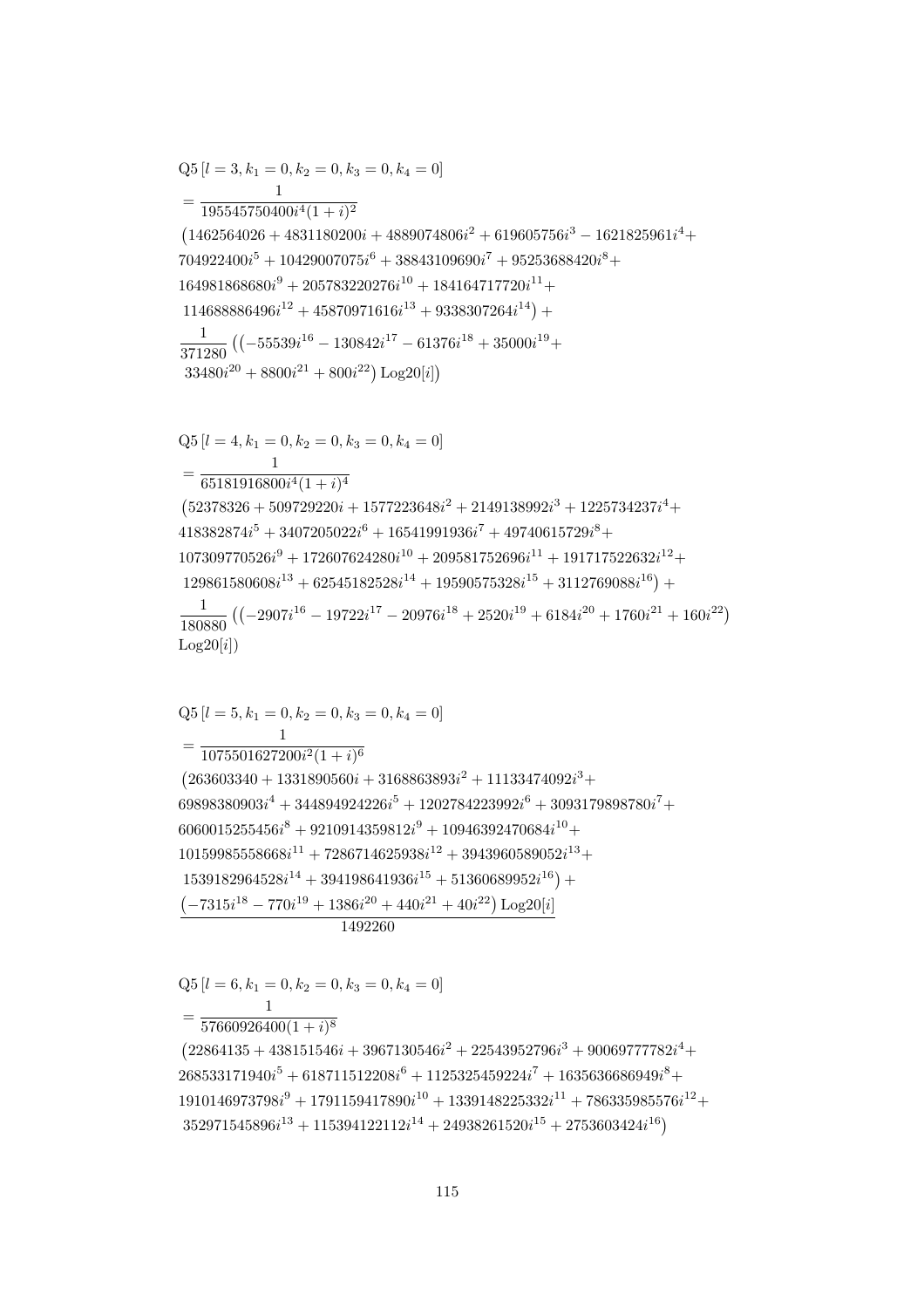$$
\begin{aligned}
&\mathrm{Q5}\left[l=3,k_1=0,k_2=0,k_3=0,k_4=0\right]\\
&=\frac{1}{195545750400i^4(1+i)^2}\\
&\left(1462564026+4831180200i+4889074806i^2+619605756i^3-1621825961i^4+\right.\\
&704922400i^5+10429007075i^6+38843109690i^7+95253688420i^8+\\
&164981868680i^9+205783220276i^{10}+184164717720i^{11}+\\
&\left.114688886496i^{12}+45870971616i^{13}+9338307264i^{14}\right)+\\
&\frac{1}{371280}\left(\left(-55539i^{16}-130842i^{17}-61376i^{18}+35000i^{19}+\right.\right.\\
&\left.\left.33480i^{20}+8800i^{21}+800i^{22}\right)\mathrm{Log20}[i]\right)
\end{aligned}
$$

$$
\begin{aligned}
&\mathrm{Q5}\left[l=4,k_1=0,k_2=0,k_3=0,k_4=0\right]\\
&=\frac{1}{65181916800i^4(1+i)^4}\\
&\left(52378326+509729220i+1577223648i^2+2149138992i^3+1225734237i^4+\right.\\
&418382874i^5+3407205022i^6+16541991936i^7+49740615729i^8+\\
&107309770526i^9+172607624280i^{10}+209581752696i^{11}+191717522632i^{12}+\\
&\left.129861580608i^{13}+62545182528i^{14}+19590575328i^{15}+3112769088i^{16}\right)+\\
&\frac{1}{180880}\left(\left(-2907i^{16}-19722i^{17}-20976i^{18}+2520i^{19}+6184i^{20}+1760i^{21}+160i^{22}\right)\right.\\
&\left.\mathrm{Log20}[i]\right)
\end{aligned}
$$

$$
\begin{aligned}
&\mathrm{Q5}\left[l=5,k_1=0,k_2=0,k_3=0,k_4=0\right]\\
&=\frac{1}{1075501627200i^2(1+i)^6}\\
&\left(263603340+1331890560i+3168863893i^2+11133474092i^3+\right.\\
&69898380903i^4+344894924226i^5+1202784223992i^6+3093179898780i^7+\\
&6060015255456i^8+9210914359812i^9+10946392470684i^{10}+\\
&10159985558668i^{11}+7286714625938i^{12}+3943960589052i^{13}+\\
&\left.1539182964528i^{14}+394198641936i^{15}+51360689952i^{16}\right)+\\
&\frac{\left(-7315i^{18}-770i^{19}+1386i^{20}+440i^{21}+40i^{22}\right)\mathrm{Log20}[i]}{1492260}
\end{aligned}
$$

$$
\begin{aligned}
&\mathrm{Q5}\left[l=6,k_1=0,k_2=0,k_3=0,k_4=0\right]\\
&=\frac{1}{57660926400(1+i)^8}\\
&\left(22864135+438151546i+3967130546i^2+22543952796i^3+90069777782i^4+\right.\\
&268533171940i^5+618711512208i^6+1125325459224i^7+1635636686949i^8+\\
&1910146973798i^9+1791159417890i^{10}+1339148225332i^{11}+786335985576i^{12}+\\
&\left.352971545896i^{13}+115394122112i^{14}+24938261520i^{15}+2753603424i^{16}\right)
\end{aligned}
$$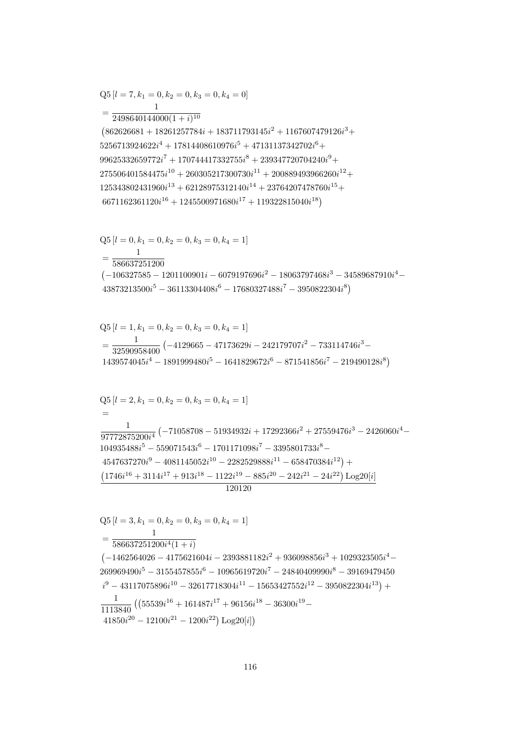$$
\begin{aligned}
&\mathrm{Q5}\left[l=7,k_1=0,k_2=0,k_3=0,k_4=0\right]\\
&=\frac{1}{2498640144000(1+i)^{10}}\\
&\left(862626681+18261257784i+183711793145i^2+1167607479126i^3+\right.\\
&5256713924622i^4+17814408610976i^5+47131137342702i^6+\\
&99625332659772i^7+170744417332755i^8+239347720704240i^9+\\
&275506401584475i^{10}+260305217300730i^{11}+200889493966260i^{12}+\\
&125343802431960i^{13}+62128975312140i^{14}+23764207478760i^{15}+\\
&\left.6671162361120i^{16}+1245500971680i^{17}+119322815040i^{18}\right)
\end{aligned}
$$

$$
\begin{aligned}
&\mathrm{Q5}\left[l=0,k_1=0,k_2=0,k_3=0,k_4=1\right]\\
&=\frac{1}{586637251200}\\
&\left(-106327585-1201100901i-6079197696i^2-18063797468i^3-34589687910i^4-\right.\\
&\left.43873213500i^5-36113304408i^6-17680327488i^7-3950822304i^8\right)
\end{aligned}
$$

$$
\begin{aligned}
&\mathrm{Q5}\left[l=1,k_1=0,k_2=0,k_3=0,k_4=1\right]\\
&=\frac{1}{32590958400}\left(-4129665-47173629i-242179707i^2-733114746i^3-\right.\\
&\left.1439574045i^4-1891999480i^5-1641829672i^6-871541856i^7-219490128i^8\right)
\end{aligned}
$$

$$
\begin{aligned}
&\mathrm{Q5}\left[l=2,k_1=0,k_2=0,k_3=0,k_4=1\right]\\
&=\\
&\frac{1}{97772875200i^4}\left(-71058708-51934932i+17292366i^2+27559476i^3-2426060i^4-\right.\\
&104935488i^5-559071543i^6-1701171098i^7-3395801733i^8-\\
&\left.4547637270i^9-4081145052i^{10}-2282529888i^{11}-658470384i^{12}\right)+\\
&\frac{\left(1746i^{16}+3114i^{17}+913i^{18}-1122i^{19}-885i^{20}-242i^{21}-24i^{22}\right)\mathrm{Log20}[i]}{120120}
\end{aligned}
$$

$$
\begin{aligned}
&\mathrm{Q5}\left[l=3,k_1=0,k_2=0,k_3=0,k_4=1\right]\\
&=\frac{1}{586637251200i^4(1+i)}\\
&\left(-1462564026-4175621604i-2393881182i^2+936098856i^3+1029323505i^4-\right.\\
&269969490i^5-3155457855i^6-10965619720i^7-24840409990i^8-39169479450\\
&\left.i^9-43117075896i^{10}-32617718304i^{11}-15653427552i^{12}-3950822304i^{13}\right)+\\
&\frac{1}{1113840}\left(\left(55539i^{16}+161487i^{17}+96156i^{18}-36300i^{19}-\right.\right.\\
&\left.\left.41850i^{20}-12100i^{21}-1200i^{22}\right)\mathrm{Log20}[i]\right)
\end{aligned}
$$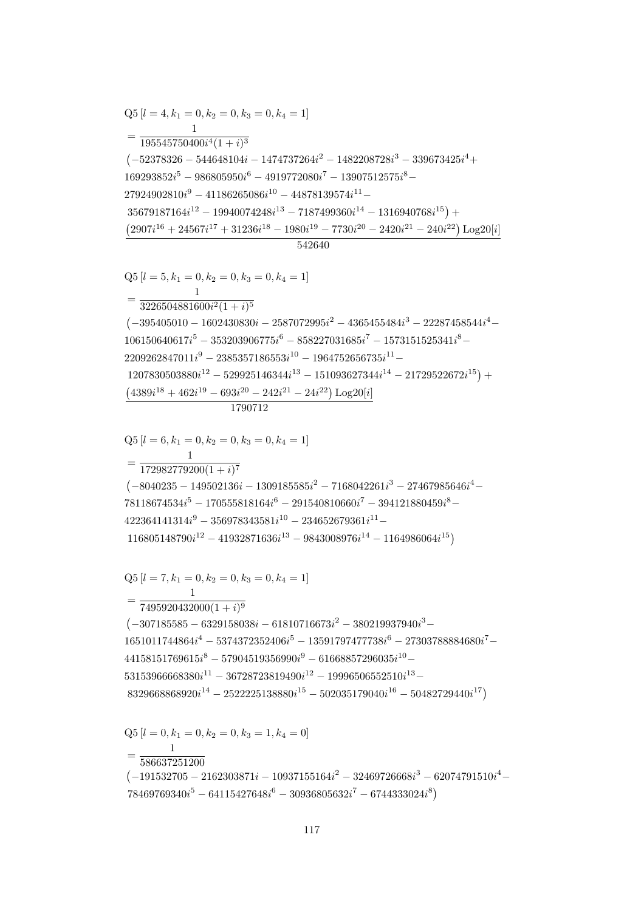$$\mathrm{Q5}\left[l=4,k_1=0,k_2=0,k_3=0,k_4=1\right]$$
$$=\frac{1}{195545750400i^4(1+i)^3}$$
$$\big(-52378326-544648104i-1474737264i^2-1482208728i^3-339673425i^4+$$
$$169293852i^5-986805950i^6-4919772080i^7-13907512575i^8-$$
$$27924902810i^9-41186265086i^{10}-44878139574i^{11}-$$
$$35679187164i^{12}-19940074248i^{13}-7187499360i^{14}-1316940768i^{15}\big)+$$
$$\frac{\left(2907i^{16}+24567i^{17}+31236i^{18}-1980i^{19}-7730i^{20}-2420i^{21}-240i^{22}\right)\mathrm{Log20}[i]}{542640}$$

$$\mathrm{Q5}\left[l=5,k_1=0,k_2=0,k_3=0,k_4=1\right]$$
$$=\frac{1}{3226504881600i^2(1+i)^5}$$
$$\big(-395405010-1602430830i-2587072995i^2-4365455484i^3-22287458544i^4-$$
$$106150640617i^5-353203906775i^6-858227031685i^7-1573151525341i^8-$$
$$2209262847011i^9-2385357186553i^{10}-1964752656735i^{11}-$$
$$1207830503880i^{12}-529925146344i^{13}-151093627344i^{14}-21729522672i^{15}\big)+$$
$$\frac{\left(4389i^{18}+462i^{19}-693i^{20}-242i^{21}-24i^{22}\right)\mathrm{Log20}[i]}{1790712}$$

$$\mathrm{Q5}\left[l=6,k_1=0,k_2=0,k_3=0,k_4=1\right]$$
$$=\frac{1}{172982779200(1+i)^7}$$
$$\big(-8040235-149502136i-1309185585i^2-7168042261i^3-27467985646i^4-$$
$$78118674534i^5-170555818164i^6-291540810660i^7-394121880459i^8-$$
$$422364141314i^9-356978343581i^{10}-234652679361i^{11}-$$
$$116805148790i^{12}-41932871636i^{13}-9843008976i^{14}-1164986064i^{15}\big)$$

$$\mathrm{Q5}\left[l=7,k_1=0,k_2=0,k_3=0,k_4=1\right]$$
$$=\frac{1}{7495920432000(1+i)^9}$$
$$\big(-307185585-6329158038i-61810716673i^2-380219937940i^3-$$
$$1651011744864i^4-5374372352406i^5-13591797477738i^6-27303788884680i^7-$$
$$44158151769615i^8-57904519356990i^9-61668857296035i^{10}-$$
$$53153966668380i^{11}-36728723819490i^{12}-19996506552510i^{13}-$$
$$8329668868920i^{14}-2522225138880i^{15}-502035179040i^{16}-50482729440i^{17}\big)$$

$$\mathrm{Q5}\left[l=0,k_1=0,k_2=0,k_3=1,k_4=0\right]$$
$$=\frac{1}{586637251200}$$
$$\big(-191532705-2162303871i-10937155164i^2-32469726668i^3-62074791510i^4-$$
$$78469769340i^5-64115427648i^6-30936805632i^7-6744333024i^8\big)$$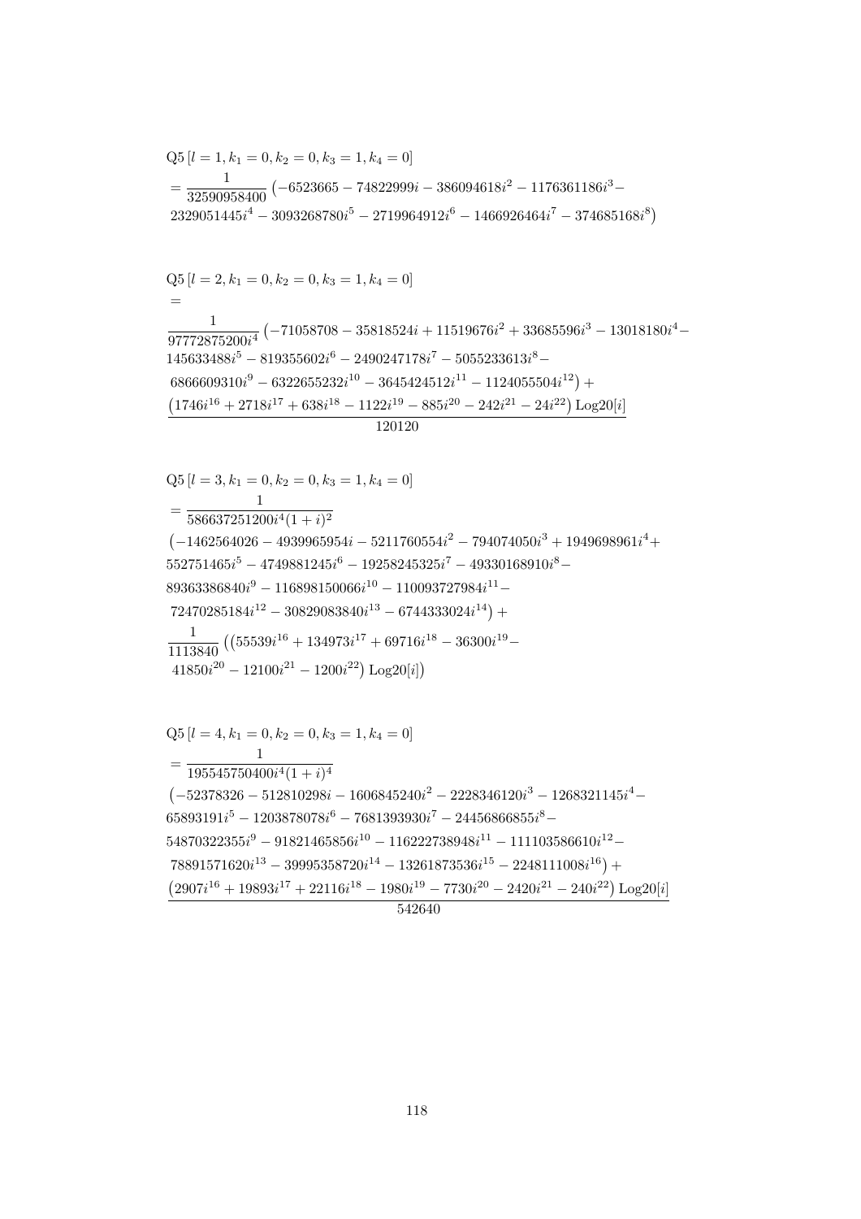$$\mathrm{Q5}\left[l=1,k_1=0,k_2=0,k_3=1,k_4=0\right]$$
$$=\frac{1}{32590958400}\left(-6523665-74822999i-386094618i^2-1176361186i^3-\right.$$
$$\left.2329051445i^4-3093268780i^5-2719964912i^6-1466926464i^7-374685168i^8\right)$$

$$\mathrm{Q5}\left[l=2,k_1=0,k_2=0,k_3=1,k_4=0\right]$$
$$=$$
$$\frac{\begin{array}{l}\frac{1}{97772875200i^4}\left(-71058708-35818524i+11519676i^2+33685596i^3-13018180i^4-\right.\\145633488i^5-819355602i^6-2490247178i^7-5055233613i^8-\\\left.6866609310i^9-6322655232i^{10}-3645424512i^{11}-1124055504i^{12}\right)+\\\left(1746i^{16}+2718i^{17}+638i^{18}-1122i^{19}-885i^{20}-242i^{21}-24i^{22}\right)\mathrm{Log20}[i]\end{array}}{120120}$$

$$\mathrm{Q5}\left[l=3,k_1=0,k_2=0,k_3=1,k_4=0\right]$$
$$=\frac{1}{586637251200i^4(1+i)^2}$$
$$\left(-1462564026-4939965954i-5211760554i^2-794074050i^3+1949698961i^4+\right.$$
$$552751465i^5-4749881245i^6-19258245325i^7-49330168910i^8-$$
$$89363386840i^9-116898150066i^{10}-110093727984i^{11}-$$
$$\left.72470285184i^{12}-30829083840i^{13}-6744333024i^{14}\right)+$$
$$\frac{1}{1113840}\left(\left(55539i^{16}+134973i^{17}+69716i^{18}-36300i^{19}-\right.\right.$$
$$\left.\left.41850i^{20}-12100i^{21}-1200i^{22}\right)\mathrm{Log20}[i]\right)$$

$$\mathrm{Q5}\left[l=4,k_1=0,k_2=0,k_3=1,k_4=0\right]$$
$$=\frac{1}{195545750400i^4(1+i)^4}$$
$$\frac{\begin{array}{l}\left(-52378326-512810298i-1606845240i^2-2228346120i^3-1268321145i^4-\right.\\65893191i^5-1203878078i^6-7681393930i^7-24456866855i^8-\\54870322355i^9-91821465856i^{10}-116222738948i^{11}-111103586610i^{12}-\\\left.78891571620i^{13}-39995358720i^{14}-13261873536i^{15}-2248111008i^{16}\right)+\\\left(2907i^{16}+19893i^{17}+22116i^{18}-1980i^{19}-7730i^{20}-2420i^{21}-240i^{22}\right)\mathrm{Log20}[i]\end{array}}{542640}$$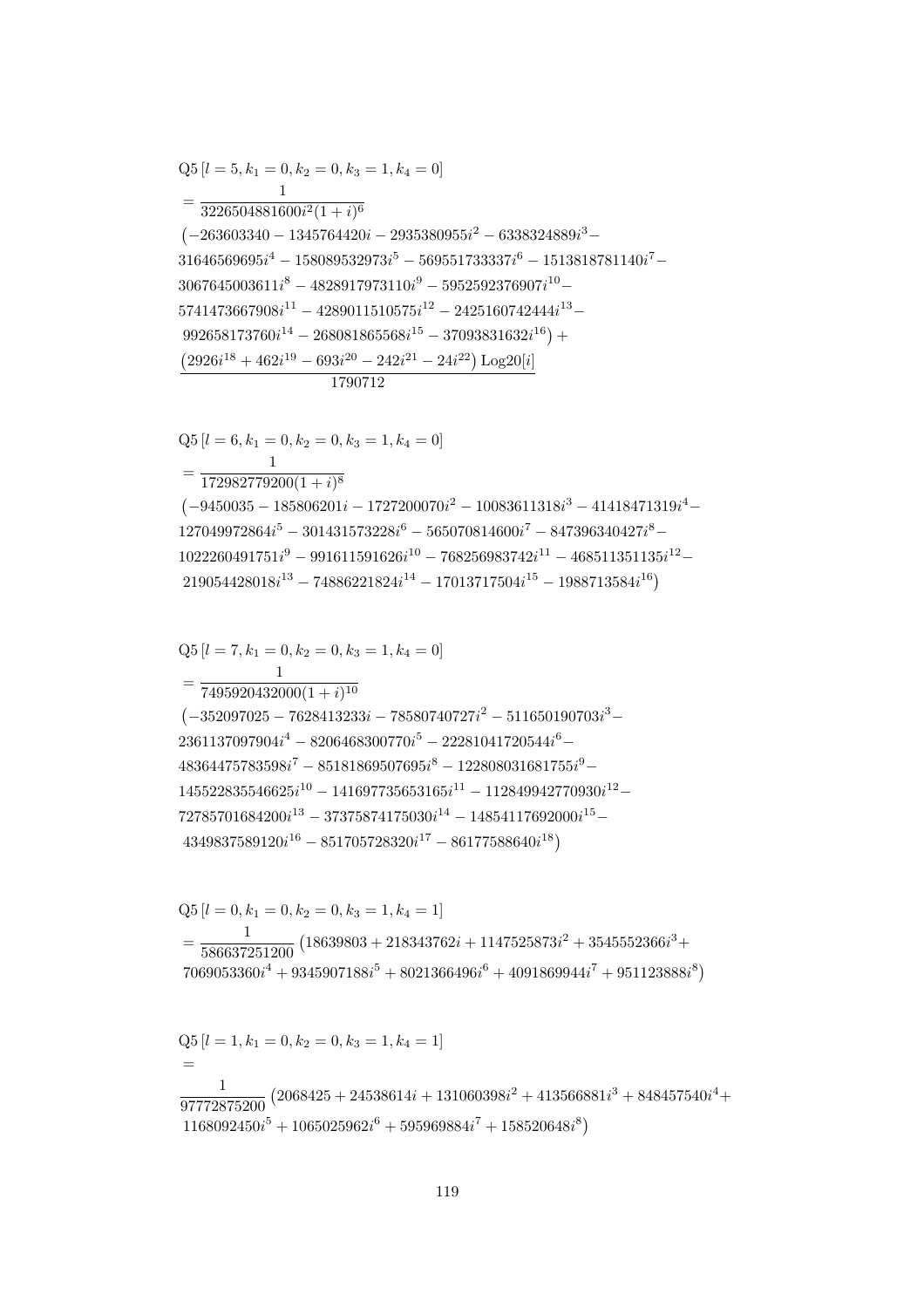$$\text{Q5}\left[l=5,k_1=0,k_2=0,k_3=1,k_4=0\right]$$
$$=\frac{1}{3226504881600i^2(1+i)^6}$$
$$\left(-263603340-1345764420i-2935380955i^2-6338324889i^3-\right.$$
$$31646569695i^4-158089532973i^5-569551733337i^6-1513818781140i^7-$$
$$3067645003611i^8-4828917973110i^9-5952592376907i^{10}-$$
$$5741473667908i^{11}-4289011510575i^{12}-2425160742444i^{13}-$$
$$\left.992658173760i^{14}-268081865568i^{15}-37093831632i^{16}\right)+$$
$$\frac{\left(2926i^{18}+462i^{19}-693i^{20}-242i^{21}-24i^{22}\right)\text{Log20}[i]}{1790712}$$

$$\text{Q5}\left[l=6,k_1=0,k_2=0,k_3=1,k_4=0\right]$$
$$=\frac{1}{172982779200(1+i)^8}$$
$$\left(-9450035-185806201i-1727200070i^2-10083611318i^3-41418471319i^4-\right.$$
$$127049972864i^5-301431573228i^6-565070814600i^7-847396340427i^8-$$
$$1022260491751i^9-991611591626i^{10}-768256983742i^{11}-468511351135i^{12}-$$
$$\left.219054428018i^{13}-74886221824i^{14}-17013717504i^{15}-1988713584i^{16}\right)$$

$$\text{Q5}\left[l=7,k_1=0,k_2=0,k_3=1,k_4=0\right]$$
$$=\frac{1}{7495920432000(1+i)^{10}}$$
$$\left(-352097025-7628413233i-78580740727i^2-511650190703i^3-\right.$$
$$2361137097904i^4-8206468300770i^5-22281041720544i^6-$$
$$48364475783598i^7-85181869507695i^8-122808031681755i^9-$$
$$145522835546625i^{10}-141697735653165i^{11}-112849942770930i^{12}-$$
$$72785701684200i^{13}-37375874175030i^{14}-14854117692000i^{15}-$$
$$\left.4349837589120i^{16}-851705728320i^{17}-86177588640i^{18}\right)$$

$$\text{Q5}\left[l=0,k_1=0,k_2=0,k_3=1,k_4=1\right]$$
$$=\frac{1}{586637251200}\left(18639803+218343762i+1147525873i^2+3545552366i^3+\right.$$
$$\left.7069053360i^4+9345907188i^5+8021366496i^6+4091869944i^7+951123888i^8\right)$$

$$\text{Q5}\left[l=1,k_1=0,k_2=0,k_3=1,k_4=1\right]$$
$$=$$
$$\frac{1}{97772875200}\left(2068425+24538614i+131060398i^2+413566881i^3+848457540i^4+\right.$$
$$\left.1168092450i^5+1065025962i^6+595969884i^7+158520648i^8\right)$$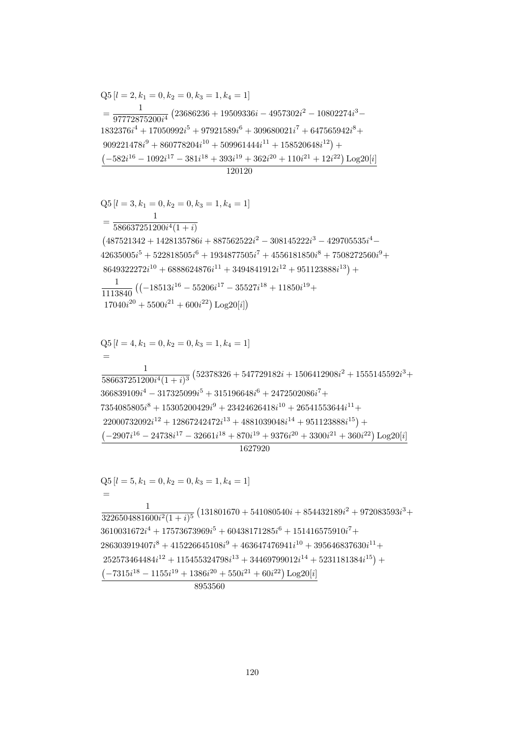$$
\begin{aligned}
&\text{Q5}\left[l=2, k_1=0, k_2=0, k_3=1, k_4=1\right] \\
&= \frac{1}{97772875200 i^4}\left(23686236+19509336 i-4957302 i^2-10802274 i^3-\right. \\
&1832376 i^4+17050992 i^5+97921589 i^6+309680021 i^7+647565942 i^8+ \\
&\left.909221478 i^9+860778204 i^{10}+509961444 i^{11}+158520648 i^{12}\right)+ \\
&\frac{\left(-582 i^{16}-1092 i^{17}-381 i^{18}+393 i^{19}+362 i^{20}+110 i^{21}+12 i^{22}\right) \text{Log20}[i]}{120120}
\end{aligned}
$$

$$
\begin{aligned}
&\text{Q5}\left[l=3, k_1=0, k_2=0, k_3=1, k_4=1\right] \\
&= \frac{1}{586637251200 i^4(1+i)} \\
&\left(487521342+1428135786 i+887562522 i^2-308145222 i^3-429705535 i^4-\right. \\
&42635005 i^5+522818505 i^6+1934877505 i^7+4556181850 i^8+7508272560 i^9+ \\
&\left.8649322272 i^{10}+6888624876 i^{11}+3494841912 i^{12}+951123888 i^{13}\right)+ \\
&\frac{1}{1113840}\left(\left(-18513 i^{16}-55206 i^{17}-35527 i^{18}+11850 i^{19}+\right.\right. \\
&\left.\left.17040 i^{20}+5500 i^{21}+600 i^{22}\right) \text{Log20}[i]\right)
\end{aligned}
$$

$$
\begin{aligned}
&\text{Q5}\left[l=4, k_1=0, k_2=0, k_3=1, k_4=1\right] \\
&= \\
&\frac{1}{586637251200 i^4(1+i)^3}\left(52378326+547729182 i+1506412908 i^2+1555145592 i^3+\right. \\
&366839109 i^4-317325099 i^5+315196648 i^6+2472502086 i^7+ \\
&7354085805 i^8+15305200429 i^9+23424626418 i^{10}+26541553644 i^{11}+ \\
&\left.22000732092 i^{12}+12867242472 i^{13}+4881039048 i^{14}+951123888 i^{15}\right)+ \\
&\frac{\left(-2907 i^{16}-24738 i^{17}-32661 i^{18}+870 i^{19}+9376 i^{20}+3300 i^{21}+360 i^{22}\right) \text{Log20}[i]}{1627920}
\end{aligned}
$$

$$
\begin{aligned}
&\text{Q5}\left[l=5, k_1=0, k_2=0, k_3=1, k_4=1\right] \\
&= \\
&\frac{1}{3226504881600 i^2(1+i)^5}\left(131801670+541080540 i+854432189 i^2+972083593 i^3+\right. \\
&3610031672 i^4+17573673969 i^5+60438171285 i^6+151416575910 i^7+ \\
&286303919407 i^8+415226645108 i^9+463647476941 i^{10}+395646837630 i^{11}+ \\
&\left.252573464484 i^{12}+115455324798 i^{13}+34469799012 i^{14}+5231181384 i^{15}\right)+ \\
&\frac{\left(-7315 i^{18}-1155 i^{19}+1386 i^{20}+550 i^{21}+60 i^{22}\right) \text{Log20}[i]}{8953560}
\end{aligned}
$$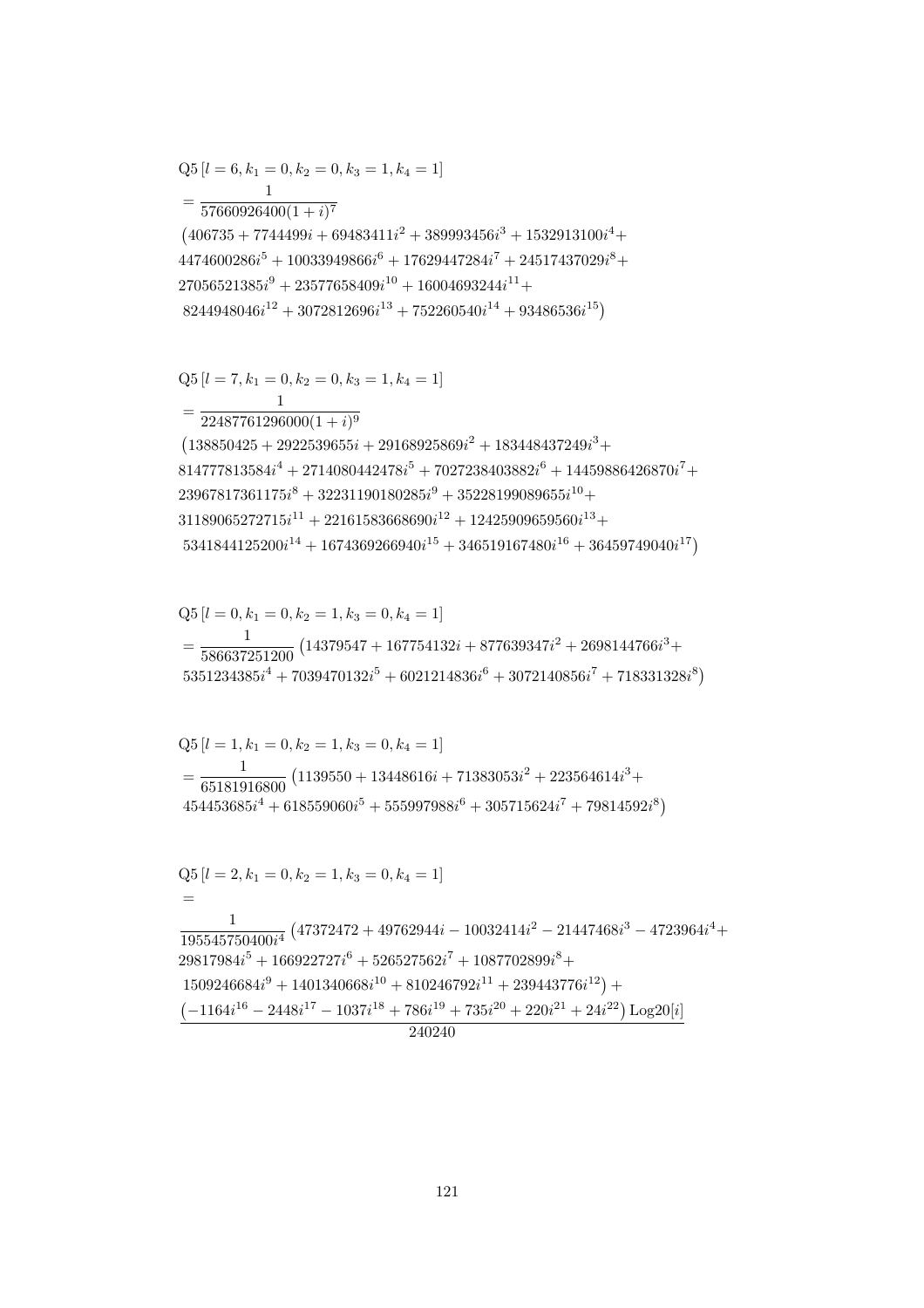$$
\begin{aligned}
&\mathrm{Q5}\left[l=6, k_1=0, k_2=0, k_3=1, k_4=1\right] \\
&=\frac{1}{57660926400(1+i)^7} \\
&\left(406735+7744499 i+69483411 i^2+389993456 i^3+1532913100 i^4+\right. \\
&4474600286 i^5+10033949866 i^6+17629447284 i^7+24517437029 i^8+ \\
&27056521385 i^9+23577658409 i^{10}+16004693244 i^{11}+ \\
&\left.8244948046 i^{12}+3072812696 i^{13}+752260540 i^{14}+93486536 i^{15}\right)
\end{aligned}
$$

$$
\begin{aligned}
&\mathrm{Q5}\left[l=7, k_1=0, k_2=0, k_3=1, k_4=1\right] \\
&=\frac{1}{22487761296000(1+i)^9} \\
&\left(138850425+2922539655 i+29168925869 i^2+183448437249 i^3+\right. \\
&814777813584 i^4+2714080442478 i^5+7027238403882 i^6+14459886426870 i^7+ \\
&23967817361175 i^8+32231190180285 i^9+35228199089655 i^{10}+ \\
&31189065272715 i^{11}+22161583668690 i^{12}+12425909659560 i^{13}+ \\
&\left.5341844125200 i^{14}+1674369266940 i^{15}+346519167480 i^{16}+36459749040 i^{17}\right)
\end{aligned}
$$

$$
\begin{aligned}
&\mathrm{Q5}\left[l=0, k_1=0, k_2=1, k_3=0, k_4=1\right] \\
&=\frac{1}{586637251200}\left(14379547+167754132 i+877639347 i^2+2698144766 i^3+\right. \\
&\left.5351234385 i^4+7039470132 i^5+6021214836 i^6+3072140856 i^7+718331328 i^8\right)
\end{aligned}
$$

$$
\begin{aligned}
&\mathrm{Q5}\left[l=1, k_1=0, k_2=1, k_3=0, k_4=1\right] \\
&=\frac{1}{65181916800}\left(1139550+13448616 i+71383053 i^2+223564614 i^3+\right. \\
&\left.454453685 i^4+618559060 i^5+555997988 i^6+305715624 i^7+79814592 i^8\right)
\end{aligned}
$$

$$
\begin{aligned}
&\mathrm{Q5}\left[l=2, k_1=0, k_2=1, k_3=0, k_4=1\right] \\
&= \\
&\frac{1}{195545750400 i^4}\left(47372472+49762944 i-10032414 i^2-21447468 i^3-4723964 i^4+\right. \\
&29817984 i^5+166922727 i^6+526527562 i^7+1087702899 i^8+ \\
&\left.1509246684 i^9+1401340668 i^{10}+810246792 i^{11}+239443776 i^{12}\right)+ \\
&\frac{\left(-1164 i^{16}-2448 i^{17}-1037 i^{18}+786 i^{19}+735 i^{20}+220 i^{21}+24 i^{22}\right) \operatorname{Log20}[i]}{240240}
\end{aligned}
$$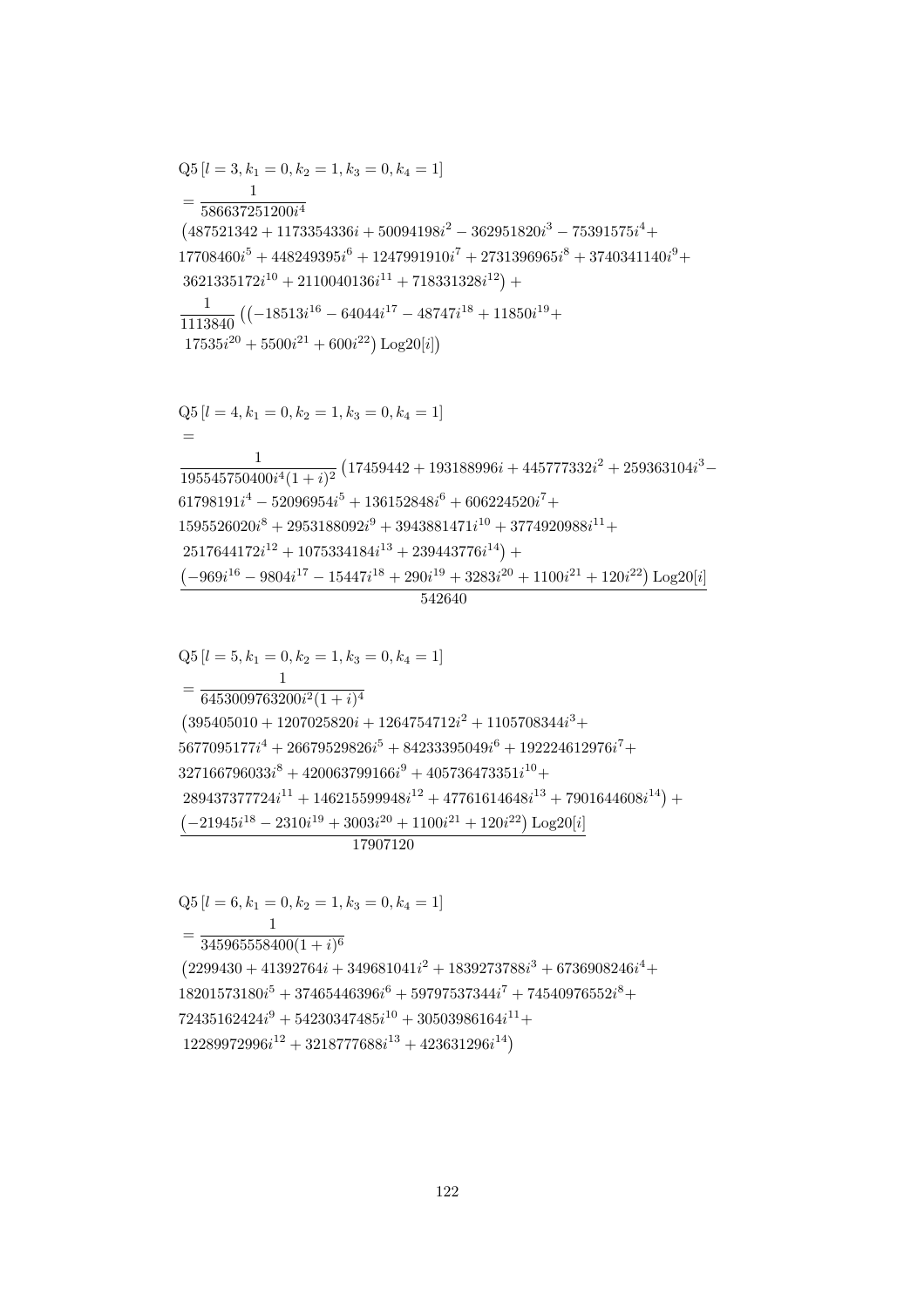$$
\begin{aligned}
&\text{Q5}\left[l=3,k_1=0,k_2=1,k_3=0,k_4=1\right]\\
&=\frac{1}{586637251200i^4}\\
&\left(487521342+1173354336i+50094198i^2-362951820i^3-75391575i^4+\right.\\
&17708460i^5+448249395i^6+1247991910i^7+2731396965i^8+3740341140i^9+\\
&\left.3621335172i^{10}+2110040136i^{11}+718331328i^{12}\right)+\\
&\frac{1}{1113840}\left(\left(-18513i^{16}-64044i^{17}-48747i^{18}+11850i^{19}+\right.\right.\\
&\left.\left.17535i^{20}+5500i^{21}+600i^{22}\right)\text{Log20}[i]\right)
\end{aligned}
$$

$$
\begin{aligned}
&\text{Q5}\left[l=4,k_1=0,k_2=1,k_3=0,k_4=1\right]\\
&=\\
&\frac{1}{195545750400i^4(1+i)^2}\left(17459442+193188996i+445777332i^2+259363104i^3-\right.\\
&61798191i^4-52096954i^5+136152848i^6+606224520i^7+\\
&1595526020i^8+2953188092i^9+3943881471i^{10}+3774920988i^{11}+\\
&\left.2517644172i^{12}+1075334184i^{13}+239443776i^{14}\right)+\\
&\frac{\left(-969i^{16}-9804i^{17}-15447i^{18}+290i^{19}+3283i^{20}+1100i^{21}+120i^{22}\right)\text{Log20}[i]}{542640}
\end{aligned}
$$

$$
\begin{aligned}
&\text{Q5}\left[l=5,k_1=0,k_2=1,k_3=0,k_4=1\right]\\
&=\frac{1}{6453009763200i^2(1+i)^4}\\
&\left(395405010+1207025820i+1264754712i^2+1105708344i^3+\right.\\
&5677095177i^4+26679529826i^5+84233395049i^6+192224612976i^7+\\
&327166796033i^8+420063799166i^9+405736473351i^{10}+\\
&\left.289437377724i^{11}+146215599948i^{12}+47761614648i^{13}+7901644608i^{14}\right)+\\
&\frac{\left(-21945i^{18}-2310i^{19}+3003i^{20}+1100i^{21}+120i^{22}\right)\text{Log20}[i]}{17907120}
\end{aligned}
$$

$$
\begin{aligned}
&\text{Q5}\left[l=6,k_1=0,k_2=1,k_3=0,k_4=1\right]\\
&=\frac{1}{345965558400(1+i)^6}\\
&\left(2299430+41392764i+349681041i^2+1839273788i^3+6736908246i^4+\right.\\
&18201573180i^5+37465446396i^6+59797537344i^7+74540976552i^8+\\
&72435162424i^9+54230347485i^{10}+30503986164i^{11}+\\
&\left.12289972996i^{12}+3218777688i^{13}+423631296i^{14}\right)
\end{aligned}
$$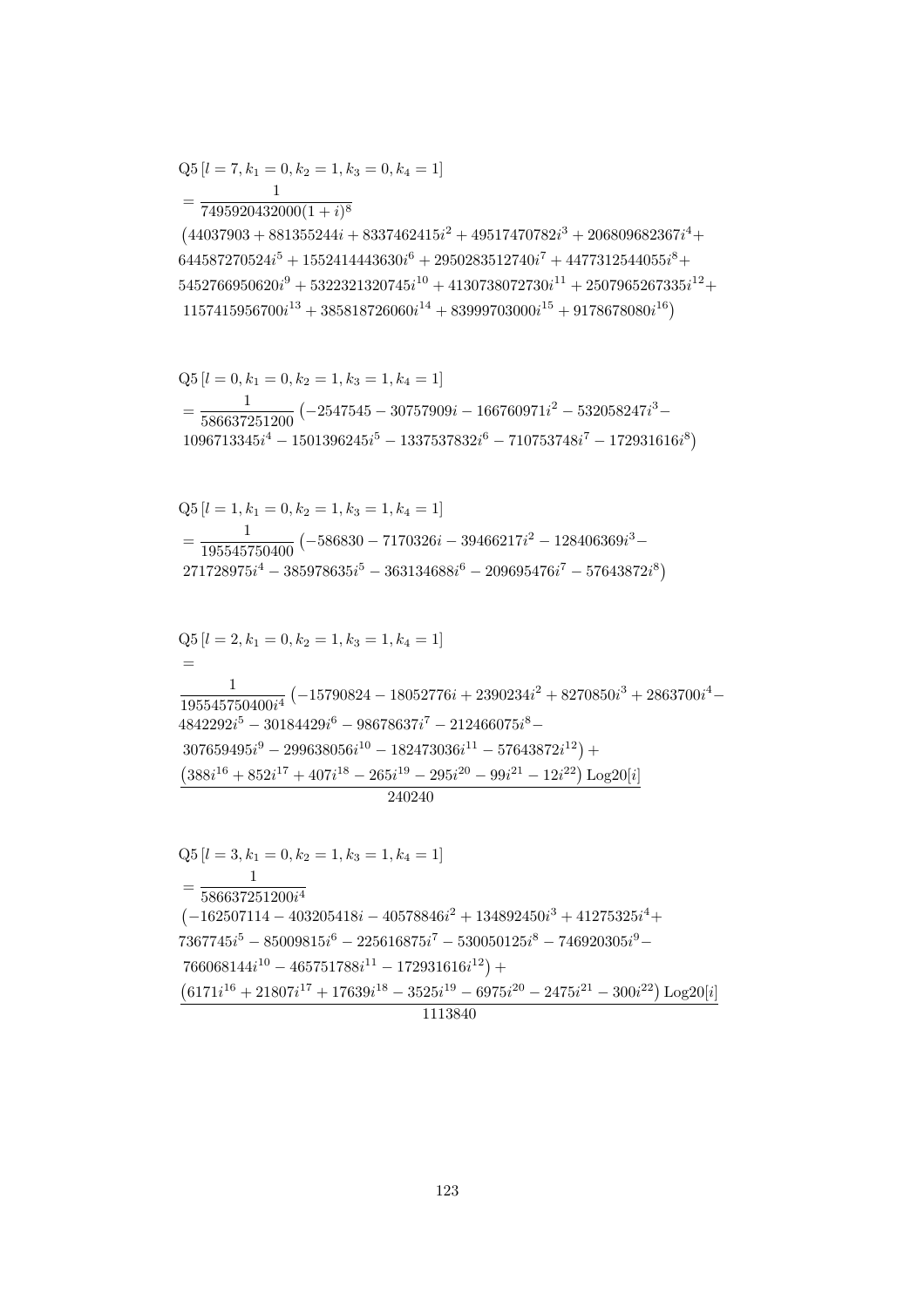$$\mathrm{Q5}\left[l=7,k_1=0,k_2=1,k_3=0,k_4=1\right]$$
$$=\frac{1}{7495920432000(1+i)^8}$$
$$\left(44037903+881355244i+8337462415i^2+49517470782i^3+206809682367i^4+\right.$$
$$644587270524i^5+1552414443630i^6+2950283512740i^7+4477312544055i^8+$$
$$5452766950620i^9+5322321320745i^{10}+4130738072730i^{11}+2507965267335i^{12}+$$
$$\left.1157415956700i^{13}+385818726060i^{14}+83999703000i^{15}+9178678080i^{16}\right)$$

$$\mathrm{Q5}\left[l=0,k_1=0,k_2=1,k_3=1,k_4=1\right]$$
$$=\frac{1}{586637251200}\left(-2547545-30757909i-166760971i^2-532058247i^3-\right.$$
$$\left.1096713345i^4-1501396245i^5-1337537832i^6-710753748i^7-172931616i^8\right)$$

$$\mathrm{Q5}\left[l=1,k_1=0,k_2=1,k_3=1,k_4=1\right]$$
$$=\frac{1}{195545750400}\left(-586830-7170326i-39466217i^2-128406369i^3-\right.$$
$$\left.271728975i^4-385978635i^5-363134688i^6-209695476i^7-57643872i^8\right)$$

$$\mathrm{Q5}\left[l=2,k_1=0,k_2=1,k_3=1,k_4=1\right]$$
$$=$$
$$\frac{1}{195545750400i^4}\left(-15790824-18052776i+2390234i^2+8270850i^3+2863700i^4-\right.$$
$$4842292i^5-30184429i^6-98678637i^7-212466075i^8-$$
$$\left.307659495i^9-299638056i^{10}-182473036i^{11}-57643872i^{12}\right)+$$
$$\frac{\left(388i^{16}+852i^{17}+407i^{18}-265i^{19}-295i^{20}-99i^{21}-12i^{22}\right)\mathrm{Log20}[i]}{240240}$$

$$\mathrm{Q5}\left[l=3,k_1=0,k_2=1,k_3=1,k_4=1\right]$$
$$=\frac{1}{586637251200i^4}$$
$$\left(-162507114-403205418i-40578846i^2+134892450i^3+41275325i^4+\right.$$
$$7367745i^5-85009815i^6-225616875i^7-530050125i^8-746920305i^9-$$
$$\left.766068144i^{10}-465751788i^{11}-172931616i^{12}\right)+$$
$$\frac{\left(6171i^{16}+21807i^{17}+17639i^{18}-3525i^{19}-6975i^{20}-2475i^{21}-300i^{22}\right)\mathrm{Log20}[i]}{1113840}$$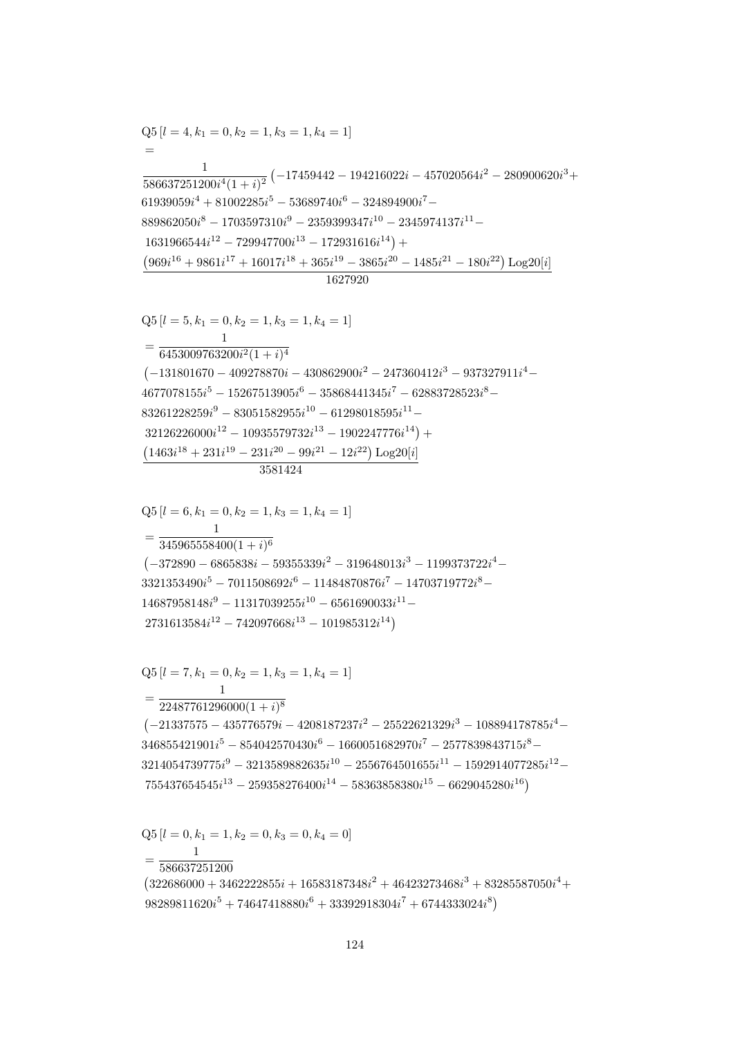$$
\begin{aligned}
&\text{Q5}\,[l=4,k_1=0,k_2=1,k_3=1,k_4=1]\\
&=\\
&\frac{1}{586637251200 i^4(1+i)^2}\big(-17459442-194216022i-457020564i^2-280900620i^3+\\
&61939059i^4+81002285i^5-53689740i^6-324894900i^7-\\
&889862050i^8-1703597310i^9-2359399347i^{10}-2345974137i^{11}-\\
&1631966544i^{12}-729947700i^{13}-172931616i^{14}\big)+\\
&\frac{\left(969i^{16}+9861i^{17}+16017i^{18}+365i^{19}-3865i^{20}-1485i^{21}-180i^{22}\right)\text{Log20}[i]}{1627920}
\end{aligned}
$$

$$
\begin{aligned}
&\text{Q5}\,[l=5,k_1=0,k_2=1,k_3=1,k_4=1]\\
&=\frac{1}{6453009763200 i^2(1+i)^4}\\
&\big(-131801670-409278870i-430862900i^2-247360412i^3-937327911i^4-\\
&4677078155i^5-15267513905i^6-35868441345i^7-62883728523i^8-\\
&83261228259i^9-83051582955i^{10}-61298018595i^{11}-\\
&32126226000i^{12}-10935579732i^{13}-1902247776i^{14}\big)+\\
&\frac{\left(1463i^{18}+231i^{19}-231i^{20}-99i^{21}-12i^{22}\right)\text{Log20}[i]}{3581424}
\end{aligned}
$$

$$
\begin{aligned}
&\text{Q5}\,[l=6,k_1=0,k_2=1,k_3=1,k_4=1]\\
&=\frac{1}{345965558400(1+i)^6}\\
&\big(-372890-6865838i-59355339i^2-319648013i^3-1199373722i^4-\\
&3321353490i^5-7011508692i^6-11484870876i^7-14703719772i^8-\\
&14687958148i^9-11317039255i^{10}-6561690033i^{11}-\\
&2731613584i^{12}-742097668i^{13}-101985312i^{14}\big)
\end{aligned}
$$

$$
\begin{aligned}
&\text{Q5}\,[l=7,k_1=0,k_2=1,k_3=1,k_4=1]\\
&=\frac{1}{22487761296000(1+i)^8}\\
&\big(-21337575-435776579i-4208187237i^2-25522621329i^3-108894178785i^4-\\
&346855421901i^5-854042570430i^6-1660051682970i^7-2577839843715i^8-\\
&3214054739775i^9-3213589882635i^{10}-2556764501655i^{11}-1592914077285i^{12}-\\
&755437654545i^{13}-259358276400i^{14}-58363858380i^{15}-6629045280i^{16}\big)
\end{aligned}
$$

$$
\begin{aligned}
&\text{Q5}\,[l=0,k_1=1,k_2=0,k_3=0,k_4=0]\\
&=\frac{1}{586637251200}\\
&\big(322686000+3462222855i+16583187348i^2+46423273468i^3+83285587050i^4+\\
&98289811620i^5+74647418880i^6+33392918304i^7+6744333024i^8\big)
\end{aligned}
$$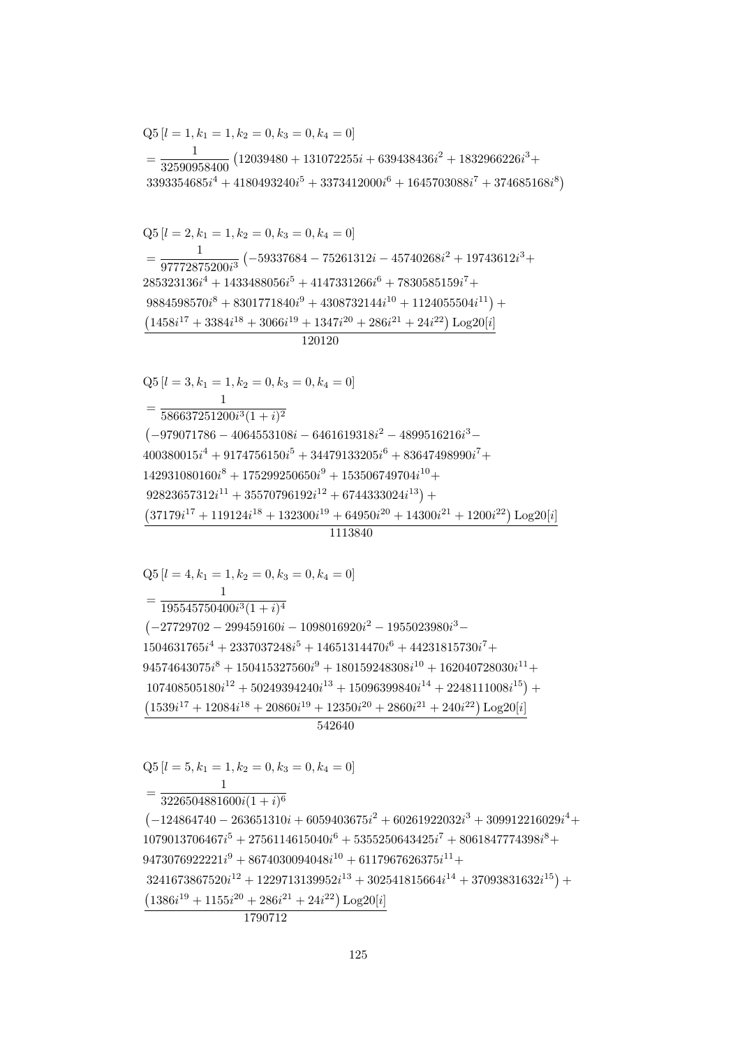$$
\begin{aligned}
&\mathrm{Q5}\left[l=1,k_1=1,k_2=0,k_3=0,k_4=0\right]\\
&=\frac{1}{32590958400}\left(12039480+131072255i+639438436i^2+1832966226i^3+\right.\\
&\left.3393354685i^4+4180493240i^5+3373412000i^6+1645703088i^7+374685168i^8\right)
\end{aligned}
$$

$$
\begin{aligned}
&\mathrm{Q5}\left[l=2,k_1=1,k_2=0,k_3=0,k_4=0\right]\\
&=\frac{1}{97772875200i^3}\left(-59337684-75261312i-45740268i^2+19743612i^3+\right.\\
&285323136i^4+1433488056i^5+4147331266i^6+7830585159i^7+\\
&\left.9884598570i^8+8301771840i^9+4308732144i^{10}+1124055504i^{11}\right)+\\
&\frac{\left(1458i^{17}+3384i^{18}+3066i^{19}+1347i^{20}+286i^{21}+24i^{22}\right)\mathrm{Log20}[i]}{120120}
\end{aligned}
$$

$$
\begin{aligned}
&\mathrm{Q5}\left[l=3,k_1=1,k_2=0,k_3=0,k_4=0\right]\\
&=\frac{1}{586637251200i^3(1+i)^2}\\
&\left(-979071786-4064553108i-6461619318i^2-4899516216i^3-\right.\\
&400380015i^4+9174756150i^5+34479133205i^6+83647498990i^7+\\
&142931080160i^8+175299250650i^9+153506749704i^{10}+\\
&\left.92823657312i^{11}+35570796192i^{12}+6744333024i^{13}\right)+\\
&\frac{\left(37179i^{17}+119124i^{18}+132300i^{19}+64950i^{20}+14300i^{21}+1200i^{22}\right)\mathrm{Log20}[i]}{1113840}
\end{aligned}
$$

$$
\begin{aligned}
&\mathrm{Q5}\left[l=4,k_1=1,k_2=0,k_3=0,k_4=0\right]\\
&=\frac{1}{195545750400i^3(1+i)^4}\\
&\left(-27729702-299459160i-1098016920i^2-1955023980i^3-\right.\\
&1504631765i^4+2337037248i^5+14651314470i^6+44231815730i^7+\\
&94574643075i^8+150415327560i^9+180159248308i^{10}+162040728030i^{11}+\\
&\left.107408505180i^{12}+50249394240i^{13}+15096399840i^{14}+2248111008i^{15}\right)+\\
&\frac{\left(1539i^{17}+12084i^{18}+20860i^{19}+12350i^{20}+2860i^{21}+240i^{22}\right)\mathrm{Log20}[i]}{542640}
\end{aligned}
$$

$$
\begin{aligned}
&\mathrm{Q5}\left[l=5,k_1=1,k_2=0,k_3=0,k_4=0\right]\\
&=\frac{1}{3226504881600i(1+i)^6}\\
&\left(-124864740-263651310i+6059403675i^2+60261922032i^3+309912216029i^4+\right.\\
&1079013706467i^5+2756114615040i^6+5355250643425i^7+8061847774398i^8+\\
&9473076922221i^9+8674030094048i^{10}+6117967626375i^{11}+\\
&\left.3241673867520i^{12}+1229713139952i^{13}+302541815664i^{14}+37093831632i^{15}\right)+\\
&\frac{\left(1386i^{19}+1155i^{20}+286i^{21}+24i^{22}\right)\mathrm{Log20}[i]}{1790712}
\end{aligned}
$$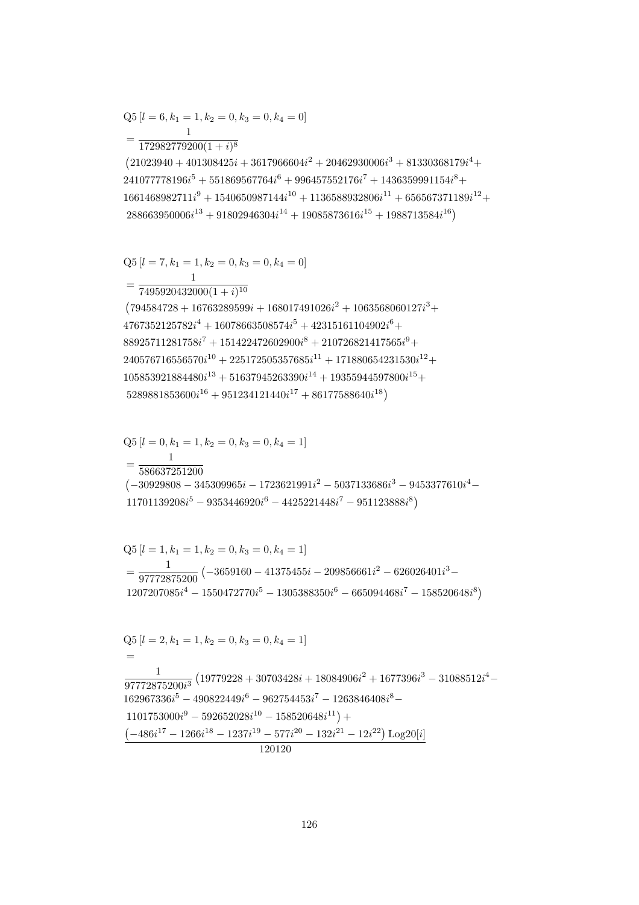$$\text{Q5}\left[l=6,k_1=1,k_2=0,k_3=0,k_4=0\right]$$
$$=\frac{1}{172982779200(1+i)^8}$$
$$\left(21023940+401308425i+3617966604i^2+20462930006i^3+81330368179i^4+\right.$$
$$241077778196i^5+551869567764i^6+996457552176i^7+1436359991154i^8+$$
$$1661468982711i^9+1540650987144i^{10}+1136588932806i^{11}+656567371189i^{12}+$$
$$\left.288663950006i^{13}+91802946304i^{14}+19085873616i^{15}+1988713584i^{16}\right)$$

$$\text{Q5}\left[l=7,k_1=1,k_2=0,k_3=0,k_4=0\right]$$
$$=\frac{1}{7495920432000(1+i)^{10}}$$
$$\left(794584728+16763289599i+168017491026i^2+1063568060127i^3+\right.$$
$$4767352125782i^4+16078663508574i^5+42315161104902i^6+$$
$$88925711281758i^7+151422472602900i^8+210726821417565i^9+$$
$$240576716556570i^{10}+225172505357685i^{11}+171880654231530i^{12}+$$
$$105853921884480i^{13}+51637945263390i^{14}+19355944597800i^{15}+$$
$$\left.5289881853600i^{16}+951234121440i^{17}+86177588640i^{18}\right)$$

$$\text{Q5}\left[l=0,k_1=1,k_2=0,k_3=0,k_4=1\right]$$
$$=\frac{1}{586637251200}$$
$$\left(-30929808-345309965i-1723621991i^2-5037133686i^3-9453377610i^4-\right.$$
$$\left.11701139208i^5-9353446920i^6-4425221448i^7-951123888i^8\right)$$

$$\text{Q5}\left[l=1,k_1=1,k_2=0,k_3=0,k_4=1\right]$$
$$=\frac{1}{97772875200}\left(-3659160-41375455i-209856661i^2-626026401i^3-\right.$$
$$\left.1207207085i^4-1550472770i^5-1305388350i^6-665094468i^7-158520648i^8\right)$$

$$\text{Q5}\left[l=2,k_1=1,k_2=0,k_3=0,k_4=1\right]$$
$$=$$
$$\frac{1}{97772875200i^3}\left(19779228+30703428i+18084906i^2+1677396i^3-31088512i^4-\right.$$
$$162967336i^5-490822449i^6-962754453i^7-1263846408i^8-$$
$$\left.1101753000i^9-592652028i^{10}-158520648i^{11}\right)+$$
$$\frac{\left(-486i^{17}-1266i^{18}-1237i^{19}-577i^{20}-132i^{21}-12i^{22}\right)\text{Log20}[i]}{120120}$$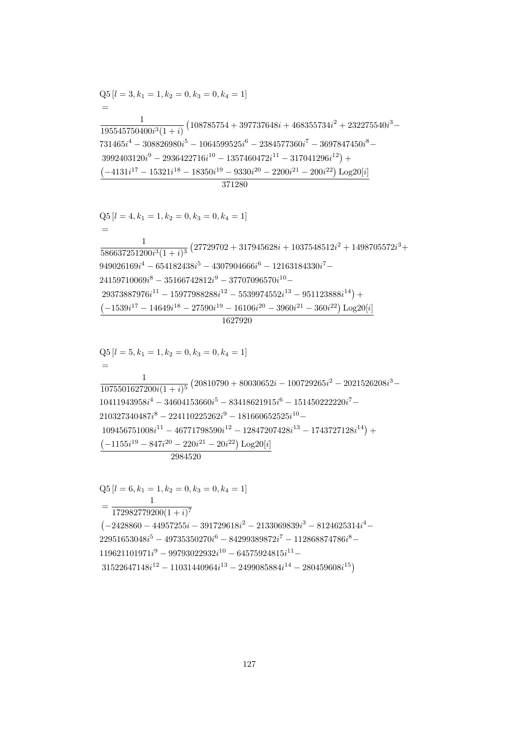$$\text{Q5}\left[l=3,k_1=1,k_2=0,k_3=0,k_4=1\right]$$
$$=$$
$$\frac{\frac{1}{195545750400i^3(1+i)}\left(108785754+397737648i+468355734i^2+232275540i^3-731465i^4-308826980i^5-1064599525i^6-2384577360i^7-3697847450i^8-3992403120i^9-2936422716i^{10}-1357460472i^{11}-317041296i^{12}\right)+\left(-4131i^{17}-15321i^{18}-18350i^{19}-9330i^{20}-2200i^{21}-200i^{22}\right)\text{Log20}[i]}{371280}$$

$$\text{Q5}\left[l=4,k_1=1,k_2=0,k_3=0,k_4=1\right]$$
$$=$$
$$\frac{\frac{1}{586637251200i^3(1+i)^3}\left(27729702+317945628i+1037548512i^2+1498705572i^3+949026169i^4-654182438i^5-4307904666i^6-12163184330i^7-24159710069i^8-35166742812i^9-37707096570i^{10}-29373887976i^{11}-15977988288i^{12}-5539974552i^{13}-951123888i^{14}\right)+\left(-1539i^{17}-14649i^{18}-27590i^{19}-16106i^{20}-3960i^{21}-360i^{22}\right)\text{Log20}[i]}{1627920}$$

$$\text{Q5}\left[l=5,k_1=1,k_2=0,k_3=0,k_4=1\right]$$
$$=$$
$$\frac{\frac{1}{1075501627200i(1+i)^5}\left(20810790+80030652i-100729265i^2-2021526208i^3-10411943958i^4-34604153660i^5-83418621915i^6-151450222220i^7-210327340487i^8-224110225262i^9-181660652525i^{10}-109456751008i^{11}-46771798590i^{12}-12847207428i^{13}-1743727128i^{14}\right)+\left(-1155i^{19}-847i^{20}-220i^{21}-20i^{22}\right)\text{Log20}[i]}{2984520}$$

$$\text{Q5}\left[l=6,k_1=1,k_2=0,k_3=0,k_4=1\right]$$
$$=\frac{1}{172982779200(1+i)^7}$$
$$\left(-2428860-44957255i-391729618i^2-2133069839i^3-8124625314i^4-22951653048i^5-49735350270i^6-84299389872i^7-112868874786i^8-119621101971i^9-99793022932i^{10}-64575924815i^{11}-31522647148i^{12}-11031440964i^{13}-2499085884i^{14}-280459608i^{15}\right)$$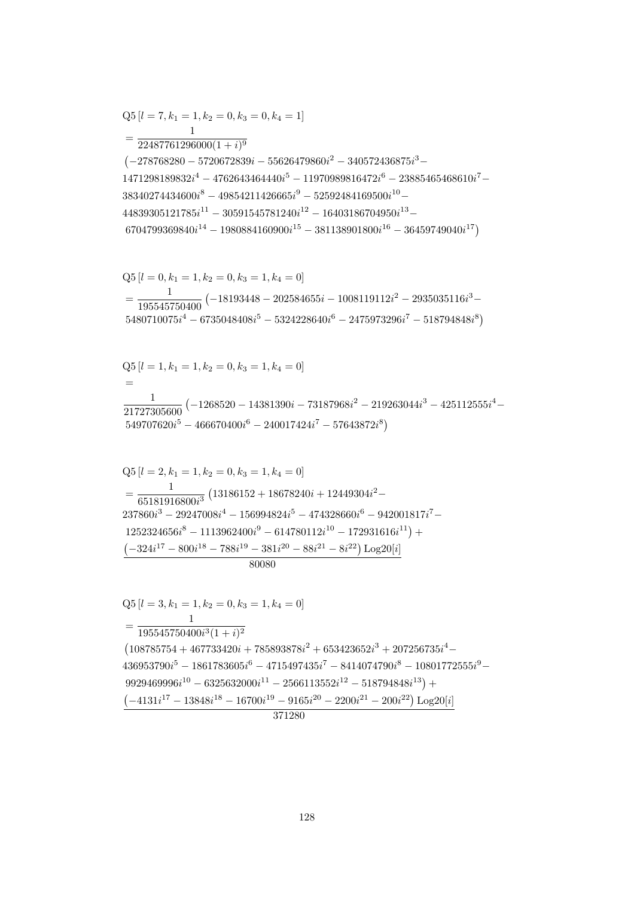$$\text{Q5}\,[l=7,k_1=1,k_2=0,k_3=0,k_4=1]$$
$$=\frac{1}{22487761296000(1+i)^9}$$
$$\big(-278768280-5720672839i-55626479860i^2-340572436875i^3-$$
$$1471298189832i^4-4762643464440i^5-11970989816472i^6-23885465468610i^7-$$
$$38340274434600i^8-49854211426665i^9-52592484169500i^{10}-$$
$$44839305121785i^{11}-30591545781240i^{12}-16403186704950i^{13}-$$
$$6704799369840i^{14}-1980884160900i^{15}-381138901800i^{16}-36459749040i^{17}\big)$$

$$\text{Q5}\,[l=0,k_1=1,k_2=0,k_3=1,k_4=0]$$
$$=\frac{1}{195545750400}\big(-18193448-202584655i-1008119112i^2-2935035116i^3-$$
$$5480710075i^4-6735048408i^5-5324228640i^6-2475973296i^7-518794848i^8\big)$$

$$\text{Q5}\,[l=1,k_1=1,k_2=0,k_3=1,k_4=0]$$
$$=$$
$$\frac{1}{21727305600}\big(-1268520-14381390i-73187968i^2-219263044i^3-425112555i^4-$$
$$549707620i^5-466670400i^6-240017424i^7-57643872i^8\big)$$

$$\text{Q5}\,[l=2,k_1=1,k_2=0,k_3=1,k_4=0]$$
$$=\frac{1}{65181916800i^3}\big(13186152+18678240i+12449304i^2-$$
$$237860i^3-29247008i^4-156994824i^5-474328660i^6-942001817i^7-$$
$$1252324656i^8-1113962400i^9-614780112i^{10}-172931616i^{11}\big)+$$
$$\frac{\big(-324i^{17}-800i^{18}-788i^{19}-381i^{20}-88i^{21}-8i^{22}\big)\,\text{Log20}[i]}{80080}$$

$$\text{Q5}\,[l=3,k_1=1,k_2=0,k_3=1,k_4=0]$$
$$=\frac{1}{195545750400i^3(1+i)^2}$$
$$\big(108785754+467733420i+785893878i^2+653423652i^3+207256735i^4-$$
$$436953790i^5-1861783605i^6-4715497435i^7-8414074790i^8-10801772555i^9-$$
$$9929469996i^{10}-6325632000i^{11}-2566113552i^{12}-518794848i^{13}\big)+$$
$$\frac{\big(-4131i^{17}-13848i^{18}-16700i^{19}-9165i^{20}-2200i^{21}-200i^{22}\big)\,\text{Log20}[i]}{371280}$$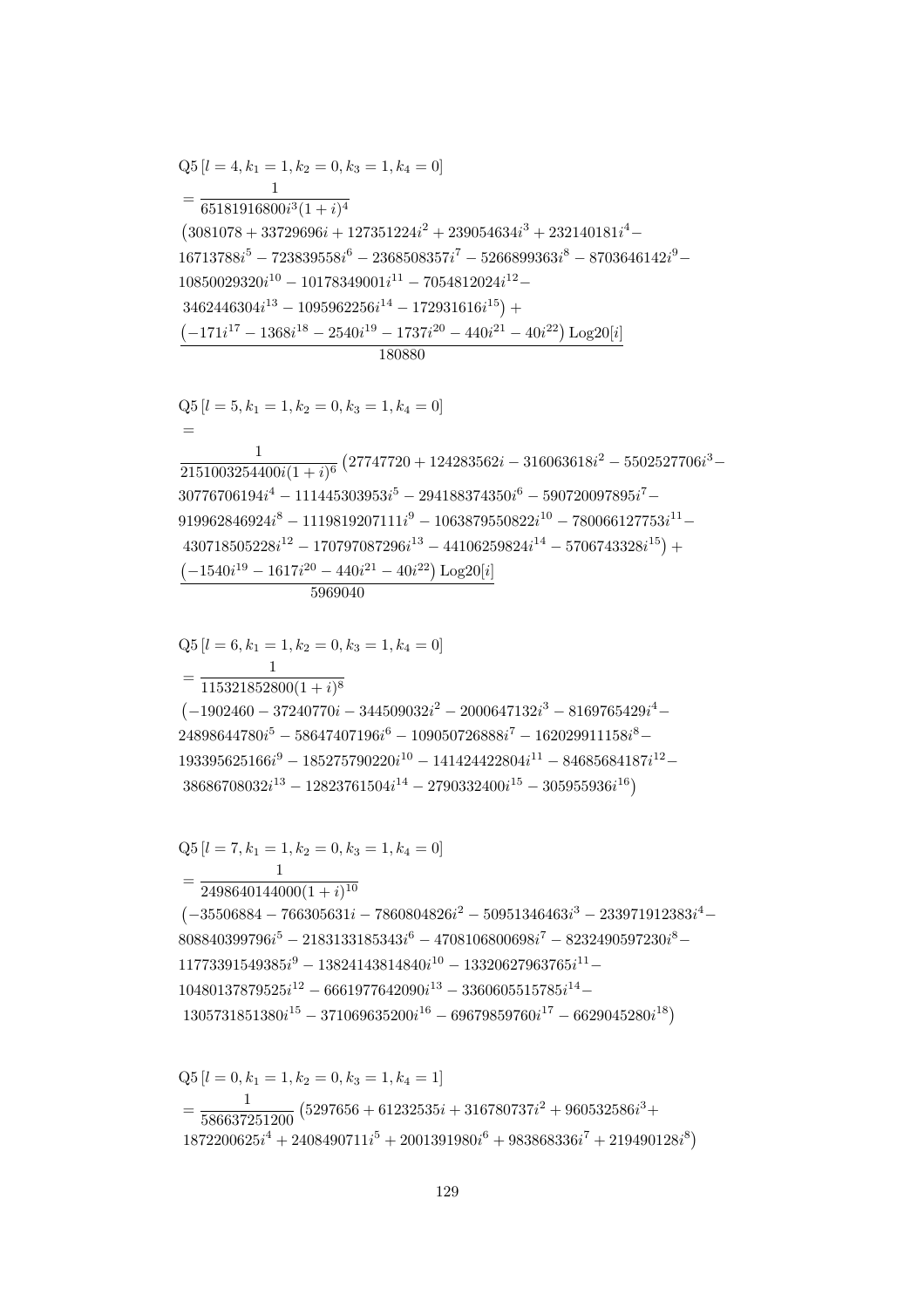$$\mathrm{Q5}\left[l=4,k_1=1,k_2=0,k_3=1,k_4=0\right]$$
$$= \frac{1}{65181916800 i^3 (1+i)^4}$$
$$\left(3081078+33729696 i+127351224 i^2+239054634 i^3+232140181 i^4-\right.$$
$$16713788 i^5-723839558 i^6-2368508357 i^7-5266899363 i^8-8703646142 i^9-$$
$$10850029320 i^{10}-10178349001 i^{11}-7054812024 i^{12}-$$
$$\left.3462446304 i^{13}-1095962256 i^{14}-172931616 i^{15}\right)+$$
$$\frac{\left(-171 i^{17}-1368 i^{18}-2540 i^{19}-1737 i^{20}-440 i^{21}-40 i^{22}\right) \mathrm{Log20}[i]}{180880}$$

$$\mathrm{Q5}\left[l=5,k_1=1,k_2=0,k_3=1,k_4=0\right]$$
$$=$$
$$\frac{1}{2151003254400 i (1+i)^6}\left(27747720+124283562 i-316063618 i^2-5502527706 i^3-\right.$$
$$30776706194 i^4-111445303953 i^5-294188374350 i^6-590720097895 i^7-$$
$$919962846924 i^8-1119819207111 i^9-1063879550822 i^{10}-780066127753 i^{11}-$$
$$\left.430718505228 i^{12}-170797087296 i^{13}-44106259824 i^{14}-5706743328 i^{15}\right)+$$
$$\frac{\left(-1540 i^{19}-1617 i^{20}-440 i^{21}-40 i^{22}\right) \mathrm{Log20}[i]}{5969040}$$

$$\mathrm{Q5}\left[l=6,k_1=1,k_2=0,k_3=1,k_4=0\right]$$
$$= \frac{1}{115321852800(1+i)^8}$$
$$\left(-1902460-37240770 i-344509032 i^2-2000647132 i^3-8169765429 i^4-\right.$$
$$24898644780 i^5-58647407196 i^6-109050726888 i^7-162029911158 i^8-$$
$$193395625166 i^9-185275790220 i^{10}-141424422804 i^{11}-84685684187 i^{12}-$$
$$\left.38686708032 i^{13}-12823761504 i^{14}-2790332400 i^{15}-305955936 i^{16}\right)$$

$$\mathrm{Q5}\left[l=7,k_1=1,k_2=0,k_3=1,k_4=0\right]$$
$$= \frac{1}{2498640144000(1+i)^{10}}$$
$$\left(-35506884-766305631 i-7860804826 i^2-50951346463 i^3-233971912383 i^4-\right.$$
$$808840399796 i^5-2183133185343 i^6-4708106800698 i^7-8232490597230 i^8-$$
$$11773391549385 i^9-13824143814840 i^{10}-13320627963765 i^{11}-$$
$$10480137879525 i^{12}-6661977642090 i^{13}-3360605515785 i^{14}-$$
$$\left.1305731851380 i^{15}-371069635200 i^{16}-69679859760 i^{17}-6629045280 i^{18}\right)$$

$$\mathrm{Q5}\left[l=0,k_1=1,k_2=0,k_3=1,k_4=1\right]$$
$$= \frac{1}{586637251200}\left(5297656+61232535 i+316780737 i^2+960532586 i^3+\right.$$
$$\left.1872200625 i^4+2408490711 i^5+2001391980 i^6+983868336 i^7+219490128 i^8\right)$$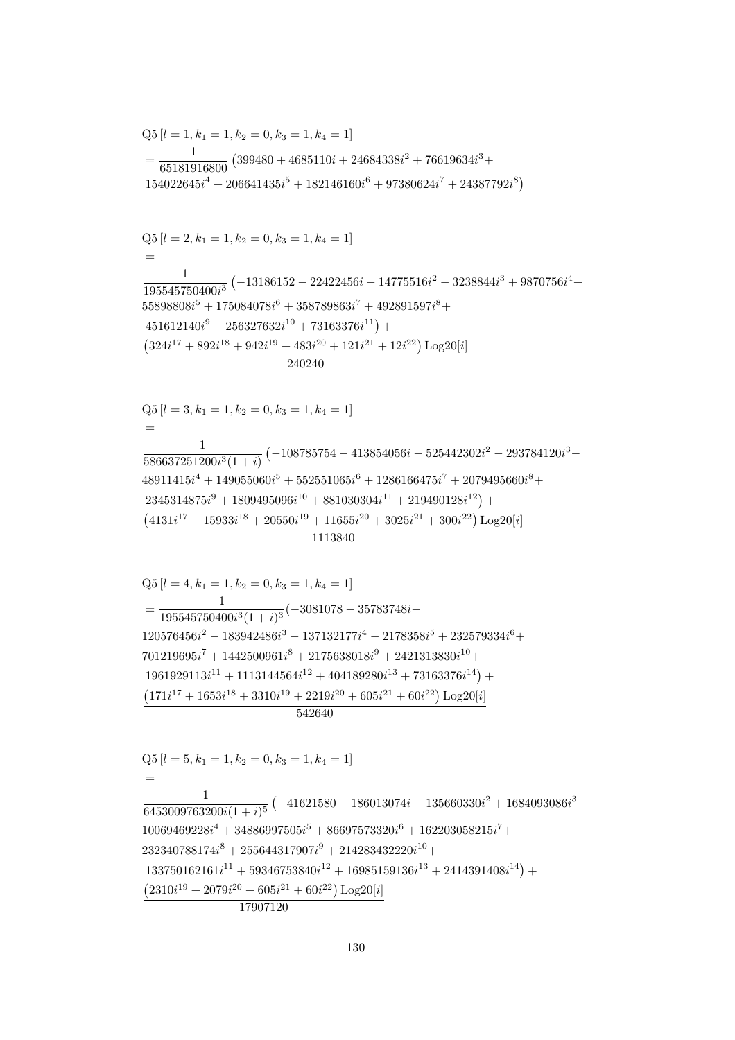$$\mathrm{Q5}\left[l=1,k_1=1,k_2=0,k_3=1,k_4=1\right]$$
$$=\frac{1}{65181916800}\left(399480+4685110i+24684338i^2+76619634i^3+154022645i^4+206641435i^5+182146160i^6+97380624i^7+24387792i^8\right)$$

$$\mathrm{Q5}\left[l=2,k_1=1,k_2=0,k_3=1,k_4=1\right]$$
$$=$$
$$\frac{1}{195545750400i^3}\left(-13186152-22422456i-14775516i^2-3238844i^3+9870756i^4+55898808i^5+175084078i^6+358789863i^7+492891597i^8+451612140i^9+256327632i^{10}+73163376i^{11}\right)+\frac{\left(324i^{17}+892i^{18}+942i^{19}+483i^{20}+121i^{21}+12i^{22}\right)\mathrm{Log20}[i]}{240240}$$

$$\mathrm{Q5}\left[l=3,k_1=1,k_2=0,k_3=1,k_4=1\right]$$
$$=$$
$$\frac{1}{586637251200i^3(1+i)}\left(-108785754-413854056i-525442302i^2-293784120i^3-48911415i^4+149055060i^5+552551065i^6+1286166475i^7+2079495660i^8+2345314875i^9+1809495096i^{10}+881030304i^{11}+219490128i^{12}\right)+\frac{\left(4131i^{17}+15933i^{18}+20550i^{19}+11655i^{20}+3025i^{21}+300i^{22}\right)\mathrm{Log20}[i]}{1113840}$$

$$\mathrm{Q5}\left[l=4,k_1=1,k_2=0,k_3=1,k_4=1\right]$$
$$=\frac{1}{195545750400i^3(1+i)^3}(-3081078-35783748i-120576456i^2-183942486i^3-137132177i^4-2178358i^5+232579334i^6+701219695i^7+1442500961i^8+2175638018i^9+2421313830i^{10}+1961929113i^{11}+1113144564i^{12}+404189280i^{13}+73163376i^{14})+\frac{\left(171i^{17}+1653i^{18}+3310i^{19}+2219i^{20}+605i^{21}+60i^{22}\right)\mathrm{Log20}[i]}{542640}$$

$$\mathrm{Q5}\left[l=5,k_1=1,k_2=0,k_3=1,k_4=1\right]$$
$$=$$
$$\frac{1}{6453009763200i(1+i)^5}\left(-41621580-186013074i-135660330i^2+1684093086i^3+10069469228i^4+34886997505i^5+86697573320i^6+162203058215i^7+232340788174i^8+255644317907i^9+214283432220i^{10}+133750162161i^{11}+59346753840i^{12}+16985159136i^{13}+2414391408i^{14}\right)+\frac{\left(2310i^{19}+2079i^{20}+605i^{21}+60i^{22}\right)\mathrm{Log20}[i]}{17907120}$$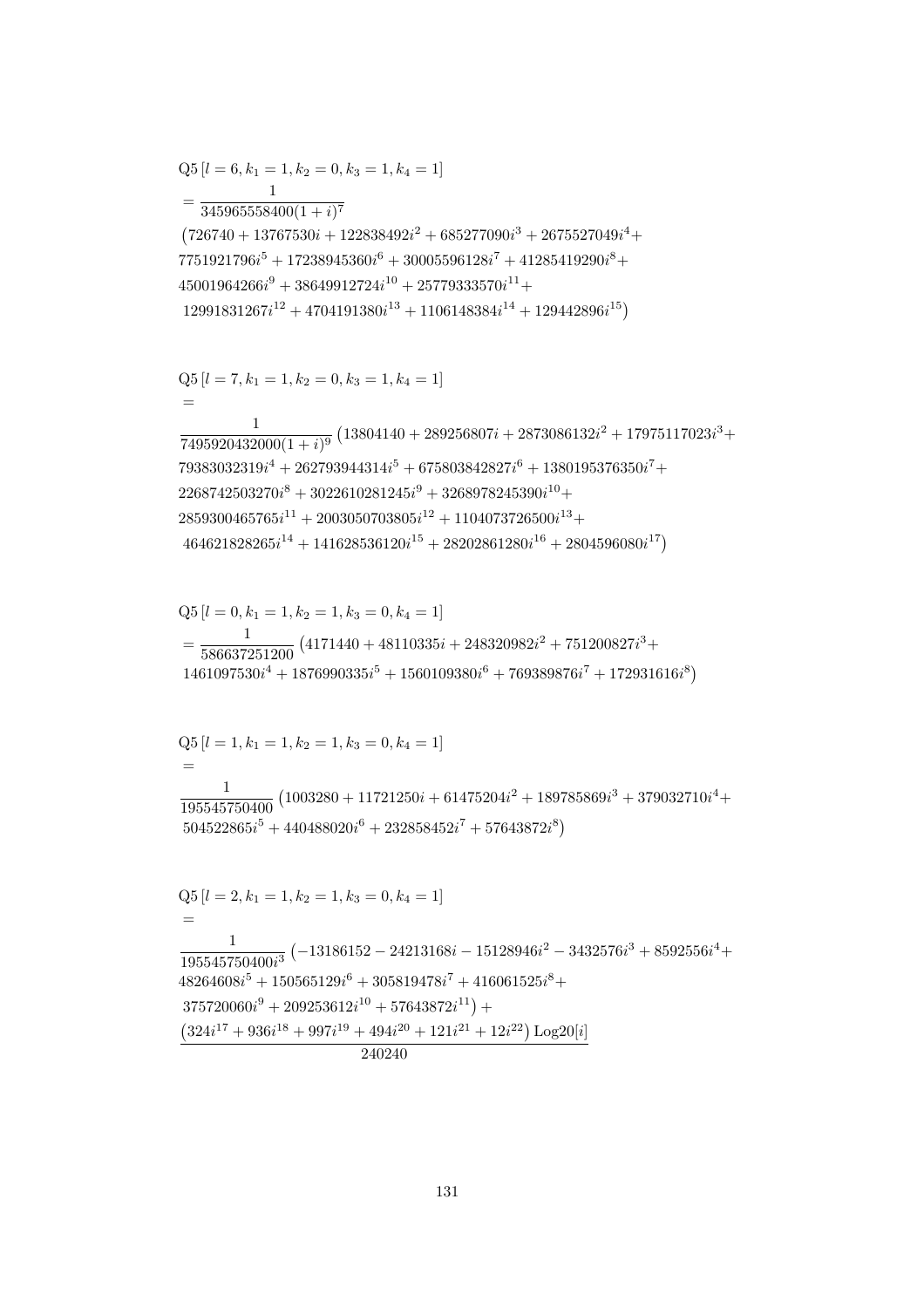$$\mathrm{Q5}\left[l=6,k_1=1,k_2=0,k_3=1,k_4=1\right]$$
$$=\frac{1}{345965558400(1+i)^7}$$
$$\left(726740+13767530i+122838492i^2+685277090i^3+2675527049i^4+\right.$$
$$7751921796i^5+17238945360i^6+30005596128i^7+41285419290i^8+$$
$$45001964266i^9+38649912724i^{10}+25779333570i^{11}+$$
$$\left.12991831267i^{12}+4704191380i^{13}+1106148384i^{14}+129442896i^{15}\right)$$

$$\mathrm{Q5}\left[l=7,k_1=1,k_2=0,k_3=1,k_4=1\right]$$
$$=$$
$$\frac{1}{7495920432000(1+i)^9}\left(13804140+289256807i+2873086132i^2+17975117023i^3+\right.$$
$$79383032319i^4+262793944314i^5+675803842827i^6+1380195376350i^7+$$
$$2268742503270i^8+3022610281245i^9+3268978245390i^{10}+$$
$$2859300465765i^{11}+2003050703805i^{12}+1104073726500i^{13}+$$
$$\left.464621828265i^{14}+141628536120i^{15}+28202861280i^{16}+2804596080i^{17}\right)$$

$$\mathrm{Q5}\left[l=0,k_1=1,k_2=1,k_3=0,k_4=1\right]$$
$$=\frac{1}{586637251200}\left(4171440+48110335i+248320982i^2+751200827i^3+\right.$$
$$\left.1461097530i^4+1876990335i^5+1560109380i^6+769389876i^7+172931616i^8\right)$$

$$\mathrm{Q5}\left[l=1,k_1=1,k_2=1,k_3=0,k_4=1\right]$$
$$=$$
$$\frac{1}{195545750400}\left(1003280+11721250i+61475204i^2+189785869i^3+379032710i^4+\right.$$
$$\left.504522865i^5+440488020i^6+232858452i^7+57643872i^8\right)$$

$$\mathrm{Q5}\left[l=2,k_1=1,k_2=1,k_3=0,k_4=1\right]$$
$$=$$
$$\frac{1}{195545750400i^3}\left(-13186152-24213168i-15128946i^2-3432576i^3+8592556i^4+\right.$$
$$48264608i^5+150565129i^6+305819478i^7+416061525i^8+$$
$$\left.375720060i^9+209253612i^{10}+57643872i^{11}\right)+$$
$$\frac{\left(324i^{17}+936i^{18}+997i^{19}+494i^{20}+121i^{21}+12i^{22}\right)\mathrm{Log20}[i]}{240240}$$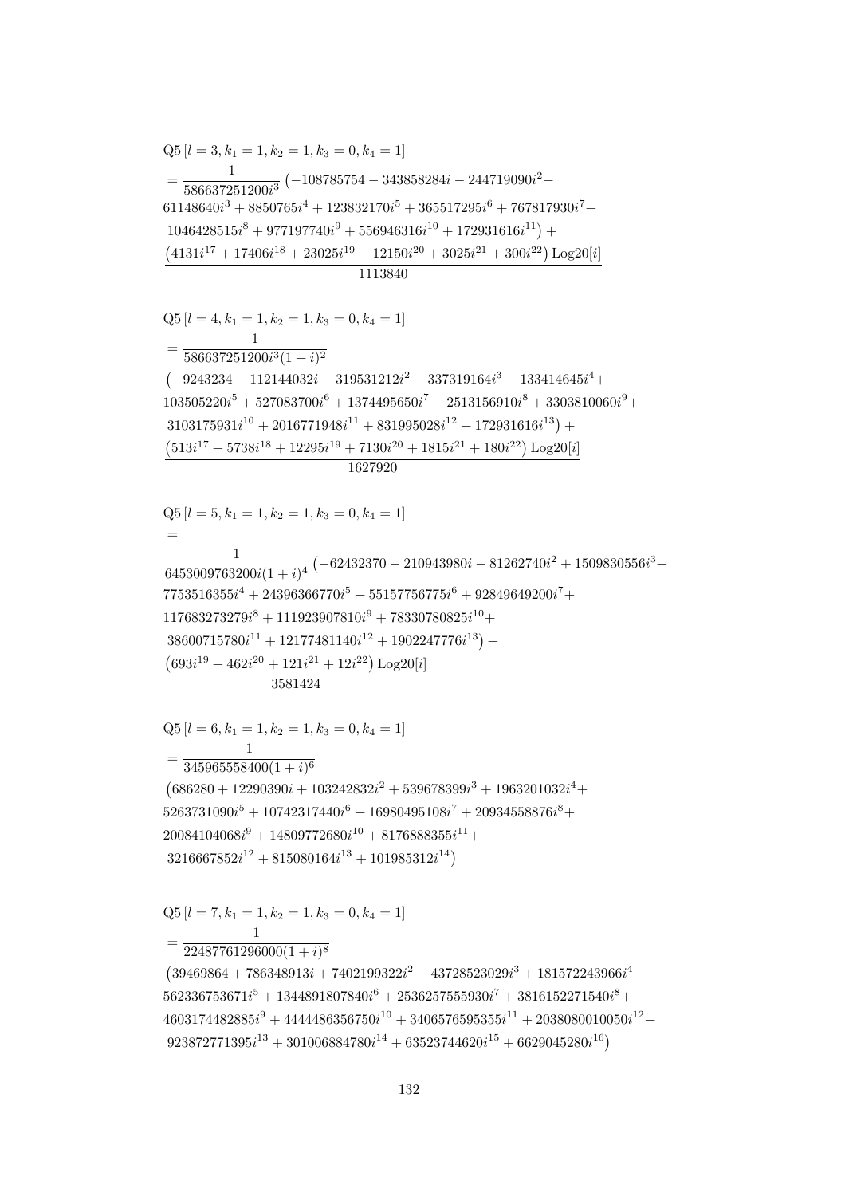$$\text{Q5}\left[l=3,k_1=1,k_2=1,k_3=0,k_4=1\right]$$
$$=\frac{1}{586637251200i^3}\left(-108785754-343858284i-244719090i^2-61148640i^3+8850765i^4+123832170i^5+365517295i^6+767817930i^7+1046428515i^8+977197740i^9+556946316i^{10}+172931616i^{11}\right)+\frac{\left(4131i^{17}+17406i^{18}+23025i^{19}+12150i^{20}+3025i^{21}+300i^{22}\right)\text{Log20}[i]}{1113840}$$

$$\text{Q5}\left[l=4,k_1=1,k_2=1,k_3=0,k_4=1\right]$$
$$=\frac{1}{586637251200i^3(1+i)^2}\left(-9243234-112144032i-319531212i^2-337319164i^3-133414645i^4+103505220i^5+527083700i^6+1374495650i^7+2513156910i^8+3303810060i^9+3103175931i^{10}+2016771948i^{11}+831995028i^{12}+172931616i^{13}\right)+\frac{\left(513i^{17}+5738i^{18}+12295i^{19}+7130i^{20}+1815i^{21}+180i^{22}\right)\text{Log20}[i]}{1627920}$$

$$\text{Q5}\left[l=5,k_1=1,k_2=1,k_3=0,k_4=1\right]$$
$$=\frac{1}{6453009763200i(1+i)^4}\left(-62432370-210943980i-81262740i^2+1509830556i^3+7753516355i^4+24396366770i^5+55157756775i^6+92849649200i^7+117683273279i^8+111923907810i^9+78330780825i^{10}+38600715780i^{11}+12177481140i^{12}+1902247776i^{13}\right)+\frac{\left(693i^{19}+462i^{20}+121i^{21}+12i^{22}\right)\text{Log20}[i]}{3581424}$$

$$\text{Q5}\left[l=6,k_1=1,k_2=1,k_3=0,k_4=1\right]$$
$$=\frac{1}{345965558400(1+i)^6}\left(686280+12290390i+103242832i^2+539678399i^3+1963201032i^4+5263731090i^5+10742317440i^6+16980495108i^7+20934558876i^8+20084104068i^9+14809772680i^{10}+8176888355i^{11}+3216667852i^{12}+815080164i^{13}+101985312i^{14}\right)$$

$$\text{Q5}\left[l=7,k_1=1,k_2=1,k_3=0,k_4=1\right]$$
$$=\frac{1}{22487761296000(1+i)^8}\left(39469864+786348913i+7402199322i^2+43728523029i^3+181572243966i^4+562336753671i^5+1344891807840i^6+2536257555930i^7+3816152271540i^8+4603174482885i^9+4444486356750i^{10}+3406576595355i^{11}+2038080010050i^{12}+923872771395i^{13}+301006884780i^{14}+63523744620i^{15}+6629045280i^{16}\right)$$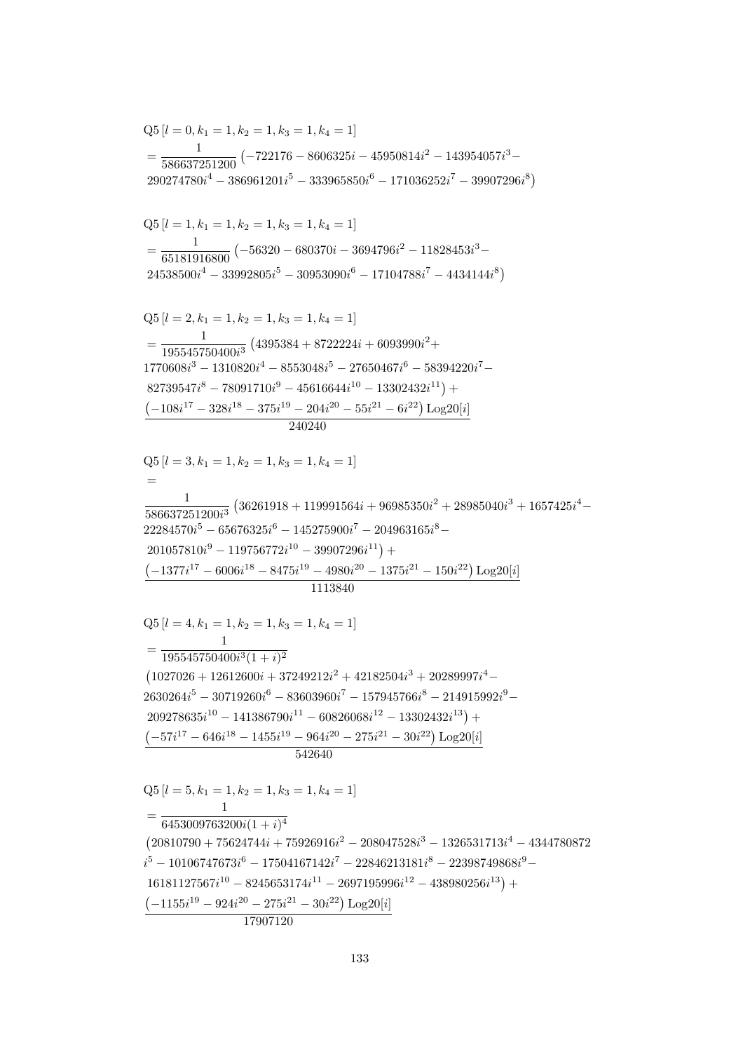$$\text{Q5}\left[l=0,k_1=1,k_2=1,k_3=1,k_4=1\right]$$
$$=\frac{1}{586637251200}\left(-722176-8606325i-45950814i^2-143954057i^3-290274780i^4-386961201i^5-333965850i^6-171036252i^7-39907296i^8\right)$$

$$\text{Q5}\left[l=1,k_1=1,k_2=1,k_3=1,k_4=1\right]$$
$$=\frac{1}{65181916800}\left(-56320-680370i-3694796i^2-11828453i^3-24538500i^4-33992805i^5-30953090i^6-17104788i^7-4434144i^8\right)$$

$$\text{Q5}\left[l=2,k_1=1,k_2=1,k_3=1,k_4=1\right]$$
$$=\frac{1}{195545750400i^3}\left(4395384+8722224i+6093990i^2+1770608i^3-1310820i^4-8553048i^5-27650467i^6-58394220i^7-82739547i^8-78091710i^9-45616644i^{10}-13302432i^{11}\right)+\frac{\left(-108i^{17}-328i^{18}-375i^{19}-204i^{20}-55i^{21}-6i^{22}\right)\text{Log20}[i]}{240240}$$

$$\text{Q5}\left[l=3,k_1=1,k_2=1,k_3=1,k_4=1\right]$$
$$=\frac{1}{586637251200i^3}\left(36261918+119991564i+96985350i^2+28985040i^3+1657425i^4-22284570i^5-65676325i^6-145275900i^7-204963165i^8-201057810i^9-119756772i^{10}-39907296i^{11}\right)+\frac{\left(-1377i^{17}-6006i^{18}-8475i^{19}-4980i^{20}-1375i^{21}-150i^{22}\right)\text{Log20}[i]}{1113840}$$

$$\text{Q5}\left[l=4,k_1=1,k_2=1,k_3=1,k_4=1\right]$$
$$=\frac{1}{195545750400i^3(1+i)^2}\left(1027026+12612600i+37249212i^2+42182504i^3+20289997i^4-2630264i^5-30719260i^6-83603960i^7-157945766i^8-214915992i^9-209278635i^{10}-141386790i^{11}-60826068i^{12}-13302432i^{13}\right)+\frac{\left(-57i^{17}-646i^{18}-1455i^{19}-964i^{20}-275i^{21}-30i^{22}\right)\text{Log20}[i]}{542640}$$

$$\text{Q5}\left[l=5,k_1=1,k_2=1,k_3=1,k_4=1\right]$$
$$=\frac{1}{6453009763200i(1+i)^4}\left(20810790+75624744i+75926916i^2-208047528i^3-1326531713i^4-4344780872i^5-10106747673i^6-17504167142i^7-22846213181i^8-22398749868i^9-16181127567i^{10}-8245653174i^{11}-2697195996i^{12}-438980256i^{13}\right)+\frac{\left(-1155i^{19}-924i^{20}-275i^{21}-30i^{22}\right)\text{Log20}[i]}{17907120}$$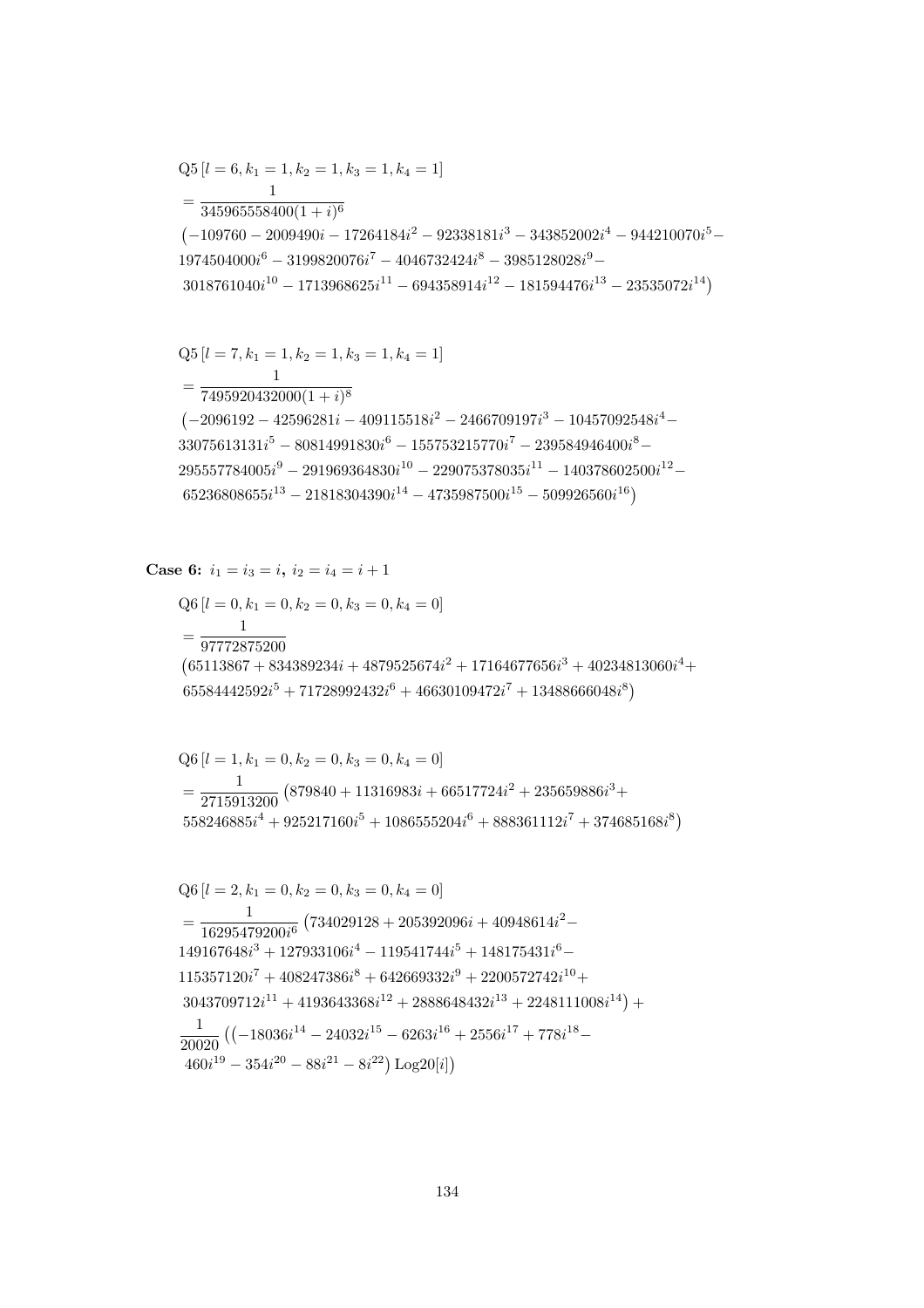$$\mathrm{Q5}\left[l=6,k_1=1,k_2=1,k_3=1,k_4=1\right]$$
$$=\frac{1}{345965558400(1+i)^6}$$
$$\left(-109760-2009490i-17264184i^2-92338181i^3-343852002i^4-944210070i^5-\right.$$
$$1974504000i^6-3199820076i^7-4046732424i^8-3985128028i^9-$$
$$\left.3018761040i^{10}-1713968625i^{11}-694358914i^{12}-181594476i^{13}-23535072i^{14}\right)$$

$$\mathrm{Q5}\left[l=7,k_1=1,k_2=1,k_3=1,k_4=1\right]$$
$$=\frac{1}{7495920432000(1+i)^8}$$
$$\left(-2096192-42596281i-409115518i^2-2466709197i^3-10457092548i^4-\right.$$
$$33075613131i^5-80814991830i^6-155753215770i^7-239584946400i^8-$$
$$295557784005i^9-291969364830i^{10}-229075378035i^{11}-140378602500i^{12}-$$
$$\left.65236808655i^{13}-21818304390i^{14}-4735987500i^{15}-509926560i^{16}\right)$$

**Case 6:** $i_1=i_3=i$**,** $i_2=i_4=i+1$

$$\mathrm{Q6}\left[l=0,k_1=0,k_2=0,k_3=0,k_4=0\right]$$
$$=\frac{1}{97772875200}$$
$$\left(65113867+834389234i+4879525674i^2+17164677656i^3+40234813060i^4+\right.$$
$$\left.65584442592i^5+71728992432i^6+46630109472i^7+13488666048i^8\right)$$

$$\mathrm{Q6}\left[l=1,k_1=0,k_2=0,k_3=0,k_4=0\right]$$
$$=\frac{1}{2715913200}\left(879840+11316983i+66517724i^2+235659886i^3+\right.$$
$$\left.558246885i^4+925217160i^5+1086555204i^6+888361112i^7+374685168i^8\right)$$

$$\mathrm{Q6}\left[l=2,k_1=0,k_2=0,k_3=0,k_4=0\right]$$
$$=\frac{1}{16295479200i^6}\left(734029128+205392096i+40948614i^2-\right.$$
$$149167648i^3+127933106i^4-119541744i^5+148175431i^6-$$
$$115357120i^7+408247386i^8+642669332i^9+2200572742i^{10}+$$
$$\left.3043709712i^{11}+4193643368i^{12}+2888648432i^{13}+2248111008i^{14}\right)+$$
$$\frac{1}{20020}\left(\left(-18036i^{14}-24032i^{15}-6263i^{16}+2556i^{17}+778i^{18}-\right.\right.$$
$$\left.\left.460i^{19}-354i^{20}-88i^{21}-8i^{22}\right)\mathrm{Log20}[i]\right)$$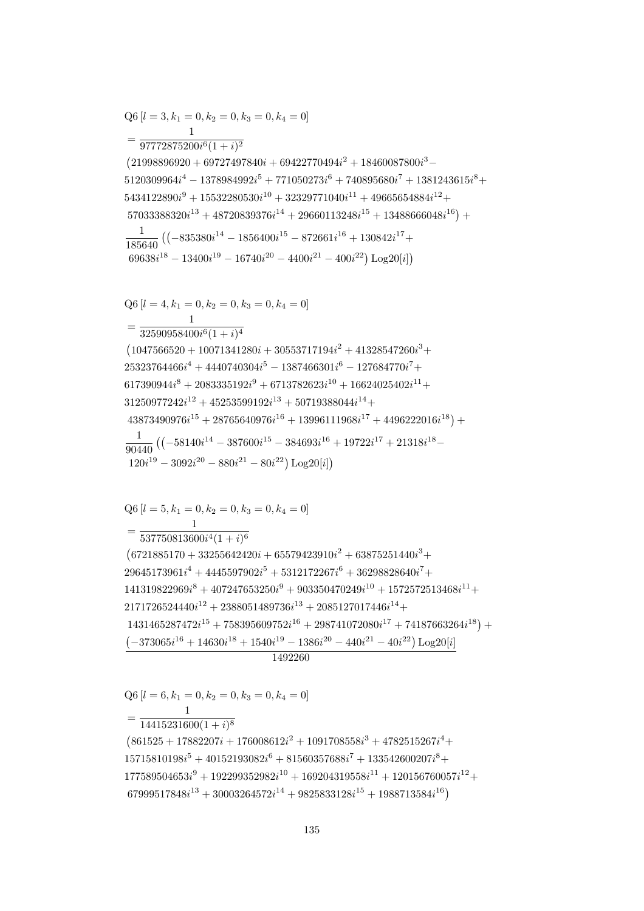$$
\begin{aligned}
&\text{Q6}\,[l=3,k_1=0,k_2=0,k_3=0,k_4=0] \\
&=\frac{1}{97772875200 i^6 (1+i)^2} \\
&\big(21998896920 + 69727497840 i + 69422770494 i^2 + 18460087800 i^3 - \\
&5120309964 i^4 - 1378984992 i^5 + 771050273 i^6 + 740895680 i^7 + 1381243615 i^8 + \\
&5434122890 i^9 + 15532280530 i^{10} + 32329771040 i^{11} + 49665654884 i^{12} + \\
&57033388320 i^{13} + 48720839376 i^{14} + 29660113248 i^{15} + 13488666048 i^{16}\big) + \\
&\frac{1}{185640}\big(\big(-835380 i^{14} - 1856400 i^{15} - 872661 i^{16} + 130842 i^{17} + \\
&69638 i^{18} - 13400 i^{19} - 16740 i^{20} - 4400 i^{21} - 400 i^{22}\big)\,\text{Log20}[i]\big)
\end{aligned}
$$

$$
\begin{aligned}
&\text{Q6}\,[l=4,k_1=0,k_2=0,k_3=0,k_4=0] \\
&=\frac{1}{32590958400 i^6 (1+i)^4} \\
&\big(1047566520 + 10071341280 i + 30553717194 i^2 + 41328547260 i^3 + \\
&25323764466 i^4 + 4440740304 i^5 - 1387466301 i^6 - 127684770 i^7 + \\
&617390944 i^8 + 2083335192 i^9 + 6713782623 i^{10} + 16624025402 i^{11} + \\
&31250977242 i^{12} + 45253599192 i^{13} + 50719388044 i^{14} + \\
&43873490976 i^{15} + 28765640976 i^{16} + 13996111968 i^{17} + 4496222016 i^{18}\big) + \\
&\frac{1}{90440}\big(\big(-58140 i^{14} - 387600 i^{15} - 384693 i^{16} + 19722 i^{17} + 21318 i^{18} - \\
&120 i^{19} - 3092 i^{20} - 880 i^{21} - 80 i^{22}\big)\,\text{Log20}[i]\big)
\end{aligned}
$$

$$
\begin{aligned}
&\text{Q6}\,[l=5,k_1=0,k_2=0,k_3=0,k_4=0] \\
&=\frac{1}{537750813600 i^4 (1+i)^6} \\
&\big(6721885170 + 33255642420 i + 65579423910 i^2 + 63875251440 i^3 + \\
&29645173961 i^4 + 4445597902 i^5 + 5312172267 i^6 + 36298828640 i^7 + \\
&141319822969 i^8 + 407247653250 i^9 + 903350470249 i^{10} + 1572572513468 i^{11} + \\
&2171726524440 i^{12} + 2388051489736 i^{13} + 2085127017446 i^{14} + \\
&1431465287472 i^{15} + 758395609752 i^{16} + 298741072080 i^{17} + 74187663264 i^{18}\big) + \\
&\frac{\big(-373065 i^{16} + 14630 i^{18} + 1540 i^{19} - 1386 i^{20} - 440 i^{21} - 40 i^{22}\big)\,\text{Log20}[i]}{1492260}
\end{aligned}
$$

$$
\begin{aligned}
&\text{Q6}\,[l=6,k_1=0,k_2=0,k_3=0,k_4=0] \\
&=\frac{1}{14415231600 (1+i)^8} \\
&\big(861525 + 17882207 i + 176008612 i^2 + 1091708558 i^3 + 4782515267 i^4 + \\
&15715810198 i^5 + 40152193082 i^6 + 81560357688 i^7 + 133542600207 i^8 + \\
&177589504653 i^9 + 192299352982 i^{10} + 169204319558 i^{11} + 120156760057 i^{12} + \\
&67999517848 i^{13} + 30003264572 i^{14} + 9825833128 i^{15} + 1988713584 i^{16}\big)
\end{aligned}
$$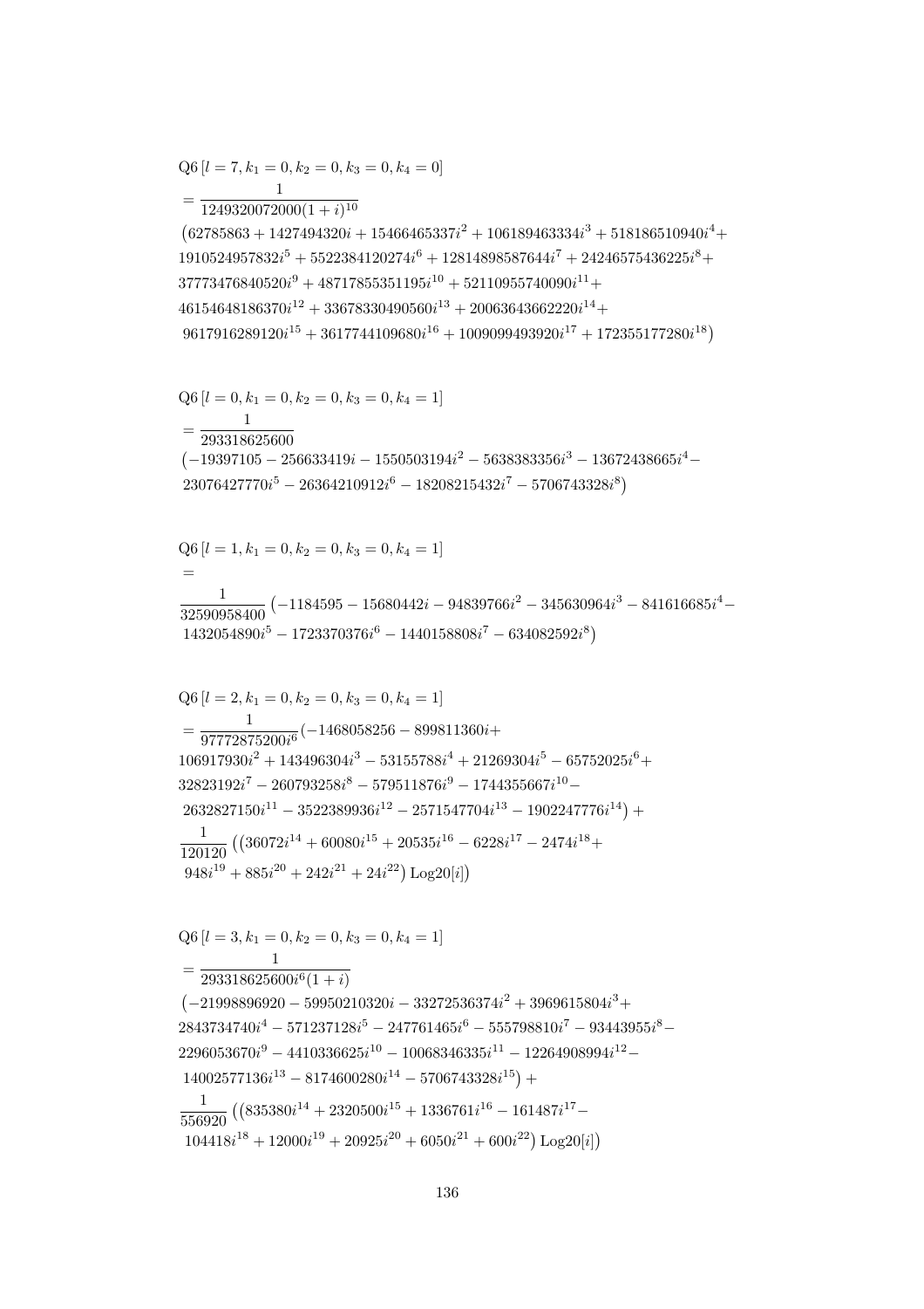$$\mathrm{Q6}\left[l=7,k_1=0,k_2=0,k_3=0,k_4=0\right]$$
$$=\frac{1}{1249320072000(1+i)^{10}}$$
$$\left(62785863+1427494320i+15466465337i^2+106189463334i^3+518186510940i^4+\right.$$
$$1910524957832i^5+5522384120274i^6+12814898587644i^7+24246575436225i^8+$$
$$37773476840520i^9+48717855351195i^{10}+52110955740090i^{11}+$$
$$46154648186370i^{12}+33678330490560i^{13}+20063643662220i^{14}+$$
$$\left.9617916289120i^{15}+3617744109680i^{16}+1009099493920i^{17}+172355177280i^{18}\right)$$

$$\mathrm{Q6}\left[l=0,k_1=0,k_2=0,k_3=0,k_4=1\right]$$
$$=\frac{1}{293318625600}$$
$$\left(-19397105-256633419i-1550503194i^2-5638383356i^3-13672438665i^4-\right.$$
$$\left.23076427770i^5-26364210912i^6-18208215432i^7-5706743328i^8\right)$$

$$\mathrm{Q6}\left[l=1,k_1=0,k_2=0,k_3=0,k_4=1\right]$$
$$=$$
$$\frac{1}{32590958400}\left(-1184595-15680442i-94839766i^2-345630964i^3-841616685i^4-\right.$$
$$\left.1432054890i^5-1723370376i^6-1440158808i^7-634082592i^8\right)$$

$$\mathrm{Q6}\left[l=2,k_1=0,k_2=0,k_3=0,k_4=1\right]$$
$$=\frac{1}{97772875200i^6}(-1468058256-899811360i+$$
$$106917930i^2+143496304i^3-53155788i^4+21269304i^5-65752025i^6+$$
$$32823192i^7-260793258i^8-579511876i^9-1744355667i^{10}-$$
$$\left.2632827150i^{11}-3522389936i^{12}-2571547704i^{13}-1902247776i^{14}\right)+$$
$$\frac{1}{120120}\left(\left(36072i^{14}+60080i^{15}+20535i^{16}-6228i^{17}-2474i^{18}+\right.\right.$$
$$\left.\left.948i^{19}+885i^{20}+242i^{21}+24i^{22}\right)\mathrm{Log20}[i]\right)$$

$$\mathrm{Q6}\left[l=3,k_1=0,k_2=0,k_3=0,k_4=1\right]$$
$$=\frac{1}{293318625600i^6(1+i)}$$
$$\left(-21998896920-59950210320i-33272536374i^2+3969615804i^3+\right.$$
$$2843734740i^4-571237128i^5-247761465i^6-555798810i^7-93443955i^8-$$
$$2296053670i^9-4410336625i^{10}-10068346335i^{11}-12264908994i^{12}-$$
$$\left.14002577136i^{13}-8174600280i^{14}-5706743328i^{15}\right)+$$
$$\frac{1}{556920}\left(\left(835380i^{14}+2320500i^{15}+1336761i^{16}-161487i^{17}-\right.\right.$$
$$\left.\left.104418i^{18}+12000i^{19}+20925i^{20}+6050i^{21}+600i^{22}\right)\mathrm{Log20}[i]\right)$$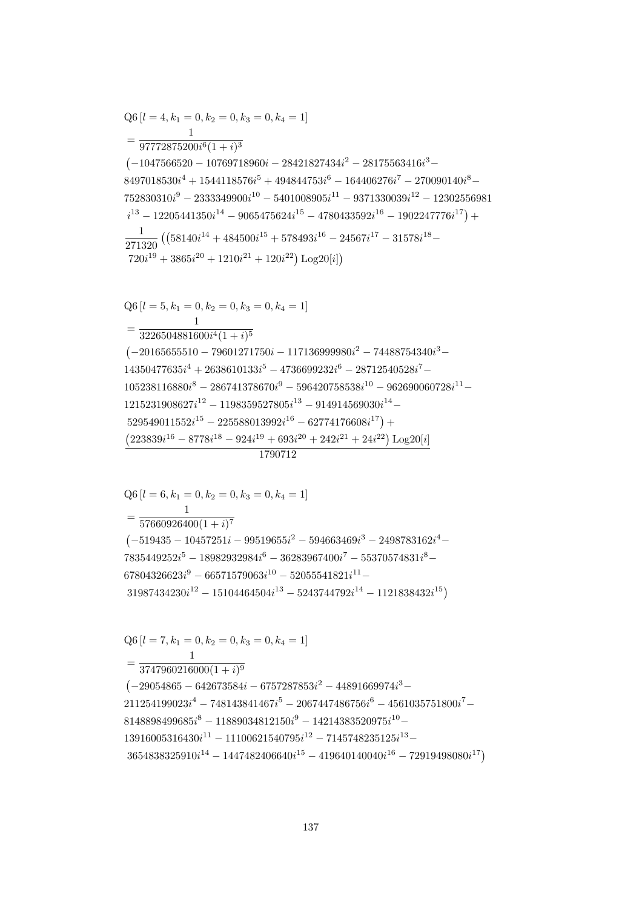$$\text{Q6}\left[l=4, k_1=0, k_2=0, k_3=0, k_4=1\right]$$
$$= \frac{1}{97772875200 i^6 (1+i)^3}$$
$$\left(-1047566520 - 10769718960 i - 28421827434 i^2 - 28175563416 i^3 - 8497018530 i^4 + 1544118576 i^5 + 494844753 i^6 - 164406276 i^7 - 270090140 i^8 - 752830310 i^9 - 2333349900 i^{10} - 5401008905 i^{11} - 9371330039 i^{12} - 12302556981 i^{13} - 12205441350 i^{14} - 9065475624 i^{15} - 4780433592 i^{16} - 1902247776 i^{17}\right) + \frac{1}{271320}\left(\left(58140 i^{14} + 484500 i^{15} + 578493 i^{16} - 24567 i^{17} - 31578 i^{18} - 720 i^{19} + 3865 i^{20} + 1210 i^{21} + 120 i^{22}\right) \text{Log20}[i]\right)$$

$$\text{Q6}\left[l=5, k_1=0, k_2=0, k_3=0, k_4=1\right]$$
$$= \frac{1}{3226504881600 i^4 (1+i)^5}$$
$$\left(-20165655510 - 79601271750 i - 117136999980 i^2 - 74488754340 i^3 - 14350477635 i^4 + 2638610133 i^5 - 4736699232 i^6 - 28712540528 i^7 - 105238116880 i^8 - 286741378670 i^9 - 596420758538 i^{10} - 962690060728 i^{11} - 1215231908627 i^{12} - 1198359527805 i^{13} - 914914569030 i^{14} - 529549011552 i^{15} - 225588013992 i^{16} - 62774176608 i^{17}\right) + \frac{\left(223839 i^{16} - 8778 i^{18} - 924 i^{19} + 693 i^{20} + 242 i^{21} + 24 i^{22}\right) \text{Log20}[i]}{1790712}$$

$$\text{Q6}\left[l=6, k_1=0, k_2=0, k_3=0, k_4=1\right]$$
$$= \frac{1}{57660926400 (1+i)^7}$$
$$\left(-519435 - 10457251 i - 99519655 i^2 - 594663469 i^3 - 2498783162 i^4 - 7835449252 i^5 - 18982932984 i^6 - 36283967400 i^7 - 55370574831 i^8 - 67804326623 i^9 - 66571579063 i^{10} - 52055541821 i^{11} - 31987434230 i^{12} - 15104464504 i^{13} - 5243744792 i^{14} - 1121838432 i^{15}\right)$$

$$\text{Q6}\left[l=7, k_1=0, k_2=0, k_3=0, k_4=1\right]$$
$$= \frac{1}{3747960216000 (1+i)^9}$$
$$\left(-29054865 - 642673584 i - 6757287853 i^2 - 44891669974 i^3 - 211254199023 i^4 - 748143841467 i^5 - 2067447486756 i^6 - 4561035751800 i^7 - 8148898499685 i^8 - 11889034812150 i^9 - 14214383520975 i^{10} - 13916005316430 i^{11} - 11100621540795 i^{12} - 7145748235125 i^{13} - 3654838325910 i^{14} - 1447482406640 i^{15} - 419640140040 i^{16} - 72919498080 i^{17}\right)$$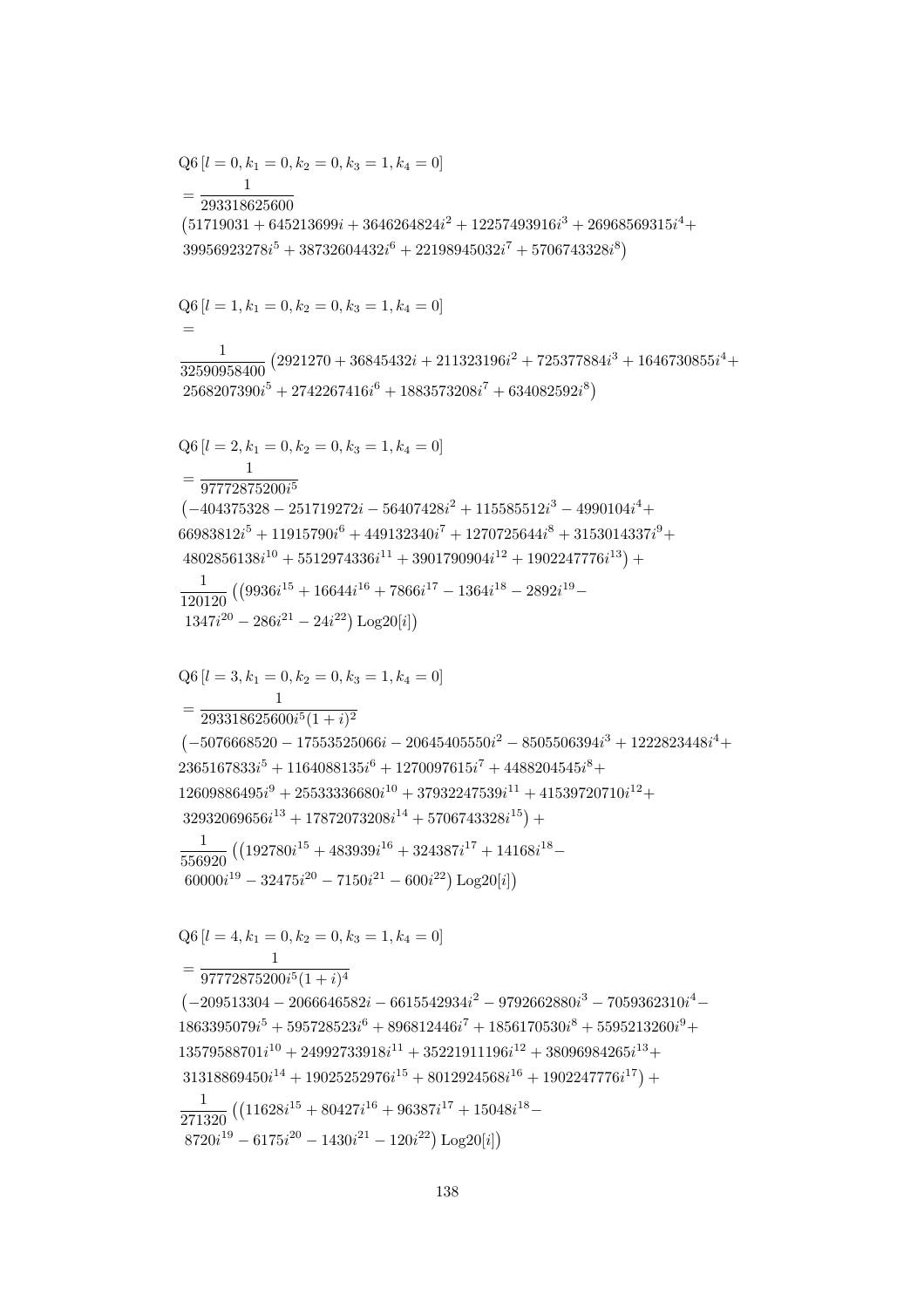$$\mathrm{Q6}\left[l=0,k_1=0,k_2=0,k_3=1,k_4=0\right]$$
$$=\frac{1}{293318625600}$$
$$\left(51719031+645213699i+3646264824i^2+12257493916i^3+26968569315i^4+\right.$$
$$\left.39956923278i^5+38732604432i^6+22198945032i^7+5706743328i^8\right)$$

$$\mathrm{Q6}\left[l=1,k_1=0,k_2=0,k_3=1,k_4=0\right]$$
$$=$$
$$\frac{1}{32590958400}\left(2921270+36845432i+211323196i^2+725377884i^3+1646730855i^4+\right.$$
$$\left.2568207390i^5+2742267416i^6+1883573208i^7+634082592i^8\right)$$

$$\mathrm{Q6}\left[l=2,k_1=0,k_2=0,k_3=1,k_4=0\right]$$
$$=\frac{1}{97772875200i^5}$$
$$\left(-404375328-251719272i-56407428i^2+115585512i^3-4990104i^4+\right.$$
$$66983812i^5+11915790i^6+449132340i^7+1270725644i^8+3153014337i^9+$$
$$\left.4802856138i^{10}+5512974336i^{11}+3901790904i^{12}+1902247776i^{13}\right)+$$
$$\frac{1}{120120}\left(\left(9936i^{15}+16644i^{16}+7866i^{17}-1364i^{18}-2892i^{19}-\right.\right.$$
$$\left.\left.1347i^{20}-286i^{21}-24i^{22}\right)\mathrm{Log20}[i]\right)$$

$$\mathrm{Q6}\left[l=3,k_1=0,k_2=0,k_3=1,k_4=0\right]$$
$$=\frac{1}{293318625600i^5(1+i)^2}$$
$$\left(-5076668520-17553525066i-20645405550i^2-8505506394i^3+1222823448i^4+\right.$$
$$2365167833i^5+1164088135i^6+1270097615i^7+4488204545i^8+$$
$$12609886495i^9+25533336680i^{10}+37932247539i^{11}+41539720710i^{12}+$$
$$\left.32932069656i^{13}+17872073208i^{14}+5706743328i^{15}\right)+$$
$$\frac{1}{556920}\left(\left(192780i^{15}+483939i^{16}+324387i^{17}+14168i^{18}-\right.\right.$$
$$\left.\left.60000i^{19}-32475i^{20}-7150i^{21}-600i^{22}\right)\mathrm{Log20}[i]\right)$$

$$\mathrm{Q6}\left[l=4,k_1=0,k_2=0,k_3=1,k_4=0\right]$$
$$=\frac{1}{97772875200i^5(1+i)^4}$$
$$\left(-209513304-2066646582i-6615542934i^2-9792662880i^3-7059362310i^4-\right.$$
$$1863395079i^5+595728523i^6+896812446i^7+1856170530i^8+5595213260i^9+$$
$$13579588701i^{10}+24992733918i^{11}+35221911196i^{12}+38096984265i^{13}+$$
$$\left.31318869450i^{14}+19025252976i^{15}+8012924568i^{16}+1902247776i^{17}\right)+$$
$$\frac{1}{271320}\left(\left(11628i^{15}+80427i^{16}+96387i^{17}+15048i^{18}-\right.\right.$$
$$\left.\left.8720i^{19}-6175i^{20}-1430i^{21}-120i^{22}\right)\mathrm{Log20}[i]\right)$$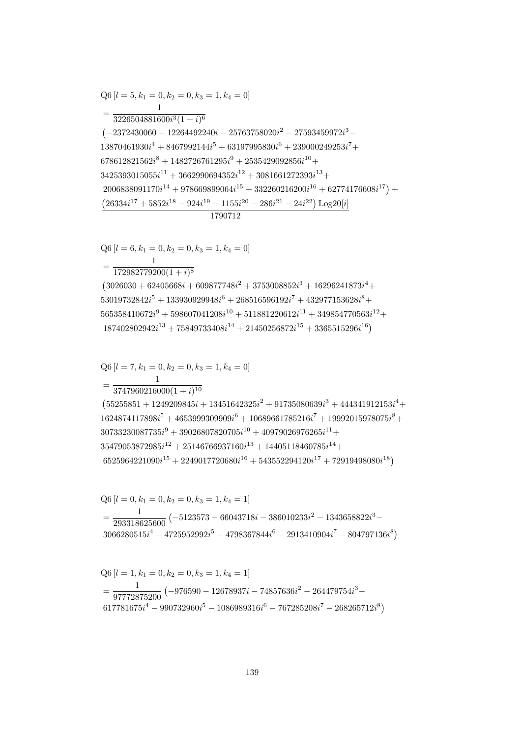$$
\begin{aligned}
&\mathrm{Q6}\left[l=5,k_1=0,k_2=0,k_3=1,k_4=0\right] \\
&=\frac{1}{3226504881600 i^3(1+i)^6} \\
&\big(-2372430060-12264492240i-25763758020i^2-27593459972i^3- \\
&13870461930i^4+8467992144i^5+63197995830i^6+239000249253i^7+ \\
&678612821562i^8+1482726761295i^9+2535429092856i^{10}+ \\
&3425393015055i^{11}+3662990694352i^{12}+3081661272393i^{13}+ \\
&2006838091170i^{14}+978669899064i^{15}+332260216200i^{16}+62774176608i^{17}\big)+ \\
&\frac{\left(26334i^{17}+5852i^{18}-924i^{19}-1155i^{20}-286i^{21}-24i^{22}\right)\mathrm{Log20}[i]}{1790712}
\end{aligned}
$$

$$
\begin{aligned}
&\mathrm{Q6}\left[l=6,k_1=0,k_2=0,k_3=1,k_4=0\right] \\
&=\frac{1}{172982779200(1+i)^8} \\
&\big(3026030+62405668i+609877748i^2+3753008852i^3+16296241873i^4+ \\
&53019732842i^5+133930929948i^6+268516596192i^7+432977153628i^8+ \\
&565358410672i^9+598607041208i^{10}+511881220612i^{11}+349854770563i^{12}+ \\
&187402802942i^{13}+75849733408i^{14}+21450256872i^{15}+3365515296i^{16}\big)
\end{aligned}
$$

$$
\begin{aligned}
&\mathrm{Q6}\left[l=7,k_1=0,k_2=0,k_3=1,k_4=0\right] \\
&=\frac{1}{3747960216000(1+i)^{10}} \\
&\big(55255851+1249209845i+13451642325i^2+91735080639i^3+444341912153i^4+ \\
&1624874117898i^5+4653999309909i^6+10689661785216i^7+19992015978075i^8+ \\
&30733230087735i^9+39026807820705i^{10}+40979026976265i^{11}+ \\
&35479053872985i^{12}+25146766937160i^{13}+14405118460785i^{14}+ \\
&6525964221090i^{15}+2249017720680i^{16}+543552294120i^{17}+72919498080i^{18}\big)
\end{aligned}
$$

$$
\begin{aligned}
&\mathrm{Q6}\left[l=0,k_1=0,k_2=0,k_3=1,k_4=1\right] \\
&=\frac{1}{293318625600}\big(-5123573-66043718i-386010233i^2-1343658822i^3- \\
&3066280515i^4-4725952992i^5-4798367844i^6-2913410904i^7-804797136i^8\big)
\end{aligned}
$$

$$
\begin{aligned}
&\mathrm{Q6}\left[l=1,k_1=0,k_2=0,k_3=1,k_4=1\right] \\
&=\frac{1}{97772875200}\big(-976590-12678937i-74857636i^2-264479754i^3- \\
&617781675i^4-990732960i^5-1086989316i^6-767285208i^7-268265712i^8\big)
\end{aligned}
$$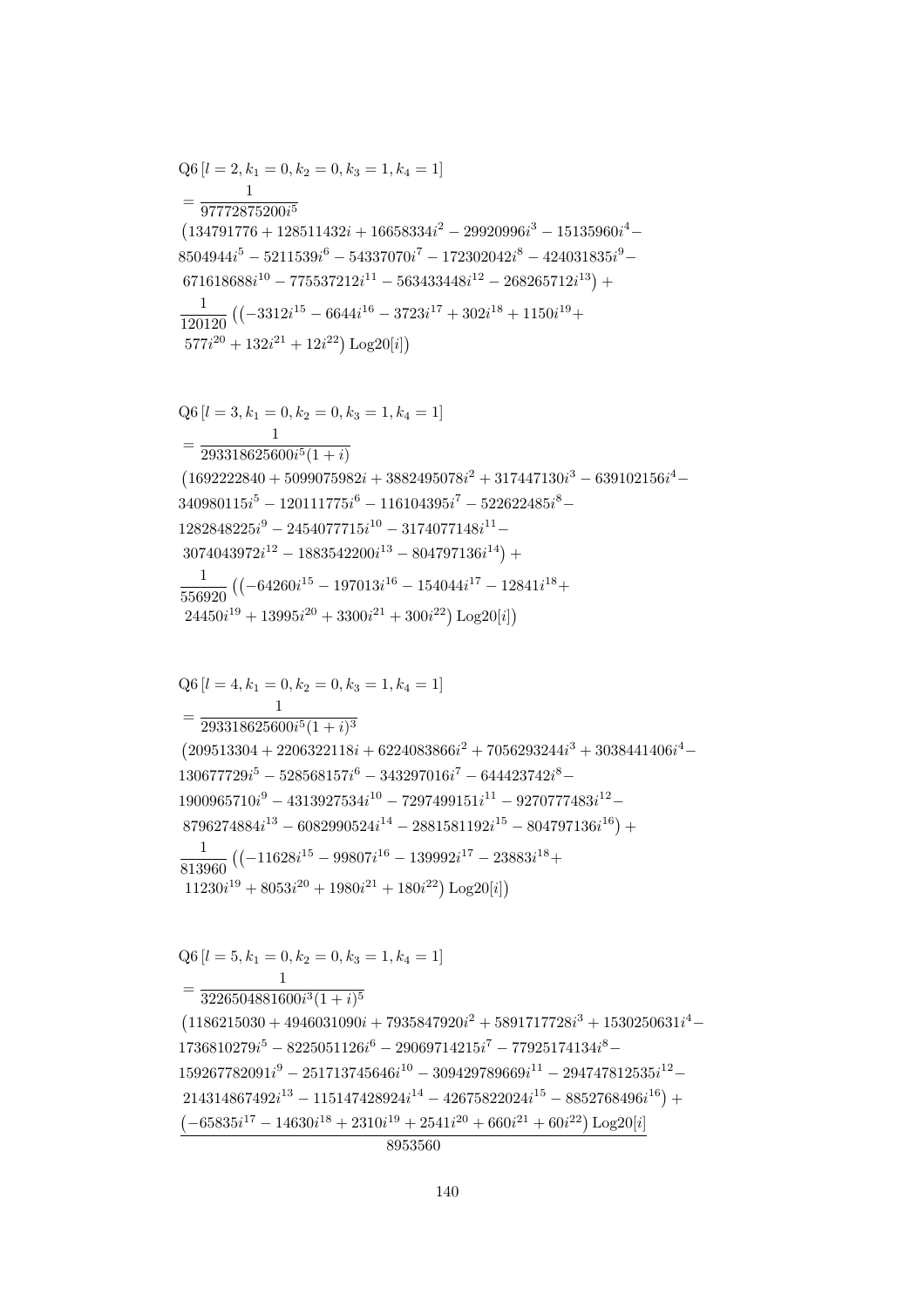$$
\begin{aligned}
&\mathrm{Q6}\left[l=2,k_1=0,k_2=0,k_3=1,k_4=1\right]\\
&=\frac{1}{97772875200i^5}\\
&\left(134791776+128511432i+16658334i^2-29920996i^3-15135960i^4-\right.\\
&8504944i^5-5211539i^6-54337070i^7-172302042i^8-424031835i^9-\\
&\left.671618688i^{10}-775537212i^{11}-563433448i^{12}-268265712i^{13}\right)+\\
&\frac{1}{120120}\left(\left(-3312i^{15}-6644i^{16}-3723i^{17}+302i^{18}+1150i^{19}+\right.\right.\\
&\left.\left.577i^{20}+132i^{21}+12i^{22}\right)\mathrm{Log20}[i]\right)
\end{aligned}
$$

$$
\begin{aligned}
&\mathrm{Q6}\left[l=3,k_1=0,k_2=0,k_3=1,k_4=1\right]\\
&=\frac{1}{293318625600i^5(1+i)}\\
&\left(1692222840+5099075982i+3882495078i^2+317447130i^3-639102156i^4-\right.\\
&340980115i^5-120111775i^6-116104395i^7-522622485i^8-\\
&1282848225i^9-2454077715i^{10}-3174077148i^{11}-\\
&\left.3074043972i^{12}-1883542200i^{13}-804797136i^{14}\right)+\\
&\frac{1}{556920}\left(\left(-64260i^{15}-197013i^{16}-154044i^{17}-12841i^{18}+\right.\right.\\
&\left.\left.24450i^{19}+13995i^{20}+3300i^{21}+300i^{22}\right)\mathrm{Log20}[i]\right)
\end{aligned}
$$

$$
\begin{aligned}
&\mathrm{Q6}\left[l=4,k_1=0,k_2=0,k_3=1,k_4=1\right]\\
&=\frac{1}{293318625600i^5(1+i)^3}\\
&\left(209513304+2206322118i+6224083866i^2+7056293244i^3+3038441406i^4-\right.\\
&130677729i^5-528568157i^6-343297016i^7-644423742i^8-\\
&1900965710i^9-4313927534i^{10}-7297499151i^{11}-9270777483i^{12}-\\
&\left.8796274884i^{13}-6082990524i^{14}-2881581192i^{15}-804797136i^{16}\right)+\\
&\frac{1}{813960}\left(\left(-11628i^{15}-99807i^{16}-139992i^{17}-23883i^{18}+\right.\right.\\
&\left.\left.11230i^{19}+8053i^{20}+1980i^{21}+180i^{22}\right)\mathrm{Log20}[i]\right)
\end{aligned}
$$

$$
\begin{aligned}
&\mathrm{Q6}\left[l=5,k_1=0,k_2=0,k_3=1,k_4=1\right]\\
&=\frac{1}{3226504881600i^3(1+i)^5}\\
&\left(1186215030+4946031090i+7935847920i^2+5891717728i^3+1530250631i^4-\right.\\
&1736810279i^5-8225051126i^6-29069714215i^7-77925174134i^8-\\
&159267782091i^9-251713745646i^{10}-309429789669i^{11}-294747812535i^{12}-\\
&\left.214314867492i^{13}-115147428924i^{14}-42675822024i^{15}-8852768496i^{16}\right)+\\
&\frac{\left(-65835i^{17}-14630i^{18}+2310i^{19}+2541i^{20}+660i^{21}+60i^{22}\right)\mathrm{Log20}[i]}{8953560}
\end{aligned}
$$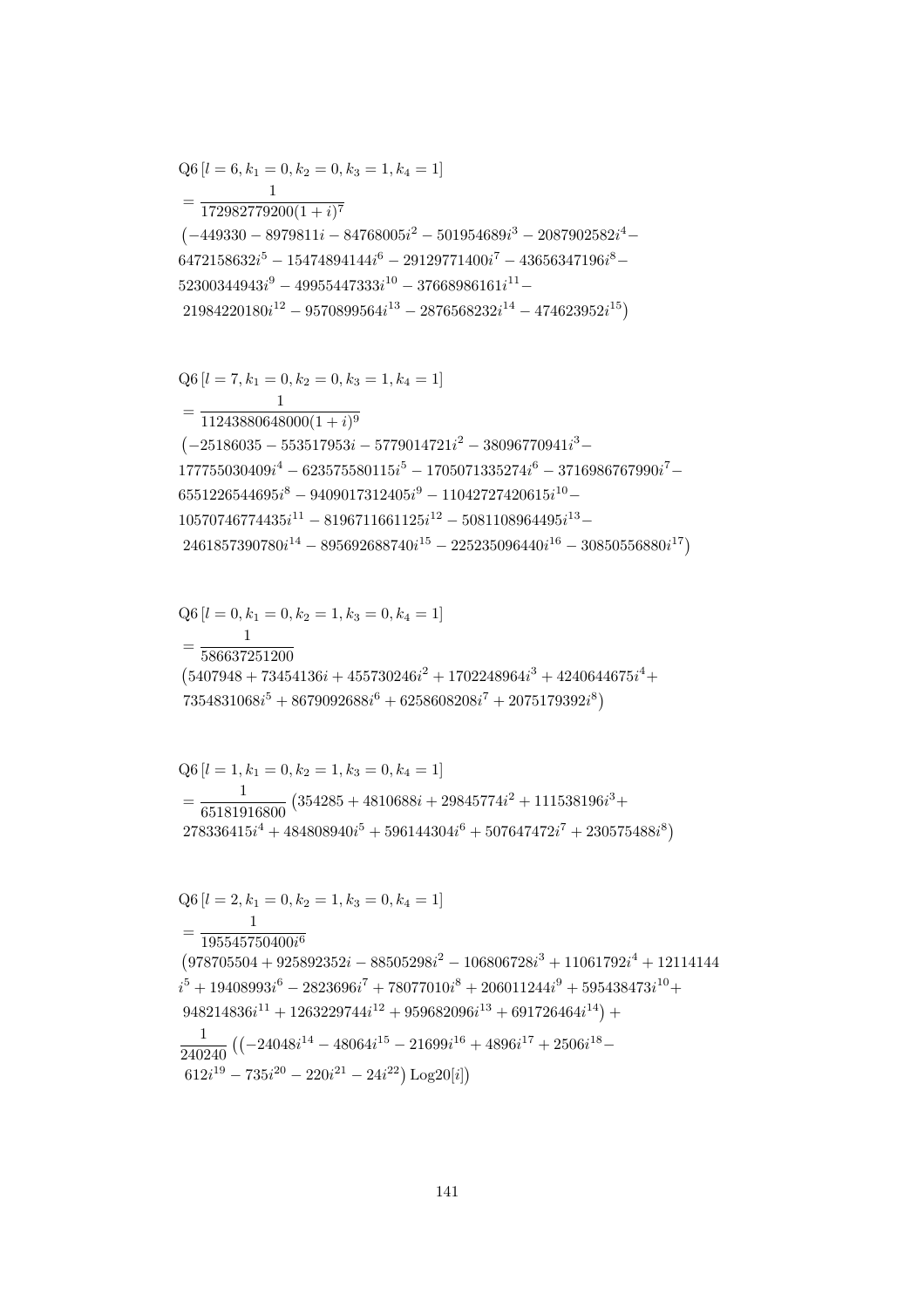$$\text{Q6}\,[l=6,k_1=0,k_2=0,k_3=1,k_4=1]$$
$$= \frac{1}{172982779200(1+i)^7}$$
$$\left(-449330 - 8979811i - 84768005i^2 - 501954689i^3 - 2087902582i^4 - 6472158632i^5 - 15474894144i^6 - 29129771400i^7 - 43656347196i^8 - 52300344943i^9 - 49955447333i^{10} - 37668986161i^{11} - 21984220180i^{12} - 9570899564i^{13} - 2876568232i^{14} - 474623952i^{15}\right)$$

$$\text{Q6}\,[l=7,k_1=0,k_2=0,k_3=1,k_4=1]$$
$$= \frac{1}{11243880648000(1+i)^9}$$
$$\left(-25186035 - 553517953i - 5779014721i^2 - 38096770941i^3 - 177755030409i^4 - 623575580115i^5 - 1705071335274i^6 - 3716986767990i^7 - 6551226544695i^8 - 9409017312405i^9 - 11042727420615i^{10} - 10570746774435i^{11} - 8196711661125i^{12} - 5081108964495i^{13} - 2461857390780i^{14} - 895692688740i^{15} - 225235096440i^{16} - 30850556880i^{17}\right)$$

$$\text{Q6}\,[l=0,k_1=0,k_2=1,k_3=0,k_4=1]$$
$$= \frac{1}{586637251200}$$
$$\left(5407948 + 73454136i + 455730246i^2 + 1702248964i^3 + 4240644675i^4 + 7354831068i^5 + 8679092688i^6 + 6258608208i^7 + 2075179392i^8\right)$$

$$\text{Q6}\,[l=1,k_1=0,k_2=1,k_3=0,k_4=1]$$
$$= \frac{1}{65181916800}\left(354285 + 4810688i + 29845774i^2 + 111538196i^3 + 278336415i^4 + 484808940i^5 + 596144304i^6 + 507647472i^7 + 230575488i^8\right)$$

$$\text{Q6}\,[l=2,k_1=0,k_2=1,k_3=0,k_4=1]$$
$$= \frac{1}{195545750400i^6}$$
$$\left(978705504 + 925892352i - 88505298i^2 - 106806728i^3 + 11061792i^4 + 12114144i^5 + 19408993i^6 - 2823696i^7 + 78077010i^8 + 206011244i^9 + 595438473i^{10} + 948214836i^{11} + 1263229744i^{12} + 959682096i^{13} + 691726464i^{14}\right) +$$
$$\frac{1}{240240}\left(\left(-24048i^{14} - 48064i^{15} - 21699i^{16} + 4896i^{17} + 2506i^{18} - 612i^{19} - 735i^{20} - 220i^{21} - 24i^{22}\right)\text{Log20}[i]\right)$$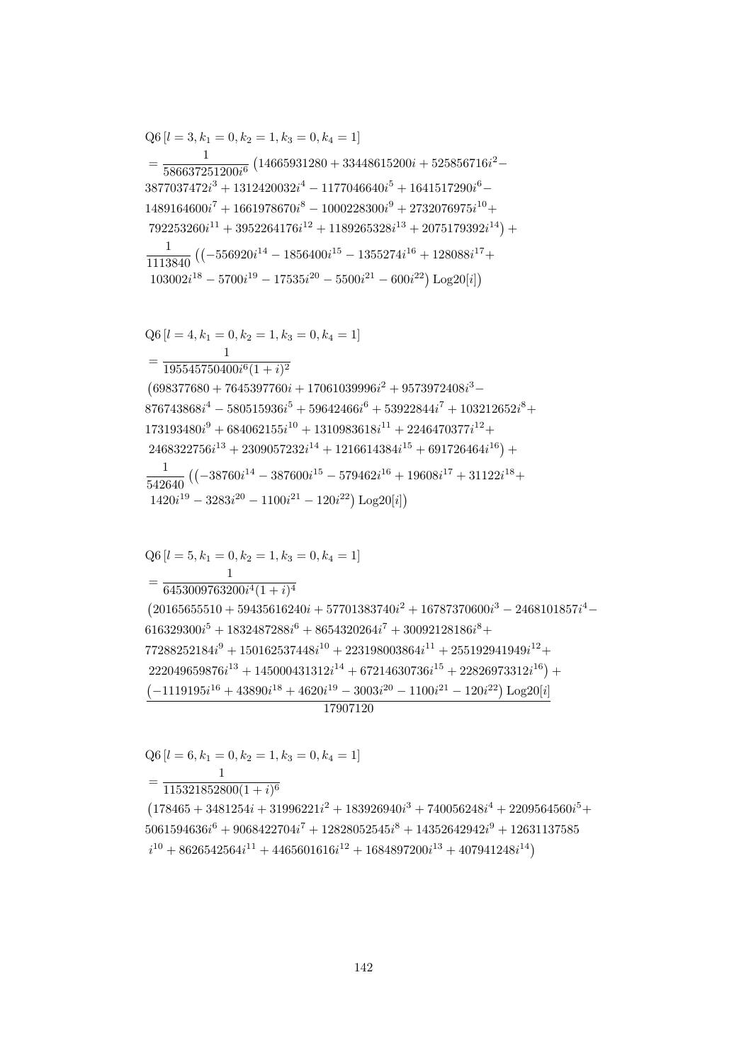$$
\begin{aligned}
&\text{Q6}\left[l=3,k_1=0,k_2=1,k_3=0,k_4=1\right] \\
&=\frac{1}{586637251200i^6}\left(14665931280+33448615200i+525856716i^2-\right. \\
&3877037472i^3+1312420032i^4-1177046640i^5+1641517290i^6- \\
&1489164600i^7+1661978670i^8-1000228300i^9+2732076975i^{10}+ \\
&\left.792253260i^{11}+3952264176i^{12}+1189265328i^{13}+2075179392i^{14}\right)+ \\
&\frac{1}{1113840}\left(\left(-556920i^{14}-1856400i^{15}-1355274i^{16}+128088i^{17}+\right.\right. \\
&\left.\left.103002i^{18}-5700i^{19}-17535i^{20}-5500i^{21}-600i^{22}\right)\text{Log20}[i]\right)
\end{aligned}
$$

$$
\begin{aligned}
&\text{Q6}\left[l=4,k_1=0,k_2=1,k_3=0,k_4=1\right] \\
&=\frac{1}{195545750400i^6(1+i)^2} \\
&\left(698377680+7645397760i+17061039996i^2+9573972408i^3-\right. \\
&876743868i^4-580515936i^5+59642466i^6+53922844i^7+103212652i^8+ \\
&173193480i^9+684062155i^{10}+1310983618i^{11}+2246470377i^{12}+ \\
&\left.2468322756i^{13}+2309057232i^{14}+1216614384i^{15}+691726464i^{16}\right)+ \\
&\frac{1}{542640}\left(\left(-38760i^{14}-387600i^{15}-579462i^{16}+19608i^{17}+31122i^{18}+\right.\right. \\
&\left.\left.1420i^{19}-3283i^{20}-1100i^{21}-120i^{22}\right)\text{Log20}[i]\right)
\end{aligned}
$$

$$
\begin{aligned}
&\text{Q6}\left[l=5,k_1=0,k_2=1,k_3=0,k_4=1\right] \\
&=\frac{1}{6453009763200i^4(1+i)^4} \\
&\left(20165655510+59435616240i+57701383740i^2+16787370600i^3-2468101857i^4-\right. \\
&616329300i^5+1832487288i^6+8654320264i^7+30092128186i^8+ \\
&77288252184i^9+150162537448i^{10}+223198003864i^{11}+255192941949i^{12}+ \\
&\left.222049659876i^{13}+145000431312i^{14}+67214630736i^{15}+22826973312i^{16}\right)+ \\
&\frac{\left(-1119195i^{16}+43890i^{18}+4620i^{19}-3003i^{20}-1100i^{21}-120i^{22}\right)\text{Log20}[i]}{17907120}
\end{aligned}
$$

$$
\begin{aligned}
&\text{Q6}\left[l=6,k_1=0,k_2=1,k_3=0,k_4=1\right] \\
&=\frac{1}{115321852800(1+i)^6} \\
&\left(178465+3481254i+31996221i^2+183926940i^3+740056248i^4+2209564560i^5+\right. \\
&5061594636i^6+9068422704i^7+12828052545i^8+14352642942i^9+12631137585 \\
&\left.i^{10}+8626542564i^{11}+4465601616i^{12}+1684897200i^{13}+407941248i^{14}\right)
\end{aligned}
$$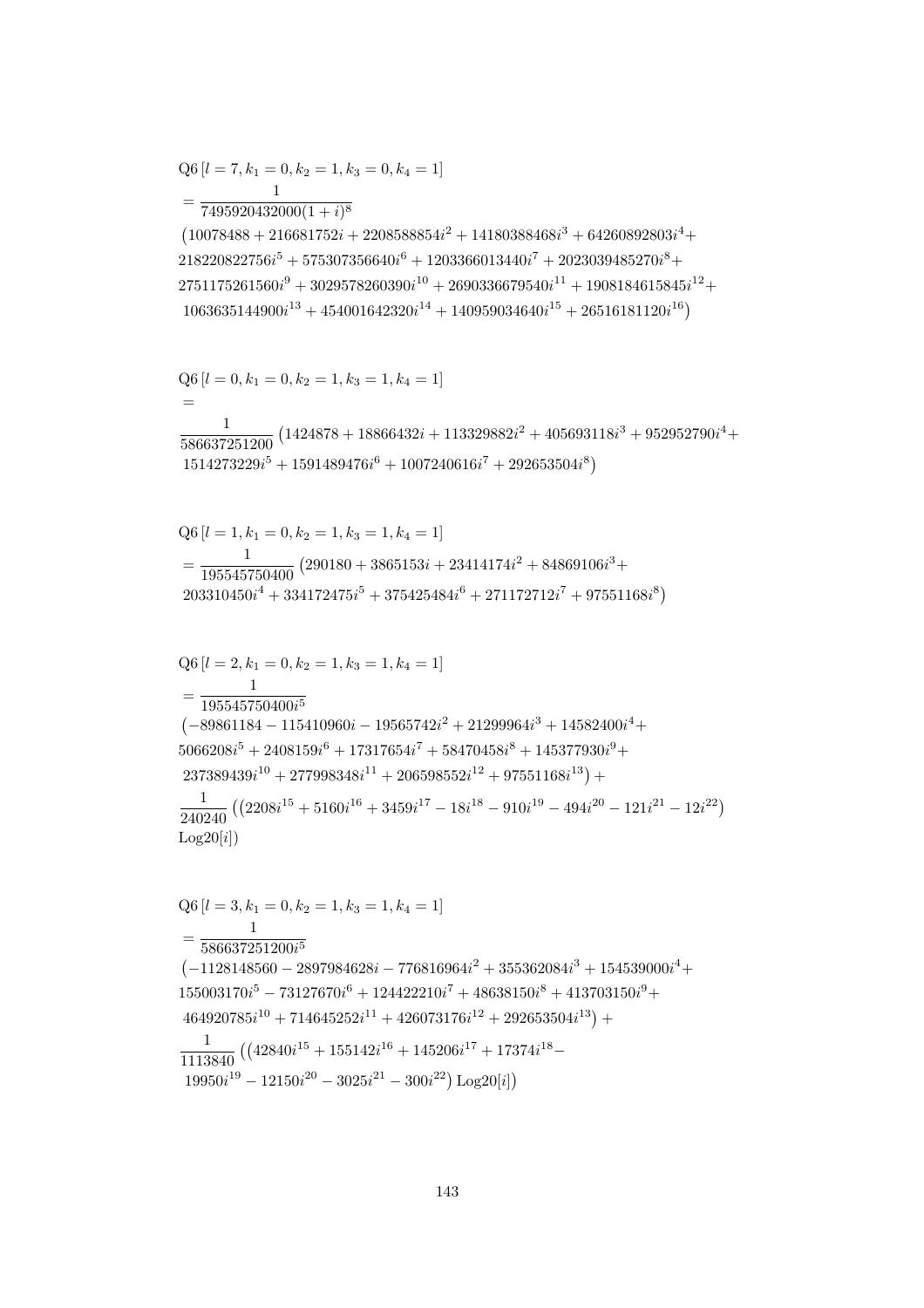$$\text{Q6}\left[l=7,k_1=0,k_2=1,k_3=0,k_4=1\right]$$
$$=\frac{1}{7495920432000(1+i)^8}$$
$$\left(10078488+216681752i+2208588854i^2+14180388468i^3+64260892803i^4+\right.$$
$$218220822756i^5+575307356640i^6+1203366013440i^7+2023039485270i^8+$$
$$2751175261560i^9+3029578260390i^{10}+2690336679540i^{11}+1908184615845i^{12}+$$
$$\left.1063635144900i^{13}+454001642320i^{14}+140959034640i^{15}+26516181120i^{16}\right)$$

$$\text{Q6}\left[l=0,k_1=0,k_2=1,k_3=1,k_4=1\right]$$
$$=$$
$$\frac{1}{586637251200}\left(1424878+18866432i+113329882i^2+405693118i^3+952952790i^4+\right.$$
$$\left.1514273229i^5+1591489476i^6+1007240616i^7+292653504i^8\right)$$

$$\text{Q6}\left[l=1,k_1=0,k_2=1,k_3=1,k_4=1\right]$$
$$=\frac{1}{195545750400}\left(290180+3865153i+23414174i^2+84869106i^3+\right.$$
$$\left.203310450i^4+334172475i^5+375425484i^6+271172712i^7+97551168i^8\right)$$

$$\text{Q6}\left[l=2,k_1=0,k_2=1,k_3=1,k_4=1\right]$$
$$=\frac{1}{195545750400i^5}$$
$$\left(-89861184-115410960i-19565742i^2+21299964i^3+14582400i^4+\right.$$
$$5066208i^5+2408159i^6+17317654i^7+58470458i^8+145377930i^9+$$
$$\left.237389439i^{10}+277998348i^{11}+206598552i^{12}+97551168i^{13}\right)+$$
$$\frac{1}{240240}\left(\left(2208i^{15}+5160i^{16}+3459i^{17}-18i^{18}-910i^{19}-494i^{20}-121i^{21}-12i^{22}\right)\right.$$
$$\left.\text{Log20}[i]\right)$$

$$\text{Q6}\left[l=3,k_1=0,k_2=1,k_3=1,k_4=1\right]$$
$$=\frac{1}{586637251200i^5}$$
$$\left(-1128148560-2897984628i-776816964i^2+355362084i^3+154539000i^4+\right.$$
$$155003170i^5-73127670i^6+124422210i^7+48638150i^8+413703150i^9+$$
$$\left.464920785i^{10}+714645252i^{11}+426073176i^{12}+292653504i^{13}\right)+$$
$$\frac{1}{1113840}\left(\left(42840i^{15}+155142i^{16}+145206i^{17}+17374i^{18}-\right.\right.$$
$$\left.\left.19950i^{19}-12150i^{20}-3025i^{21}-300i^{22}\right)\text{Log20}[i]\right)$$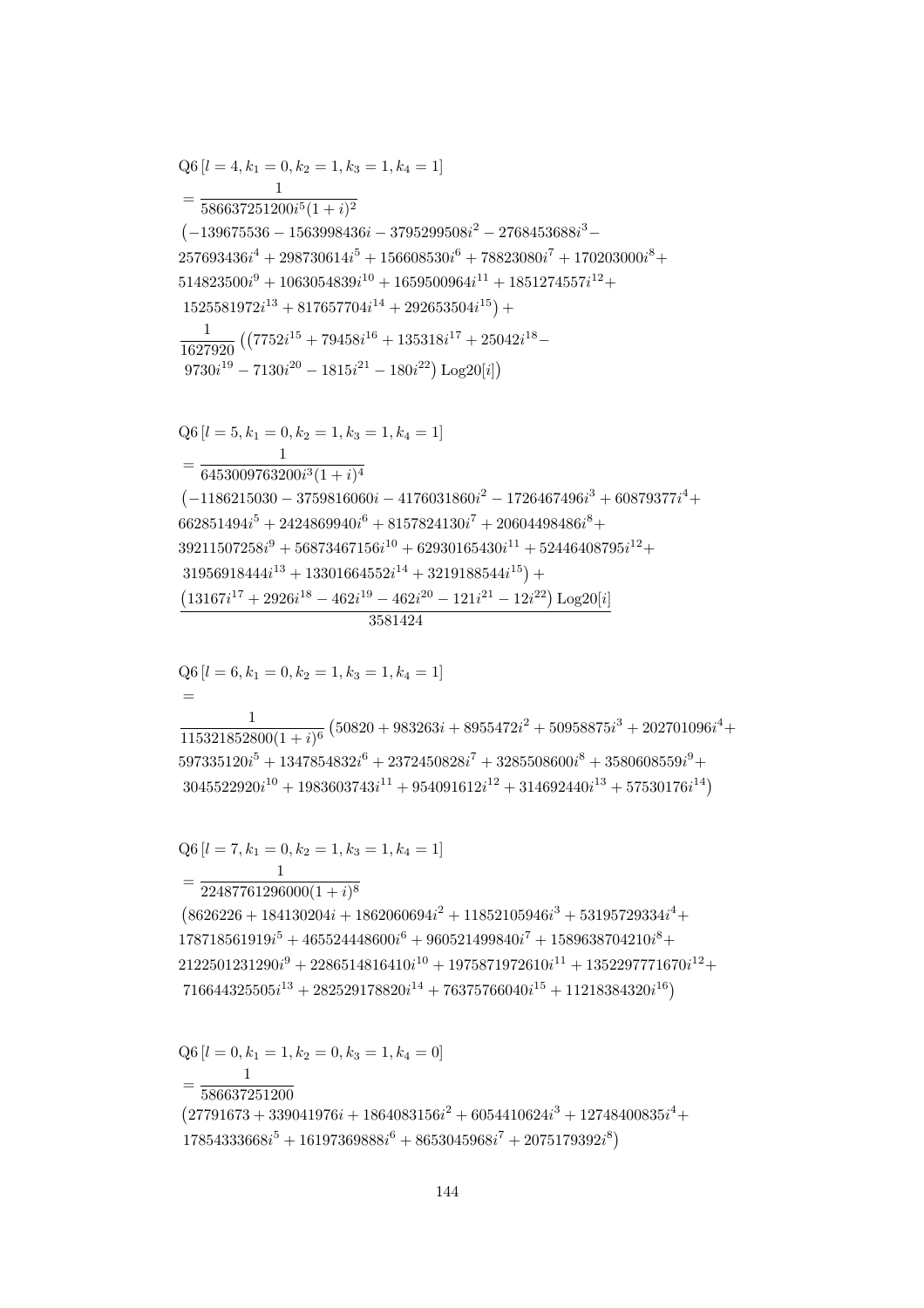$$
\begin{aligned}
&\mathrm{Q6}\left[l=4,k_1=0,k_2=1,k_3=1,k_4=1\right]\\
&=\frac{1}{586637251200 i^5(1+i)^2}\\
&\left(-139675536-1563998436 i-3795299508 i^2-2768453688 i^3-\right.\\
&257693436 i^4+298730614 i^5+156608530 i^6+78823080 i^7+170203000 i^8+\\
&514823500 i^9+1063054839 i^{10}+1659500964 i^{11}+1851274557 i^{12}+\\
&\left.1525581972 i^{13}+817657704 i^{14}+292653504 i^{15}\right)+\\
&\frac{1}{1627920}\left(\left(7752 i^{15}+79458 i^{16}+135318 i^{17}+25042 i^{18}-\right.\right.\\
&\left.\left.9730 i^{19}-7130 i^{20}-1815 i^{21}-180 i^{22}\right)\mathrm{Log20}[i]\right)
\end{aligned}
$$

$$
\begin{aligned}
&\mathrm{Q6}\left[l=5,k_1=0,k_2=1,k_3=1,k_4=1\right]\\
&=\frac{1}{6453009763200 i^3(1+i)^4}\\
&\left(-1186215030-3759816060 i-4176031860 i^2-1726467496 i^3+60879377 i^4+\right.\\
&662851494 i^5+2424869940 i^6+8157824130 i^7+20604498486 i^8+\\
&39211507258 i^9+56873467156 i^{10}+62930165430 i^{11}+52446408795 i^{12}+\\
&\left.31956918444 i^{13}+13301664552 i^{14}+3219188544 i^{15}\right)+\\
&\frac{\left(13167 i^{17}+2926 i^{18}-462 i^{19}-462 i^{20}-121 i^{21}-12 i^{22}\right)\mathrm{Log20}[i]}{3581424}
\end{aligned}
$$

$$
\begin{aligned}
&\mathrm{Q6}\left[l=6,k_1=0,k_2=1,k_3=1,k_4=1\right]\\
&=\\
&\frac{1}{115321852800(1+i)^6}\left(50820+983263 i+8955472 i^2+50958875 i^3+202701096 i^4+\right.\\
&597335120 i^5+1347854832 i^6+2372450828 i^7+3285508600 i^8+3580608559 i^9+\\
&\left.3045522920 i^{10}+1983603743 i^{11}+954091612 i^{12}+314692440 i^{13}+57530176 i^{14}\right)
\end{aligned}
$$

$$
\begin{aligned}
&\mathrm{Q6}\left[l=7,k_1=0,k_2=1,k_3=1,k_4=1\right]\\
&=\frac{1}{22487761296000(1+i)^8}\\
&\left(8626226+184130204 i+1862060694 i^2+11852105946 i^3+53195729334 i^4+\right.\\
&178718561919 i^5+465524448600 i^6+960521499840 i^7+1589638704210 i^8+\\
&2122501231290 i^9+2286514816410 i^{10}+1975871972610 i^{11}+1352297771670 i^{12}+\\
&\left.716644325505 i^{13}+282529178820 i^{14}+76375766040 i^{15}+11218384320 i^{16}\right)
\end{aligned}
$$

$$
\begin{aligned}
&\mathrm{Q6}\left[l=0,k_1=1,k_2=0,k_3=1,k_4=0\right]\\
&=\frac{1}{586637251200}\\
&\left(27791673+339041976 i+1864083156 i^2+6054410624 i^3+12748400835 i^4+\right.\\
&\left.17854333668 i^5+16197369888 i^6+8653045968 i^7+2075179392 i^8\right)
\end{aligned}
$$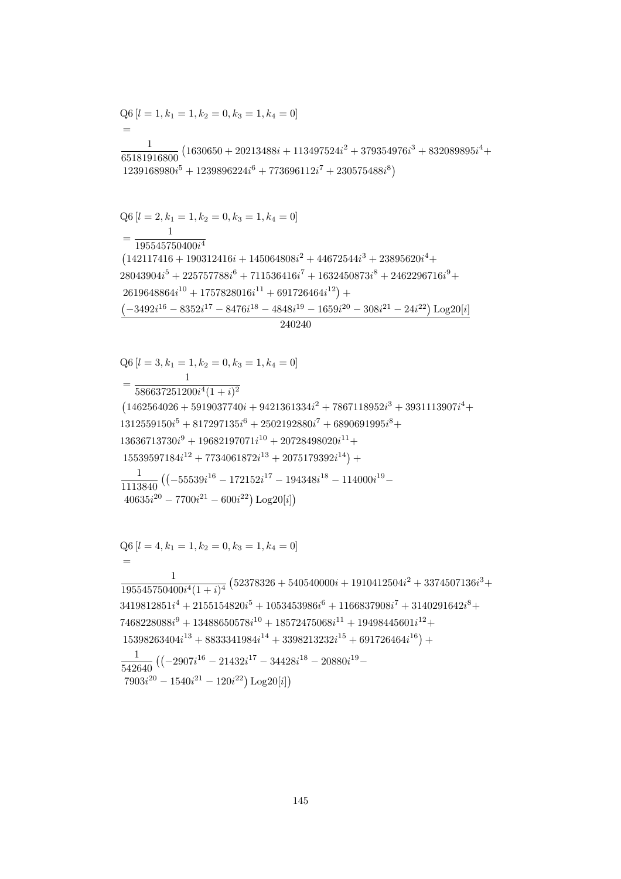$$\mathrm{Q6}\,[l=1,k_1=1,k_2=0,k_3=1,k_4=0]$$
$$=$$
$$\frac{1}{65181916800}\left(1630650+20213488i+113497524i^2+379354976i^3+832089895i^4+\right.$$
$$\left.1239168980i^5+1239896224i^6+773696112i^7+230575488i^8\right)$$

$$\mathrm{Q6}\,[l=2,k_1=1,k_2=0,k_3=1,k_4=0]$$
$$=\frac{1}{195545750400i^4}$$
$$\left(142117416+190312416i+145064808i^2+44672544i^3+23895620i^4+\right.$$
$$28043904i^5+225757788i^6+711536416i^7+1632450873i^8+2462296716i^9+$$
$$\left.2619648864i^{10}+1757828016i^{11}+691726464i^{12}\right)+$$
$$\frac{\left(-3492i^{16}-8352i^{17}-8476i^{18}-4848i^{19}-1659i^{20}-308i^{21}-24i^{22}\right)\mathrm{Log20}[i]}{240240}$$

$$\mathrm{Q6}\,[l=3,k_1=1,k_2=0,k_3=1,k_4=0]$$
$$=\frac{1}{586637251200i^4(1+i)^2}$$
$$\left(1462564026+5919037740i+9421361334i^2+7867118952i^3+3931113907i^4+\right.$$
$$1312559150i^5+817297135i^6+2502192880i^7+6890691995i^8+$$
$$13636713730i^9+19682197071i^{10}+20728498020i^{11}+$$
$$\left.15539597184i^{12}+7734061872i^{13}+2075179392i^{14}\right)+$$
$$\frac{1}{1113840}\left(\left(-55539i^{16}-172152i^{17}-194348i^{18}-114000i^{19}-\right.\right.$$
$$\left.\left.40635i^{20}-7700i^{21}-600i^{22}\right)\mathrm{Log20}[i]\right)$$

$$\mathrm{Q6}\,[l=4,k_1=1,k_2=0,k_3=1,k_4=0]$$
$$=$$
$$\frac{1}{195545750400i^4(1+i)^4}\left(52378326+540540000i+1910412504i^2+3374507136i^3+\right.$$
$$3419812851i^4+2155154820i^5+1053453986i^6+1166837908i^7+3140291642i^8+$$
$$7468228088i^9+13488650578i^{10}+18572475068i^{11}+19498445601i^{12}+$$
$$\left.15398263404i^{13}+8833341984i^{14}+3398213232i^{15}+691726464i^{16}\right)+$$
$$\frac{1}{542640}\left(\left(-2907i^{16}-21432i^{17}-34428i^{18}-20880i^{19}-\right.\right.$$
$$\left.\left.7903i^{20}-1540i^{21}-120i^{22}\right)\mathrm{Log20}[i]\right)$$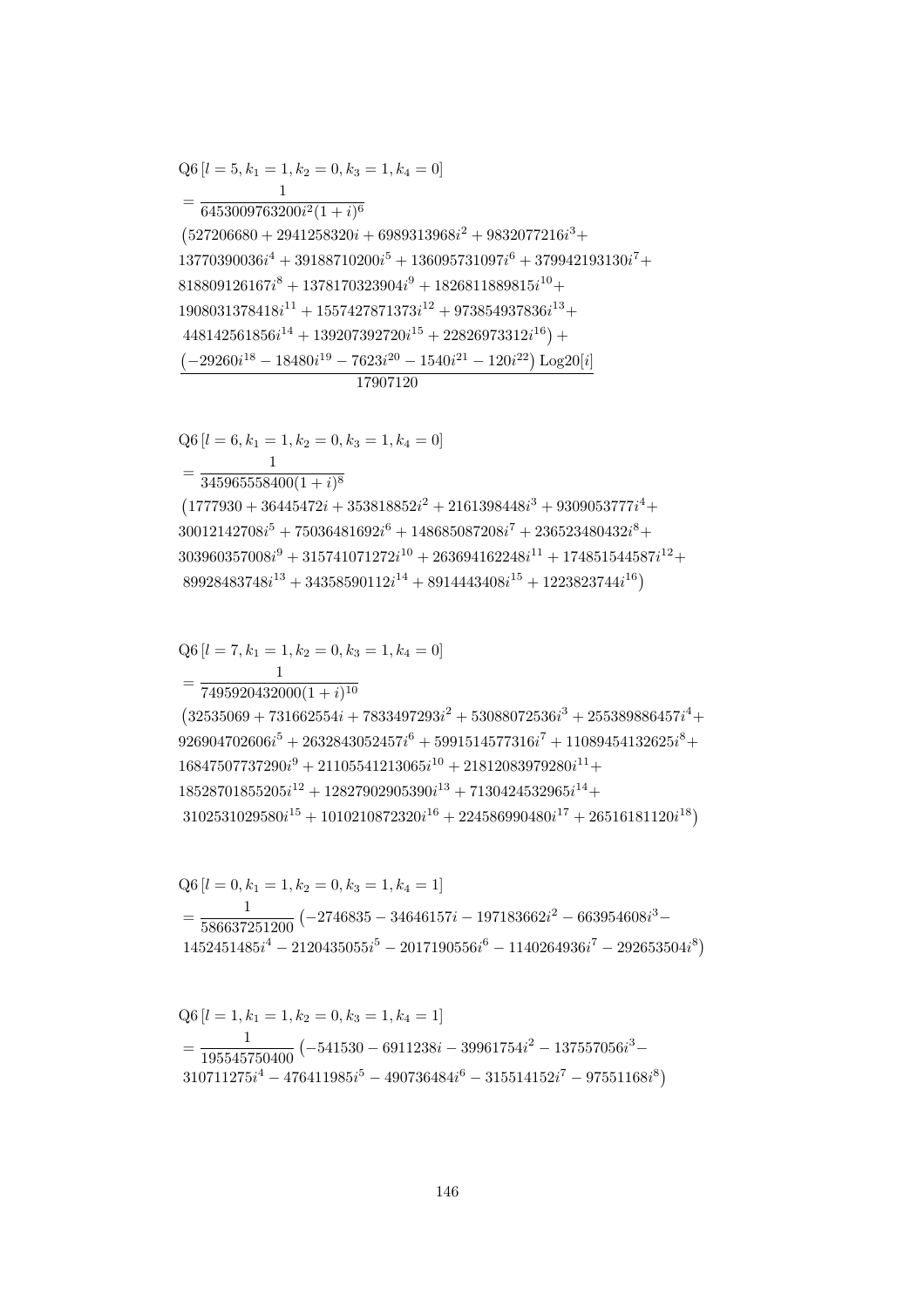$$
\begin{aligned}
&\text{Q6}\,[l=5,k_1=1,k_2=0,k_3=1,k_4=0] \\
&= \frac{1}{6453009763200 i^2 (1+i)^6} \\
&\big(527206680 + 2941258320 i + 6989313968 i^2 + 9832077216 i^3 + \\
&13770390036 i^4 + 39188710200 i^5 + 136095731097 i^6 + 379942193130 i^7 + \\
&818809126167 i^8 + 1378170323904 i^9 + 1826811889815 i^{10} + \\
&1908031378418 i^{11} + 1557427871373 i^{12} + 973854937836 i^{13} + \\
&448142561856 i^{14} + 139207392720 i^{15} + 22826973312 i^{16}\big) + \\
&\frac{\left(-29260 i^{18} - 18480 i^{19} - 7623 i^{20} - 1540 i^{21} - 120 i^{22}\right) \text{Log20}[i]}{17907120}
\end{aligned}
$$

$$
\begin{aligned}
&\text{Q6}\,[l=6,k_1=1,k_2=0,k_3=1,k_4=0] \\
&= \frac{1}{345965558400 (1+i)^8} \\
&\big(1777930 + 36445472 i + 353818852 i^2 + 2161398448 i^3 + 9309053777 i^4 + \\
&30012142708 i^5 + 75036481692 i^6 + 148685087208 i^7 + 236523480432 i^8 + \\
&303960357008 i^9 + 315741071272 i^{10} + 263694162248 i^{11} + 174851544587 i^{12} + \\
&89928483748 i^{13} + 34358590112 i^{14} + 8914443408 i^{15} + 1223823744 i^{16}\big)
\end{aligned}
$$

$$
\begin{aligned}
&\text{Q6}\,[l=7,k_1=1,k_2=0,k_3=1,k_4=0] \\
&= \frac{1}{7495920432000 (1+i)^{10}} \\
&\big(32535069 + 731662554 i + 7833497293 i^2 + 53088072536 i^3 + 255389886457 i^4 + \\
&926904702606 i^5 + 2632843052457 i^6 + 5991514577316 i^7 + 11089454132625 i^8 + \\
&16847507737290 i^9 + 21105541213065 i^{10} + 21812083979280 i^{11} + \\
&18528701855205 i^{12} + 12827902905390 i^{13} + 7130424532965 i^{14} + \\
&3102531029580 i^{15} + 1010210872320 i^{16} + 224586990480 i^{17} + 26516181120 i^{18}\big)
\end{aligned}
$$

$$
\begin{aligned}
&\text{Q6}\,[l=0,k_1=1,k_2=0,k_3=1,k_4=1] \\
&= \frac{1}{586637251200} \big(-2746835 - 34646157 i - 197183662 i^2 - 663954608 i^3 - \\
&1452451485 i^4 - 2120435055 i^5 - 2017190556 i^6 - 1140264936 i^7 - 292653504 i^8\big)
\end{aligned}
$$

$$
\begin{aligned}
&\text{Q6}\,[l=1,k_1=1,k_2=0,k_3=1,k_4=1] \\
&= \frac{1}{195545750400} \big(-541530 - 6911238 i - 39961754 i^2 - 137557056 i^3 - \\
&310711275 i^4 - 476411985 i^5 - 490736484 i^6 - 315514152 i^7 - 97551168 i^8\big)
\end{aligned}
$$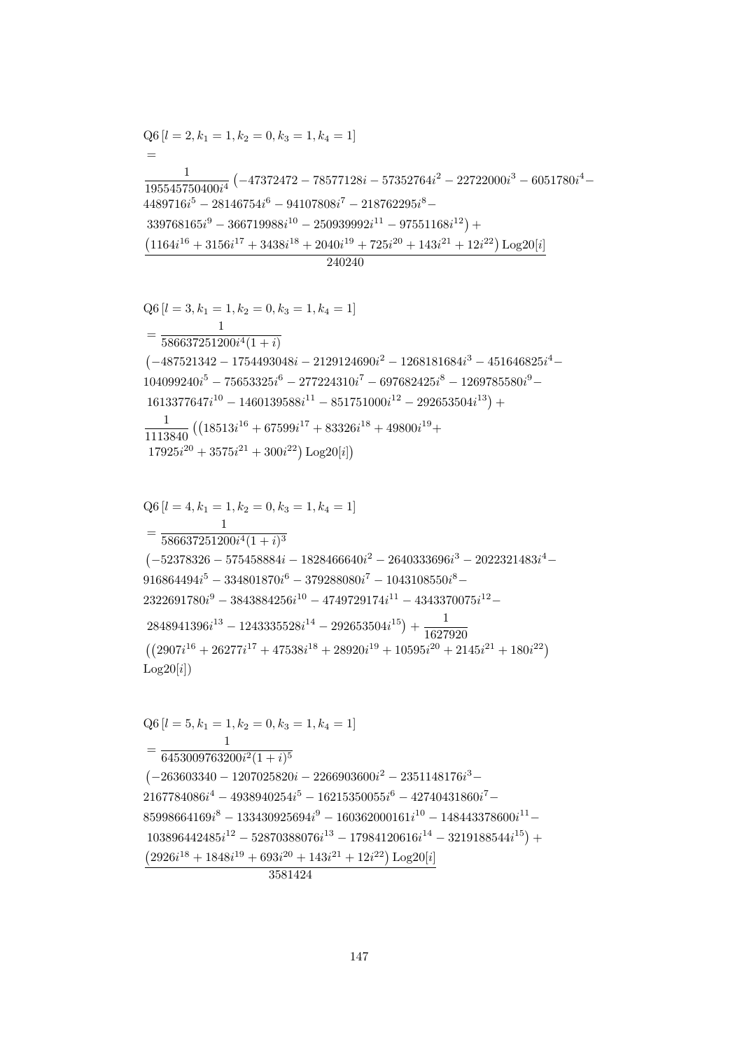$$
\begin{aligned}
&\mathrm{Q6}\left[l=2,k_1=1,k_2=0,k_3=1,k_4=1\right]\\
&=\\
&\frac{1}{195545750400 i^4}\left(-47372472-78577128 i-57352764 i^2-22722000 i^3-6051780 i^4-\right.\\
&4489716 i^5-28146754 i^6-94107808 i^7-218762295 i^8-\\
&\left.339768165 i^9-366719988 i^{10}-250939992 i^{11}-97551168 i^{12}\right)+\\
&\frac{\left(1164 i^{16}+3156 i^{17}+3438 i^{18}+2040 i^{19}+725 i^{20}+143 i^{21}+12 i^{22}\right)\mathrm{Log20}[i]}{240240}
\end{aligned}
$$

$$
\begin{aligned}
&\mathrm{Q6}\left[l=3,k_1=1,k_2=0,k_3=1,k_4=1\right]\\
&=\frac{1}{586637251200 i^4(1+i)}\\
&\left(-487521342-1754493048 i-2129124690 i^2-1268181684 i^3-451646825 i^4-\right.\\
&104099240 i^5-75653325 i^6-277224310 i^7-697682425 i^8-1269785580 i^9-\\
&\left.1613377647 i^{10}-1460139588 i^{11}-851751000 i^{12}-292653504 i^{13}\right)+\\
&\frac{1}{1113840}\left(\left(18513 i^{16}+67599 i^{17}+83326 i^{18}+49800 i^{19}+\right.\right.\\
&\left.\left.17925 i^{20}+3575 i^{21}+300 i^{22}\right)\mathrm{Log20}[i]\right)
\end{aligned}
$$

$$
\begin{aligned}
&\mathrm{Q6}\left[l=4,k_1=1,k_2=0,k_3=1,k_4=1\right]\\
&=\frac{1}{586637251200 i^4(1+i)^3}\\
&\left(-52378326-575458884 i-1828466640 i^2-2640333696 i^3-2022321483 i^4-\right.\\
&916864494 i^5-334801870 i^6-379288080 i^7-1043108550 i^8-\\
&2322691780 i^9-3843884256 i^{10}-4749729174 i^{11}-4343370075 i^{12}-\\
&\left.2848941396 i^{13}-1243335528 i^{14}-292653504 i^{15}\right)+\frac{1}{1627920}\\
&\left(\left(2907 i^{16}+26277 i^{17}+47538 i^{18}+28920 i^{19}+10595 i^{20}+2145 i^{21}+180 i^{22}\right)\right.\\
&\left.\mathrm{Log20}[i]\right)
\end{aligned}
$$

$$
\begin{aligned}
&\mathrm{Q6}\left[l=5,k_1=1,k_2=0,k_3=1,k_4=1\right]\\
&=\frac{1}{6453009763200 i^2(1+i)^5}\\
&\left(-263603340-1207025820 i-2266903600 i^2-2351148176 i^3-\right.\\
&2167784086 i^4-4938940254 i^5-16215350055 i^6-42740431860 i^7-\\
&85998664169 i^8-133430925694 i^9-160362000161 i^{10}-148443378600 i^{11}-\\
&\left.103896442485 i^{12}-52870388076 i^{13}-17984120616 i^{14}-3219188544 i^{15}\right)+\\
&\frac{\left(2926 i^{18}+1848 i^{19}+693 i^{20}+143 i^{21}+12 i^{22}\right)\mathrm{Log20}[i]}{3581424}
\end{aligned}
$$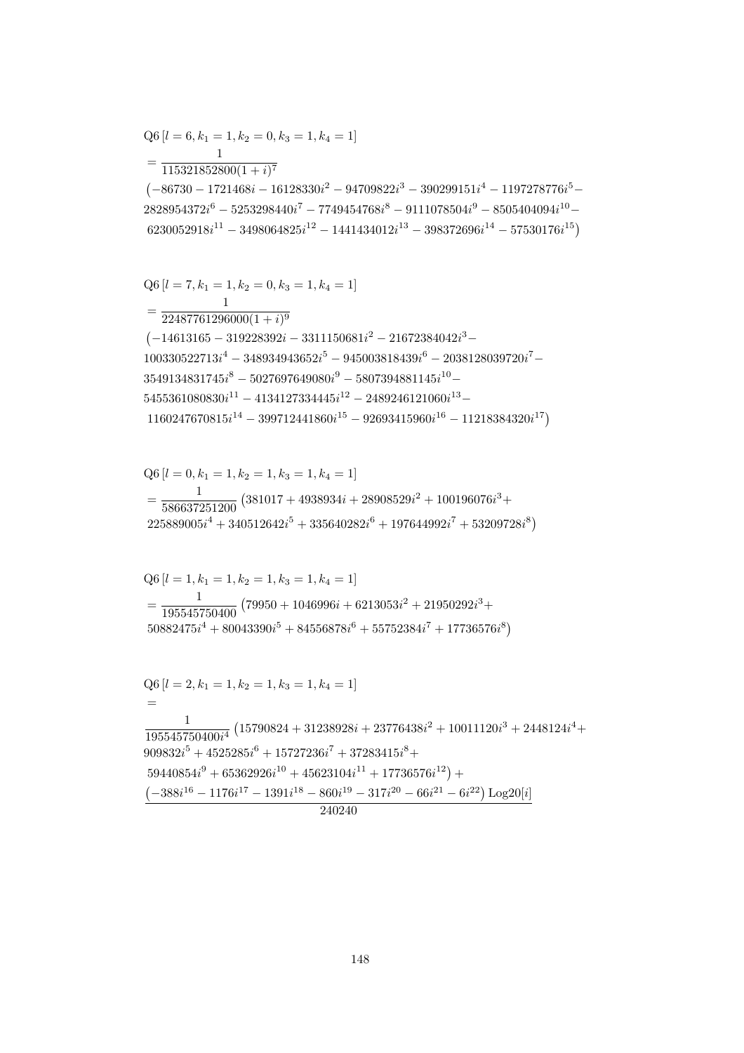$$
\text{Q6}\,[l=6,k_1=1,k_2=0,k_3=1,k_4=1]
$$
$$
=\frac{1}{115321852800(1+i)^7}
$$
$$
\big(-86730-1721468i-16128330i^2-94709822i^3-390299151i^4-1197278776i^5-
2828954372i^6-5253298440i^7-7749454768i^8-9111078504i^9-8505404094i^{10}-
6230052918i^{11}-3498064825i^{12}-1441434012i^{13}-398372696i^{14}-57530176i^{15}\big)
$$

$$
\text{Q6}\,[l=7,k_1=1,k_2=0,k_3=1,k_4=1]
$$
$$
=\frac{1}{22487761296000(1+i)^9}
$$
$$
\big(-14613165-319228392i-3311150681i^2-21672384042i^3-
100330522713i^4-348934943652i^5-945003818439i^6-2038128039720i^7-
3549134831745i^8-5027697649080i^9-5807394881145i^{10}-
5455361080830i^{11}-4134127334445i^{12}-2489246121060i^{13}-
1160247670815i^{14}-399712441860i^{15}-92693415960i^{16}-11218384320i^{17}\big)
$$

$$
\text{Q6}\,[l=0,k_1=1,k_2=1,k_3=1,k_4=1]
$$
$$
=\frac{1}{586637251200}\big(381017+4938934i+28908529i^2+100196076i^3+
225889005i^4+340512642i^5+335640282i^6+197644992i^7+53209728i^8\big)
$$

$$
\text{Q6}\,[l=1,k_1=1,k_2=1,k_3=1,k_4=1]
$$
$$
=\frac{1}{195545750400}\big(79950+1046996i+6213053i^2+21950292i^3+
50882475i^4+80043390i^5+84556878i^6+55752384i^7+17736576i^8\big)
$$

$$
\text{Q6}\,[l=2,k_1=1,k_2=1,k_3=1,k_4=1]
$$
$$
=
$$
$$
\frac{1}{195545750400i^4}\big(15790824+31238928i+23776438i^2+10011120i^3+2448124i^4+
909832i^5+4525285i^6+15727236i^7+37283415i^8+
59440854i^9+65362926i^{10}+45623104i^{11}+17736576i^{12}\big)+
\frac{\big(-388i^{16}-1176i^{17}-1391i^{18}-860i^{19}-317i^{20}-66i^{21}-6i^{22}\big)\,\text{Log20}[i]}{240240}
$$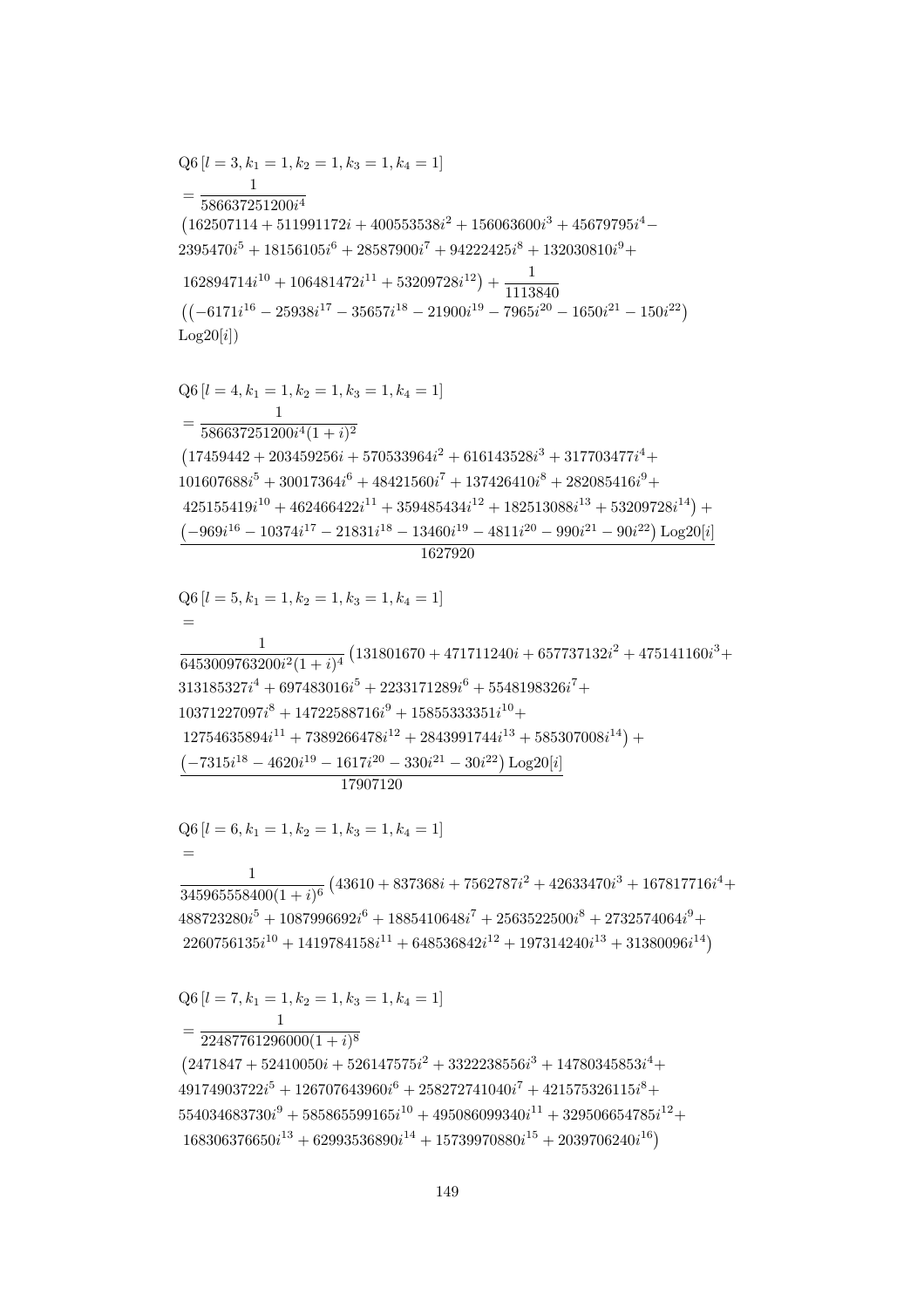$$
\begin{aligned}
&\mathrm{Q6}\left[l=3, k_1=1, k_2=1, k_3=1, k_4=1\right] \\
&= \frac{1}{586637251200 i^4} \\
&\left(162507114+511991172 i+400553538 i^2+156063600 i^3+45679795 i^4-\right. \\
&2395470 i^5+18156105 i^6+28587900 i^7+94222425 i^8+132030810 i^9+ \\
&\left.162894714 i^{10}+106481472 i^{11}+53209728 i^{12}\right)+\frac{1}{1113840} \\
&\left(\left(-6171 i^{16}-25938 i^{17}-35657 i^{18}-21900 i^{19}-7965 i^{20}-1650 i^{21}-150 i^{22}\right)\right. \\
&\left.\operatorname{Log20}[i]\right)
\end{aligned}
$$

$$
\begin{aligned}
&\mathrm{Q6}\left[l=4, k_1=1, k_2=1, k_3=1, k_4=1\right] \\
&= \frac{1}{586637251200 i^4(1+i)^2} \\
&\left(17459442+203459256 i+570533964 i^2+616143528 i^3+317703477 i^4+\right. \\
&101607688 i^5+30017364 i^6+48421560 i^7+137426410 i^8+282085416 i^9+ \\
&\left.425155419 i^{10}+462466422 i^{11}+359485434 i^{12}+182513088 i^{13}+53209728 i^{14}\right)+ \\
&\frac{\left(-969 i^{16}-10374 i^{17}-21831 i^{18}-13460 i^{19}-4811 i^{20}-990 i^{21}-90 i^{22}\right) \operatorname{Log20}[i]}{1627920}
\end{aligned}
$$

$$
\begin{aligned}
&\mathrm{Q6}\left[l=5, k_1=1, k_2=1, k_3=1, k_4=1\right] \\
&= \\
&\frac{1}{6453009763200 i^2(1+i)^4}\left(131801670+471711240 i+657737132 i^2+475141160 i^3+\right. \\
&313185327 i^4+697483016 i^5+2233171289 i^6+5548198326 i^7+ \\
&10371227097 i^8+14722588716 i^9+15855333351 i^{10}+ \\
&\left.12754635894 i^{11}+7389266478 i^{12}+2843991744 i^{13}+585307008 i^{14}\right)+ \\
&\frac{\left(-7315 i^{18}-4620 i^{19}-1617 i^{20}-330 i^{21}-30 i^{22}\right) \operatorname{Log20}[i]}{17907120}
\end{aligned}
$$

$$
\begin{aligned}
&\mathrm{Q6}\left[l=6, k_1=1, k_2=1, k_3=1, k_4=1\right] \\
&= \\
&\frac{1}{345965558400(1+i)^6}\left(43610+837368 i+7562787 i^2+42633470 i^3+167817716 i^4+\right. \\
&488723280 i^5+1087996692 i^6+1885410648 i^7+2563522500 i^8+2732574064 i^9+ \\
&\left.2260756135 i^{10}+1419784158 i^{11}+648536842 i^{12}+197314240 i^{13}+31380096 i^{14}\right)
\end{aligned}
$$

$$
\begin{aligned}
&\mathrm{Q6}\left[l=7, k_1=1, k_2=1, k_3=1, k_4=1\right] \\
&= \frac{1}{22487761296000(1+i)^8} \\
&\left(2471847+52410050 i+526147575 i^2+3322238556 i^3+14780345853 i^4+\right. \\
&49174903722 i^5+126707643960 i^6+258272741040 i^7+421575326115 i^8+ \\
&554034683730 i^9+585865599165 i^{10}+495086099340 i^{11}+329506654785 i^{12}+ \\
&\left.168306376650 i^{13}+62993536890 i^{14}+15739970880 i^{15}+2039706240 i^{16}\right)
\end{aligned}
$$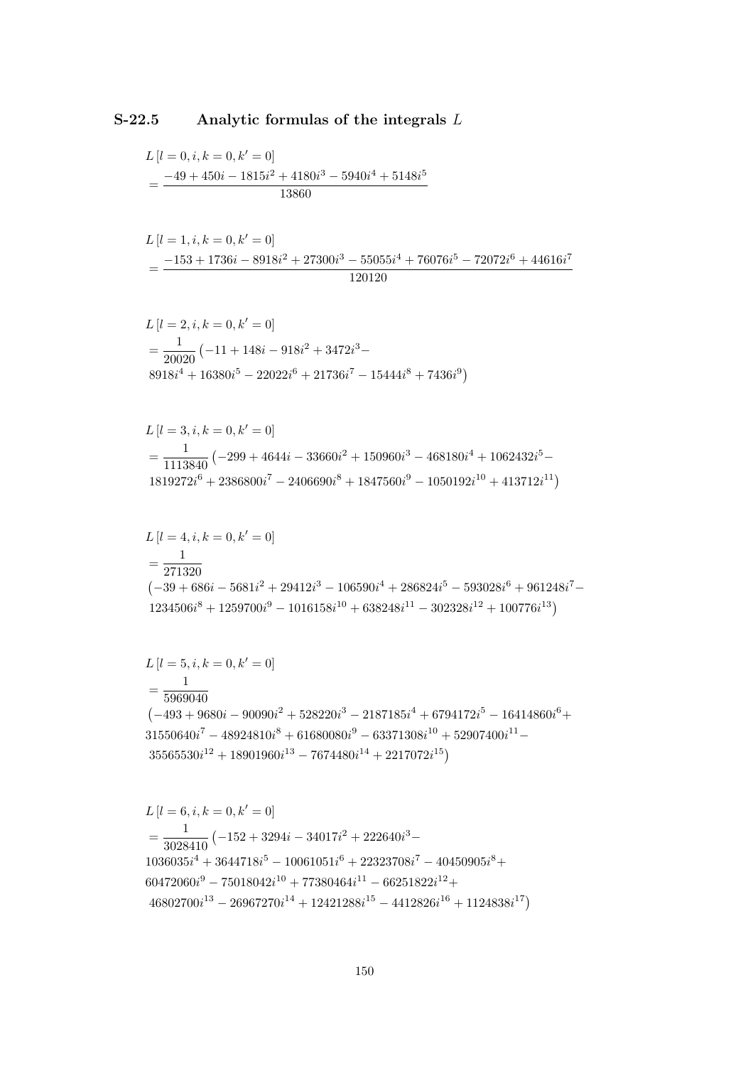### S-22.5 Analytic formulas of the integrals $L$

$$L\left[l=0,i,k=0,k'=0\right]$$
$$=\frac{-49+450i-1815i^2+4180i^3-5940i^4+5148i^5}{13860}$$

$$L\left[l=1,i,k=0,k'=0\right]$$
$$=\frac{-153+1736i-8918i^2+27300i^3-55055i^4+76076i^5-72072i^6+44616i^7}{120120}$$

$$L\left[l=2,i,k=0,k'=0\right]$$
$$=\frac{1}{20020}\left(-11+148i-918i^2+3472i^3-\right.$$
$$\left.8918i^4+16380i^5-22022i^6+21736i^7-15444i^8+7436i^9\right)$$

$$L\left[l=3,i,k=0,k'=0\right]$$
$$=\frac{1}{1113840}\left(-299+4644i-33660i^2+150960i^3-468180i^4+1062432i^5-\right.$$
$$\left.1819272i^6+2386800i^7-2406690i^8+1847560i^9-1050192i^{10}+413712i^{11}\right)$$

$$L\left[l=4,i,k=0,k'=0\right]$$
$$=\frac{1}{271320}$$
$$\left(-39+686i-5681i^2+29412i^3-106590i^4+286824i^5-593028i^6+961248i^7-\right.$$
$$\left.1234506i^8+1259700i^9-1016158i^{10}+638248i^{11}-302328i^{12}+100776i^{13}\right)$$

$$L\left[l=5,i,k=0,k'=0\right]$$
$$=\frac{1}{5969040}$$
$$\left(-493+9680i-90090i^2+528220i^3-2187185i^4+6794172i^5-16414860i^6+\right.$$
$$31550640i^7-48924810i^8+61680080i^9-63371308i^{10}+52907400i^{11}-$$
$$\left.35565530i^{12}+18901960i^{13}-7674480i^{14}+2217072i^{15}\right)$$

$$L\left[l=6,i,k=0,k'=0\right]$$
$$=\frac{1}{3028410}\left(-152+3294i-34017i^2+222640i^3-\right.$$
$$1036035i^4+3644718i^5-10061051i^6+22323708i^7-40450905i^8+$$
$$60472060i^9-75018042i^{10}+77380464i^{11}-66251822i^{12}+$$
$$\left.46802700i^{13}-26967270i^{14}+12421288i^{15}-4412826i^{16}+1124838i^{17}\right)$$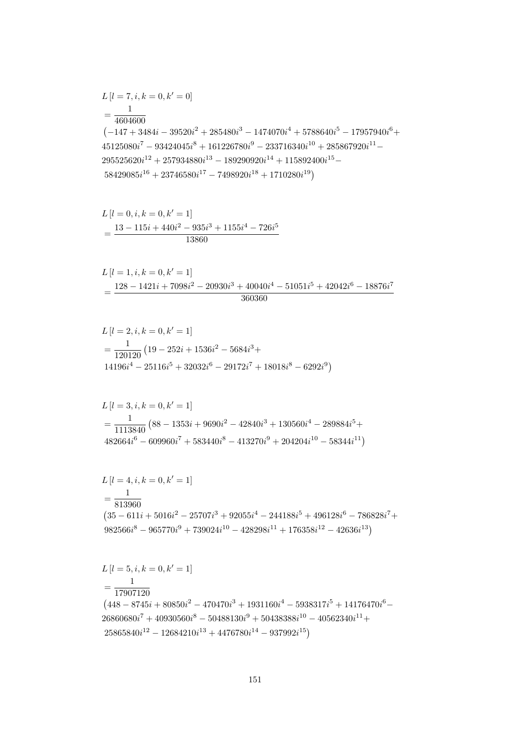$$L[l=7,i,k=0,k'=0]$$
$$= \frac{1}{4604600}$$
$$\left(-147 + 3484i - 39520i^2 + 285480i^3 - 1474070i^4 + 5788640i^5 - 17957940i^6 + 45125080i^7 - 93424045i^8 + 161226780i^9 - 233716340i^{10} + 285867920i^{11} - 295525620i^{12} + 257934880i^{13} - 189290920i^{14} + 115892400i^{15} - 58429085i^{16} + 23746580i^{17} - 7498920i^{18} + 1710280i^{19}\right)$$

$$L[l=0,i,k=0,k'=1]$$
$$= \frac{13 - 115i + 440i^2 - 935i^3 + 1155i^4 - 726i^5}{13860}$$

$$L[l=1,i,k=0,k'=1]$$
$$= \frac{128 - 1421i + 7098i^2 - 20930i^3 + 40040i^4 - 51051i^5 + 42042i^6 - 18876i^7}{360360}$$

$$L[l=2,i,k=0,k'=1]$$
$$= \frac{1}{120120}\left(19 - 252i + 1536i^2 - 5684i^3 + 14196i^4 - 25116i^5 + 32032i^6 - 29172i^7 + 18018i^8 - 6292i^9\right)$$

$$L[l=3,i,k=0,k'=1]$$
$$= \frac{1}{1113840}\left(88 - 1353i + 9690i^2 - 42840i^3 + 130560i^4 - 289884i^5 + 482664i^6 - 609960i^7 + 583440i^8 - 413270i^9 + 204204i^{10} - 58344i^{11}\right)$$

$$L[l=4,i,k=0,k'=1]$$
$$= \frac{1}{813960}$$
$$\left(35 - 611i + 5016i^2 - 25707i^3 + 92055i^4 - 244188i^5 + 496128i^6 - 786828i^7 + 982566i^8 - 965770i^9 + 739024i^{10} - 428298i^{11} + 176358i^{12} - 42636i^{13}\right)$$

$$L[l=5,i,k=0,k'=1]$$
$$= \frac{1}{17907120}$$
$$\left(448 - 8745i + 80850i^2 - 470470i^3 + 1931160i^4 - 5938317i^5 + 14176470i^6 - 26860680i^7 + 40930560i^8 - 50488130i^9 + 50438388i^{10} - 40562340i^{11} + 25865840i^{12} - 12684210i^{13} + 4476780i^{14} - 937992i^{15}\right)$$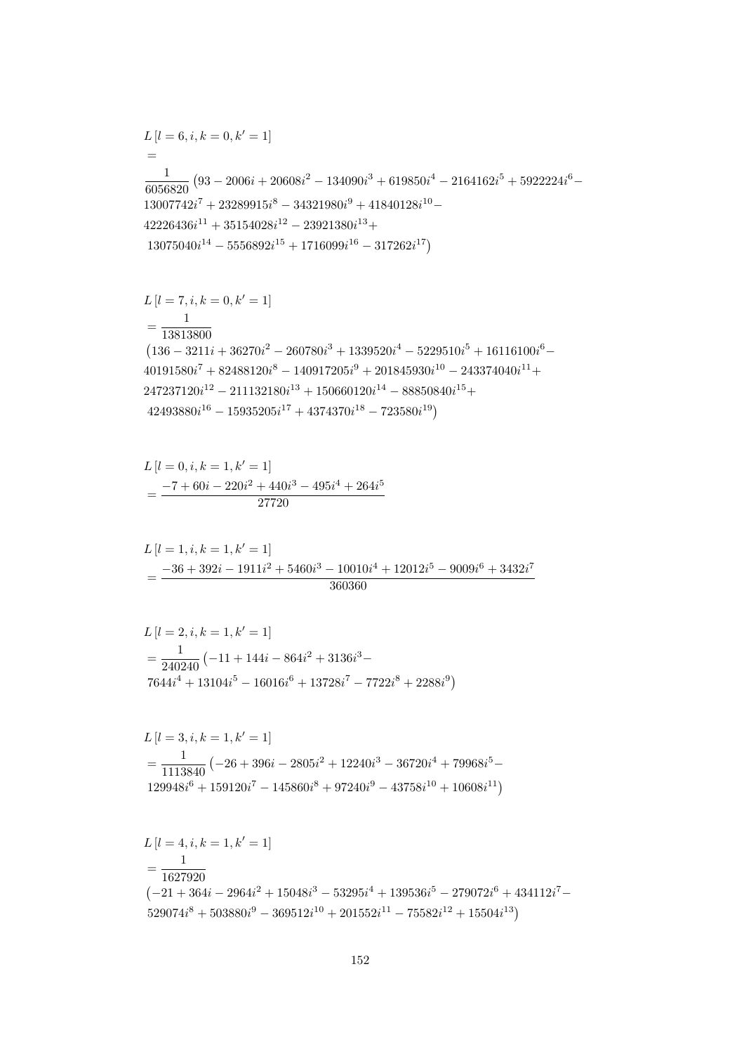$$L\left[l=6,i,k=0,k'=1\right]$$
$$=$$
$$\frac{1}{6056820}\left(93-2006i+20608i^2-134090i^3+619850i^4-2164162i^5+5922224i^6-13007742i^7+23289915i^8-34321980i^9+41840128i^{10}-42226436i^{11}+35154028i^{12}-23921380i^{13}+13075040i^{14}-5556892i^{15}+1716099i^{16}-317262i^{17}\right)$$

$$L\left[l=7,i,k=0,k'=1\right]$$
$$=\frac{1}{13813800}$$
$$\left(136-3211i+36270i^2-260780i^3+1339520i^4-5229510i^5+16116100i^6-40191580i^7+82488120i^8-140917205i^9+201845930i^{10}-243374040i^{11}+247237120i^{12}-211132180i^{13}+150660120i^{14}-88850840i^{15}+42493880i^{16}-15935205i^{17}+4374370i^{18}-723580i^{19}\right)$$

$$L\left[l=0,i,k=1,k'=1\right]$$
$$=\frac{-7+60i-220i^2+440i^3-495i^4+264i^5}{27720}$$

$$L\left[l=1,i,k=1,k'=1\right]$$
$$=\frac{-36+392i-1911i^2+5460i^3-10010i^4+12012i^5-9009i^6+3432i^7}{360360}$$

$$L\left[l=2,i,k=1,k'=1\right]$$
$$=\frac{1}{240240}\left(-11+144i-864i^2+3136i^3-7644i^4+13104i^5-16016i^6+13728i^7-7722i^8+2288i^9\right)$$

$$L\left[l=3,i,k=1,k'=1\right]$$
$$=\frac{1}{1113840}\left(-26+396i-2805i^2+12240i^3-36720i^4+79968i^5-129948i^6+159120i^7-145860i^8+97240i^9-43758i^{10}+10608i^{11}\right)$$

$$L\left[l=4,i,k=1,k'=1\right]$$
$$=\frac{1}{1627920}$$
$$\left(-21+364i-2964i^2+15048i^3-53295i^4+139536i^5-279072i^6+434112i^7-529074i^8+503880i^9-369512i^{10}+201552i^{11}-75582i^{12}+15504i^{13}\right)$$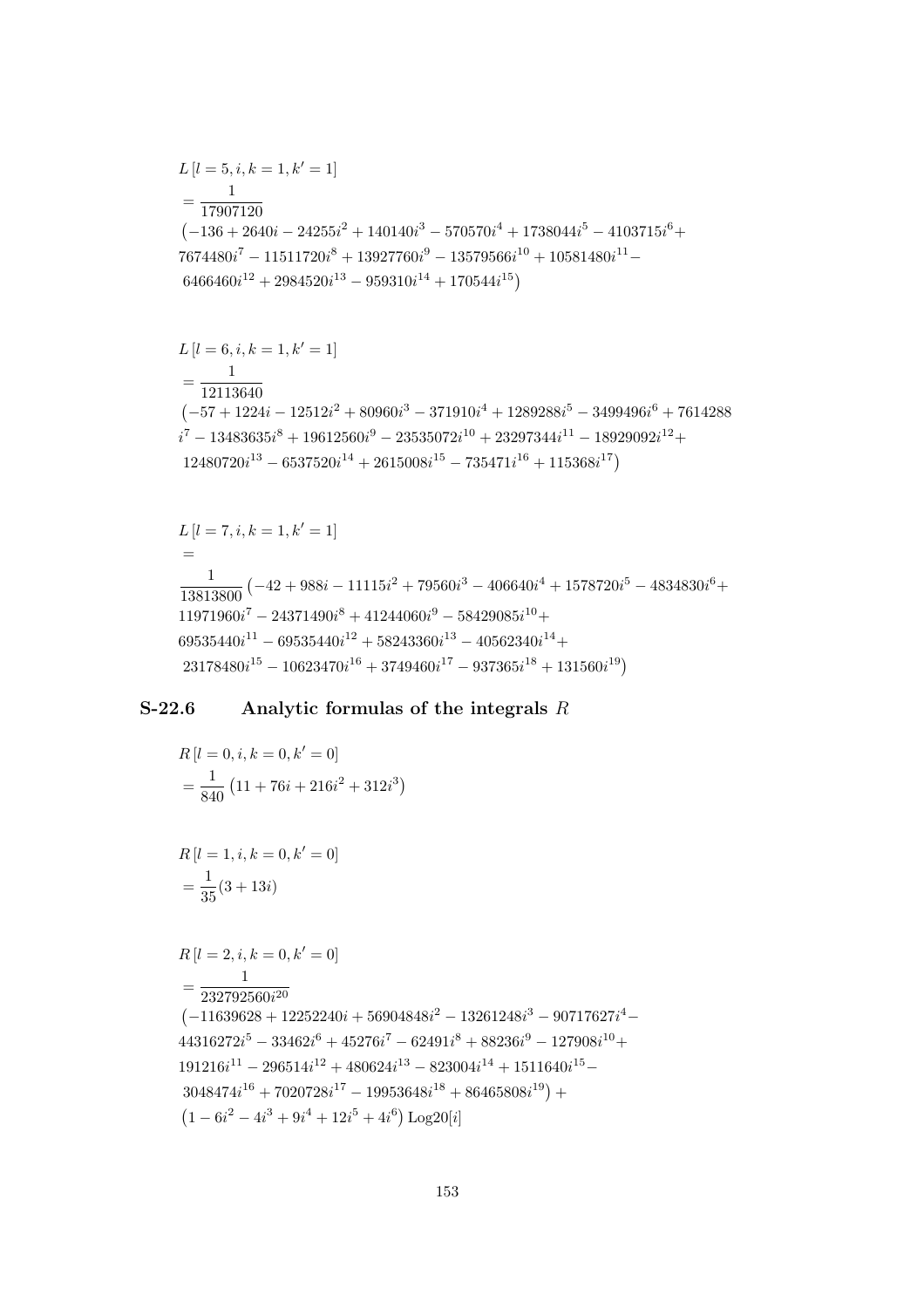$$L\left[l=5,i,k=1,k'=1\right]$$
$$=\frac{1}{17907120}$$
$$\left(-136+2640i-24255i^2+140140i^3-570570i^4+1738044i^5-4103715i^6+\right.$$
$$7674480i^7-11511720i^8+13927760i^9-13579566i^{10}+10581480i^{11}-$$
$$\left.6466460i^{12}+2984520i^{13}-959310i^{14}+170544i^{15}\right)$$

$$L\left[l=6,i,k=1,k'=1\right]$$
$$=\frac{1}{12113640}$$
$$\left(-57+1224i-12512i^2+80960i^3-371910i^4+1289288i^5-3499496i^6+7614288\right.$$
$$i^7-13483635i^8+19612560i^9-23535072i^{10}+23297344i^{11}-18929092i^{12}+$$
$$\left.12480720i^{13}-6537520i^{14}+2615008i^{15}-735471i^{16}+115368i^{17}\right)$$

$$L\left[l=7,i,k=1,k'=1\right]$$
$$=$$
$$\frac{1}{13813800}\left(-42+988i-11115i^2+79560i^3-406640i^4+1578720i^5-4834830i^6+\right.$$
$$11971960i^7-24371490i^8+41244060i^9-58429085i^{10}+$$
$$69535440i^{11}-69535440i^{12}+58243360i^{13}-40562340i^{14}+$$
$$\left.23178480i^{15}-10623470i^{16}+3749460i^{17}-937365i^{18}+131560i^{19}\right)$$

## S-22.6 Analytic formulas of the integrals $R$

$$R\left[l=0,i,k=0,k'=0\right]$$
$$=\frac{1}{840}\left(11+76i+216i^2+312i^3\right)$$

$$R\left[l=1,i,k=0,k'=0\right]$$
$$=\frac{1}{35}(3+13i)$$

$$R\left[l=2,i,k=0,k'=0\right]$$
$$=\frac{1}{232792560i^{20}}$$
$$\left(-11639628+12252240i+56904848i^2-13261248i^3-90717627i^4-\right.$$
$$44316272i^5-33462i^6+45276i^7-62491i^8+88236i^9-127908i^{10}+$$
$$191216i^{11}-296514i^{12}+480624i^{13}-823004i^{14}+1511640i^{15}-$$
$$\left.3048474i^{16}+7020728i^{17}-19953648i^{18}+86465808i^{19}\right)+$$
$$\left(1-6i^2-4i^3+9i^4+12i^5+4i^6\right)\mathrm{Log20}[i]$$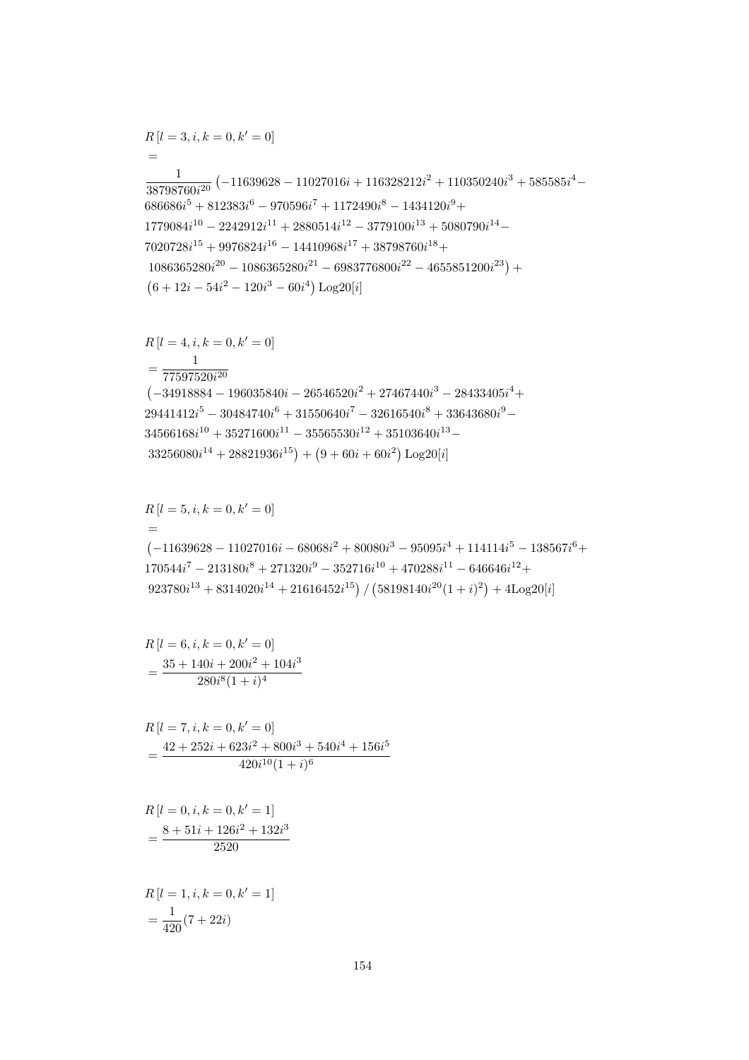$$R\left[l=3,i,k=0,k'=0\right]$$
$$=$$
$$\frac{1}{38798760i^{20}}\left(-11639628-11027016i+116328212i^2+110350240i^3+585585i^4-686686i^5+812383i^6-970596i^7+1172490i^8-1434120i^9+1779084i^{10}-2242912i^{11}+2880514i^{12}-3779100i^{13}+5080790i^{14}-7020728i^{15}+9976824i^{16}-14410968i^{17}+38798760i^{18}+1086365280i^{20}-1086365280i^{21}-6983776800i^{22}-4655851200i^{23}\right)+\left(6+12i-54i^2-120i^3-60i^4\right)\text{Log20}[i]$$

$$R\left[l=4,i,k=0,k'=0\right]$$
$$=\frac{1}{77597520i^{20}}$$
$$\left(-34918884-196035840i-26546520i^2+27467440i^3-28433405i^4+29441412i^5-30484740i^6+31550640i^7-32616540i^8+33643680i^9-34566168i^{10}+35271600i^{11}-35565530i^{12}+35103640i^{13}-33256080i^{14}+28821936i^{15}\right)+\left(9+60i+60i^2\right)\text{Log20}[i]$$

$$R\left[l=5,i,k=0,k'=0\right]$$
$$=$$
$$\left(-11639628-11027016i-68068i^2+80080i^3-95095i^4+114114i^5-138567i^6+170544i^7-213180i^8+271320i^9-352716i^{10}+470288i^{11}-646646i^{12}+923780i^{13}+8314020i^{14}+21616452i^{15}\right)/\left(58198140i^{20}(1+i)^2\right)+4\text{Log20}[i]$$

$$R\left[l=6,i,k=0,k'=0\right]$$
$$=\frac{35+140i+200i^2+104i^3}{280i^8(1+i)^4}$$

$$R\left[l=7,i,k=0,k'=0\right]$$
$$=\frac{42+252i+623i^2+800i^3+540i^4+156i^5}{420i^{10}(1+i)^6}$$

$$R\left[l=0,i,k=0,k'=1\right]$$
$$=\frac{8+51i+126i^2+132i^3}{2520}$$

$$R\left[l=1,i,k=0,k'=1\right]$$
$$=\frac{1}{420}(7+22i)$$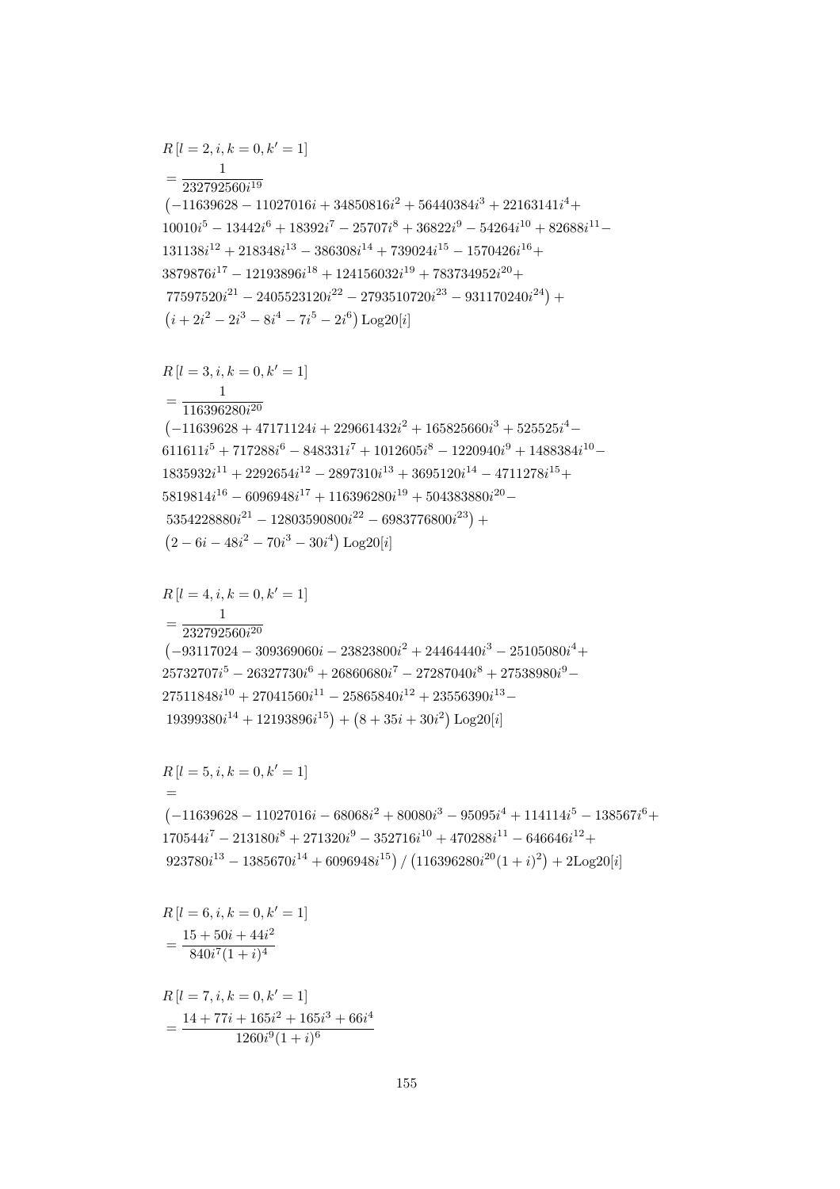$$R\left[l=2,i,k=0,k'=1\right]$$
$$=\frac{1}{232792560 i^{19}}$$
$$\left(-11639628-11027016 i+34850816 i^2+56440384 i^3+22163141 i^4+\right.$$
$$10010 i^5-13442 i^6+18392 i^7-25707 i^8+36822 i^9-54264 i^{10}+82688 i^{11}-$$
$$131138 i^{12}+218348 i^{13}-386308 i^{14}+739024 i^{15}-1570426 i^{16}+$$
$$3879876 i^{17}-12193896 i^{18}+124156032 i^{19}+783734952 i^{20}+$$
$$\left.77597520 i^{21}-2405523120 i^{22}-2793510720 i^{23}-931170240 i^{24}\right)+$$
$$\left(i+2 i^2-2 i^3-8 i^4-7 i^5-2 i^6\right) \operatorname{Log20}[i]$$

$$R\left[l=3,i,k=0,k'=1\right]$$
$$=\frac{1}{116396280 i^{20}}$$
$$\left(-11639628+47171124 i+229661432 i^2+165825660 i^3+525525 i^4-\right.$$
$$611611 i^5+717288 i^6-848331 i^7+1012605 i^8-1220940 i^9+1488384 i^{10}-$$
$$1835932 i^{11}+2292654 i^{12}-2897310 i^{13}+3695120 i^{14}-4711278 i^{15}+$$
$$5819814 i^{16}-6096948 i^{17}+116396280 i^{19}+504383880 i^{20}-$$
$$\left.5354228880 i^{21}-12803590800 i^{22}-6983776800 i^{23}\right)+$$
$$\left(2-6 i-48 i^2-70 i^3-30 i^4\right) \operatorname{Log20}[i]$$

$$R\left[l=4,i,k=0,k'=1\right]$$
$$=\frac{1}{232792560 i^{20}}$$
$$\left(-93117024-309369060 i-23823800 i^2+24464440 i^3-25105080 i^4+\right.$$
$$25732707 i^5-26327730 i^6+26860680 i^7-27287040 i^8+27538980 i^9-$$
$$27511848 i^{10}+27041560 i^{11}-25865840 i^{12}+23556390 i^{13}-$$
$$\left.19399380 i^{14}+12193896 i^{15}\right)+\left(8+35 i+30 i^2\right) \operatorname{Log20}[i]$$

$$R\left[l=5,i,k=0,k'=1\right]$$
$$=$$
$$\left(-11639628-11027016 i-68068 i^2+80080 i^3-95095 i^4+114114 i^5-138567 i^6+\right.$$
$$170544 i^7-213180 i^8+271320 i^9-352716 i^{10}+470288 i^{11}-646646 i^{12}+$$
$$\left.923780 i^{13}-1385670 i^{14}+6096948 i^{15}\right) /\left(116396280 i^{20}(1+i)^2\right)+2 \operatorname{Log20}[i]$$

$$R\left[l=6,i,k=0,k'=1\right]$$
$$=\frac{15+50 i+44 i^2}{840 i^7(1+i)^4}$$

$$R\left[l=7,i,k=0,k'=1\right]$$
$$=\frac{14+77 i+165 i^2+165 i^3+66 i^4}{1260 i^9(1+i)^6}$$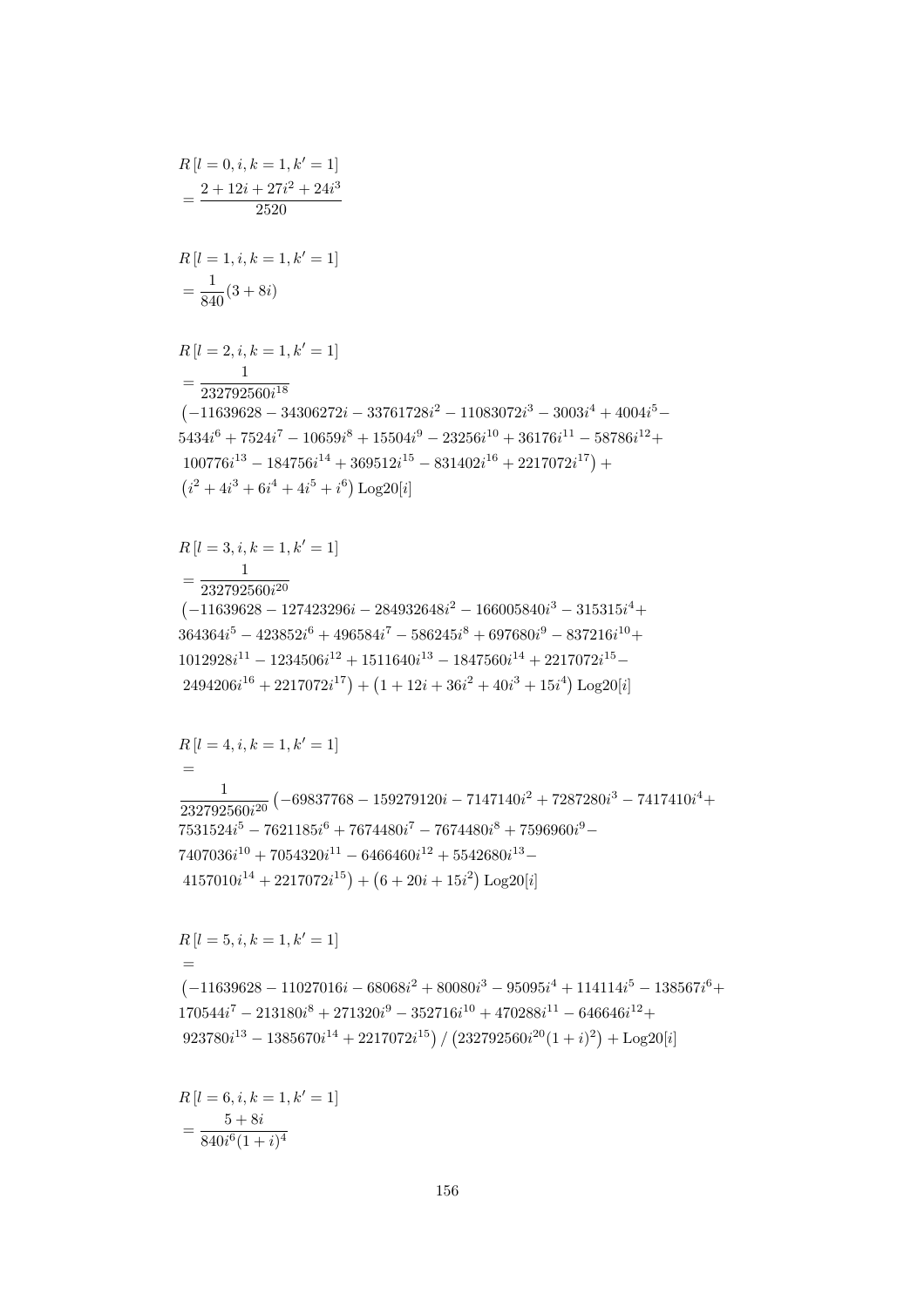$$R\left[l=0,i,k=1,k'=1\right]$$
$$=\frac{2+12i+27i^2+24i^3}{2520}$$

$$R\left[l=1,i,k=1,k'=1\right]$$
$$=\frac{1}{840}(3+8i)$$

$$R\left[l=2,i,k=1,k'=1\right]$$
$$=\frac{1}{232792560i^{18}}$$
$$\left(-11639628-34306272i-33761728i^2-11083072i^3-3003i^4+4004i^5-5434i^6+7524i^7-10659i^8+15504i^9-23256i^{10}+36176i^{11}-58786i^{12}+100776i^{13}-184756i^{14}+369512i^{15}-831402i^{16}+2217072i^{17}\right)+\left(i^2+4i^3+6i^4+4i^5+i^6\right)\text{Log20}[i]$$

$$R\left[l=3,i,k=1,k'=1\right]$$
$$=\frac{1}{232792560i^{20}}$$
$$\left(-11639628-127423296i-284932648i^2-166005840i^3-315315i^4+364364i^5-423852i^6+496584i^7-586245i^8+697680i^9-837216i^{10}+1012928i^{11}-1234506i^{12}+1511640i^{13}-1847560i^{14}+2217072i^{15}-2494206i^{16}+2217072i^{17}\right)+\left(1+12i+36i^2+40i^3+15i^4\right)\text{Log20}[i]$$

$$R\left[l=4,i,k=1,k'=1\right]$$
$$=$$
$$\frac{1}{232792560i^{20}}\left(-69837768-159279120i-7147140i^2+7287280i^3-7417410i^4+7531524i^5-7621185i^6+7674480i^7-7674480i^8+7596960i^9-7407036i^{10}+7054320i^{11}-6466460i^{12}+5542680i^{13}-4157010i^{14}+2217072i^{15}\right)+\left(6+20i+15i^2\right)\text{Log20}[i]$$

$$R\left[l=5,i,k=1,k'=1\right]$$
$$=$$
$$\left(-11639628-11027016i-68068i^2+80080i^3-95095i^4+114114i^5-138567i^6+170544i^7-213180i^8+271320i^9-352716i^{10}+470288i^{11}-646646i^{12}+923780i^{13}-1385670i^{14}+2217072i^{15}\right)/\left(232792560i^{20}(1+i)^2\right)+\text{Log20}[i]$$

$$R\left[l=6,i,k=1,k'=1\right]$$
$$=\frac{5+8i}{840i^6(1+i)^4}$$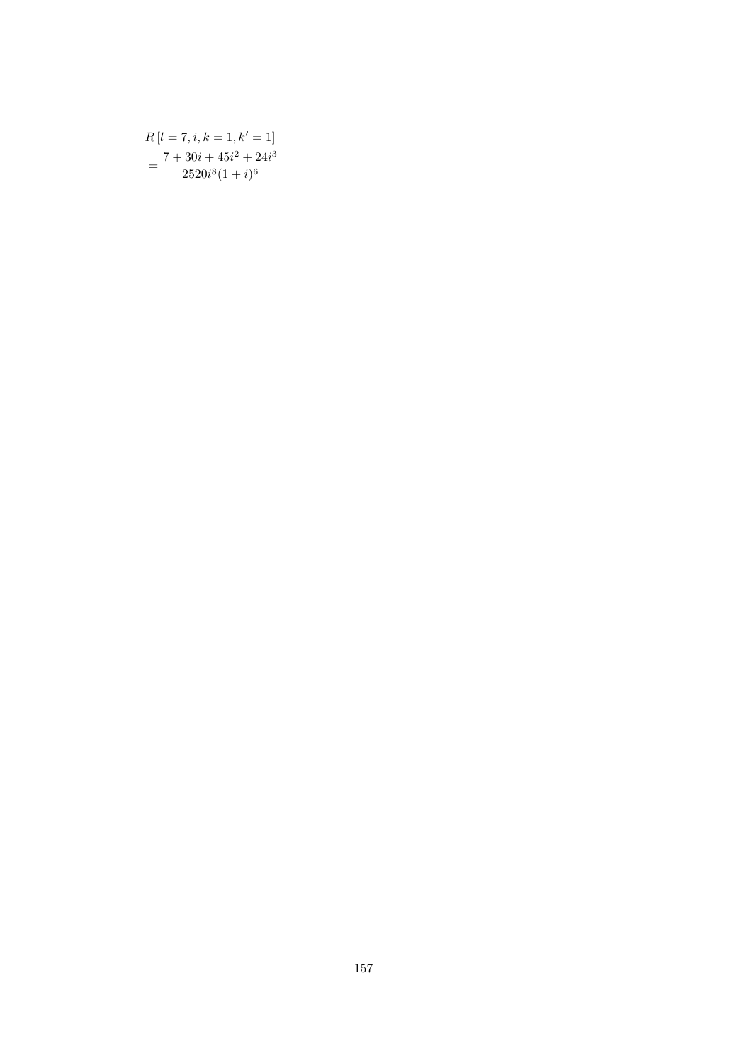$$
\begin{aligned}
&R\left[l=7, i, k=1, k'=1\right] \\
&= \frac{7+30i+45i^2+24i^3}{2520i^8(1+i)^6}
\end{aligned}
$$